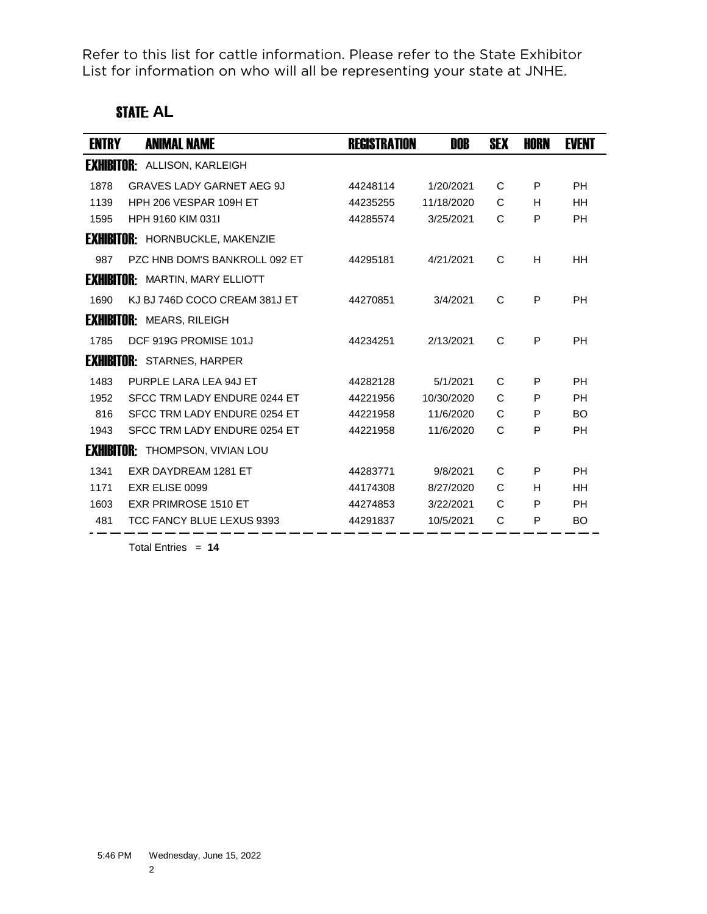Refer to this list for cattle information. Please refer to the State Exhibitor List for information on who will all be representing your state at JNHE.

## STATE: AL

| ENTRY | ANIMAL NAME | REGISTRATION | DOB | SEX | HORN | EVENT |
|---|---|---|---|---|---|---|
| **EXHIBITOR:** ALLISON, KARLEIGH | | | | | | |
| 1878 | GRAVES LADY GARNET AEG 9J | 44248114 | 1/20/2021 | C | P | PH |
| 1139 | HPH 206 VESPAR 109H ET | 44235255 | 11/18/2020 | C | H | HH |
| 1595 | HPH 9160 KIM 031I | 44285574 | 3/25/2021 | C | P | PH |
| **EXHIBITOR:** HORNBUCKLE, MAKENZIE | | | | | | |
| 987 | PZC HNB DOM'S BANKROLL 092 ET | 44295181 | 4/21/2021 | C | H | HH |
| **EXHIBITOR:** MARTIN, MARY ELLIOTT | | | | | | |
| 1690 | KJ BJ 746D COCO CREAM 381J ET | 44270851 | 3/4/2021 | C | P | PH |
| **EXHIBITOR:** MEARS, RILEIGH | | | | | | |
| 1785 | DCF 919G PROMISE 101J | 44234251 | 2/13/2021 | C | P | PH |
| **EXHIBITOR:** STARNES, HARPER | | | | | | |
| 1483 | PURPLE LARA LEA 94J ET | 44282128 | 5/1/2021 | C | P | PH |
| 1952 | SFCC TRM LADY ENDURE 0244 ET | 44221956 | 10/30/2020 | C | P | PH |
| 816 | SFCC TRM LADY ENDURE 0254 ET | 44221958 | 11/6/2020 | C | P | BO |
| 1943 | SFCC TRM LADY ENDURE 0254 ET | 44221958 | 11/6/2020 | C | P | PH |
| **EXHIBITOR:** THOMPSON, VIVIAN LOU | | | | | | |
| 1341 | EXR DAYDREAM 1281 ET | 44283771 | 9/8/2021 | C | P | PH |
| 1171 | EXR ELISE 0099 | 44174308 | 8/27/2020 | C | H | HH |
| 1603 | EXR PRIMROSE 1510 ET | 44274853 | 3/22/2021 | C | P | PH |
| 481 | TCC FANCY BLUE LEXUS 9393 | 44291837 | 10/5/2021 | C | P | BO |

Total Entries = **14**

5:46 PM Wednesday, June 15, 2022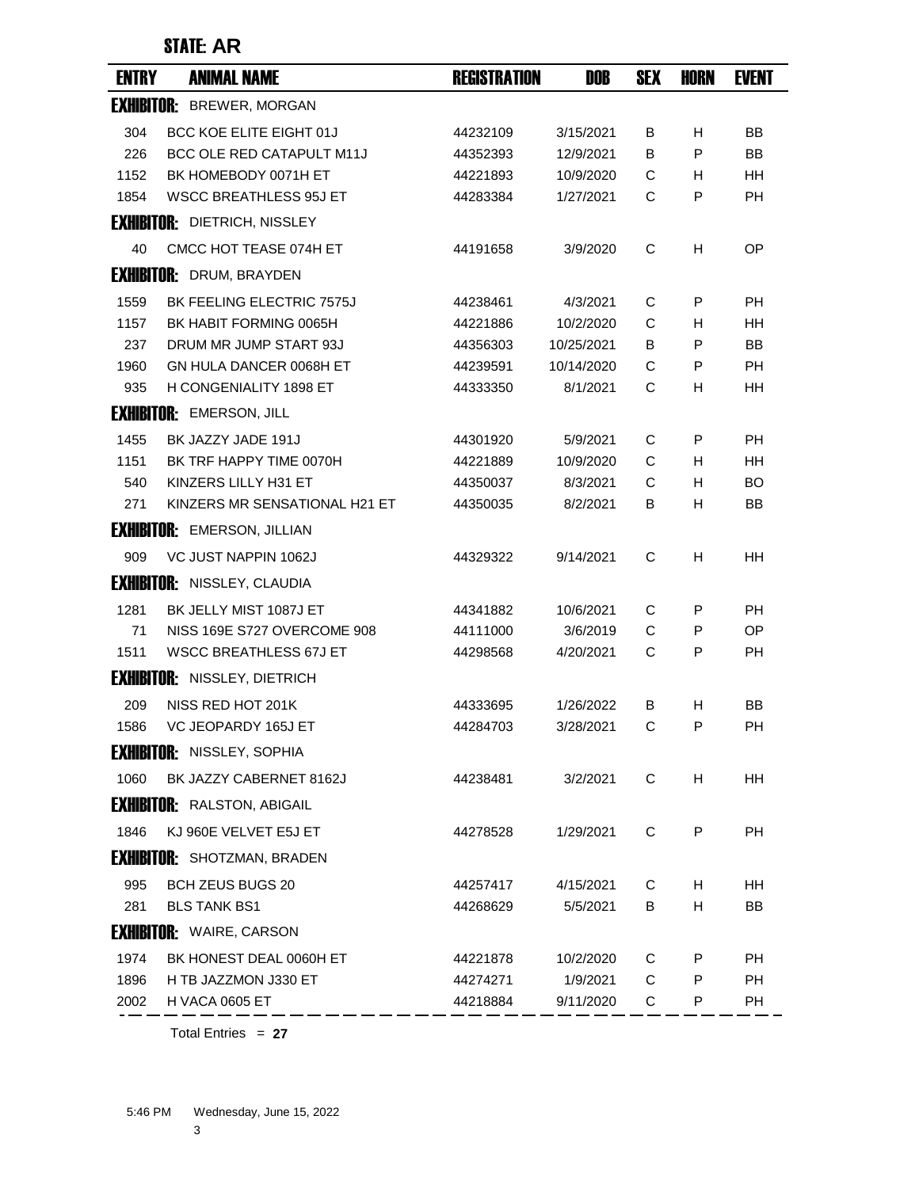## STATE: AR

| ENTRY | ANIMAL NAME | REGISTRATION | DOB | SEX | HORN | EVENT |
|---|---|---|---|---|---|---|
| **EXHIBITOR:** BREWER, MORGAN | | | | | | |
| 304 | BCC KOE ELITE EIGHT 01J | 44232109 | 3/15/2021 | B | H | BB |
| 226 | BCC OLE RED CATAPULT M11J | 44352393 | 12/9/2021 | B | P | BB |
| 1152 | BK HOMEBODY 0071H ET | 44221893 | 10/9/2020 | C | H | HH |
| 1854 | WSCC BREATHLESS 95J ET | 44283384 | 1/27/2021 | C | P | PH |
| **EXHIBITOR:** DIETRICH, NISSLEY | | | | | | |
| 40 | CMCC HOT TEASE 074H ET | 44191658 | 3/9/2020 | C | H | OP |
| **EXHIBITOR:** DRUM, BRAYDEN | | | | | | |
| 1559 | BK FEELING ELECTRIC 7575J | 44238461 | 4/3/2021 | C | P | PH |
| 1157 | BK HABIT FORMING 0065H | 44221886 | 10/2/2020 | C | H | HH |
| 237 | DRUM MR JUMP START 93J | 44356303 | 10/25/2021 | B | P | BB |
| 1960 | GN HULA DANCER 0068H ET | 44239591 | 10/14/2020 | C | P | PH |
| 935 | H CONGENIALITY 1898 ET | 44333350 | 8/1/2021 | C | H | HH |
| **EXHIBITOR:** EMERSON, JILL | | | | | | |
| 1455 | BK JAZZY JADE 191J | 44301920 | 5/9/2021 | C | P | PH |
| 1151 | BK TRF HAPPY TIME 0070H | 44221889 | 10/9/2020 | C | H | HH |
| 540 | KINZERS LILLY H31 ET | 44350037 | 8/3/2021 | C | H | BO |
| 271 | KINZERS MR SENSATIONAL H21 ET | 44350035 | 8/2/2021 | B | H | BB |
| **EXHIBITOR:** EMERSON, JILLIAN | | | | | | |
| 909 | VC JUST NAPPIN 1062J | 44329322 | 9/14/2021 | C | H | HH |
| **EXHIBITOR:** NISSLEY, CLAUDIA | | | | | | |
| 1281 | BK JELLY MIST 1087J ET | 44341882 | 10/6/2021 | C | P | PH |
| 71 | NISS 169E S727 OVERCOME 908 | 44111000 | 3/6/2019 | C | P | OP |
| 1511 | WSCC BREATHLESS 67J ET | 44298568 | 4/20/2021 | C | P | PH |
| **EXHIBITOR:** NISSLEY, DIETRICH | | | | | | |
| 209 | NISS RED HOT 201K | 44333695 | 1/26/2022 | B | H | BB |
| 1586 | VC JEOPARDY 165J ET | 44284703 | 3/28/2021 | C | P | PH |
| **EXHIBITOR:** NISSLEY, SOPHIA | | | | | | |
| 1060 | BK JAZZY CABERNET 8162J | 44238481 | 3/2/2021 | C | H | HH |
| **EXHIBITOR:** RALSTON, ABIGAIL | | | | | | |
| 1846 | KJ 960E VELVET E5J ET | 44278528 | 1/29/2021 | C | P | PH |
| **EXHIBITOR:** SHOTZMAN, BRADEN | | | | | | |
| 995 | BCH ZEUS BUGS 20 | 44257417 | 4/15/2021 | C | H | HH |
| 281 | BLS TANK BS1 | 44268629 | 5/5/2021 | B | H | BB |
| **EXHIBITOR:** WAIRE, CARSON | | | | | | |
| 1974 | BK HONEST DEAL 0060H ET | 44221878 | 10/2/2020 | C | P | PH |
| 1896 | H TB JAZZMON J330 ET | 44274271 | 1/9/2021 | C | P | PH |
| 2002 | H VACA 0605 ET | 44218884 | 9/11/2020 | C | P | PH |

Total Entries = **27**

5:46 PM Wednesday, June 15, 2022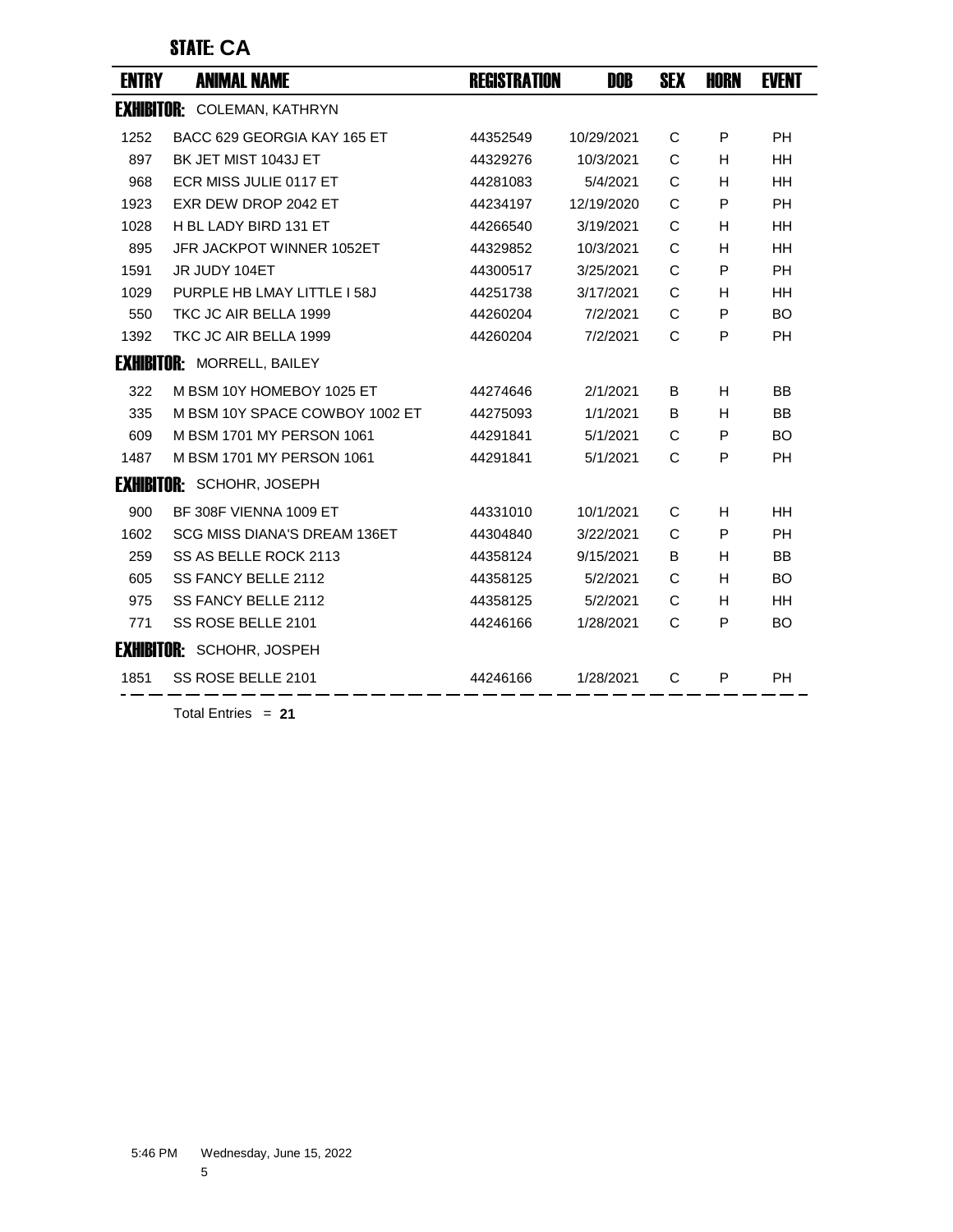## STATE: CA

| ENTRY | ANIMAL NAME | REGISTRATION | DOB | SEX | HORN | EVENT |
|---|---|---|---|---|---|---|
| **EXHIBITOR:** COLEMAN, KATHRYN | | | | | | |
| 1252 | BACC 629 GEORGIA KAY 165 ET | 44352549 | 10/29/2021 | C | P | PH |
| 897 | BK JET MIST 1043J ET | 44329276 | 10/3/2021 | C | H | HH |
| 968 | ECR MISS JULIE 0117 ET | 44281083 | 5/4/2021 | C | H | HH |
| 1923 | EXR DEW DROP 2042 ET | 44234197 | 12/19/2020 | C | P | PH |
| 1028 | H BL LADY BIRD 131 ET | 44266540 | 3/19/2021 | C | H | HH |
| 895 | JFR JACKPOT WINNER 1052ET | 44329852 | 10/3/2021 | C | H | HH |
| 1591 | JR JUDY 104ET | 44300517 | 3/25/2021 | C | P | PH |
| 1029 | PURPLE HB LMAY LITTLE I 58J | 44251738 | 3/17/2021 | C | H | HH |
| 550 | TKC JC AIR BELLA 1999 | 44260204 | 7/2/2021 | C | P | BO |
| 1392 | TKC JC AIR BELLA 1999 | 44260204 | 7/2/2021 | C | P | PH |
| **EXHIBITOR:** MORRELL, BAILEY | | | | | | |
| 322 | M BSM 10Y HOMEBOY 1025 ET | 44274646 | 2/1/2021 | B | H | BB |
| 335 | M BSM 10Y SPACE COWBOY 1002 ET | 44275093 | 1/1/2021 | B | H | BB |
| 609 | M BSM 1701 MY PERSON 1061 | 44291841 | 5/1/2021 | C | P | BO |
| 1487 | M BSM 1701 MY PERSON 1061 | 44291841 | 5/1/2021 | C | P | PH |
| **EXHIBITOR:** SCHOHR, JOSEPH | | | | | | |
| 900 | BF 308F VIENNA 1009 ET | 44331010 | 10/1/2021 | C | H | HH |
| 1602 | SCG MISS DIANA'S DREAM 136ET | 44304840 | 3/22/2021 | C | P | PH |
| 259 | SS AS BELLE ROCK 2113 | 44358124 | 9/15/2021 | B | H | BB |
| 605 | SS FANCY BELLE 2112 | 44358125 | 5/2/2021 | C | H | BO |
| 975 | SS FANCY BELLE 2112 | 44358125 | 5/2/2021 | C | H | HH |
| 771 | SS ROSE BELLE 2101 | 44246166 | 1/28/2021 | C | P | BO |
| **EXHIBITOR:** SCHOHR, JOSPEH | | | | | | |
| 1851 | SS ROSE BELLE 2101 | 44246166 | 1/28/2021 | C | P | PH |

Total Entries = **21**

5:46 PM Wednesday, June 15, 2022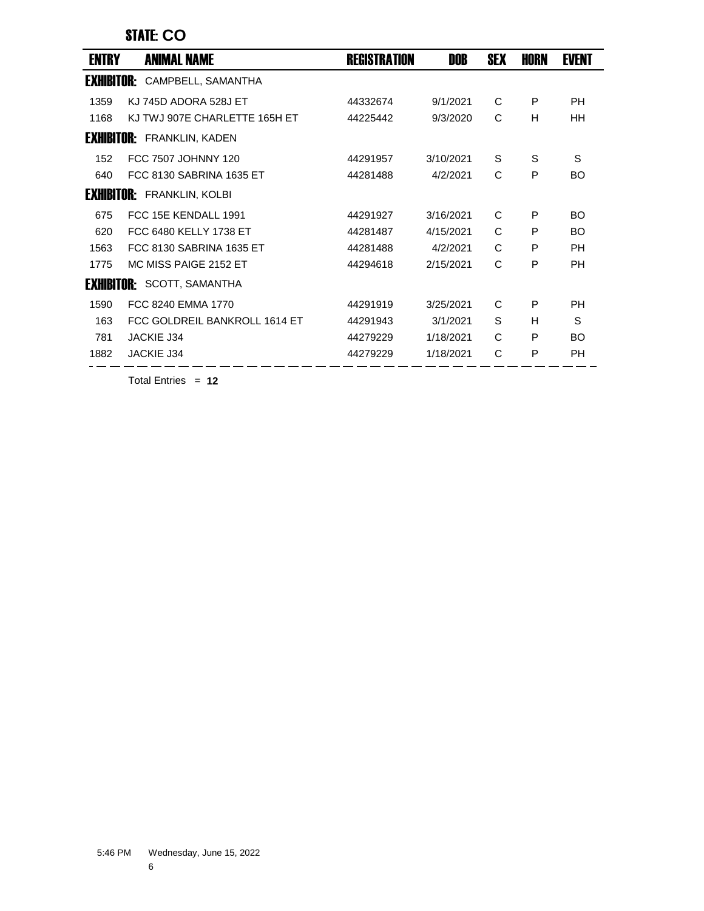## STATE: CO

| ENTRY | ANIMAL NAME | REGISTRATION | DOB | SEX | HORN | EVENT |
|---|---|---|---|---|---|---|
| **EXHIBITOR:** CAMPBELL, SAMANTHA | | | | | | |
| 1359 | KJ 745D ADORA 528J ET | 44332674 | 9/1/2021 | C | P | PH |
| 1168 | KJ TWJ 907E CHARLETTE 165H ET | 44225442 | 9/3/2020 | C | H | HH |
| **EXHIBITOR:** FRANKLIN, KADEN | | | | | | |
| 152 | FCC 7507 JOHNNY 120 | 44291957 | 3/10/2021 | S | S | S |
| 640 | FCC 8130 SABRINA 1635 ET | 44281488 | 4/2/2021 | C | P | BO |
| **EXHIBITOR:** FRANKLIN, KOLBI | | | | | | |
| 675 | FCC 15E KENDALL 1991 | 44291927 | 3/16/2021 | C | P | BO |
| 620 | FCC 6480 KELLY 1738 ET | 44281487 | 4/15/2021 | C | P | BO |
| 1563 | FCC 8130 SABRINA 1635 ET | 44281488 | 4/2/2021 | C | P | PH |
| 1775 | MC MISS PAIGE 2152 ET | 44294618 | 2/15/2021 | C | P | PH |
| **EXHIBITOR:** SCOTT, SAMANTHA | | | | | | |
| 1590 | FCC 8240 EMMA 1770 | 44291919 | 3/25/2021 | C | P | PH |
| 163 | FCC GOLDREIL BANKROLL 1614 ET | 44291943 | 3/1/2021 | S | H | S |
| 781 | JACKIE J34 | 44279229 | 1/18/2021 | C | P | BO |
| 1882 | JACKIE J34 | 44279229 | 1/18/2021 | C | P | PH |

Total Entries = **12**

5:46 PM Wednesday, June 15, 2022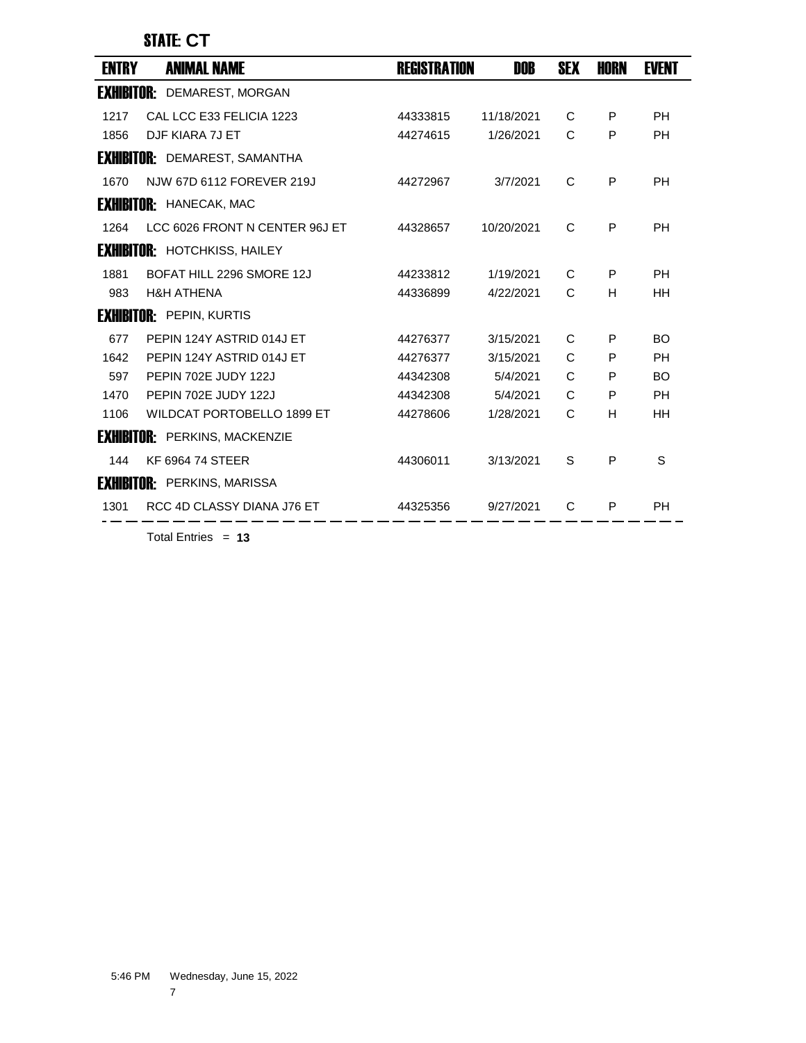## STATE: CT

| ENTRY | ANIMAL NAME | REGISTRATION | DOB | SEX | HORN | EVENT |
|---|---|---|---|---|---|---|
| **EXHIBITOR:** DEMAREST, MORGAN | | | | | | |
| 1217 | CAL LCC E33 FELICIA 1223 | 44333815 | 11/18/2021 | C | P | PH |
| 1856 | DJF KIARA 7J ET | 44274615 | 1/26/2021 | C | P | PH |
| **EXHIBITOR:** DEMAREST, SAMANTHA | | | | | | |
| 1670 | NJW 67D 6112 FOREVER 219J | 44272967 | 3/7/2021 | C | P | PH |
| **EXHIBITOR:** HANECAK, MAC | | | | | | |
| 1264 | LCC 6026 FRONT N CENTER 96J ET | 44328657 | 10/20/2021 | C | P | PH |
| **EXHIBITOR:** HOTCHKISS, HAILEY | | | | | | |
| 1881 | BOFAT HILL 2296 SMORE 12J | 44233812 | 1/19/2021 | C | P | PH |
| 983 | H&H ATHENA | 44336899 | 4/22/2021 | C | H | HH |
| **EXHIBITOR:** PEPIN, KURTIS | | | | | | |
| 677 | PEPIN 124Y ASTRID 014J ET | 44276377 | 3/15/2021 | C | P | BO |
| 1642 | PEPIN 124Y ASTRID 014J ET | 44276377 | 3/15/2021 | C | P | PH |
| 597 | PEPIN 702E JUDY 122J | 44342308 | 5/4/2021 | C | P | BO |
| 1470 | PEPIN 702E JUDY 122J | 44342308 | 5/4/2021 | C | P | PH |
| 1106 | WILDCAT PORTOBELLO 1899 ET | 44278606 | 1/28/2021 | C | H | HH |
| **EXHIBITOR:** PERKINS, MACKENZIE | | | | | | |
| 144 | KF 6964 74 STEER | 44306011 | 3/13/2021 | S | P | S |
| **EXHIBITOR:** PERKINS, MARISSA | | | | | | |
| 1301 | RCC 4D CLASSY DIANA J76 ET | 44325356 | 9/27/2021 | C | P | PH |

Total Entries = **13**

5:46 PM Wednesday, June 15, 2022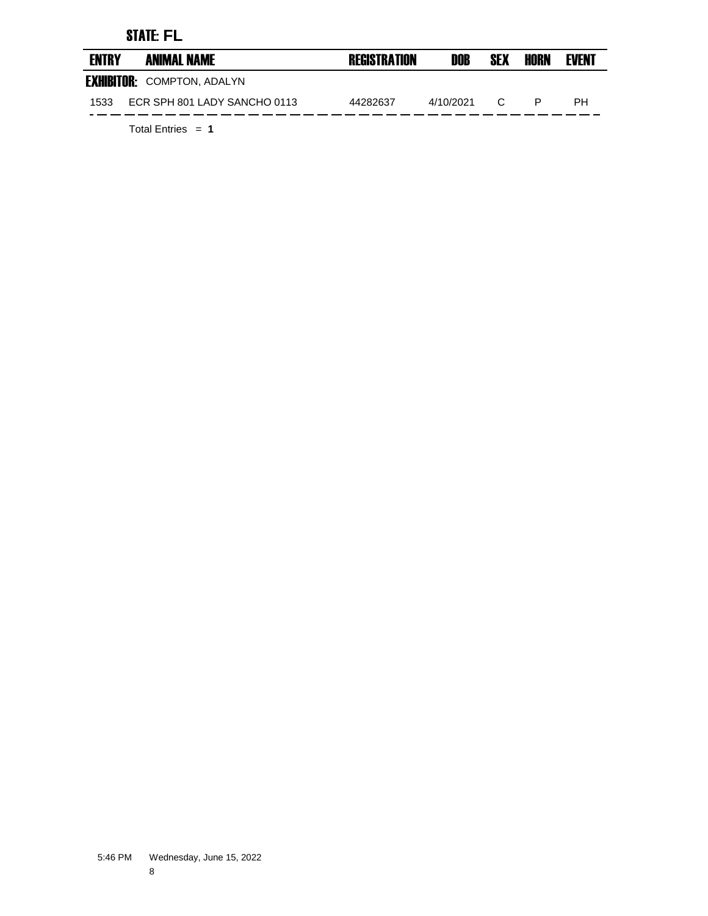## STATE: FL

| ENTRY | ANIMAL NAME | REGISTRATION | DOB | SEX | HORN | EVENT |
|---|---|---|---|---|---|---|
| **EXHIBITOR:** COMPTON, ADALYN | | | | | | |
| 1533 | ECR SPH 801 LADY SANCHO 0113 | 44282637 | 4/10/2021 | C | P | PH |

Total Entries = **1**

5:46 PM Wednesday, June 15, 2022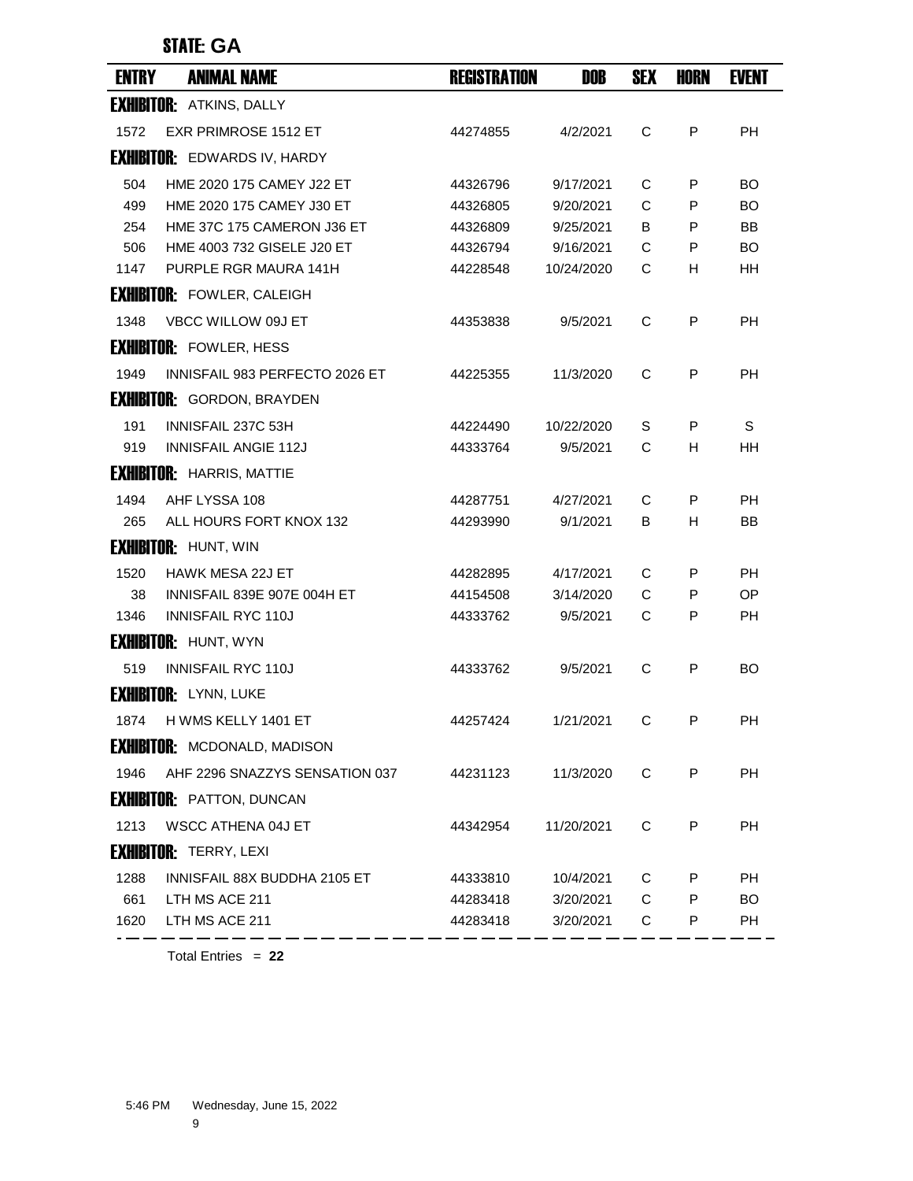## STATE: GA

| ENTRY | ANIMAL NAME | REGISTRATION | DOB | SEX | HORN | EVENT |
|---|---|---|---|---|---|---|
| **EXHIBITOR:** ATKINS, DALLY | | | | | | |
| 1572 | EXR PRIMROSE 1512 ET | 44274855 | 4/2/2021 | C | P | PH |
| **EXHIBITOR:** EDWARDS IV, HARDY | | | | | | |
| 504 | HME 2020 175 CAMEY J22 ET | 44326796 | 9/17/2021 | C | P | BO |
| 499 | HME 2020 175 CAMEY J30 ET | 44326805 | 9/20/2021 | C | P | BO |
| 254 | HME 37C 175 CAMERON J36 ET | 44326809 | 9/25/2021 | B | P | BB |
| 506 | HME 4003 732 GISELE J20 ET | 44326794 | 9/16/2021 | C | P | BO |
| 1147 | PURPLE RGR MAURA 141H | 44228548 | 10/24/2020 | C | H | HH |
| **EXHIBITOR:** FOWLER, CALEIGH | | | | | | |
| 1348 | VBCC WILLOW 09J ET | 44353838 | 9/5/2021 | C | P | PH |
| **EXHIBITOR:** FOWLER, HESS | | | | | | |
| 1949 | INNISFAIL 983 PERFECTO 2026 ET | 44225355 | 11/3/2020 | C | P | PH |
| **EXHIBITOR:** GORDON, BRAYDEN | | | | | | |
| 191 | INNISFAIL 237C 53H | 44224490 | 10/22/2020 | S | P | S |
| 919 | INNISFAIL ANGIE 112J | 44333764 | 9/5/2021 | C | H | HH |
| **EXHIBITOR:** HARRIS, MATTIE | | | | | | |
| 1494 | AHF LYSSA 108 | 44287751 | 4/27/2021 | C | P | PH |
| 265 | ALL HOURS FORT KNOX 132 | 44293990 | 9/1/2021 | B | H | BB |
| **EXHIBITOR:** HUNT, WIN | | | | | | |
| 1520 | HAWK MESA 22J ET | 44282895 | 4/17/2021 | C | P | PH |
| 38 | INNISFAIL 839E 907E 004H ET | 44154508 | 3/14/2020 | C | P | OP |
| 1346 | INNISFAIL RYC 110J | 44333762 | 9/5/2021 | C | P | PH |
| **EXHIBITOR:** HUNT, WYN | | | | | | |
| 519 | INNISFAIL RYC 110J | 44333762 | 9/5/2021 | C | P | BO |
| **EXHIBITOR:** LYNN, LUKE | | | | | | |
| 1874 | H WMS KELLY 1401 ET | 44257424 | 1/21/2021 | C | P | PH |
| **EXHIBITOR:** MCDONALD, MADISON | | | | | | |
| 1946 | AHF 2296 SNAZZYS SENSATION 037 | 44231123 | 11/3/2020 | C | P | PH |
| **EXHIBITOR:** PATTON, DUNCAN | | | | | | |
| 1213 | WSCC ATHENA 04J ET | 44342954 | 11/20/2021 | C | P | PH |
| **EXHIBITOR:** TERRY, LEXI | | | | | | |
| 1288 | INNISFAIL 88X BUDDHA 2105 ET | 44333810 | 10/4/2021 | C | P | PH |
| 661 | LTH MS ACE 211 | 44283418 | 3/20/2021 | C | P | BO |
| 1620 | LTH MS ACE 211 | 44283418 | 3/20/2021 | C | P | PH |

Total Entries = **22**

5:46 PM Wednesday, June 15, 2022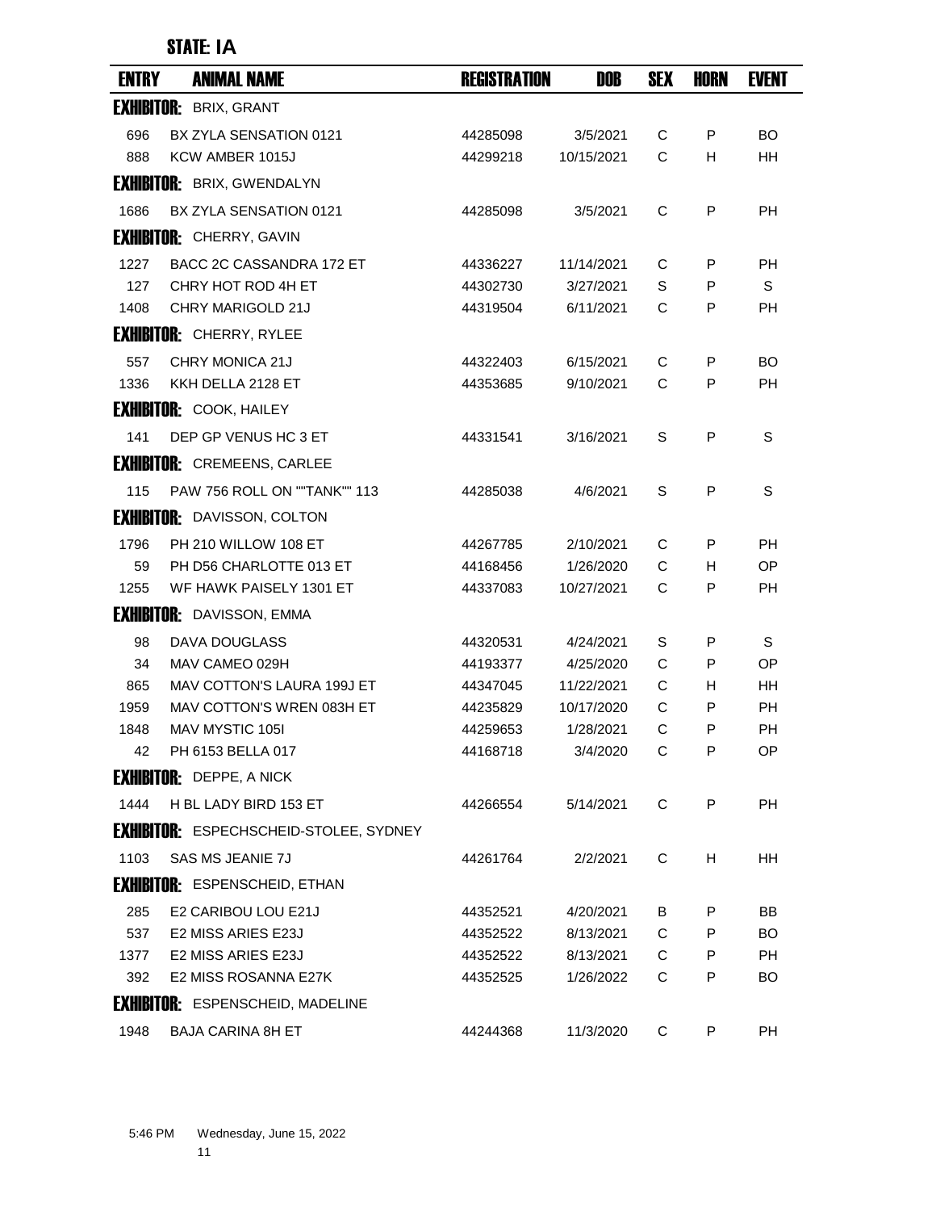## STATE: IA

| ENTRY | ANIMAL NAME | REGISTRATION | DOB | SEX | HORN | EVENT |
|---|---|---|---|---|---|---|
| **EXHIBITOR:** BRIX, GRANT | | | | | | |
| 696 | BX ZYLA SENSATION 0121 | 44285098 | 3/5/2021 | C | P | BO |
| 888 | KCW AMBER 1015J | 44299218 | 10/15/2021 | C | H | HH |
| **EXHIBITOR:** BRIX, GWENDALYN | | | | | | |
| 1686 | BX ZYLA SENSATION 0121 | 44285098 | 3/5/2021 | C | P | PH |
| **EXHIBITOR:** CHERRY, GAVIN | | | | | | |
| 1227 | BACC 2C CASSANDRA 172 ET | 44336227 | 11/14/2021 | C | P | PH |
| 127 | CHRY HOT ROD 4H ET | 44302730 | 3/27/2021 | S | P | S |
| 1408 | CHRY MARIGOLD 21J | 44319504 | 6/11/2021 | C | P | PH |
| **EXHIBITOR:** CHERRY, RYLEE | | | | | | |
| 557 | CHRY MONICA 21J | 44322403 | 6/15/2021 | C | P | BO |
| 1336 | KKH DELLA 2128 ET | 44353685 | 9/10/2021 | C | P | PH |
| **EXHIBITOR:** COOK, HAILEY | | | | | | |
| 141 | DEP GP VENUS HC 3 ET | 44331541 | 3/16/2021 | S | P | S |
| **EXHIBITOR:** CREMEENS, CARLEE | | | | | | |
| 115 | PAW 756 ROLL ON ""TANK"" 113 | 44285038 | 4/6/2021 | S | P | S |
| **EXHIBITOR:** DAVISSON, COLTON | | | | | | |
| 1796 | PH 210 WILLOW 108 ET | 44267785 | 2/10/2021 | C | P | PH |
| 59 | PH D56 CHARLOTTE 013 ET | 44168456 | 1/26/2020 | C | H | OP |
| 1255 | WF HAWK PAISELY 1301 ET | 44337083 | 10/27/2021 | C | P | PH |
| **EXHIBITOR:** DAVISSON, EMMA | | | | | | |
| 98 | DAVA DOUGLASS | 44320531 | 4/24/2021 | S | P | S |
| 34 | MAV CAMEO 029H | 44193377 | 4/25/2020 | C | P | OP |
| 865 | MAV COTTON'S LAURA 199J ET | 44347045 | 11/22/2021 | C | H | HH |
| 1959 | MAV COTTON'S WREN 083H ET | 44235829 | 10/17/2020 | C | P | PH |
| 1848 | MAV MYSTIC 105I | 44259653 | 1/28/2021 | C | P | PH |
| 42 | PH 6153 BELLA 017 | 44168718 | 3/4/2020 | C | P | OP |
| **EXHIBITOR:** DEPPE, A NICK | | | | | | |
| 1444 | H BL LADY BIRD 153 ET | 44266554 | 5/14/2021 | C | P | PH |
| **EXHIBITOR:** ESPECHSCHEID-STOLEE, SYDNEY | | | | | | |
| 1103 | SAS MS JEANIE 7J | 44261764 | 2/2/2021 | C | H | HH |
| **EXHIBITOR:** ESPENSCHEID, ETHAN | | | | | | |
| 285 | E2 CARIBOU LOU E21J | 44352521 | 4/20/2021 | B | P | BB |
| 537 | E2 MISS ARIES E23J | 44352522 | 8/13/2021 | C | P | BO |
| 1377 | E2 MISS ARIES E23J | 44352522 | 8/13/2021 | C | P | PH |
| 392 | E2 MISS ROSANNA E27K | 44352525 | 1/26/2022 | C | P | BO |
| **EXHIBITOR:** ESPENSCHEID, MADELINE | | | | | | |
| 1948 | BAJA CARINA 8H ET | 44244368 | 11/3/2020 | C | P | PH |

5:46 PM Wednesday, June 15, 2022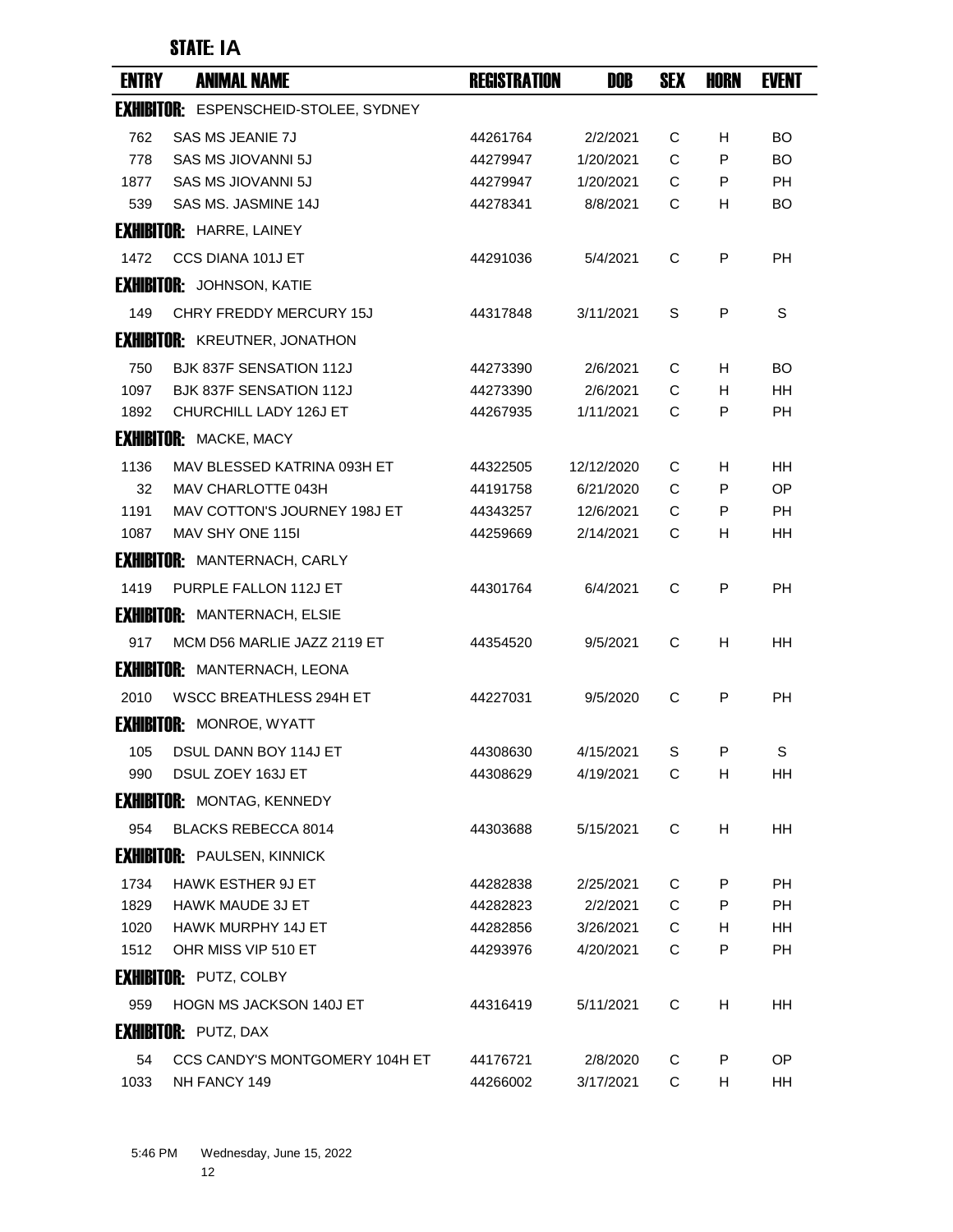## STATE: IA

| ENTRY | ANIMAL NAME | REGISTRATION | DOB | SEX | HORN | EVENT |
|---|---|---|---|---|---|---|
| **EXHIBITOR:** ESPENSCHEID-STOLEE, SYDNEY | | | | | | |
| 762 | SAS MS JEANIE 7J | 44261764 | 2/2/2021 | C | H | BO |
| 778 | SAS MS JIOVANNI 5J | 44279947 | 1/20/2021 | C | P | BO |
| 1877 | SAS MS JIOVANNI 5J | 44279947 | 1/20/2021 | C | P | PH |
| 539 | SAS MS. JASMINE 14J | 44278341 | 8/8/2021 | C | H | BO |
| **EXHIBITOR:** HARRE, LAINEY | | | | | | |
| 1472 | CCS DIANA 101J ET | 44291036 | 5/4/2021 | C | P | PH |
| **EXHIBITOR:** JOHNSON, KATIE | | | | | | |
| 149 | CHRY FREDDY MERCURY 15J | 44317848 | 3/11/2021 | S | P | S |
| **EXHIBITOR:** KREUTNER, JONATHON | | | | | | |
| 750 | BJK 837F SENSATION 112J | 44273390 | 2/6/2021 | C | H | BO |
| 1097 | BJK 837F SENSATION 112J | 44273390 | 2/6/2021 | C | H | HH |
| 1892 | CHURCHILL LADY 126J ET | 44267935 | 1/11/2021 | C | P | PH |
| **EXHIBITOR:** MACKE, MACY | | | | | | |
| 1136 | MAV BLESSED KATRINA 093H ET | 44322505 | 12/12/2020 | C | H | HH |
| 32 | MAV CHARLOTTE 043H | 44191758 | 6/21/2020 | C | P | OP |
| 1191 | MAV COTTON'S JOURNEY 198J ET | 44343257 | 12/6/2021 | C | P | PH |
| 1087 | MAV SHY ONE 115I | 44259669 | 2/14/2021 | C | H | HH |
| **EXHIBITOR:** MANTERNACH, CARLY | | | | | | |
| 1419 | PURPLE FALLON 112J ET | 44301764 | 6/4/2021 | C | P | PH |
| **EXHIBITOR:** MANTERNACH, ELSIE | | | | | | |
| 917 | MCM D56 MARLIE JAZZ 2119 ET | 44354520 | 9/5/2021 | C | H | HH |
| **EXHIBITOR:** MANTERNACH, LEONA | | | | | | |
| 2010 | WSCC BREATHLESS 294H ET | 44227031 | 9/5/2020 | C | P | PH |
| **EXHIBITOR:** MONROE, WYATT | | | | | | |
| 105 | DSUL DANN BOY 114J ET | 44308630 | 4/15/2021 | S | P | S |
| 990 | DSUL ZOEY 163J ET | 44308629 | 4/19/2021 | C | H | HH |
| **EXHIBITOR:** MONTAG, KENNEDY | | | | | | |
| 954 | BLACKS REBECCA 8014 | 44303688 | 5/15/2021 | C | H | HH |
| **EXHIBITOR:** PAULSEN, KINNICK | | | | | | |
| 1734 | HAWK ESTHER 9J ET | 44282838 | 2/25/2021 | C | P | PH |
| 1829 | HAWK MAUDE 3J ET | 44282823 | 2/2/2021 | C | P | PH |
| 1020 | HAWK MURPHY 14J ET | 44282856 | 3/26/2021 | C | H | HH |
| 1512 | OHR MISS VIP 510 ET | 44293976 | 4/20/2021 | C | P | PH |
| **EXHIBITOR:** PUTZ, COLBY | | | | | | |
| 959 | HOGN MS JACKSON 140J ET | 44316419 | 5/11/2021 | C | H | HH |
| **EXHIBITOR:** PUTZ, DAX | | | | | | |
| 54 | CCS CANDY'S MONTGOMERY 104H ET | 44176721 | 2/8/2020 | C | P | OP |
| 1033 | NH FANCY 149 | 44266002 | 3/17/2021 | C | H | HH |

5:46 PM Wednesday, June 15, 2022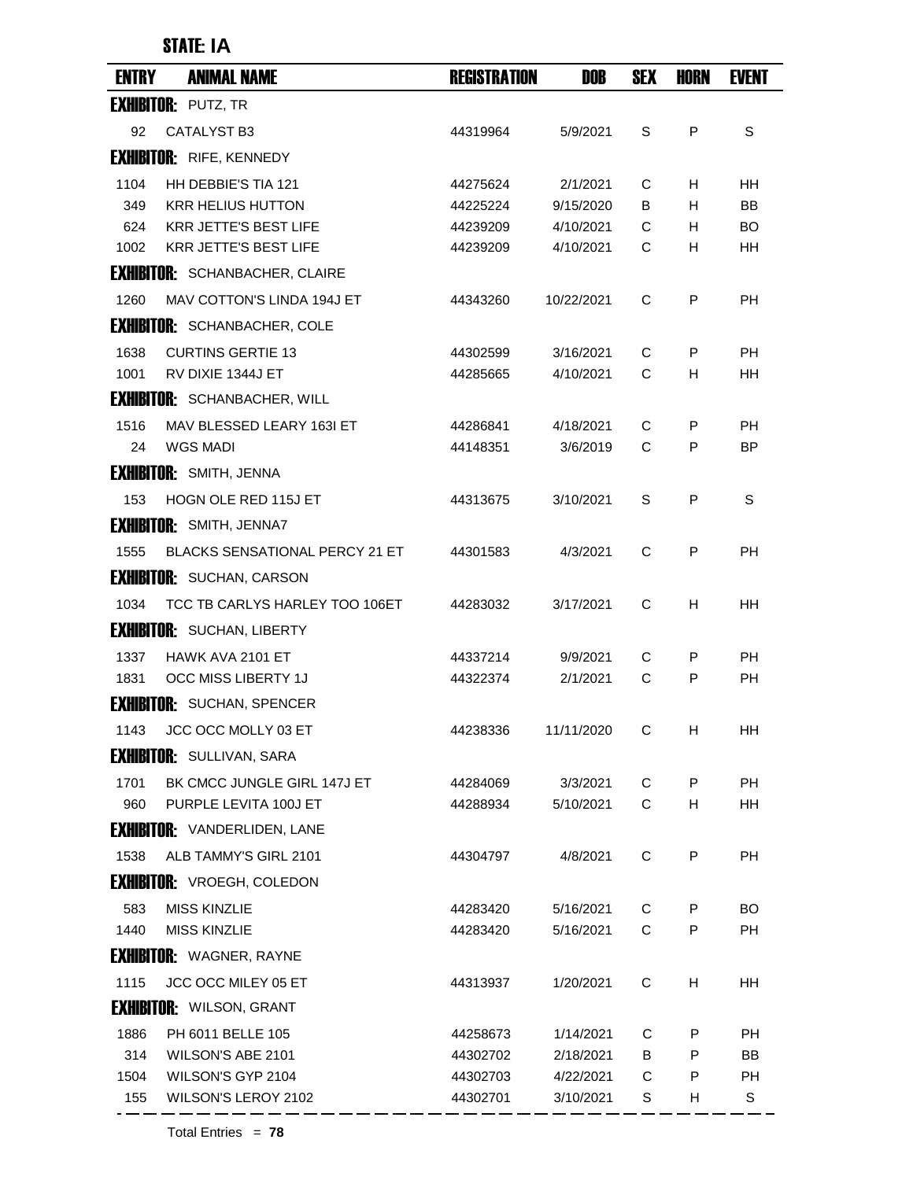STATE: IA

| ENTRY | ANIMAL NAME | REGISTRATION | DOB | SEX | HORN | EVENT |
|---|---|---|---|---|---|---|
| **EXHIBITOR:** PUTZ, TR | | | | | | |
| 92 | CATALYST B3 | 44319964 | 5/9/2021 | S | P | S |
| **EXHIBITOR:** RIFE, KENNEDY | | | | | | |
| 1104 | HH DEBBIE'S TIA 121 | 44275624 | 2/1/2021 | C | H | HH |
| 349 | KRR HELIUS HUTTON | 44225224 | 9/15/2020 | B | H | BB |
| 624 | KRR JETTE'S BEST LIFE | 44239209 | 4/10/2021 | C | H | BO |
| 1002 | KRR JETTE'S BEST LIFE | 44239209 | 4/10/2021 | C | H | HH |
| **EXHIBITOR:** SCHANBACHER, CLAIRE | | | | | | |
| 1260 | MAV COTTON'S LINDA 194J ET | 44343260 | 10/22/2021 | C | P | PH |
| **EXHIBITOR:** SCHANBACHER, COLE | | | | | | |
| 1638 | CURTINS GERTIE 13 | 44302599 | 3/16/2021 | C | P | PH |
| 1001 | RV DIXIE 1344J ET | 44285665 | 4/10/2021 | C | H | HH |
| **EXHIBITOR:** SCHANBACHER, WILL | | | | | | |
| 1516 | MAV BLESSED LEARY 163I ET | 44286841 | 4/18/2021 | C | P | PH |
| 24 | WGS MADI | 44148351 | 3/6/2019 | C | P | BP |
| **EXHIBITOR:** SMITH, JENNA | | | | | | |
| 153 | HOGN OLE RED 115J ET | 44313675 | 3/10/2021 | S | P | S |
| **EXHIBITOR:** SMITH, JENNA7 | | | | | | |
| 1555 | BLACKS SENSATIONAL PERCY 21 ET | 44301583 | 4/3/2021 | C | P | PH |
| **EXHIBITOR:** SUCHAN, CARSON | | | | | | |
| 1034 | TCC TB CARLYS HARLEY TOO 106ET | 44283032 | 3/17/2021 | C | H | HH |
| **EXHIBITOR:** SUCHAN, LIBERTY | | | | | | |
| 1337 | HAWK AVA 2101 ET | 44337214 | 9/9/2021 | C | P | PH |
| 1831 | OCC MISS LIBERTY 1J | 44322374 | 2/1/2021 | C | P | PH |
| **EXHIBITOR:** SUCHAN, SPENCER | | | | | | |
| 1143 | JCC OCC MOLLY 03 ET | 44238336 | 11/11/2020 | C | H | HH |
| **EXHIBITOR:** SULLIVAN, SARA | | | | | | |
| 1701 | BK CMCC JUNGLE GIRL 147J ET | 44284069 | 3/3/2021 | C | P | PH |
| 960 | PURPLE LEVITA 100J ET | 44288934 | 5/10/2021 | C | H | HH |
| **EXHIBITOR:** VANDERLIDEN, LANE | | | | | | |
| 1538 | ALB TAMMY'S GIRL 2101 | 44304797 | 4/8/2021 | C | P | PH |
| **EXHIBITOR:** VROEGH, COLEDON | | | | | | |
| 583 | MISS KINZLIE | 44283420 | 5/16/2021 | C | P | BO |
| 1440 | MISS KINZLIE | 44283420 | 5/16/2021 | C | P | PH |
| **EXHIBITOR:** WAGNER, RAYNE | | | | | | |
| 1115 | JCC OCC MILEY 05 ET | 44313937 | 1/20/2021 | C | H | HH |
| **EXHIBITOR:** WILSON, GRANT | | | | | | |
| 1886 | PH 6011 BELLE 105 | 44258673 | 1/14/2021 | C | P | PH |
| 314 | WILSON'S ABE 2101 | 44302702 | 2/18/2021 | B | P | BB |
| 1504 | WILSON'S GYP 2104 | 44302703 | 4/22/2021 | C | P | PH |
| 155 | WILSON'S LEROY 2102 | 44302701 | 3/10/2021 | S | H | S |

Total Entries = **78**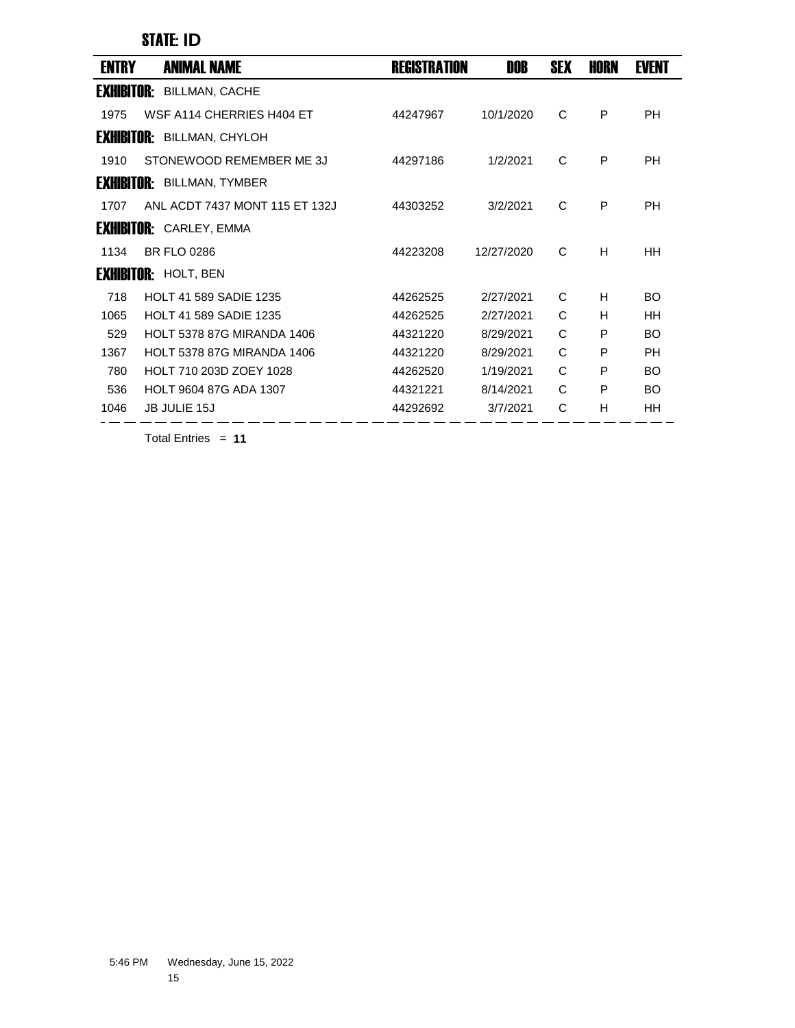## STATE: ID

| ENTRY | ANIMAL NAME | REGISTRATION | DOB | SEX | HORN | EVENT |
|---|---|---|---|---|---|---|
| **EXHIBITOR:** BILLMAN, CACHE | | | | | | |
| 1975 | WSF A114 CHERRIES H404 ET | 44247967 | 10/1/2020 | C | P | PH |
| **EXHIBITOR:** BILLMAN, CHYLOH | | | | | | |
| 1910 | STONEWOOD REMEMBER ME 3J | 44297186 | 1/2/2021 | C | P | PH |
| **EXHIBITOR:** BILLMAN, TYMBER | | | | | | |
| 1707 | ANL ACDT 7437 MONT 115 ET 132J | 44303252 | 3/2/2021 | C | P | PH |
| **EXHIBITOR:** CARLEY, EMMA | | | | | | |
| 1134 | BR FLO 0286 | 44223208 | 12/27/2020 | C | H | HH |
| **EXHIBITOR:** HOLT, BEN | | | | | | |
| 718 | HOLT 41 589 SADIE 1235 | 44262525 | 2/27/2021 | C | H | BO |
| 1065 | HOLT 41 589 SADIE 1235 | 44262525 | 2/27/2021 | C | H | HH |
| 529 | HOLT 5378 87G MIRANDA 1406 | 44321220 | 8/29/2021 | C | P | BO |
| 1367 | HOLT 5378 87G MIRANDA 1406 | 44321220 | 8/29/2021 | C | P | PH |
| 780 | HOLT 710 203D ZOEY 1028 | 44262520 | 1/19/2021 | C | P | BO |
| 536 | HOLT 9604 87G ADA 1307 | 44321221 | 8/14/2021 | C | P | BO |
| 1046 | JB JULIE 15J | 44292692 | 3/7/2021 | C | H | HH |

Total Entries = **11**

5:46 PM Wednesday, June 15, 2022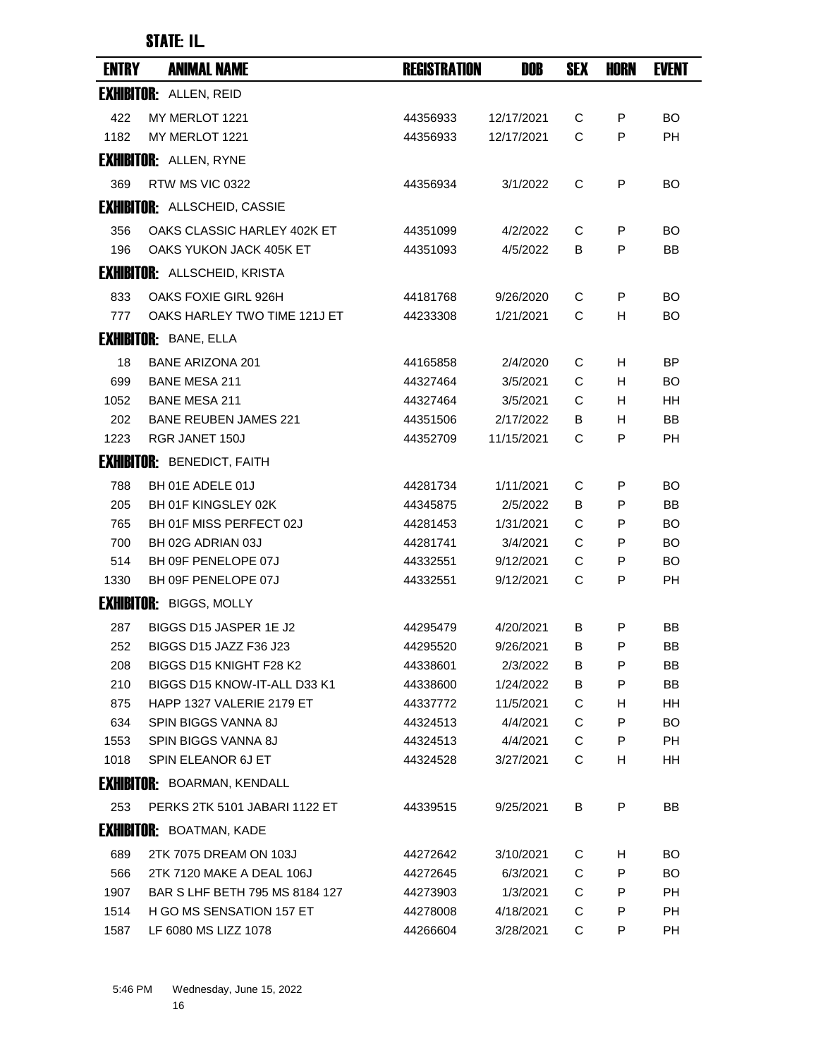STATE: IL

| ENTRY | ANIMAL NAME | REGISTRATION | DOB | SEX | HORN | EVENT |
| --- | --- | --- | --- | --- | --- | --- |
| **EXHIBITOR:** ALLEN, REID | | | | | | |
| 422 | MY MERLOT 1221 | 44356933 | 12/17/2021 | C | P | BO |
| 1182 | MY MERLOT 1221 | 44356933 | 12/17/2021 | C | P | PH |
| **EXHIBITOR:** ALLEN, RYNE | | | | | | |
| 369 | RTW MS VIC 0322 | 44356934 | 3/1/2022 | C | P | BO |
| **EXHIBITOR:** ALLSCHEID, CASSIE | | | | | | |
| 356 | OAKS CLASSIC HARLEY 402K ET | 44351099 | 4/2/2022 | C | P | BO |
| 196 | OAKS YUKON JACK 405K ET | 44351093 | 4/5/2022 | B | P | BB |
| **EXHIBITOR:** ALLSCHEID, KRISTA | | | | | | |
| 833 | OAKS FOXIE GIRL 926H | 44181768 | 9/26/2020 | C | P | BO |
| 777 | OAKS HARLEY TWO TIME 121J ET | 44233308 | 1/21/2021 | C | H | BO |
| **EXHIBITOR:** BANE, ELLA | | | | | | |
| 18 | BANE ARIZONA 201 | 44165858 | 2/4/2020 | C | H | BP |
| 699 | BANE MESA 211 | 44327464 | 3/5/2021 | C | H | BO |
| 1052 | BANE MESA 211 | 44327464 | 3/5/2021 | C | H | HH |
| 202 | BANE REUBEN JAMES 221 | 44351506 | 2/17/2022 | B | H | BB |
| 1223 | RGR JANET 150J | 44352709 | 11/15/2021 | C | P | PH |
| **EXHIBITOR:** BENEDICT, FAITH | | | | | | |
| 788 | BH 01E ADELE 01J | 44281734 | 1/11/2021 | C | P | BO |
| 205 | BH 01F KINGSLEY 02K | 44345875 | 2/5/2022 | B | P | BB |
| 765 | BH 01F MISS PERFECT 02J | 44281453 | 1/31/2021 | C | P | BO |
| 700 | BH 02G ADRIAN 03J | 44281741 | 3/4/2021 | C | P | BO |
| 514 | BH 09F PENELOPE 07J | 44332551 | 9/12/2021 | C | P | BO |
| 1330 | BH 09F PENELOPE 07J | 44332551 | 9/12/2021 | C | P | PH |
| **EXHIBITOR:** BIGGS, MOLLY | | | | | | |
| 287 | BIGGS D15 JASPER 1E J2 | 44295479 | 4/20/2021 | B | P | BB |
| 252 | BIGGS D15 JAZZ F36 J23 | 44295520 | 9/26/2021 | B | P | BB |
| 208 | BIGGS D15 KNIGHT F28 K2 | 44338601 | 2/3/2022 | B | P | BB |
| 210 | BIGGS D15 KNOW-IT-ALL D33 K1 | 44338600 | 1/24/2022 | B | P | BB |
| 875 | HAPP 1327 VALERIE 2179 ET | 44337772 | 11/5/2021 | C | H | HH |
| 634 | SPIN BIGGS VANNA 8J | 44324513 | 4/4/2021 | C | P | BO |
| 1553 | SPIN BIGGS VANNA 8J | 44324513 | 4/4/2021 | C | P | PH |
| 1018 | SPIN ELEANOR 6J ET | 44324528 | 3/27/2021 | C | H | HH |
| **EXHIBITOR:** BOARMAN, KENDALL | | | | | | |
| 253 | PERKS 2TK 5101 JABARI 1122 ET | 44339515 | 9/25/2021 | B | P | BB |
| **EXHIBITOR:** BOATMAN, KADE | | | | | | |
| 689 | 2TK 7075 DREAM ON 103J | 44272642 | 3/10/2021 | C | H | BO |
| 566 | 2TK 7120 MAKE A DEAL 106J | 44272645 | 6/3/2021 | C | P | BO |
| 1907 | BAR S LHF BETH 795 MS 8184 127 | 44273903 | 1/3/2021 | C | P | PH |
| 1514 | H GO MS SENSATION 157 ET | 44278008 | 4/18/2021 | C | P | PH |
| 1587 | LF 6080 MS LIZZ 1078 | 44266604 | 3/28/2021 | C | P | PH |

5:46 PM Wednesday, June 15, 2022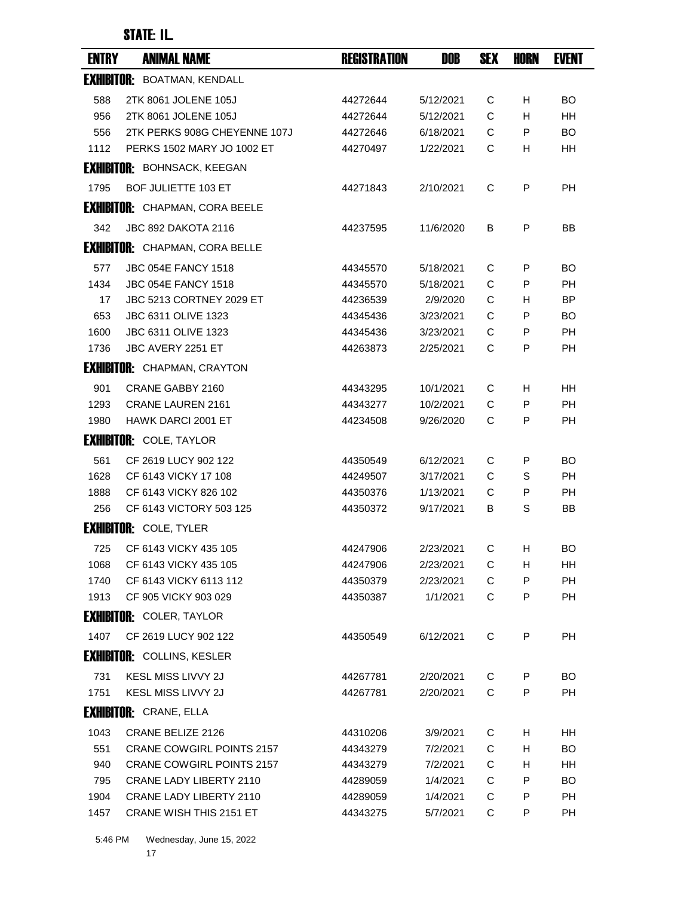## STATE: IL

| ENTRY | ANIMAL NAME | REGISTRATION | DOB | SEX | HORN | EVENT |
|---|---|---|---|---|---|---|
| **EXHIBITOR:** BOATMAN, KENDALL | | | | | | |
| 588 | 2TK 8061 JOLENE 105J | 44272644 | 5/12/2021 | C | H | BO |
| 956 | 2TK 8061 JOLENE 105J | 44272644 | 5/12/2021 | C | H | HH |
| 556 | 2TK PERKS 908G CHEYENNE 107J | 44272646 | 6/18/2021 | C | P | BO |
| 1112 | PERKS 1502 MARY JO 1002 ET | 44270497 | 1/22/2021 | C | H | HH |
| **EXHIBITOR:** BOHNSACK, KEEGAN | | | | | | |
| 1795 | BOF JULIETTE 103 ET | 44271843 | 2/10/2021 | C | P | PH |
| **EXHIBITOR:** CHAPMAN, CORA BEELE | | | | | | |
| 342 | JBC 892 DAKOTA 2116 | 44237595 | 11/6/2020 | B | P | BB |
| **EXHIBITOR:** CHAPMAN, CORA BELLE | | | | | | |
| 577 | JBC 054E FANCY 1518 | 44345570 | 5/18/2021 | C | P | BO |
| 1434 | JBC 054E FANCY 1518 | 44345570 | 5/18/2021 | C | P | PH |
| 17 | JBC 5213 CORTNEY 2029 ET | 44236539 | 2/9/2020 | C | H | BP |
| 653 | JBC 6311 OLIVE 1323 | 44345436 | 3/23/2021 | C | P | BO |
| 1600 | JBC 6311 OLIVE 1323 | 44345436 | 3/23/2021 | C | P | PH |
| 1736 | JBC AVERY 2251 ET | 44263873 | 2/25/2021 | C | P | PH |
| **EXHIBITOR:** CHAPMAN, CRAYTON | | | | | | |
| 901 | CRANE GABBY 2160 | 44343295 | 10/1/2021 | C | H | HH |
| 1293 | CRANE LAUREN 2161 | 44343277 | 10/2/2021 | C | P | PH |
| 1980 | HAWK DARCI 2001 ET | 44234508 | 9/26/2020 | C | P | PH |
| **EXHIBITOR:** COLE, TAYLOR | | | | | | |
| 561 | CF 2619 LUCY 902 122 | 44350549 | 6/12/2021 | C | P | BO |
| 1628 | CF 6143 VICKY 17 108 | 44249507 | 3/17/2021 | C | S | PH |
| 1888 | CF 6143 VICKY 826 102 | 44350376 | 1/13/2021 | C | P | PH |
| 256 | CF 6143 VICTORY 503 125 | 44350372 | 9/17/2021 | B | S | BB |
| **EXHIBITOR:** COLE, TYLER | | | | | | |
| 725 | CF 6143 VICKY 435 105 | 44247906 | 2/23/2021 | C | H | BO |
| 1068 | CF 6143 VICKY 435 105 | 44247906 | 2/23/2021 | C | H | HH |
| 1740 | CF 6143 VICKY 6113 112 | 44350379 | 2/23/2021 | C | P | PH |
| 1913 | CF 905 VICKY 903 029 | 44350387 | 1/1/2021 | C | P | PH |
| **EXHIBITOR:** COLER, TAYLOR | | | | | | |
| 1407 | CF 2619 LUCY 902 122 | 44350549 | 6/12/2021 | C | P | PH |
| **EXHIBITOR:** COLLINS, KESLER | | | | | | |
| 731 | KESL MISS LIVVY 2J | 44267781 | 2/20/2021 | C | P | BO |
| 1751 | KESL MISS LIVVY 2J | 44267781 | 2/20/2021 | C | P | PH |
| **EXHIBITOR:** CRANE, ELLA | | | | | | |
| 1043 | CRANE BELIZE 2126 | 44310206 | 3/9/2021 | C | H | HH |
| 551 | CRANE COWGIRL POINTS 2157 | 44343279 | 7/2/2021 | C | H | BO |
| 940 | CRANE COWGIRL POINTS 2157 | 44343279 | 7/2/2021 | C | H | HH |
| 795 | CRANE LADY LIBERTY 2110 | 44289059 | 1/4/2021 | C | P | BO |
| 1904 | CRANE LADY LIBERTY 2110 | 44289059 | 1/4/2021 | C | P | PH |
| 1457 | CRANE WISH THIS 2151 ET | 44343275 | 5/7/2021 | C | P | PH |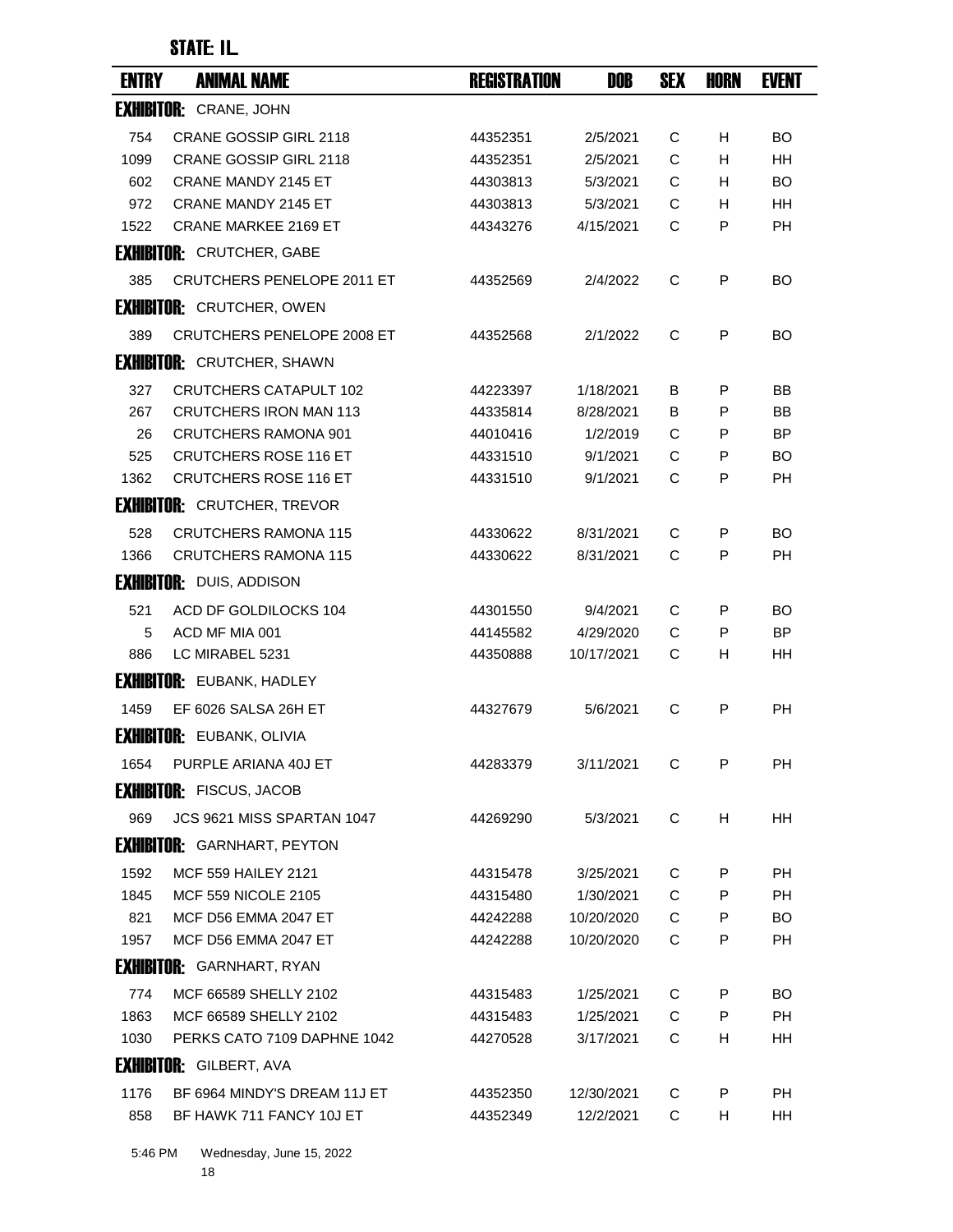## STATE: IL

| ENTRY | ANIMAL NAME | REGISTRATION | DOB | SEX | HORN | EVENT |
|---|---|---|---|---|---|---|
| **EXHIBITOR:** CRANE, JOHN | | | | | | |
| 754 | CRANE GOSSIP GIRL 2118 | 44352351 | 2/5/2021 | C | H | BO |
| 1099 | CRANE GOSSIP GIRL 2118 | 44352351 | 2/5/2021 | C | H | HH |
| 602 | CRANE MANDY 2145 ET | 44303813 | 5/3/2021 | C | H | BO |
| 972 | CRANE MANDY 2145 ET | 44303813 | 5/3/2021 | C | H | HH |
| 1522 | CRANE MARKEE 2169 ET | 44343276 | 4/15/2021 | C | P | PH |
| **EXHIBITOR:** CRUTCHER, GABE | | | | | | |
| 385 | CRUTCHERS PENELOPE 2011 ET | 44352569 | 2/4/2022 | C | P | BO |
| **EXHIBITOR:** CRUTCHER, OWEN | | | | | | |
| 389 | CRUTCHERS PENELOPE 2008 ET | 44352568 | 2/1/2022 | C | P | BO |
| **EXHIBITOR:** CRUTCHER, SHAWN | | | | | | |
| 327 | CRUTCHERS CATAPULT 102 | 44223397 | 1/18/2021 | B | P | BB |
| 267 | CRUTCHERS IRON MAN 113 | 44335814 | 8/28/2021 | B | P | BB |
| 26 | CRUTCHERS RAMONA 901 | 44010416 | 1/2/2019 | C | P | BP |
| 525 | CRUTCHERS ROSE 116 ET | 44331510 | 9/1/2021 | C | P | BO |
| 1362 | CRUTCHERS ROSE 116 ET | 44331510 | 9/1/2021 | C | P | PH |
| **EXHIBITOR:** CRUTCHER, TREVOR | | | | | | |
| 528 | CRUTCHERS RAMONA 115 | 44330622 | 8/31/2021 | C | P | BO |
| 1366 | CRUTCHERS RAMONA 115 | 44330622 | 8/31/2021 | C | P | PH |
| **EXHIBITOR:** DUIS, ADDISON | | | | | | |
| 521 | ACD DF GOLDILOCKS 104 | 44301550 | 9/4/2021 | C | P | BO |
| 5 | ACD MF MIA 001 | 44145582 | 4/29/2020 | C | P | BP |
| 886 | LC MIRABEL 5231 | 44350888 | 10/17/2021 | C | H | HH |
| **EXHIBITOR:** EUBANK, HADLEY | | | | | | |
| 1459 | EF 6026 SALSA 26H ET | 44327679 | 5/6/2021 | C | P | PH |
| **EXHIBITOR:** EUBANK, OLIVIA | | | | | | |
| 1654 | PURPLE ARIANA 40J ET | 44283379 | 3/11/2021 | C | P | PH |
| **EXHIBITOR:** FISCUS, JACOB | | | | | | |
| 969 | JCS 9621 MISS SPARTAN 1047 | 44269290 | 5/3/2021 | C | H | HH |
| **EXHIBITOR:** GARNHART, PEYTON | | | | | | |
| 1592 | MCF 559 HAILEY 2121 | 44315478 | 3/25/2021 | C | P | PH |
| 1845 | MCF 559 NICOLE 2105 | 44315480 | 1/30/2021 | C | P | PH |
| 821 | MCF D56 EMMA 2047 ET | 44242288 | 10/20/2020 | C | P | BO |
| 1957 | MCF D56 EMMA 2047 ET | 44242288 | 10/20/2020 | C | P | PH |
| **EXHIBITOR:** GARNHART, RYAN | | | | | | |
| 774 | MCF 66589 SHELLY 2102 | 44315483 | 1/25/2021 | C | P | BO |
| 1863 | MCF 66589 SHELLY 2102 | 44315483 | 1/25/2021 | C | P | PH |
| 1030 | PERKS CATO 7109 DAPHNE 1042 | 44270528 | 3/17/2021 | C | H | HH |
| **EXHIBITOR:** GILBERT, AVA | | | | | | |
| 1176 | BF 6964 MINDY'S DREAM 11J ET | 44352350 | 12/30/2021 | C | P | PH |
| 858 | BF HAWK 711 FANCY 10J ET | 44352349 | 12/2/2021 | C | H | HH |

5:46 PM Wednesday, June 15, 2022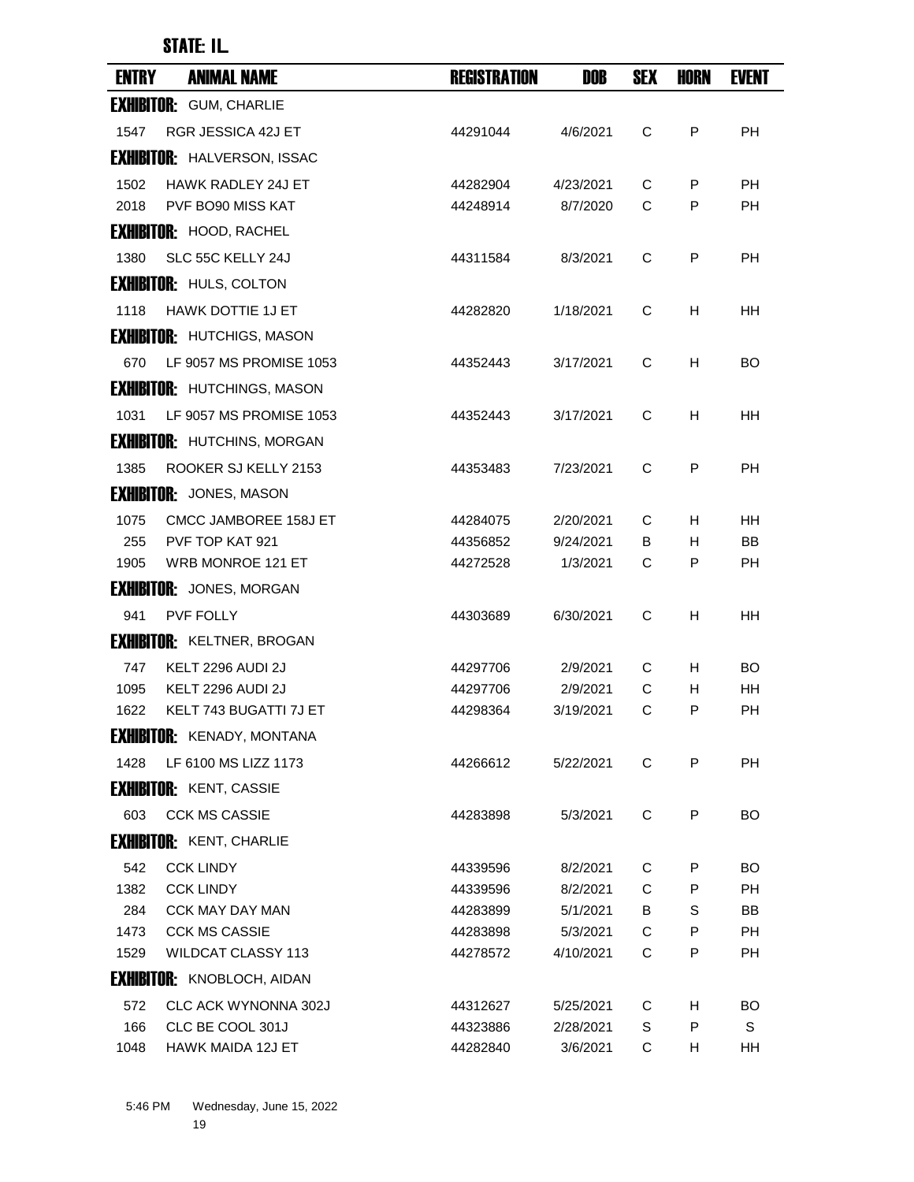STATE: IL

| ENTRY | ANIMAL NAME | REGISTRATION | DOB | SEX | HORN | EVENT |
|---|---|---|---|---|---|---|
| **EXHIBITOR:** GUM, CHARLIE | | | | | | |
| 1547 | RGR JESSICA 42J ET | 44291044 | 4/6/2021 | C | P | PH |
| **EXHIBITOR:** HALVERSON, ISSAC | | | | | | |
| 1502 | HAWK RADLEY 24J ET | 44282904 | 4/23/2021 | C | P | PH |
| 2018 | PVF BO90 MISS KAT | 44248914 | 8/7/2020 | C | P | PH |
| **EXHIBITOR:** HOOD, RACHEL | | | | | | |
| 1380 | SLC 55C KELLY 24J | 44311584 | 8/3/2021 | C | P | PH |
| **EXHIBITOR:** HULS, COLTON | | | | | | |
| 1118 | HAWK DOTTIE 1J ET | 44282820 | 1/18/2021 | C | H | HH |
| **EXHIBITOR:** HUTCHIGS, MASON | | | | | | |
| 670 | LF 9057 MS PROMISE 1053 | 44352443 | 3/17/2021 | C | H | BO |
| **EXHIBITOR:** HUTCHINGS, MASON | | | | | | |
| 1031 | LF 9057 MS PROMISE 1053 | 44352443 | 3/17/2021 | C | H | HH |
| **EXHIBITOR:** HUTCHINS, MORGAN | | | | | | |
| 1385 | ROOKER SJ KELLY 2153 | 44353483 | 7/23/2021 | C | P | PH |
| **EXHIBITOR:** JONES, MASON | | | | | | |
| 1075 | CMCC JAMBOREE 158J ET | 44284075 | 2/20/2021 | C | H | HH |
| 255 | PVF TOP KAT 921 | 44356852 | 9/24/2021 | B | H | BB |
| 1905 | WRB MONROE 121 ET | 44272528 | 1/3/2021 | C | P | PH |
| **EXHIBITOR:** JONES, MORGAN | | | | | | |
| 941 | PVF FOLLY | 44303689 | 6/30/2021 | C | H | HH |
| **EXHIBITOR:** KELTNER, BROGAN | | | | | | |
| 747 | KELT 2296 AUDI 2J | 44297706 | 2/9/2021 | C | H | BO |
| 1095 | KELT 2296 AUDI 2J | 44297706 | 2/9/2021 | C | H | HH |
| 1622 | KELT 743 BUGATTI 7J ET | 44298364 | 3/19/2021 | C | P | PH |
| **EXHIBITOR:** KENADY, MONTANA | | | | | | |
| 1428 | LF 6100 MS LIZZ 1173 | 44266612 | 5/22/2021 | C | P | PH |
| **EXHIBITOR:** KENT, CASSIE | | | | | | |
| 603 | CCK MS CASSIE | 44283898 | 5/3/2021 | C | P | BO |
| **EXHIBITOR:** KENT, CHARLIE | | | | | | |
| 542 | CCK LINDY | 44339596 | 8/2/2021 | C | P | BO |
| 1382 | CCK LINDY | 44339596 | 8/2/2021 | C | P | PH |
| 284 | CCK MAY DAY MAN | 44283899 | 5/1/2021 | B | S | BB |
| 1473 | CCK MS CASSIE | 44283898 | 5/3/2021 | C | P | PH |
| 1529 | WILDCAT CLASSY 113 | 44278572 | 4/10/2021 | C | P | PH |
| **EXHIBITOR:** KNOBLOCH, AIDAN | | | | | | |
| 572 | CLC ACK WYNONNA 302J | 44312627 | 5/25/2021 | C | H | BO |
| 166 | CLC BE COOL 301J | 44323886 | 2/28/2021 | S | P | S |
| 1048 | HAWK MAIDA 12J ET | 44282840 | 3/6/2021 | C | H | HH |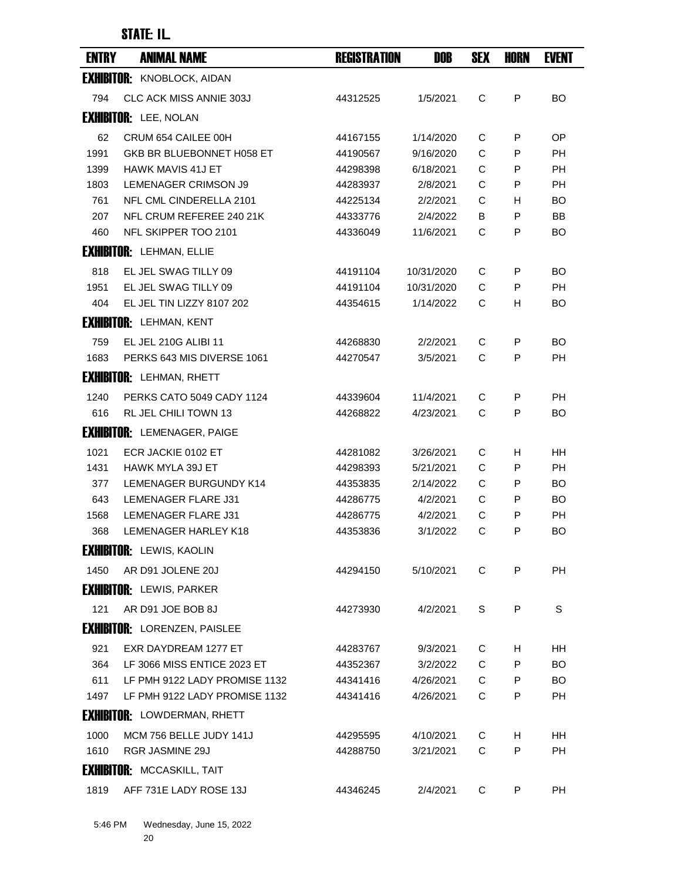STATE: IL

| ENTRY | ANIMAL NAME | REGISTRATION | DOB | SEX | HORN | EVENT |
|---|---|---|---|---|---|---|
| **EXHIBITOR:** KNOBLOCK, AIDAN | | | | | | |
| 794 | CLC ACK MISS ANNIE 303J | 44312525 | 1/5/2021 | C | P | BO |
| **EXHIBITOR:** LEE, NOLAN | | | | | | |
| 62 | CRUM 654 CAILEE 00H | 44167155 | 1/14/2020 | C | P | OP |
| 1991 | GKB BR BLUEBONNET H058 ET | 44190567 | 9/16/2020 | C | P | PH |
| 1399 | HAWK MAVIS 41J ET | 44298398 | 6/18/2021 | C | P | PH |
| 1803 | LEMENAGER CRIMSON J9 | 44283937 | 2/8/2021 | C | P | PH |
| 761 | NFL CML CINDERELLA 2101 | 44225134 | 2/2/2021 | C | H | BO |
| 207 | NFL CRUM REFEREE 240 21K | 44333776 | 2/4/2022 | B | P | BB |
| 460 | NFL SKIPPER TOO 2101 | 44336049 | 11/6/2021 | C | P | BO |
| **EXHIBITOR:** LEHMAN, ELLIE | | | | | | |
| 818 | EL JEL SWAG TILLY 09 | 44191104 | 10/31/2020 | C | P | BO |
| 1951 | EL JEL SWAG TILLY 09 | 44191104 | 10/31/2020 | C | P | PH |
| 404 | EL JEL TIN LIZZY 8107 202 | 44354615 | 1/14/2022 | C | H | BO |
| **EXHIBITOR:** LEHMAN, KENT | | | | | | |
| 759 | EL JEL 210G ALIBI 11 | 44268830 | 2/2/2021 | C | P | BO |
| 1683 | PERKS 643 MIS DIVERSE 1061 | 44270547 | 3/5/2021 | C | P | PH |
| **EXHIBITOR:** LEHMAN, RHETT | | | | | | |
| 1240 | PERKS CATO 5049 CADY 1124 | 44339604 | 11/4/2021 | C | P | PH |
| 616 | RL JEL CHILI TOWN 13 | 44268822 | 4/23/2021 | C | P | BO |
| **EXHIBITOR:** LEMENAGER, PAIGE | | | | | | |
| 1021 | ECR JACKIE 0102 ET | 44281082 | 3/26/2021 | C | H | HH |
| 1431 | HAWK MYLA 39J ET | 44298393 | 5/21/2021 | C | P | PH |
| 377 | LEMENAGER BURGUNDY K14 | 44353835 | 2/14/2022 | C | P | BO |
| 643 | LEMENAGER FLARE J31 | 44286775 | 4/2/2021 | C | P | BO |
| 1568 | LEMENAGER FLARE J31 | 44286775 | 4/2/2021 | C | P | PH |
| 368 | LEMENAGER HARLEY K18 | 44353836 | 3/1/2022 | C | P | BO |
| **EXHIBITOR:** LEWIS, KAOLIN | | | | | | |
| 1450 | AR D91 JOLENE 20J | 44294150 | 5/10/2021 | C | P | PH |
| **EXHIBITOR:** LEWIS, PARKER | | | | | | |
| 121 | AR D91 JOE BOB 8J | 44273930 | 4/2/2021 | S | P | S |
| **EXHIBITOR:** LORENZEN, PAISLEE | | | | | | |
| 921 | EXR DAYDREAM 1277 ET | 44283767 | 9/3/2021 | C | H | HH |
| 364 | LF 3066 MISS ENTICE 2023 ET | 44352367 | 3/2/2022 | C | P | BO |
| 611 | LF PMH 9122 LADY PROMISE 1132 | 44341416 | 4/26/2021 | C | P | BO |
| 1497 | LF PMH 9122 LADY PROMISE 1132 | 44341416 | 4/26/2021 | C | P | PH |
| **EXHIBITOR:** LOWDERMAN, RHETT | | | | | | |
| 1000 | MCM 756 BELLE JUDY 141J | 44295595 | 4/10/2021 | C | H | HH |
| 1610 | RGR JASMINE 29J | 44288750 | 3/21/2021 | C | P | PH |
| **EXHIBITOR:** MCCASKILL, TAIT | | | | | | |
| 1819 | AFF 731E LADY ROSE 13J | 44346245 | 2/4/2021 | C | P | PH |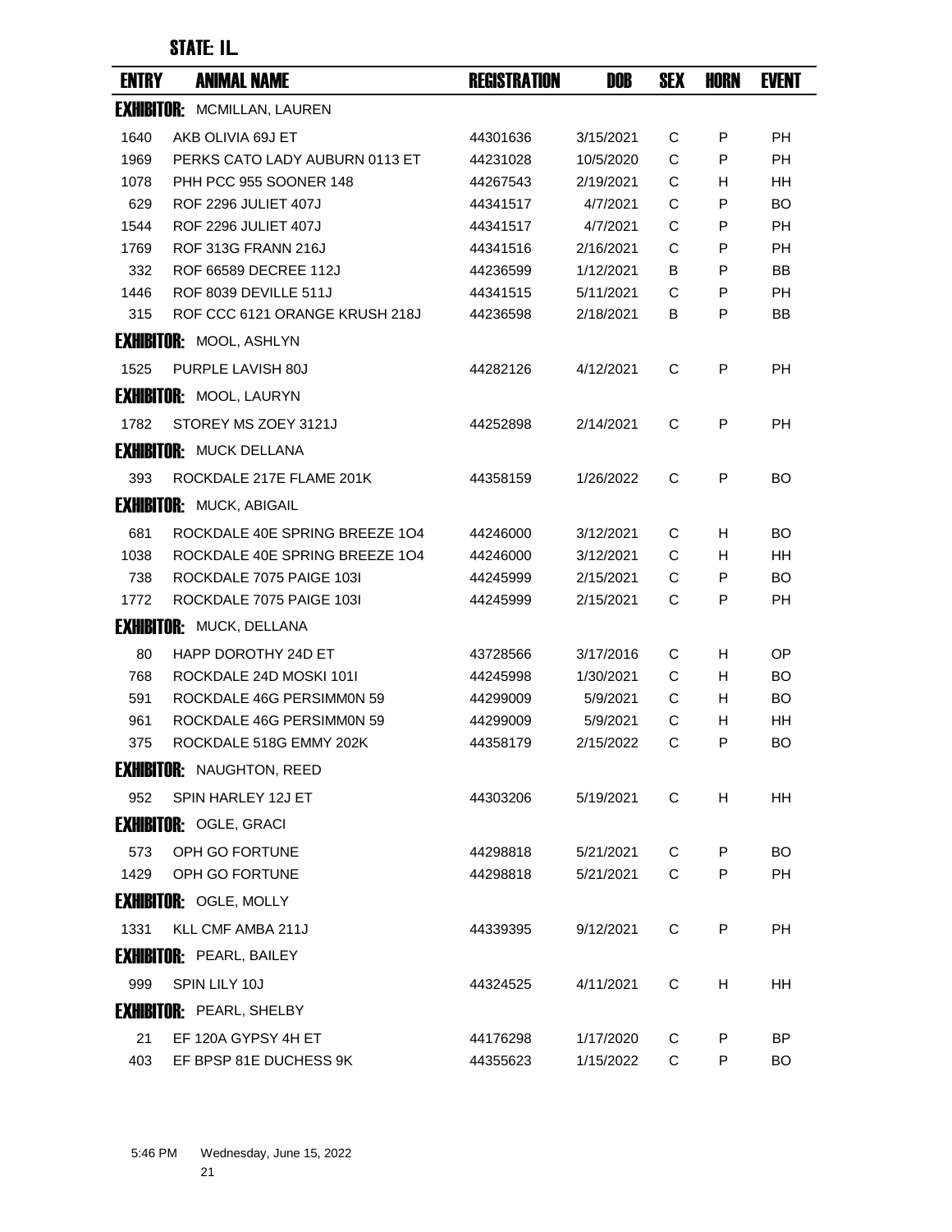**STATE: IL**

| ENTRY | ANIMAL NAME | REGISTRATION | DOB | SEX | HORN | EVENT |
|---|---|---|---|---|---|---|
| **EXHIBITOR:** MCMILLAN, LAUREN | | | | | | |
| 1640 | AKB OLIVIA 69J ET | 44301636 | 3/15/2021 | C | P | PH |
| 1969 | PERKS CATO LADY AUBURN 0113 ET | 44231028 | 10/5/2020 | C | P | PH |
| 1078 | PHH PCC 955 SOONER 148 | 44267543 | 2/19/2021 | C | H | HH |
| 629 | ROF 2296 JULIET 407J | 44341517 | 4/7/2021 | C | P | BO |
| 1544 | ROF 2296 JULIET 407J | 44341517 | 4/7/2021 | C | P | PH |
| 1769 | ROF 313G FRANN 216J | 44341516 | 2/16/2021 | C | P | PH |
| 332 | ROF 66589 DECREE 112J | 44236599 | 1/12/2021 | B | P | BB |
| 1446 | ROF 8039 DEVILLE 511J | 44341515 | 5/11/2021 | C | P | PH |
| 315 | ROF CCC 6121 ORANGE KRUSH 218J | 44236598 | 2/18/2021 | B | P | BB |
| **EXHIBITOR:** MOOL, ASHLYN | | | | | | |
| 1525 | PURPLE LAVISH 80J | 44282126 | 4/12/2021 | C | P | PH |
| **EXHIBITOR:** MOOL, LAURYN | | | | | | |
| 1782 | STOREY MS ZOEY 3121J | 44252898 | 2/14/2021 | C | P | PH |
| **EXHIBITOR:** MUCK DELLANA | | | | | | |
| 393 | ROCKDALE 217E FLAME 201K | 44358159 | 1/26/2022 | C | P | BO |
| **EXHIBITOR:** MUCK, ABIGAIL | | | | | | |
| 681 | ROCKDALE 40E SPRING BREEZE 1O4 | 44246000 | 3/12/2021 | C | H | BO |
| 1038 | ROCKDALE 40E SPRING BREEZE 1O4 | 44246000 | 3/12/2021 | C | H | HH |
| 738 | ROCKDALE 7075 PAIGE 103I | 44245999 | 2/15/2021 | C | P | BO |
| 1772 | ROCKDALE 7075 PAIGE 103I | 44245999 | 2/15/2021 | C | P | PH |
| **EXHIBITOR:** MUCK, DELLANA | | | | | | |
| 80 | HAPP DOROTHY 24D ET | 43728566 | 3/17/2016 | C | H | OP |
| 768 | ROCKDALE 24D MOSKI 101I | 44245998 | 1/30/2021 | C | H | BO |
| 591 | ROCKDALE 46G PERSIMM0N 59 | 44299009 | 5/9/2021 | C | H | BO |
| 961 | ROCKDALE 46G PERSIMM0N 59 | 44299009 | 5/9/2021 | C | H | HH |
| 375 | ROCKDALE 518G EMMY 202K | 44358179 | 2/15/2022 | C | P | BO |
| **EXHIBITOR:** NAUGHTON, REED | | | | | | |
| 952 | SPIN HARLEY 12J ET | 44303206 | 5/19/2021 | C | H | HH |
| **EXHIBITOR:** OGLE, GRACI | | | | | | |
| 573 | OPH GO FORTUNE | 44298818 | 5/21/2021 | C | P | BO |
| 1429 | OPH GO FORTUNE | 44298818 | 5/21/2021 | C | P | PH |
| **EXHIBITOR:** OGLE, MOLLY | | | | | | |
| 1331 | KLL CMF AMBA 211J | 44339395 | 9/12/2021 | C | P | PH |
| **EXHIBITOR:** PEARL, BAILEY | | | | | | |
| 999 | SPIN LILY 10J | 44324525 | 4/11/2021 | C | H | HH |
| **EXHIBITOR:** PEARL, SHELBY | | | | | | |
| 21 | EF 120A GYPSY 4H ET | 44176298 | 1/17/2020 | C | P | BP |
| 403 | EF BPSP 81E DUCHESS 9K | 44355623 | 1/15/2022 | C | P | BO |

5:46 PM Wednesday, June 15, 2022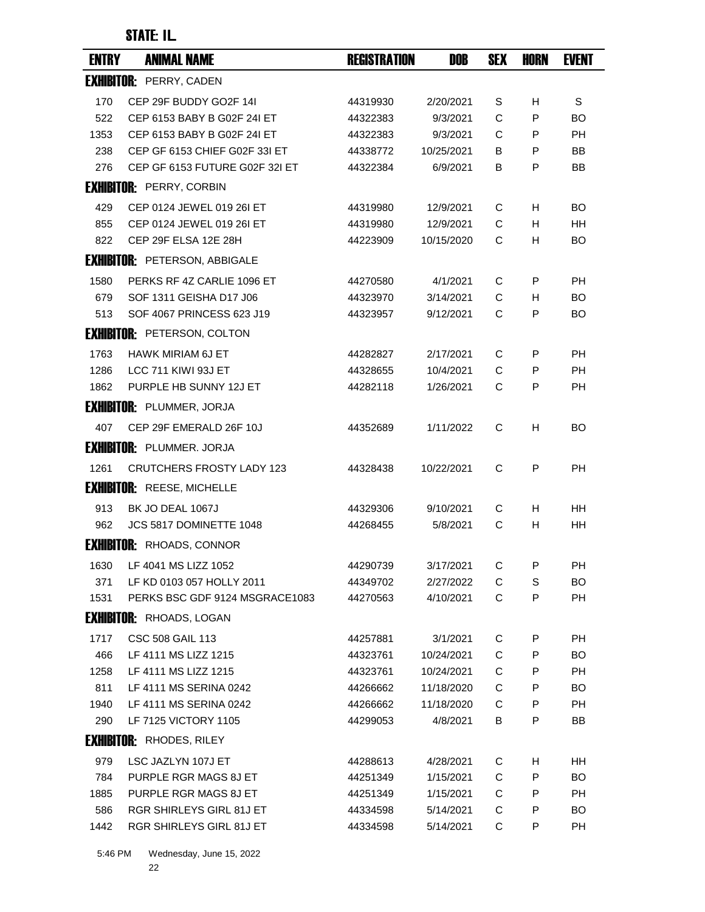## STATE: IL

| ENTRY | ANIMAL NAME | REGISTRATION | DOB | SEX | HORN | EVENT |
|---|---|---|---|---|---|---|
| **EXHIBITOR:** PERRY, CADEN | | | | | | |
| 170 | CEP 29F BUDDY GO2F 14I | 44319930 | 2/20/2021 | S | H | S |
| 522 | CEP 6153 BABY B G02F 24I ET | 44322383 | 9/3/2021 | C | P | BO |
| 1353 | CEP 6153 BABY B G02F 24I ET | 44322383 | 9/3/2021 | C | P | PH |
| 238 | CEP GF 6153 CHIEF G02F 33I ET | 44338772 | 10/25/2021 | B | P | BB |
| 276 | CEP GF 6153 FUTURE G02F 32I ET | 44322384 | 6/9/2021 | B | P | BB |
| **EXHIBITOR:** PERRY, CORBIN | | | | | | |
| 429 | CEP 0124 JEWEL 019 26I ET | 44319980 | 12/9/2021 | C | H | BO |
| 855 | CEP 0124 JEWEL 019 26I ET | 44319980 | 12/9/2021 | C | H | HH |
| 822 | CEP 29F ELSA 12E 28H | 44223909 | 10/15/2020 | C | H | BO |
| **EXHIBITOR:** PETERSON, ABBIGALE | | | | | | |
| 1580 | PERKS RF 4Z CARLIE 1096 ET | 44270580 | 4/1/2021 | C | P | PH |
| 679 | SOF 1311 GEISHA D17 J06 | 44323970 | 3/14/2021 | C | H | BO |
| 513 | SOF 4067 PRINCESS 623 J19 | 44323957 | 9/12/2021 | C | P | BO |
| **EXHIBITOR:** PETERSON, COLTON | | | | | | |
| 1763 | HAWK MIRIAM 6J ET | 44282827 | 2/17/2021 | C | P | PH |
| 1286 | LCC 711 KIWI 93J ET | 44328655 | 10/4/2021 | C | P | PH |
| 1862 | PURPLE HB SUNNY 12J ET | 44282118 | 1/26/2021 | C | P | PH |
| **EXHIBITOR:** PLUMMER, JORJA | | | | | | |
| 407 | CEP 29F EMERALD 26F 10J | 44352689 | 1/11/2022 | C | H | BO |
| **EXHIBITOR:** PLUMMER. JORJA | | | | | | |
| 1261 | CRUTCHERS FROSTY LADY 123 | 44328438 | 10/22/2021 | C | P | PH |
| **EXHIBITOR:** REESE, MICHELLE | | | | | | |
| 913 | BK JO DEAL 1067J | 44329306 | 9/10/2021 | C | H | HH |
| 962 | JCS 5817 DOMINETTE 1048 | 44268455 | 5/8/2021 | C | H | HH |
| **EXHIBITOR:** RHOADS, CONNOR | | | | | | |
| 1630 | LF 4041 MS LIZZ 1052 | 44290739 | 3/17/2021 | C | P | PH |
| 371 | LF KD 0103 057 HOLLY 2011 | 44349702 | 2/27/2022 | C | S | BO |
| 1531 | PERKS BSC GDF 9124 MSGRACE1083 | 44270563 | 4/10/2021 | C | P | PH |
| **EXHIBITOR:** RHOADS, LOGAN | | | | | | |
| 1717 | CSC 508 GAIL 113 | 44257881 | 3/1/2021 | C | P | PH |
| 466 | LF 4111 MS LIZZ 1215 | 44323761 | 10/24/2021 | C | P | BO |
| 1258 | LF 4111 MS LIZZ 1215 | 44323761 | 10/24/2021 | C | P | PH |
| 811 | LF 4111 MS SERINA 0242 | 44266662 | 11/18/2020 | C | P | BO |
| 1940 | LF 4111 MS SERINA 0242 | 44266662 | 11/18/2020 | C | P | PH |
| 290 | LF 7125 VICTORY 1105 | 44299053 | 4/8/2021 | B | P | BB |
| **EXHIBITOR:** RHODES, RILEY | | | | | | |
| 979 | LSC JAZLYN 107J ET | 44288613 | 4/28/2021 | C | H | HH |
| 784 | PURPLE RGR MAGS 8J ET | 44251349 | 1/15/2021 | C | P | BO |
| 1885 | PURPLE RGR MAGS 8J ET | 44251349 | 1/15/2021 | C | P | PH |
| 586 | RGR SHIRLEYS GIRL 81J ET | 44334598 | 5/14/2021 | C | P | BO |
| 1442 | RGR SHIRLEYS GIRL 81J ET | 44334598 | 5/14/2021 | C | P | PH |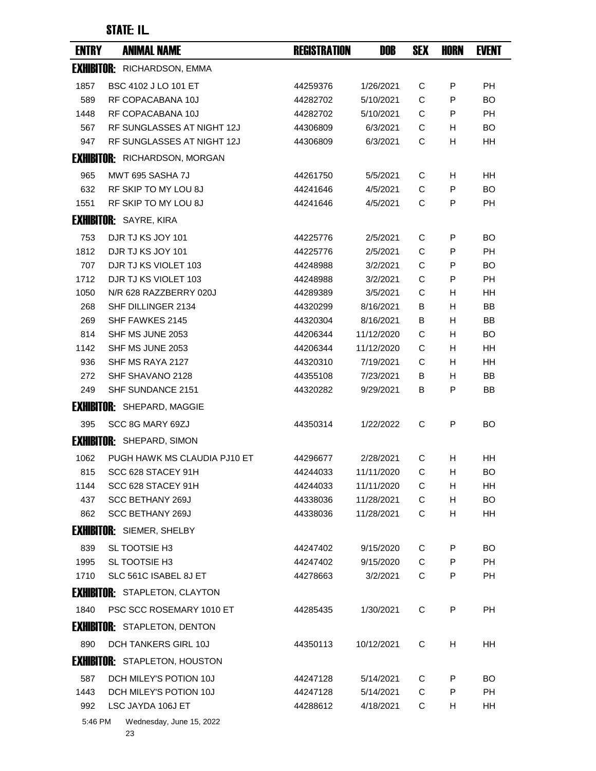**STATE: IL**

| ENTRY | ANIMAL NAME | REGISTRATION | DOB | SEX | HORN | EVENT |
|---|---|---|---|---|---|---|
| **EXHIBITOR:** RICHARDSON, EMMA | | | | | | |
| 1857 | BSC 4102 J LO 101 ET | 44259376 | 1/26/2021 | C | P | PH |
| 589 | RF COPACABANA 10J | 44282702 | 5/10/2021 | C | P | BO |
| 1448 | RF COPACABANA 10J | 44282702 | 5/10/2021 | C | P | PH |
| 567 | RF SUNGLASSES AT NIGHT 12J | 44306809 | 6/3/2021 | C | H | BO |
| 947 | RF SUNGLASSES AT NIGHT 12J | 44306809 | 6/3/2021 | C | H | HH |
| **EXHIBITOR:** RICHARDSON, MORGAN | | | | | | |
| 965 | MWT 695 SASHA 7J | 44261750 | 5/5/2021 | C | H | HH |
| 632 | RF SKIP TO MY LOU 8J | 44241646 | 4/5/2021 | C | P | BO |
| 1551 | RF SKIP TO MY LOU 8J | 44241646 | 4/5/2021 | C | P | PH |
| **EXHIBITOR:** SAYRE, KIRA | | | | | | |
| 753 | DJR TJ KS JOY 101 | 44225776 | 2/5/2021 | C | P | BO |
| 1812 | DJR TJ KS JOY 101 | 44225776 | 2/5/2021 | C | P | PH |
| 707 | DJR TJ KS VIOLET 103 | 44248988 | 3/2/2021 | C | P | BO |
| 1712 | DJR TJ KS VIOLET 103 | 44248988 | 3/2/2021 | C | P | PH |
| 1050 | N/R 628 RAZZBERRY 020J | 44289389 | 3/5/2021 | C | H | HH |
| 268 | SHF DILLINGER 2134 | 44320299 | 8/16/2021 | B | H | BB |
| 269 | SHF FAWKES 2145 | 44320304 | 8/16/2021 | B | H | BB |
| 814 | SHF MS JUNE 2053 | 44206344 | 11/12/2020 | C | H | BO |
| 1142 | SHF MS JUNE 2053 | 44206344 | 11/12/2020 | C | H | HH |
| 936 | SHF MS RAYA 2127 | 44320310 | 7/19/2021 | C | H | HH |
| 272 | SHF SHAVANO 2128 | 44355108 | 7/23/2021 | B | H | BB |
| 249 | SHF SUNDANCE 2151 | 44320282 | 9/29/2021 | B | P | BB |
| **EXHIBITOR:** SHEPARD, MAGGIE | | | | | | |
| 395 | SCC 8G MARY 69ZJ | 44350314 | 1/22/2022 | C | P | BO |
| **EXHIBITOR:** SHEPARD, SIMON | | | | | | |
| 1062 | PUGH HAWK MS CLAUDIA PJ10 ET | 44296677 | 2/28/2021 | C | H | HH |
| 815 | SCC 628 STACEY 91H | 44244033 | 11/11/2020 | C | H | BO |
| 1144 | SCC 628 STACEY 91H | 44244033 | 11/11/2020 | C | H | HH |
| 437 | SCC BETHANY 269J | 44338036 | 11/28/2021 | C | H | BO |
| 862 | SCC BETHANY 269J | 44338036 | 11/28/2021 | C | H | HH |
| **EXHIBITOR:** SIEMER, SHELBY | | | | | | |
| 839 | SL TOOTSIE H3 | 44247402 | 9/15/2020 | C | P | BO |
| 1995 | SL TOOTSIE H3 | 44247402 | 9/15/2020 | C | P | PH |
| 1710 | SLC 561C ISABEL 8J ET | 44278663 | 3/2/2021 | C | P | PH |
| **EXHIBITOR:** STAPLETON, CLAYTON | | | | | | |
| 1840 | PSC SCC ROSEMARY 1010 ET | 44285435 | 1/30/2021 | C | P | PH |
| **EXHIBITOR:** STAPLETON, DENTON | | | | | | |
| 890 | DCH TANKERS GIRL 10J | 44350113 | 10/12/2021 | C | H | HH |
| **EXHIBITOR:** STAPLETON, HOUSTON | | | | | | |
| 587 | DCH MILEY'S POTION 10J | 44247128 | 5/14/2021 | C | P | BO |
| 1443 | DCH MILEY'S POTION 10J | 44247128 | 5/14/2021 | C | P | PH |
| 992 | LSC JAYDA 106J ET | 44288612 | 4/18/2021 | C | H | HH |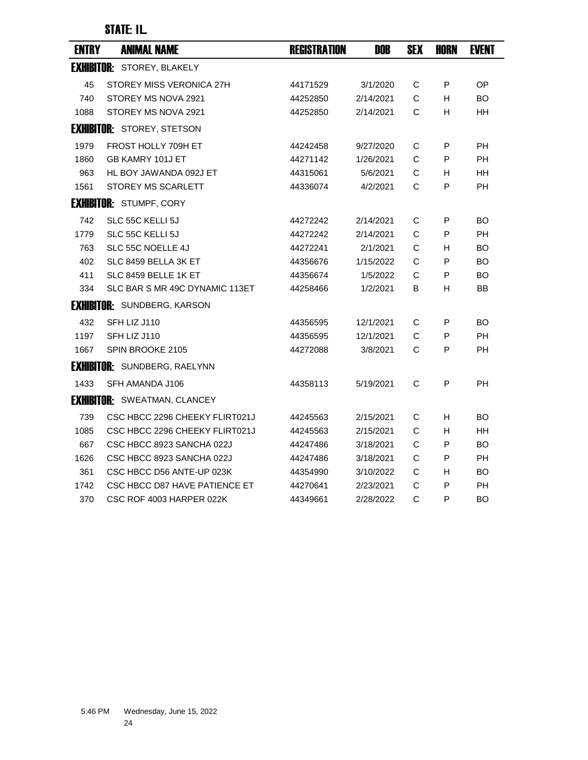**STATE: IL**

| ENTRY | ANIMAL NAME | REGISTRATION | DOB | SEX | HORN | EVENT |
|---|---|---|---|---|---|---|
| **EXHIBITOR:** STOREY, BLAKELY | | | | | | |
| 45 | STOREY MISS VERONICA 27H | 44171529 | 3/1/2020 | C | P | OP |
| 740 | STOREY MS NOVA 2921 | 44252850 | 2/14/2021 | C | H | BO |
| 1088 | STOREY MS NOVA 2921 | 44252850 | 2/14/2021 | C | H | HH |
| **EXHIBITOR:** STOREY, STETSON | | | | | | |
| 1979 | FROST HOLLY 709H ET | 44242458 | 9/27/2020 | C | P | PH |
| 1860 | GB KAMRY 101J ET | 44271142 | 1/26/2021 | C | P | PH |
| 963 | HL BOY JAWANDA 092J ET | 44315061 | 5/6/2021 | C | H | HH |
| 1561 | STOREY MS SCARLETT | 44336074 | 4/2/2021 | C | P | PH |
| **EXHIBITOR:** STUMPF, CORY | | | | | | |
| 742 | SLC 55C KELLI 5J | 44272242 | 2/14/2021 | C | P | BO |
| 1779 | SLC 55C KELLI 5J | 44272242 | 2/14/2021 | C | P | PH |
| 763 | SLC 55C NOELLE 4J | 44272241 | 2/1/2021 | C | H | BO |
| 402 | SLC 8459 BELLA 3K ET | 44356676 | 1/15/2022 | C | P | BO |
| 411 | SLC 8459 BELLE 1K ET | 44356674 | 1/5/2022 | C | P | BO |
| 334 | SLC BAR S MR 49C DYNAMIC 113ET | 44258466 | 1/2/2021 | B | H | BB |
| **EXHIBITOR:** SUNDBERG, KARSON | | | | | | |
| 432 | SFH LIZ J110 | 44356595 | 12/1/2021 | C | P | BO |
| 1197 | SFH LIZ J110 | 44356595 | 12/1/2021 | C | P | PH |
| 1667 | SPIN BROOKE 2105 | 44272088 | 3/8/2021 | C | P | PH |
| **EXHIBITOR:** SUNDBERG, RAELYNN | | | | | | |
| 1433 | SFH AMANDA J106 | 44358113 | 5/19/2021 | C | P | PH |
| **EXHIBITOR:** SWEATMAN, CLANCEY | | | | | | |
| 739 | CSC HBCC 2296 CHEEKY FLIRT021J | 44245563 | 2/15/2021 | C | H | BO |
| 1085 | CSC HBCC 2296 CHEEKY FLIRT021J | 44245563 | 2/15/2021 | C | H | HH |
| 667 | CSC HBCC 8923 SANCHA 022J | 44247486 | 3/18/2021 | C | P | BO |
| 1626 | CSC HBCC 8923 SANCHA 022J | 44247486 | 3/18/2021 | C | P | PH |
| 361 | CSC HBCC D56 ANTE-UP 023K | 44354990 | 3/10/2022 | C | H | BO |
| 1742 | CSC HBCC D87 HAVE PATIENCE ET | 44270641 | 2/23/2021 | C | P | PH |
| 370 | CSC ROF 4003 HARPER 022K | 44349661 | 2/28/2022 | C | P | BO |

5:46 PM Wednesday, June 15, 2022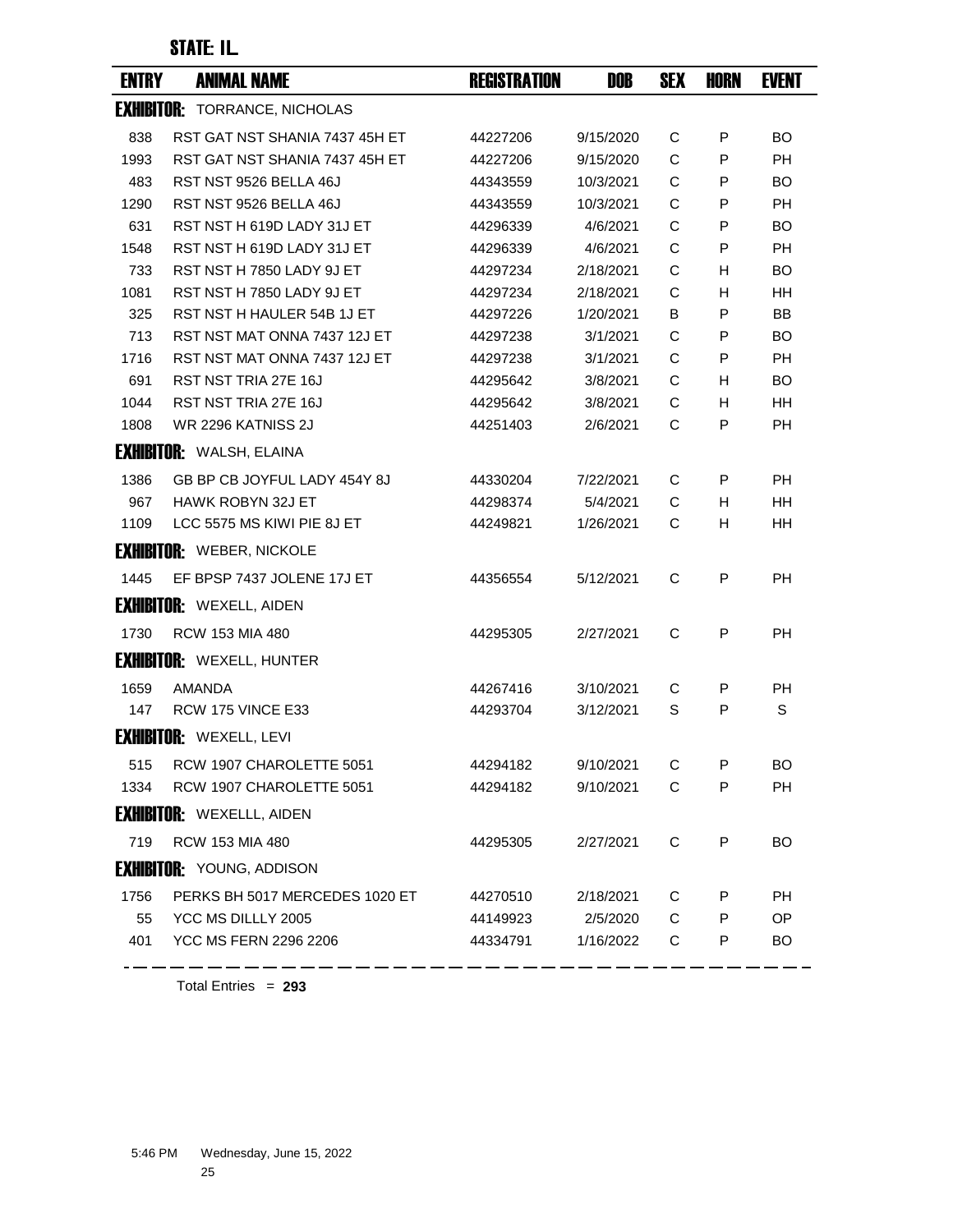**STATE: IL**

| ENTRY | ANIMAL NAME | REGISTRATION | DOB | SEX | HORN | EVENT |
|---|---|---|---|---|---|---|
| **EXHIBITOR:** TORRANCE, NICHOLAS | | | | | | |
| 838 | RST GAT NST SHANIA 7437 45H ET | 44227206 | 9/15/2020 | C | P | BO |
| 1993 | RST GAT NST SHANIA 7437 45H ET | 44227206 | 9/15/2020 | C | P | PH |
| 483 | RST NST 9526 BELLA 46J | 44343559 | 10/3/2021 | C | P | BO |
| 1290 | RST NST 9526 BELLA 46J | 44343559 | 10/3/2021 | C | P | PH |
| 631 | RST NST H 619D LADY 31J ET | 44296339 | 4/6/2021 | C | P | BO |
| 1548 | RST NST H 619D LADY 31J ET | 44296339 | 4/6/2021 | C | P | PH |
| 733 | RST NST H 7850 LADY 9J ET | 44297234 | 2/18/2021 | C | H | BO |
| 1081 | RST NST H 7850 LADY 9J ET | 44297234 | 2/18/2021 | C | H | HH |
| 325 | RST NST H HAULER 54B 1J ET | 44297226 | 1/20/2021 | B | P | BB |
| 713 | RST NST MAT ONNA 7437 12J ET | 44297238 | 3/1/2021 | C | P | BO |
| 1716 | RST NST MAT ONNA 7437 12J ET | 44297238 | 3/1/2021 | C | P | PH |
| 691 | RST NST TRIA 27E 16J | 44295642 | 3/8/2021 | C | H | BO |
| 1044 | RST NST TRIA 27E 16J | 44295642 | 3/8/2021 | C | H | HH |
| 1808 | WR 2296 KATNISS 2J | 44251403 | 2/6/2021 | C | P | PH |
| **EXHIBITOR:** WALSH, ELAINA | | | | | | |
| 1386 | GB BP CB JOYFUL LADY 454Y 8J | 44330204 | 7/22/2021 | C | P | PH |
| 967 | HAWK ROBYN 32J ET | 44298374 | 5/4/2021 | C | H | HH |
| 1109 | LCC 5575 MS KIWI PIE 8J ET | 44249821 | 1/26/2021 | C | H | HH |
| **EXHIBITOR:** WEBER, NICKOLE | | | | | | |
| 1445 | EF BPSP 7437 JOLENE 17J ET | 44356554 | 5/12/2021 | C | P | PH |
| **EXHIBITOR:** WEXELL, AIDEN | | | | | | |
| 1730 | RCW 153 MIA 480 | 44295305 | 2/27/2021 | C | P | PH |
| **EXHIBITOR:** WEXELL, HUNTER | | | | | | |
| 1659 | AMANDA | 44267416 | 3/10/2021 | C | P | PH |
| 147 | RCW 175 VINCE E33 | 44293704 | 3/12/2021 | S | P | S |
| **EXHIBITOR:** WEXELL, LEVI | | | | | | |
| 515 | RCW 1907 CHAROLETTE 5051 | 44294182 | 9/10/2021 | C | P | BO |
| 1334 | RCW 1907 CHAROLETTE 5051 | 44294182 | 9/10/2021 | C | P | PH |
| **EXHIBITOR:** WEXELLL, AIDEN | | | | | | |
| 719 | RCW 153 MIA 480 | 44295305 | 2/27/2021 | C | P | BO |
| **EXHIBITOR:** YOUNG, ADDISON | | | | | | |
| 1756 | PERKS BH 5017 MERCEDES 1020 ET | 44270510 | 2/18/2021 | C | P | PH |
| 55 | YCC MS DILLLY 2005 | 44149923 | 2/5/2020 | C | P | OP |
| 401 | YCC MS FERN 2296 2206 | 44334791 | 1/16/2022 | C | P | BO |

Total Entries = **293**

5:46 PM Wednesday, June 15, 2022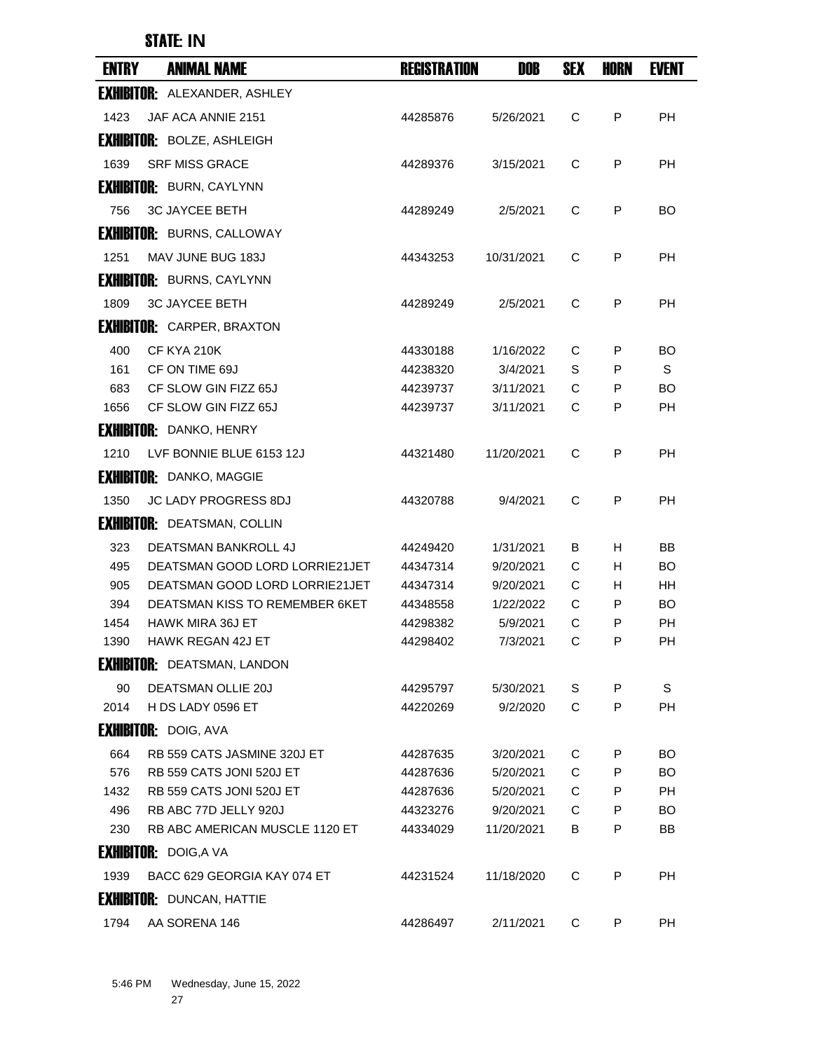## STATE: IN

| ENTRY | ANIMAL NAME | REGISTRATION | DOB | SEX | HORN | EVENT |
|---|---|---|---|---|---|---|
| **EXHIBITOR:** ALEXANDER, ASHLEY | | | | | | |
| 1423 | JAF ACA ANNIE 2151 | 44285876 | 5/26/2021 | C | P | PH |
| **EXHIBITOR:** BOLZE, ASHLEIGH | | | | | | |
| 1639 | SRF MISS GRACE | 44289376 | 3/15/2021 | C | P | PH |
| **EXHIBITOR:** BURN, CAYLYNN | | | | | | |
| 756 | 3C JAYCEE BETH | 44289249 | 2/5/2021 | C | P | BO |
| **EXHIBITOR:** BURNS, CALLOWAY | | | | | | |
| 1251 | MAV JUNE BUG 183J | 44343253 | 10/31/2021 | C | P | PH |
| **EXHIBITOR:** BURNS, CAYLYNN | | | | | | |
| 1809 | 3C JAYCEE BETH | 44289249 | 2/5/2021 | C | P | PH |
| **EXHIBITOR:** CARPER, BRAXTON | | | | | | |
| 400 | CF KYA 210K | 44330188 | 1/16/2022 | C | P | BO |
| 161 | CF ON TIME 69J | 44238320 | 3/4/2021 | S | P | S |
| 683 | CF SLOW GIN FIZZ 65J | 44239737 | 3/11/2021 | C | P | BO |
| 1656 | CF SLOW GIN FIZZ 65J | 44239737 | 3/11/2021 | C | P | PH |
| **EXHIBITOR:** DANKO, HENRY | | | | | | |
| 1210 | LVF BONNIE BLUE 6153 12J | 44321480 | 11/20/2021 | C | P | PH |
| **EXHIBITOR:** DANKO, MAGGIE | | | | | | |
| 1350 | JC LADY PROGRESS 8DJ | 44320788 | 9/4/2021 | C | P | PH |
| **EXHIBITOR:** DEATSMAN, COLLIN | | | | | | |
| 323 | DEATSMAN BANKROLL 4J | 44249420 | 1/31/2021 | B | H | BB |
| 495 | DEATSMAN GOOD LORD LORRIE21JET | 44347314 | 9/20/2021 | C | H | BO |
| 905 | DEATSMAN GOOD LORD LORRIE21JET | 44347314 | 9/20/2021 | C | H | HH |
| 394 | DEATSMAN KISS TO REMEMBER 6KET | 44348558 | 1/22/2022 | C | P | BO |
| 1454 | HAWK MIRA 36J ET | 44298382 | 5/9/2021 | C | P | PH |
| 1390 | HAWK REGAN 42J ET | 44298402 | 7/3/2021 | C | P | PH |
| **EXHIBITOR:** DEATSMAN, LANDON | | | | | | |
| 90 | DEATSMAN OLLIE 20J | 44295797 | 5/30/2021 | S | P | S |
| 2014 | H DS LADY 0596 ET | 44220269 | 9/2/2020 | C | P | PH |
| **EXHIBITOR:** DOIG, AVA | | | | | | |
| 664 | RB 559 CATS JASMINE 320J ET | 44287635 | 3/20/2021 | C | P | BO |
| 576 | RB 559 CATS JONI 520J ET | 44287636 | 5/20/2021 | C | P | BO |
| 1432 | RB 559 CATS JONI 520J ET | 44287636 | 5/20/2021 | C | P | PH |
| 496 | RB ABC 77D JELLY 920J | 44323276 | 9/20/2021 | C | P | BO |
| 230 | RB ABC AMERICAN MUSCLE 1120 ET | 44334029 | 11/20/2021 | B | P | BB |
| **EXHIBITOR:** DOIG,A VA | | | | | | |
| 1939 | BACC 629 GEORGIA KAY 074 ET | 44231524 | 11/18/2020 | C | P | PH |
| **EXHIBITOR:** DUNCAN, HATTIE | | | | | | |
| 1794 | AA SORENA 146 | 44286497 | 2/11/2021 | C | P | PH |

5:46 PM Wednesday, June 15, 2022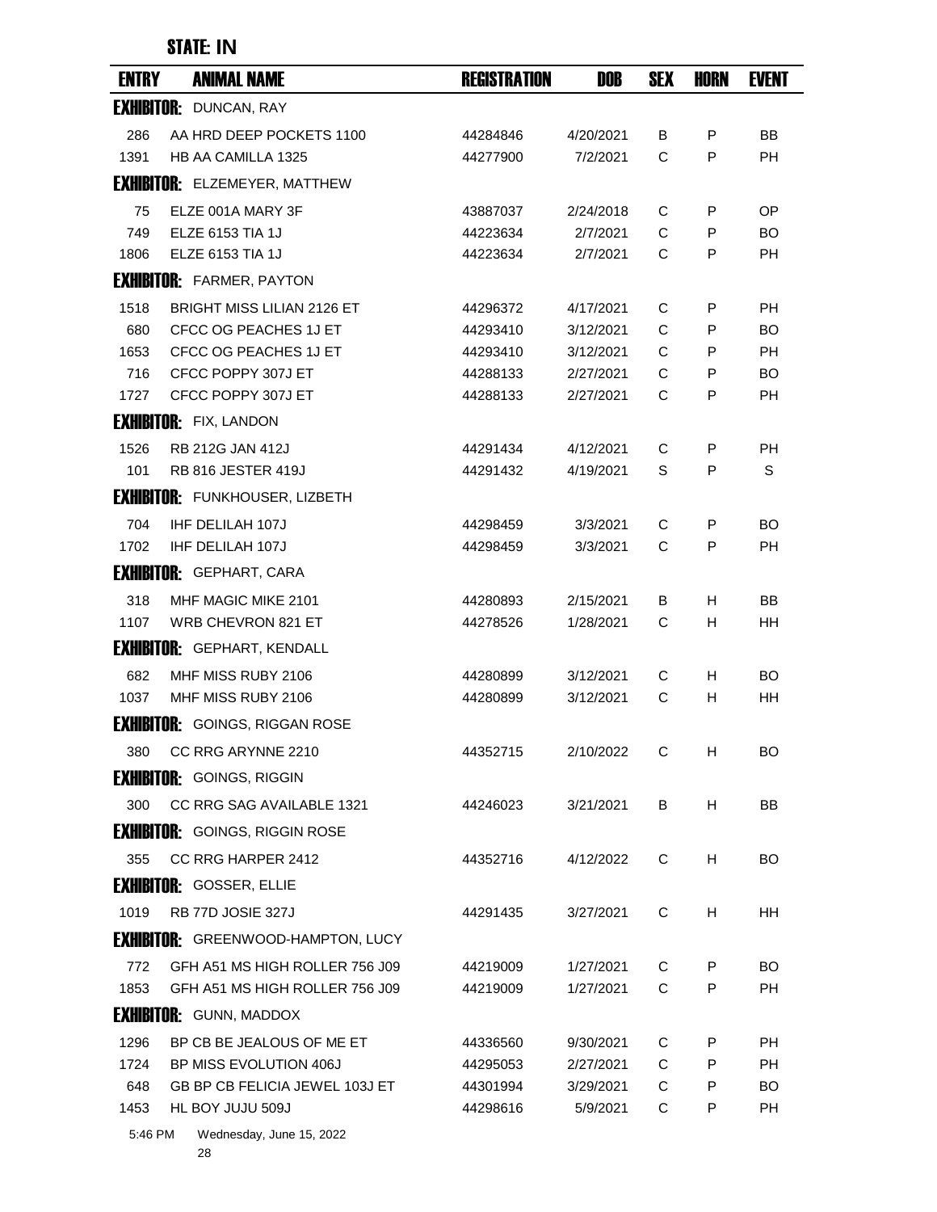## STATE: IN

| ENTRY | ANIMAL NAME | REGISTRATION | DOB | SEX | HORN | EVENT |
|---|---|---|---|---|---|---|
| **EXHIBITOR:** DUNCAN, RAY | | | | | | |
| 286 | AA HRD DEEP POCKETS 1100 | 44284846 | 4/20/2021 | B | P | BB |
| 1391 | HB AA CAMILLA 1325 | 44277900 | 7/2/2021 | C | P | PH |
| **EXHIBITOR:** ELZEMEYER, MATTHEW | | | | | | |
| 75 | ELZE 001A MARY 3F | 43887037 | 2/24/2018 | C | P | OP |
| 749 | ELZE 6153 TIA 1J | 44223634 | 2/7/2021 | C | P | BO |
| 1806 | ELZE 6153 TIA 1J | 44223634 | 2/7/2021 | C | P | PH |
| **EXHIBITOR:** FARMER, PAYTON | | | | | | |
| 1518 | BRIGHT MISS LILIAN 2126 ET | 44296372 | 4/17/2021 | C | P | PH |
| 680 | CFCC OG PEACHES 1J ET | 44293410 | 3/12/2021 | C | P | BO |
| 1653 | CFCC OG PEACHES 1J ET | 44293410 | 3/12/2021 | C | P | PH |
| 716 | CFCC POPPY 307J ET | 44288133 | 2/27/2021 | C | P | BO |
| 1727 | CFCC POPPY 307J ET | 44288133 | 2/27/2021 | C | P | PH |
| **EXHIBITOR:** FIX, LANDON | | | | | | |
| 1526 | RB 212G JAN 412J | 44291434 | 4/12/2021 | C | P | PH |
| 101 | RB 816 JESTER 419J | 44291432 | 4/19/2021 | S | P | S |
| **EXHIBITOR:** FUNKHOUSER, LIZBETH | | | | | | |
| 704 | IHF DELILAH 107J | 44298459 | 3/3/2021 | C | P | BO |
| 1702 | IHF DELILAH 107J | 44298459 | 3/3/2021 | C | P | PH |
| **EXHIBITOR:** GEPHART, CARA | | | | | | |
| 318 | MHF MAGIC MIKE 2101 | 44280893 | 2/15/2021 | B | H | BB |
| 1107 | WRB CHEVRON 821 ET | 44278526 | 1/28/2021 | C | H | HH |
| **EXHIBITOR:** GEPHART, KENDALL | | | | | | |
| 682 | MHF MISS RUBY 2106 | 44280899 | 3/12/2021 | C | H | BO |
| 1037 | MHF MISS RUBY 2106 | 44280899 | 3/12/2021 | C | H | HH |
| **EXHIBITOR:** GOINGS, RIGGAN ROSE | | | | | | |
| 380 | CC RRG ARYNNE 2210 | 44352715 | 2/10/2022 | C | H | BO |
| **EXHIBITOR:** GOINGS, RIGGIN | | | | | | |
| 300 | CC RRG SAG AVAILABLE 1321 | 44246023 | 3/21/2021 | B | H | BB |
| **EXHIBITOR:** GOINGS, RIGGIN ROSE | | | | | | |
| 355 | CC RRG HARPER 2412 | 44352716 | 4/12/2022 | C | H | BO |
| **EXHIBITOR:** GOSSER, ELLIE | | | | | | |
| 1019 | RB 77D JOSIE 327J | 44291435 | 3/27/2021 | C | H | HH |
| **EXHIBITOR:** GREENWOOD-HAMPTON, LUCY | | | | | | |
| 772 | GFH A51 MS HIGH ROLLER 756 J09 | 44219009 | 1/27/2021 | C | P | BO |
| 1853 | GFH A51 MS HIGH ROLLER 756 J09 | 44219009 | 1/27/2021 | C | P | PH |
| **EXHIBITOR:** GUNN, MADDOX | | | | | | |
| 1296 | BP CB BE JEALOUS OF ME ET | 44336560 | 9/30/2021 | C | P | PH |
| 1724 | BP MISS EVOLUTION 406J | 44295053 | 2/27/2021 | C | P | PH |
| 648 | GB BP CB FELICIA JEWEL 103J ET | 44301994 | 3/29/2021 | C | P | BO |
| 1453 | HL BOY JUJU 509J | 44298616 | 5/9/2021 | C | P | PH |

5:46 PM Wednesday, June 15, 2022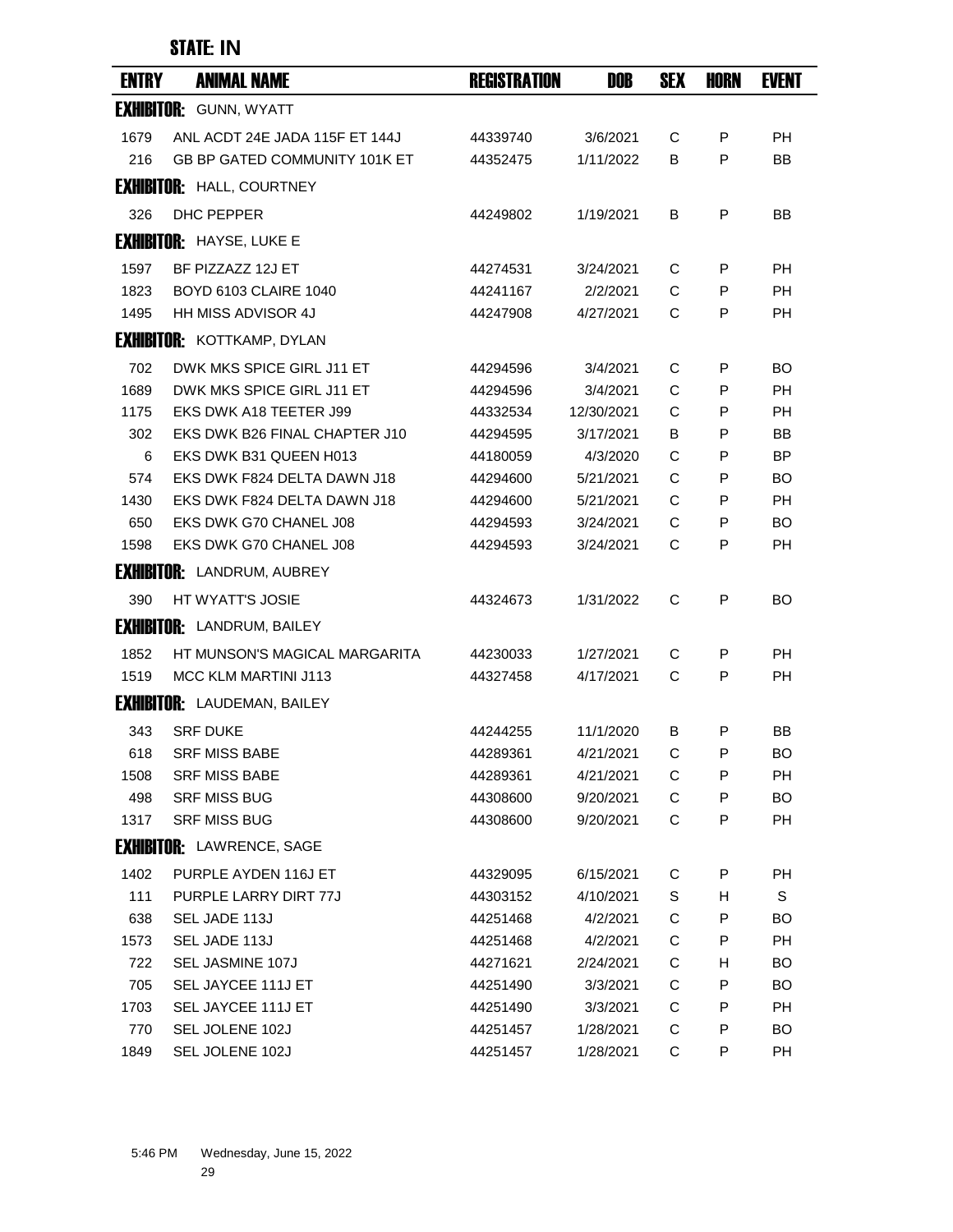## STATE: IN

| ENTRY | ANIMAL NAME | REGISTRATION | DOB | SEX | HORN | EVENT |
|---|---|---|---|---|---|---|
| **EXHIBITOR:** GUNN, WYATT | | | | | | |
| 1679 | ANL ACDT 24E JADA 115F ET 144J | 44339740 | 3/6/2021 | C | P | PH |
| 216 | GB BP GATED COMMUNITY 101K ET | 44352475 | 1/11/2022 | B | P | BB |
| **EXHIBITOR:** HALL, COURTNEY | | | | | | |
| 326 | DHC PEPPER | 44249802 | 1/19/2021 | B | P | BB |
| **EXHIBITOR:** HAYSE, LUKE E | | | | | | |
| 1597 | BF PIZZAZZ 12J ET | 44274531 | 3/24/2021 | C | P | PH |
| 1823 | BOYD 6103 CLAIRE 1040 | 44241167 | 2/2/2021 | C | P | PH |
| 1495 | HH MISS ADVISOR 4J | 44247908 | 4/27/2021 | C | P | PH |
| **EXHIBITOR:** KOTTKAMP, DYLAN | | | | | | |
| 702 | DWK MKS SPICE GIRL J11 ET | 44294596 | 3/4/2021 | C | P | BO |
| 1689 | DWK MKS SPICE GIRL J11 ET | 44294596 | 3/4/2021 | C | P | PH |
| 1175 | EKS DWK A18 TEETER J99 | 44332534 | 12/30/2021 | C | P | PH |
| 302 | EKS DWK B26 FINAL CHAPTER J10 | 44294595 | 3/17/2021 | B | P | BB |
| 6 | EKS DWK B31 QUEEN H013 | 44180059 | 4/3/2020 | C | P | BP |
| 574 | EKS DWK F824 DELTA DAWN J18 | 44294600 | 5/21/2021 | C | P | BO |
| 1430 | EKS DWK F824 DELTA DAWN J18 | 44294600 | 5/21/2021 | C | P | PH |
| 650 | EKS DWK G70 CHANEL J08 | 44294593 | 3/24/2021 | C | P | BO |
| 1598 | EKS DWK G70 CHANEL J08 | 44294593 | 3/24/2021 | C | P | PH |
| **EXHIBITOR:** LANDRUM, AUBREY | | | | | | |
| 390 | HT WYATT'S JOSIE | 44324673 | 1/31/2022 | C | P | BO |
| **EXHIBITOR:** LANDRUM, BAILEY | | | | | | |
| 1852 | HT MUNSON'S MAGICAL MARGARITA | 44230033 | 1/27/2021 | C | P | PH |
| 1519 | MCC KLM MARTINI J113 | 44327458 | 4/17/2021 | C | P | PH |
| **EXHIBITOR:** LAUDEMAN, BAILEY | | | | | | |
| 343 | SRF DUKE | 44244255 | 11/1/2020 | B | P | BB |
| 618 | SRF MISS BABE | 44289361 | 4/21/2021 | C | P | BO |
| 1508 | SRF MISS BABE | 44289361 | 4/21/2021 | C | P | PH |
| 498 | SRF MISS BUG | 44308600 | 9/20/2021 | C | P | BO |
| 1317 | SRF MISS BUG | 44308600 | 9/20/2021 | C | P | PH |
| **EXHIBITOR:** LAWRENCE, SAGE | | | | | | |
| 1402 | PURPLE AYDEN 116J ET | 44329095 | 6/15/2021 | C | P | PH |
| 111 | PURPLE LARRY DIRT 77J | 44303152 | 4/10/2021 | S | H | S |
| 638 | SEL JADE 113J | 44251468 | 4/2/2021 | C | P | BO |
| 1573 | SEL JADE 113J | 44251468 | 4/2/2021 | C | P | PH |
| 722 | SEL JASMINE 107J | 44271621 | 2/24/2021 | C | H | BO |
| 705 | SEL JAYCEE 111J ET | 44251490 | 3/3/2021 | C | P | BO |
| 1703 | SEL JAYCEE 111J ET | 44251490 | 3/3/2021 | C | P | PH |
| 770 | SEL JOLENE 102J | 44251457 | 1/28/2021 | C | P | BO |
| 1849 | SEL JOLENE 102J | 44251457 | 1/28/2021 | C | P | PH |

5:46 PM Wednesday, June 15, 2022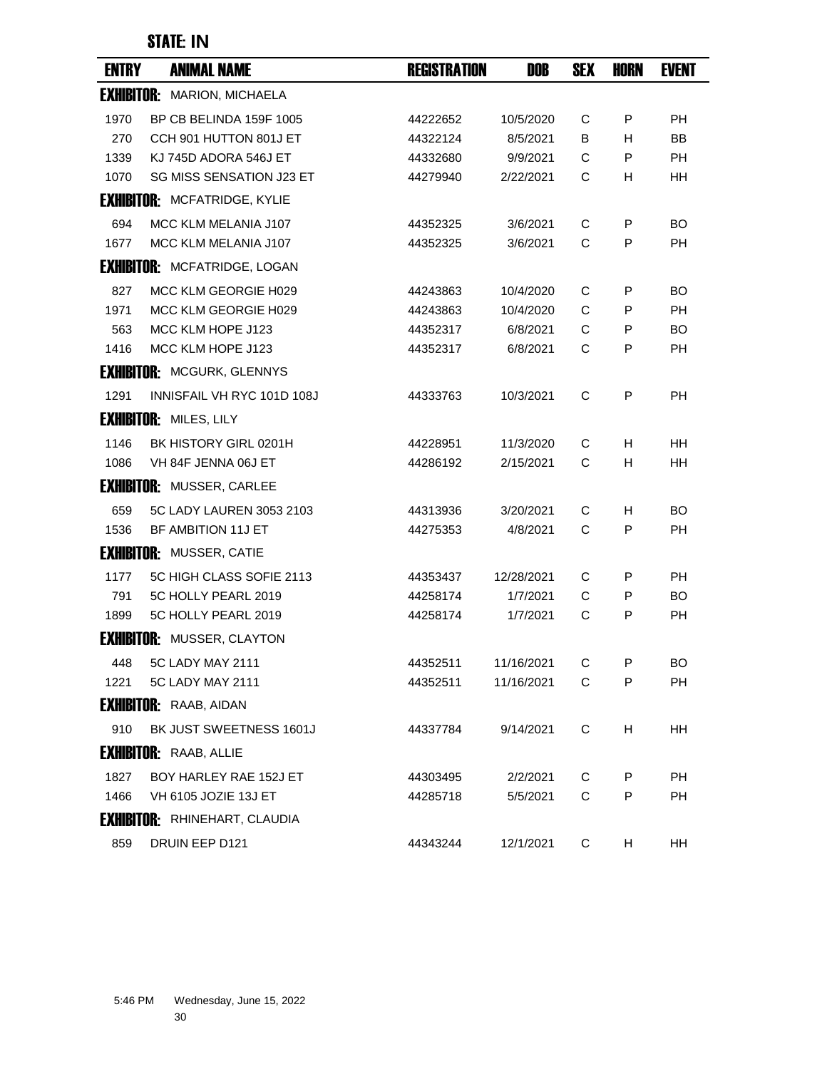## STATE: IN

| ENTRY | ANIMAL NAME | REGISTRATION | DOB | SEX | HORN | EVENT |
|---|---|---|---|---|---|---|
| **EXHIBITOR:** MARION, MICHAELA | | | | | | |
| 1970 | BP CB BELINDA 159F 1005 | 44222652 | 10/5/2020 | C | P | PH |
| 270 | CCH 901 HUTTON 801J ET | 44322124 | 8/5/2021 | B | H | BB |
| 1339 | KJ 745D ADORA 546J ET | 44332680 | 9/9/2021 | C | P | PH |
| 1070 | SG MISS SENSATION J23 ET | 44279940 | 2/22/2021 | C | H | HH |
| **EXHIBITOR:** MCFATRIDGE, KYLIE | | | | | | |
| 694 | MCC KLM MELANIA J107 | 44352325 | 3/6/2021 | C | P | BO |
| 1677 | MCC KLM MELANIA J107 | 44352325 | 3/6/2021 | C | P | PH |
| **EXHIBITOR:** MCFATRIDGE, LOGAN | | | | | | |
| 827 | MCC KLM GEORGIE H029 | 44243863 | 10/4/2020 | C | P | BO |
| 1971 | MCC KLM GEORGIE H029 | 44243863 | 10/4/2020 | C | P | PH |
| 563 | MCC KLM HOPE J123 | 44352317 | 6/8/2021 | C | P | BO |
| 1416 | MCC KLM HOPE J123 | 44352317 | 6/8/2021 | C | P | PH |
| **EXHIBITOR:** MCGURK, GLENNYS | | | | | | |
| 1291 | INNISFAIL VH RYC 101D 108J | 44333763 | 10/3/2021 | C | P | PH |
| **EXHIBITOR:** MILES, LILY | | | | | | |
| 1146 | BK HISTORY GIRL 0201H | 44228951 | 11/3/2020 | C | H | HH |
| 1086 | VH 84F JENNA 06J ET | 44286192 | 2/15/2021 | C | H | HH |
| **EXHIBITOR:** MUSSER, CARLEE | | | | | | |
| 659 | 5C LADY LAUREN 3053 2103 | 44313936 | 3/20/2021 | C | H | BO |
| 1536 | BF AMBITION 11J ET | 44275353 | 4/8/2021 | C | P | PH |
| **EXHIBITOR:** MUSSER, CATIE | | | | | | |
| 1177 | 5C HIGH CLASS SOFIE 2113 | 44353437 | 12/28/2021 | C | P | PH |
| 791 | 5C HOLLY PEARL 2019 | 44258174 | 1/7/2021 | C | P | BO |
| 1899 | 5C HOLLY PEARL 2019 | 44258174 | 1/7/2021 | C | P | PH |
| **EXHIBITOR:** MUSSER, CLAYTON | | | | | | |
| 448 | 5C LADY MAY 2111 | 44352511 | 11/16/2021 | C | P | BO |
| 1221 | 5C LADY MAY 2111 | 44352511 | 11/16/2021 | C | P | PH |
| **EXHIBITOR:** RAAB, AIDAN | | | | | | |
| 910 | BK JUST SWEETNESS 1601J | 44337784 | 9/14/2021 | C | H | HH |
| **EXHIBITOR:** RAAB, ALLIE | | | | | | |
| 1827 | BOY HARLEY RAE 152J ET | 44303495 | 2/2/2021 | C | P | PH |
| 1466 | VH 6105 JOZIE 13J ET | 44285718 | 5/5/2021 | C | P | PH |
| **EXHIBITOR:** RHINEHART, CLAUDIA | | | | | | |
| 859 | DRUIN EEP D121 | 44343244 | 12/1/2021 | C | H | HH |

5:46 PM Wednesday, June 15, 2022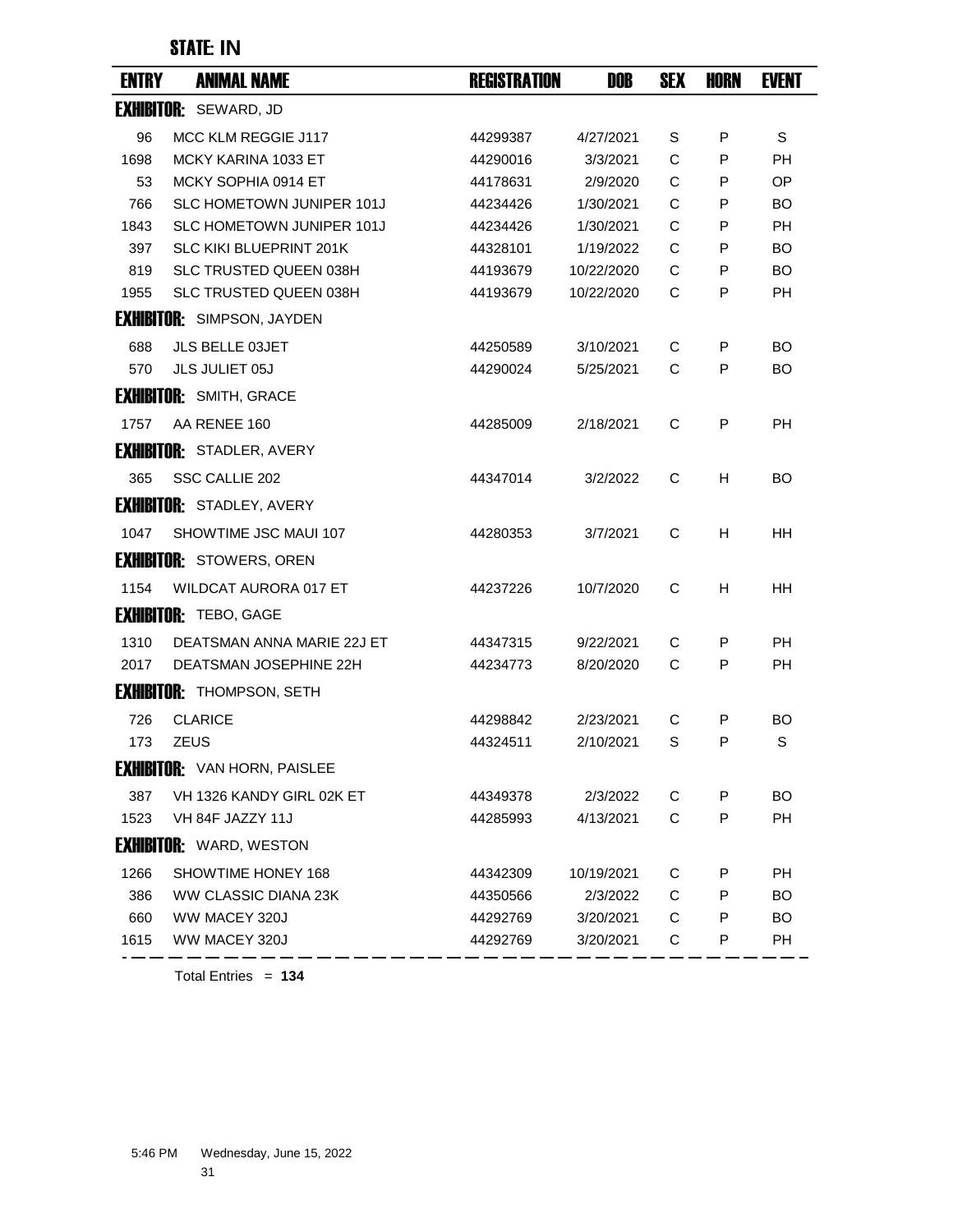## STATE: IN

| ENTRY | ANIMAL NAME | REGISTRATION | DOB | SEX | HORN | EVENT |
|---|---|---|---|---|---|---|
| **EXHIBITOR:** SEWARD, JD | | | | | | |
| 96 | MCC KLM REGGIE J117 | 44299387 | 4/27/2021 | S | P | S |
| 1698 | MCKY KARINA 1033 ET | 44290016 | 3/3/2021 | C | P | PH |
| 53 | MCKY SOPHIA 0914 ET | 44178631 | 2/9/2020 | C | P | OP |
| 766 | SLC HOMETOWN JUNIPER 101J | 44234426 | 1/30/2021 | C | P | BO |
| 1843 | SLC HOMETOWN JUNIPER 101J | 44234426 | 1/30/2021 | C | P | PH |
| 397 | SLC KIKI BLUEPRINT 201K | 44328101 | 1/19/2022 | C | P | BO |
| 819 | SLC TRUSTED QUEEN 038H | 44193679 | 10/22/2020 | C | P | BO |
| 1955 | SLC TRUSTED QUEEN 038H | 44193679 | 10/22/2020 | C | P | PH |
| **EXHIBITOR:** SIMPSON, JAYDEN | | | | | | |
| 688 | JLS BELLE 03JET | 44250589 | 3/10/2021 | C | P | BO |
| 570 | JLS JULIET 05J | 44290024 | 5/25/2021 | C | P | BO |
| **EXHIBITOR:** SMITH, GRACE | | | | | | |
| 1757 | AA RENEE 160 | 44285009 | 2/18/2021 | C | P | PH |
| **EXHIBITOR:** STADLER, AVERY | | | | | | |
| 365 | SSC CALLIE 202 | 44347014 | 3/2/2022 | C | H | BO |
| **EXHIBITOR:** STADLEY, AVERY | | | | | | |
| 1047 | SHOWTIME JSC MAUI 107 | 44280353 | 3/7/2021 | C | H | HH |
| **EXHIBITOR:** STOWERS, OREN | | | | | | |
| 1154 | WILDCAT AURORA 017 ET | 44237226 | 10/7/2020 | C | H | HH |
| **EXHIBITOR:** TEBO, GAGE | | | | | | |
| 1310 | DEATSMAN ANNA MARIE 22J ET | 44347315 | 9/22/2021 | C | P | PH |
| 2017 | DEATSMAN JOSEPHINE 22H | 44234773 | 8/20/2020 | C | P | PH |
| **EXHIBITOR:** THOMPSON, SETH | | | | | | |
| 726 | CLARICE | 44298842 | 2/23/2021 | C | P | BO |
| 173 | ZEUS | 44324511 | 2/10/2021 | S | P | S |
| **EXHIBITOR:** VAN HORN, PAISLEE | | | | | | |
| 387 | VH 1326 KANDY GIRL 02K ET | 44349378 | 2/3/2022 | C | P | BO |
| 1523 | VH 84F JAZZY 11J | 44285993 | 4/13/2021 | C | P | PH |
| **EXHIBITOR:** WARD, WESTON | | | | | | |
| 1266 | SHOWTIME HONEY 168 | 44342309 | 10/19/2021 | C | P | PH |
| 386 | WW CLASSIC DIANA 23K | 44350566 | 2/3/2022 | C | P | BO |
| 660 | WW MACEY 320J | 44292769 | 3/20/2021 | C | P | BO |
| 1615 | WW MACEY 320J | 44292769 | 3/20/2021 | C | P | PH |

Total Entries = **134**

5:46 PM Wednesday, June 15, 2022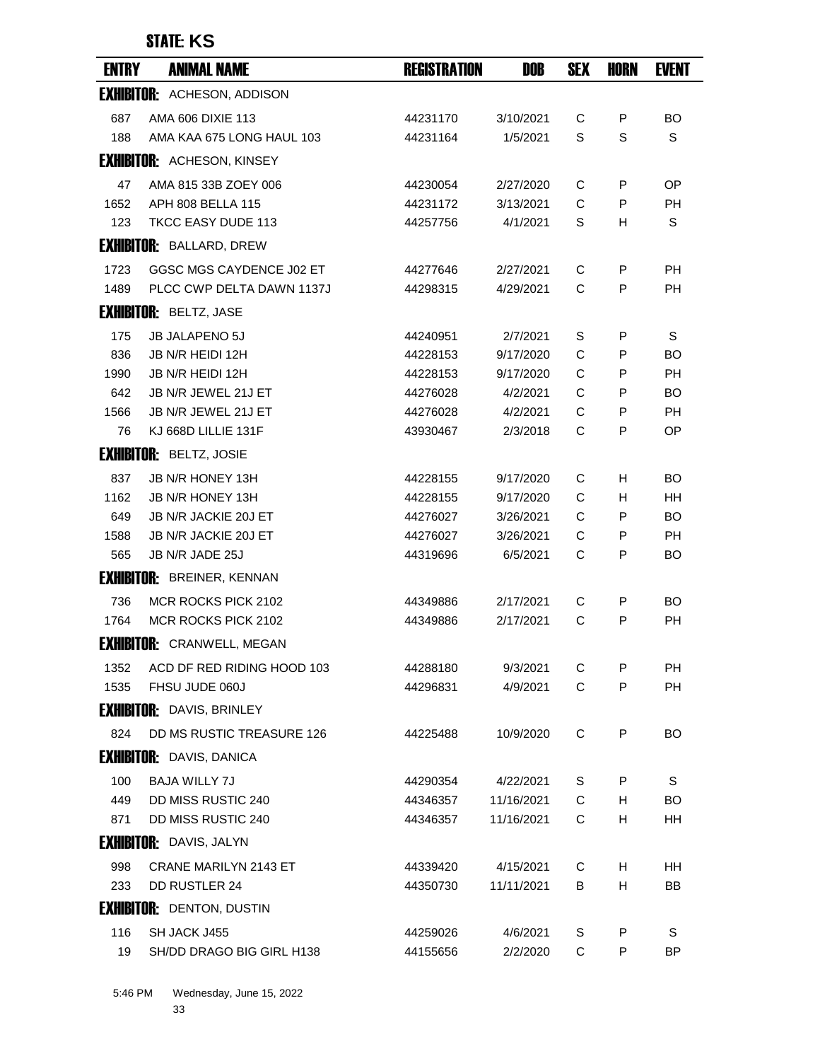## STATE: KS

| ENTRY | ANIMAL NAME | REGISTRATION | DOB | SEX | HORN | EVENT |
|---|---|---|---|---|---|---|
| **EXHIBITOR:** ACHESON, ADDISON | | | | | | |
| 687 | AMA 606 DIXIE 113 | 44231170 | 3/10/2021 | C | P | BO |
| 188 | AMA KAA 675 LONG HAUL 103 | 44231164 | 1/5/2021 | S | S | S |
| **EXHIBITOR:** ACHESON, KINSEY | | | | | | |
| 47 | AMA 815 33B ZOEY 006 | 44230054 | 2/27/2020 | C | P | OP |
| 1652 | APH 808 BELLA 115 | 44231172 | 3/13/2021 | C | P | PH |
| 123 | TKCC EASY DUDE 113 | 44257756 | 4/1/2021 | S | H | S |
| **EXHIBITOR:** BALLARD, DREW | | | | | | |
| 1723 | GGSC MGS CAYDENCE J02 ET | 44277646 | 2/27/2021 | C | P | PH |
| 1489 | PLCC CWP DELTA DAWN 1137J | 44298315 | 4/29/2021 | C | P | PH |
| **EXHIBITOR:** BELTZ, JASE | | | | | | |
| 175 | JB JALAPENO 5J | 44240951 | 2/7/2021 | S | P | S |
| 836 | JB N/R HEIDI 12H | 44228153 | 9/17/2020 | C | P | BO |
| 1990 | JB N/R HEIDI 12H | 44228153 | 9/17/2020 | C | P | PH |
| 642 | JB N/R JEWEL 21J ET | 44276028 | 4/2/2021 | C | P | BO |
| 1566 | JB N/R JEWEL 21J ET | 44276028 | 4/2/2021 | C | P | PH |
| 76 | KJ 668D LILLIE 131F | 43930467 | 2/3/2018 | C | P | OP |
| **EXHIBITOR:** BELTZ, JOSIE | | | | | | |
| 837 | JB N/R HONEY 13H | 44228155 | 9/17/2020 | C | H | BO |
| 1162 | JB N/R HONEY 13H | 44228155 | 9/17/2020 | C | H | HH |
| 649 | JB N/R JACKIE 20J ET | 44276027 | 3/26/2021 | C | P | BO |
| 1588 | JB N/R JACKIE 20J ET | 44276027 | 3/26/2021 | C | P | PH |
| 565 | JB N/R JADE 25J | 44319696 | 6/5/2021 | C | P | BO |
| **EXHIBITOR:** BREINER, KENNAN | | | | | | |
| 736 | MCR ROCKS PICK 2102 | 44349886 | 2/17/2021 | C | P | BO |
| 1764 | MCR ROCKS PICK 2102 | 44349886 | 2/17/2021 | C | P | PH |
| **EXHIBITOR:** CRANWELL, MEGAN | | | | | | |
| 1352 | ACD DF RED RIDING HOOD 103 | 44288180 | 9/3/2021 | C | P | PH |
| 1535 | FHSU JUDE 060J | 44296831 | 4/9/2021 | C | P | PH |
| **EXHIBITOR:** DAVIS, BRINLEY | | | | | | |
| 824 | DD MS RUSTIC TREASURE 126 | 44225488 | 10/9/2020 | C | P | BO |
| **EXHIBITOR:** DAVIS, DANICA | | | | | | |
| 100 | BAJA WILLY 7J | 44290354 | 4/22/2021 | S | P | S |
| 449 | DD MISS RUSTIC 240 | 44346357 | 11/16/2021 | C | H | BO |
| 871 | DD MISS RUSTIC 240 | 44346357 | 11/16/2021 | C | H | HH |
| **EXHIBITOR:** DAVIS, JALYN | | | | | | |
| 998 | CRANE MARILYN 2143 ET | 44339420 | 4/15/2021 | C | H | HH |
| 233 | DD RUSTLER 24 | 44350730 | 11/11/2021 | B | H | BB |
| **EXHIBITOR:** DENTON, DUSTIN | | | | | | |
| 116 | SH JACK J455 | 44259026 | 4/6/2021 | S | P | S |
| 19 | SH/DD DRAGO BIG GIRL H138 | 44155656 | 2/2/2020 | C | P | BP |

5:46 PM Wednesday, June 15, 2022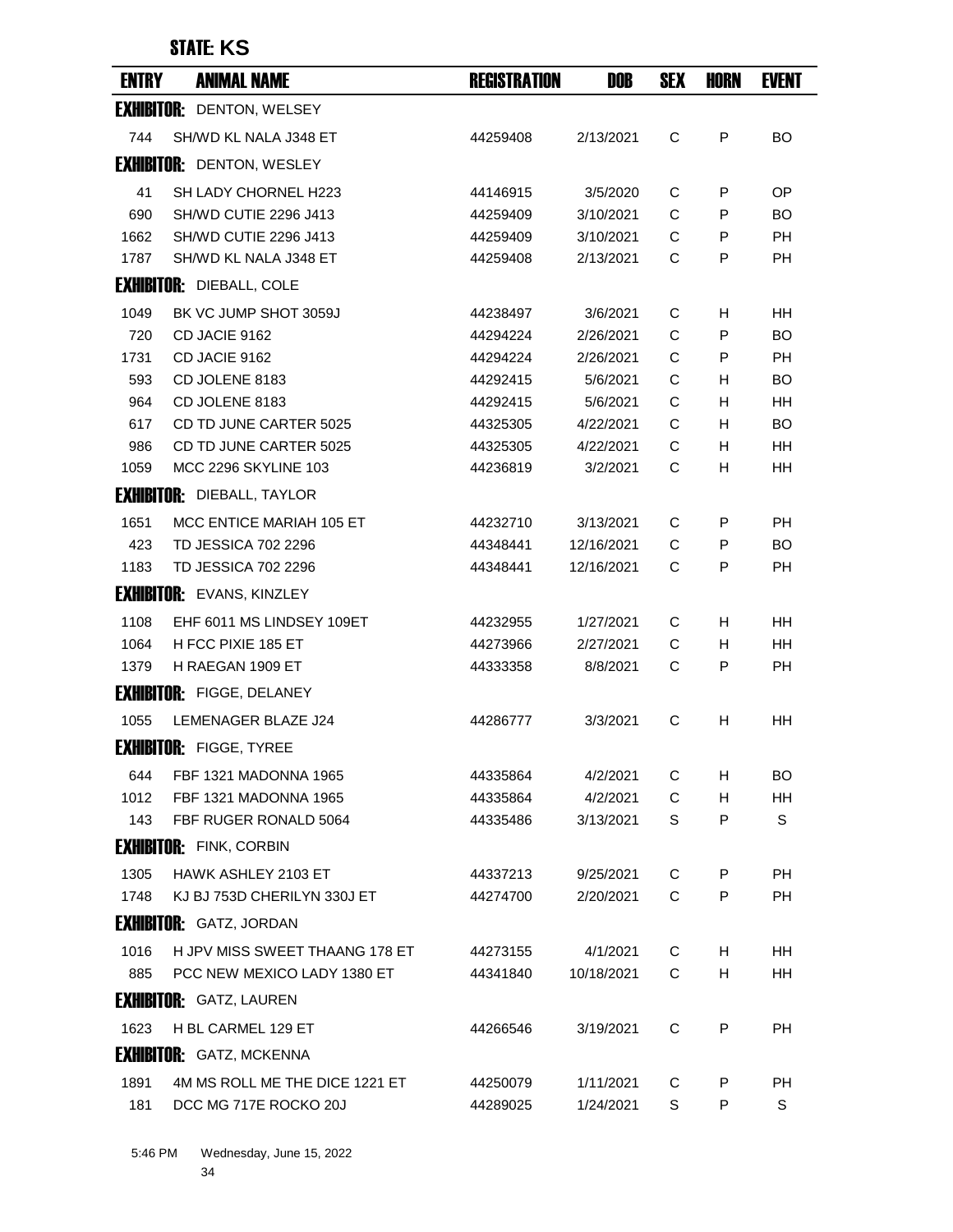## STATE: KS

| ENTRY | ANIMAL NAME | REGISTRATION | DOB | SEX | HORN | EVENT |
|---|---|---|---|---|---|---|
| **EXHIBITOR:** DENTON, WELSEY | | | | | | |
| 744 | SH/WD KL NALA J348 ET | 44259408 | 2/13/2021 | C | P | BO |
| **EXHIBITOR:** DENTON, WESLEY | | | | | | |
| 41 | SH LADY CHORNEL H223 | 44146915 | 3/5/2020 | C | P | OP |
| 690 | SH/WD CUTIE 2296 J413 | 44259409 | 3/10/2021 | C | P | BO |
| 1662 | SH/WD CUTIE 2296 J413 | 44259409 | 3/10/2021 | C | P | PH |
| 1787 | SH/WD KL NALA J348 ET | 44259408 | 2/13/2021 | C | P | PH |
| **EXHIBITOR:** DIEBALL, COLE | | | | | | |
| 1049 | BK VC JUMP SHOT 3059J | 44238497 | 3/6/2021 | C | H | HH |
| 720 | CD JACIE 9162 | 44294224 | 2/26/2021 | C | P | BO |
| 1731 | CD JACIE 9162 | 44294224 | 2/26/2021 | C | P | PH |
| 593 | CD JOLENE 8183 | 44292415 | 5/6/2021 | C | H | BO |
| 964 | CD JOLENE 8183 | 44292415 | 5/6/2021 | C | H | HH |
| 617 | CD TD JUNE CARTER 5025 | 44325305 | 4/22/2021 | C | H | BO |
| 986 | CD TD JUNE CARTER 5025 | 44325305 | 4/22/2021 | C | H | HH |
| 1059 | MCC 2296 SKYLINE 103 | 44236819 | 3/2/2021 | C | H | HH |
| **EXHIBITOR:** DIEBALL, TAYLOR | | | | | | |
| 1651 | MCC ENTICE MARIAH 105 ET | 44232710 | 3/13/2021 | C | P | PH |
| 423 | TD JESSICA 702 2296 | 44348441 | 12/16/2021 | C | P | BO |
| 1183 | TD JESSICA 702 2296 | 44348441 | 12/16/2021 | C | P | PH |
| **EXHIBITOR:** EVANS, KINZLEY | | | | | | |
| 1108 | EHF 6011 MS LINDSEY 109ET | 44232955 | 1/27/2021 | C | H | HH |
| 1064 | H FCC PIXIE 185 ET | 44273966 | 2/27/2021 | C | H | HH |
| 1379 | H RAEGAN 1909 ET | 44333358 | 8/8/2021 | C | P | PH |
| **EXHIBITOR:** FIGGE, DELANEY | | | | | | |
| 1055 | LEMENAGER BLAZE J24 | 44286777 | 3/3/2021 | C | H | HH |
| **EXHIBITOR:** FIGGE, TYREE | | | | | | |
| 644 | FBF 1321 MADONNA 1965 | 44335864 | 4/2/2021 | C | H | BO |
| 1012 | FBF 1321 MADONNA 1965 | 44335864 | 4/2/2021 | C | H | HH |
| 143 | FBF RUGER RONALD 5064 | 44335486 | 3/13/2021 | S | P | S |
| **EXHIBITOR:** FINK, CORBIN | | | | | | |
| 1305 | HAWK ASHLEY 2103 ET | 44337213 | 9/25/2021 | C | P | PH |
| 1748 | KJ BJ 753D CHERILYN 330J ET | 44274700 | 2/20/2021 | C | P | PH |
| **EXHIBITOR:** GATZ, JORDAN | | | | | | |
| 1016 | H JPV MISS SWEET THAANG 178 ET | 44273155 | 4/1/2021 | C | H | HH |
| 885 | PCC NEW MEXICO LADY 1380 ET | 44341840 | 10/18/2021 | C | H | HH |
| **EXHIBITOR:** GATZ, LAUREN | | | | | | |
| 1623 | H BL CARMEL 129 ET | 44266546 | 3/19/2021 | C | P | PH |
| **EXHIBITOR:** GATZ, MCKENNA | | | | | | |
| 1891 | 4M MS ROLL ME THE DICE 1221 ET | 44250079 | 1/11/2021 | C | P | PH |
| 181 | DCC MG 717E ROCKO 20J | 44289025 | 1/24/2021 | S | P | S |

5:46 PM Wednesday, June 15, 2022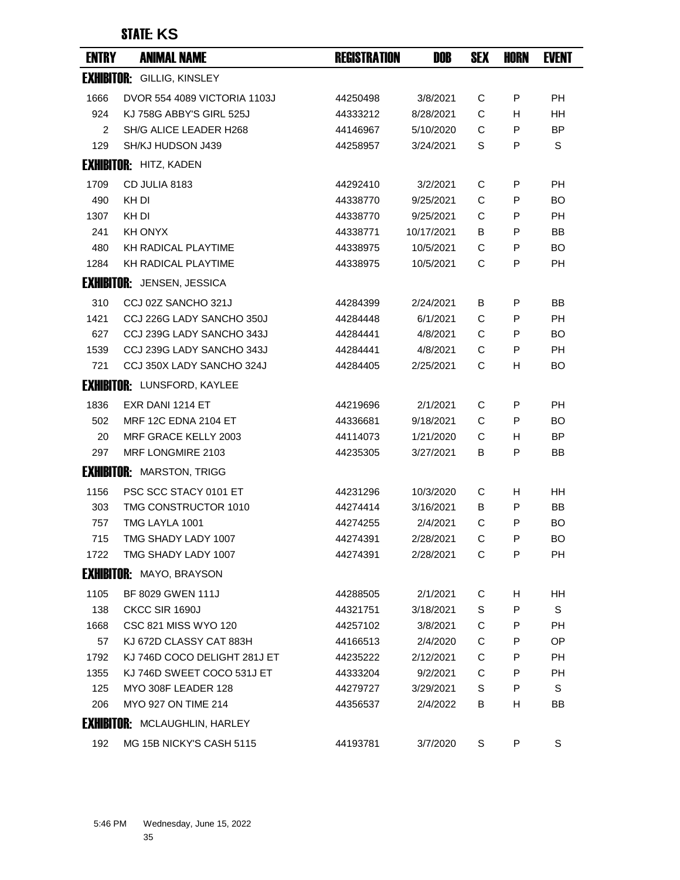## STATE: KS

| ENTRY | ANIMAL NAME | REGISTRATION | DOB | SEX | HORN | EVENT |
|---|---|---|---|---|---|---|
| **EXHIBITOR:** GILLIG, KINSLEY | | | | | | |
| 1666 | DVOR 554 4089 VICTORIA 1103J | 44250498 | 3/8/2021 | C | P | PH |
| 924 | KJ 758G ABBY'S GIRL 525J | 44333212 | 8/28/2021 | C | H | HH |
| 2 | SH/G ALICE LEADER H268 | 44146967 | 5/10/2020 | C | P | BP |
| 129 | SH/KJ HUDSON J439 | 44258957 | 3/24/2021 | S | P | S |
| **EXHIBITOR:** HITZ, KADEN | | | | | | |
| 1709 | CD JULIA 8183 | 44292410 | 3/2/2021 | C | P | PH |
| 490 | KH DI | 44338770 | 9/25/2021 | C | P | BO |
| 1307 | KH DI | 44338770 | 9/25/2021 | C | P | PH |
| 241 | KH ONYX | 44338771 | 10/17/2021 | B | P | BB |
| 480 | KH RADICAL PLAYTIME | 44338975 | 10/5/2021 | C | P | BO |
| 1284 | KH RADICAL PLAYTIME | 44338975 | 10/5/2021 | C | P | PH |
| **EXHIBITOR:** JENSEN, JESSICA | | | | | | |
| 310 | CCJ 02Z SANCHO 321J | 44284399 | 2/24/2021 | B | P | BB |
| 1421 | CCJ 226G LADY SANCHO 350J | 44284448 | 6/1/2021 | C | P | PH |
| 627 | CCJ 239G LADY SANCHO 343J | 44284441 | 4/8/2021 | C | P | BO |
| 1539 | CCJ 239G LADY SANCHO 343J | 44284441 | 4/8/2021 | C | P | PH |
| 721 | CCJ 350X LADY SANCHO 324J | 44284405 | 2/25/2021 | C | H | BO |
| **EXHIBITOR:** LUNSFORD, KAYLEE | | | | | | |
| 1836 | EXR DANI 1214 ET | 44219696 | 2/1/2021 | C | P | PH |
| 502 | MRF 12C EDNA 2104 ET | 44336681 | 9/18/2021 | C | P | BO |
| 20 | MRF GRACE KELLY 2003 | 44114073 | 1/21/2020 | C | H | BP |
| 297 | MRF LONGMIRE 2103 | 44235305 | 3/27/2021 | B | P | BB |
| **EXHIBITOR:** MARSTON, TRIGG | | | | | | |
| 1156 | PSC SCC STACY 0101 ET | 44231296 | 10/3/2020 | C | H | HH |
| 303 | TMG CONSTRUCTOR 1010 | 44274414 | 3/16/2021 | B | P | BB |
| 757 | TMG LAYLA 1001 | 44274255 | 2/4/2021 | C | P | BO |
| 715 | TMG SHADY LADY 1007 | 44274391 | 2/28/2021 | C | P | BO |
| 1722 | TMG SHADY LADY 1007 | 44274391 | 2/28/2021 | C | P | PH |
| **EXHIBITOR:** MAYO, BRAYSON | | | | | | |
| 1105 | BF 8029 GWEN 111J | 44288505 | 2/1/2021 | C | H | HH |
| 138 | CKCC SIR 1690J | 44321751 | 3/18/2021 | S | P | S |
| 1668 | CSC 821 MISS WYO 120 | 44257102 | 3/8/2021 | C | P | PH |
| 57 | KJ 672D CLASSY CAT 883H | 44166513 | 2/4/2020 | C | P | OP |
| 1792 | KJ 746D COCO DELIGHT 281J ET | 44235222 | 2/12/2021 | C | P | PH |
| 1355 | KJ 746D SWEET COCO 531J ET | 44333204 | 9/2/2021 | C | P | PH |
| 125 | MYO 308F LEADER 128 | 44279727 | 3/29/2021 | S | P | S |
| 206 | MYO 927 ON TIME 214 | 44356537 | 2/4/2022 | B | H | BB |
| **EXHIBITOR:** MCLAUGHLIN, HARLEY | | | | | | |
| 192 | MG 15B NICKY'S CASH 5115 | 44193781 | 3/7/2020 | S | P | S |

5:46 PM Wednesday, June 15, 2022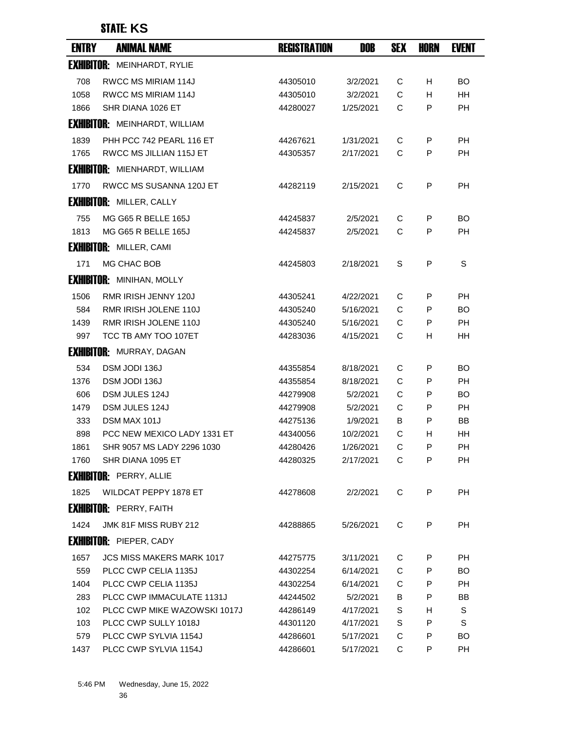## STATE: KS

| ENTRY | ANIMAL NAME | REGISTRATION | DOB | SEX | HORN | EVENT |
|---|---|---|---|---|---|---|
| **EXHIBITOR:** MEINHARDT, RYLIE | | | | | | |
| 708 | RWCC MS MIRIAM 114J | 44305010 | 3/2/2021 | C | H | BO |
| 1058 | RWCC MS MIRIAM 114J | 44305010 | 3/2/2021 | C | H | HH |
| 1866 | SHR DIANA 1026 ET | 44280027 | 1/25/2021 | C | P | PH |
| **EXHIBITOR:** MEINHARDT, WILLIAM | | | | | | |
| 1839 | PHH PCC 742 PEARL 116 ET | 44267621 | 1/31/2021 | C | P | PH |
| 1765 | RWCC MS JILLIAN 115J ET | 44305357 | 2/17/2021 | C | P | PH |
| **EXHIBITOR:** MIENHARDT, WILLIAM | | | | | | |
| 1770 | RWCC MS SUSANNA 120J ET | 44282119 | 2/15/2021 | C | P | PH |
| **EXHIBITOR:** MILLER, CALLY | | | | | | |
| 755 | MG G65 R BELLE 165J | 44245837 | 2/5/2021 | C | P | BO |
| 1813 | MG G65 R BELLE 165J | 44245837 | 2/5/2021 | C | P | PH |
| **EXHIBITOR:** MILLER, CAMI | | | | | | |
| 171 | MG CHAC BOB | 44245803 | 2/18/2021 | S | P | S |
| **EXHIBITOR:** MINIHAN, MOLLY | | | | | | |
| 1506 | RMR IRISH JENNY 120J | 44305241 | 4/22/2021 | C | P | PH |
| 584 | RMR IRISH JOLENE 110J | 44305240 | 5/16/2021 | C | P | BO |
| 1439 | RMR IRISH JOLENE 110J | 44305240 | 5/16/2021 | C | P | PH |
| 997 | TCC TB AMY TOO 107ET | 44283036 | 4/15/2021 | C | H | HH |
| **EXHIBITOR:** MURRAY, DAGAN | | | | | | |
| 534 | DSM JODI 136J | 44355854 | 8/18/2021 | C | P | BO |
| 1376 | DSM JODI 136J | 44355854 | 8/18/2021 | C | P | PH |
| 606 | DSM JULES 124J | 44279908 | 5/2/2021 | C | P | BO |
| 1479 | DSM JULES 124J | 44279908 | 5/2/2021 | C | P | PH |
| 333 | DSM MAX 101J | 44275136 | 1/9/2021 | B | P | BB |
| 898 | PCC NEW MEXICO LADY 1331 ET | 44340056 | 10/2/2021 | C | H | HH |
| 1861 | SHR 9057 MS LADY 2296 1030 | 44280426 | 1/26/2021 | C | P | PH |
| 1760 | SHR DIANA 1095 ET | 44280325 | 2/17/2021 | C | P | PH |
| **EXHIBITOR:** PERRY, ALLIE | | | | | | |
| 1825 | WILDCAT PEPPY 1878 ET | 44278608 | 2/2/2021 | C | P | PH |
| **EXHIBITOR:** PERRY, FAITH | | | | | | |
| 1424 | JMK 81F MISS RUBY 212 | 44288865 | 5/26/2021 | C | P | PH |
| **EXHIBITOR:** PIEPER, CADY | | | | | | |
| 1657 | JCS MISS MAKERS MARK 1017 | 44275775 | 3/11/2021 | C | P | PH |
| 559 | PLCC CWP CELIA 1135J | 44302254 | 6/14/2021 | C | P | BO |
| 1404 | PLCC CWP CELIA 1135J | 44302254 | 6/14/2021 | C | P | PH |
| 283 | PLCC CWP IMMACULATE 1131J | 44244502 | 5/2/2021 | B | P | BB |
| 102 | PLCC CWP MIKE WAZOWSKI 1017J | 44286149 | 4/17/2021 | S | H | S |
| 103 | PLCC CWP SULLY 1018J | 44301120 | 4/17/2021 | S | P | S |
| 579 | PLCC CWP SYLVIA 1154J | 44286601 | 5/17/2021 | C | P | BO |
| 1437 | PLCC CWP SYLVIA 1154J | 44286601 | 5/17/2021 | C | P | PH |

5:46 PM Wednesday, June 15, 2022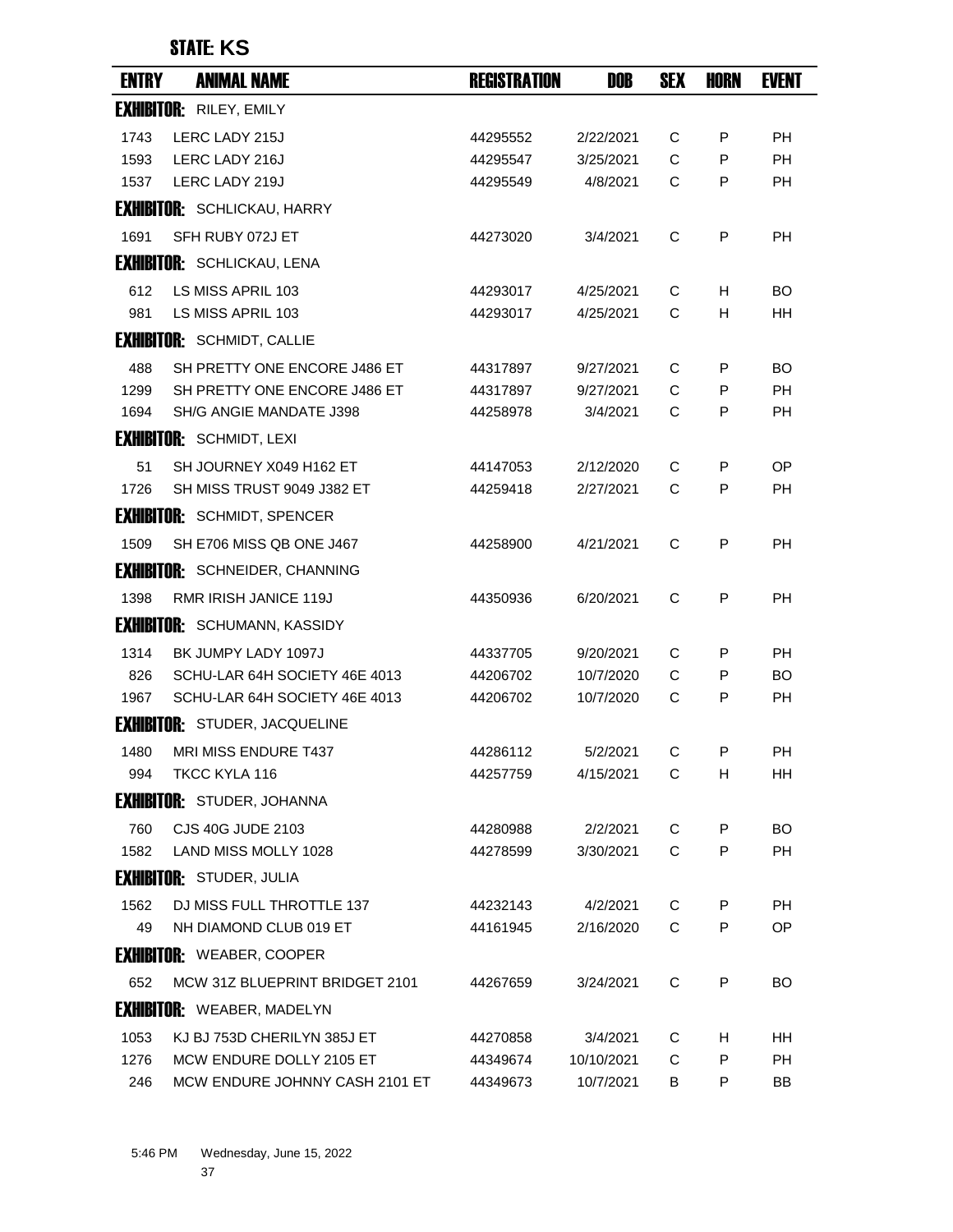## STATE: KS

| ENTRY | ANIMAL NAME | REGISTRATION | DOB | SEX | HORN | EVENT |
|---|---|---|---|---|---|---|
| **EXHIBITOR:** RILEY, EMILY | | | | | | |
| 1743 | LERC LADY 215J | 44295552 | 2/22/2021 | C | P | PH |
| 1593 | LERC LADY 216J | 44295547 | 3/25/2021 | C | P | PH |
| 1537 | LERC LADY 219J | 44295549 | 4/8/2021 | C | P | PH |
| **EXHIBITOR:** SCHLICKAU, HARRY | | | | | | |
| 1691 | SFH RUBY 072J ET | 44273020 | 3/4/2021 | C | P | PH |
| **EXHIBITOR:** SCHLICKAU, LENA | | | | | | |
| 612 | LS MISS APRIL 103 | 44293017 | 4/25/2021 | C | H | BO |
| 981 | LS MISS APRIL 103 | 44293017 | 4/25/2021 | C | H | HH |
| **EXHIBITOR:** SCHMIDT, CALLIE | | | | | | |
| 488 | SH PRETTY ONE ENCORE J486 ET | 44317897 | 9/27/2021 | C | P | BO |
| 1299 | SH PRETTY ONE ENCORE J486 ET | 44317897 | 9/27/2021 | C | P | PH |
| 1694 | SH/G ANGIE MANDATE J398 | 44258978 | 3/4/2021 | C | P | PH |
| **EXHIBITOR:** SCHMIDT, LEXI | | | | | | |
| 51 | SH JOURNEY X049 H162 ET | 44147053 | 2/12/2020 | C | P | OP |
| 1726 | SH MISS TRUST 9049 J382 ET | 44259418 | 2/27/2021 | C | P | PH |
| **EXHIBITOR:** SCHMIDT, SPENCER | | | | | | |
| 1509 | SH E706 MISS QB ONE J467 | 44258900 | 4/21/2021 | C | P | PH |
| **EXHIBITOR:** SCHNEIDER, CHANNING | | | | | | |
| 1398 | RMR IRISH JANICE 119J | 44350936 | 6/20/2021 | C | P | PH |
| **EXHIBITOR:** SCHUMANN, KASSIDY | | | | | | |
| 1314 | BK JUMPY LADY 1097J | 44337705 | 9/20/2021 | C | P | PH |
| 826 | SCHU-LAR 64H SOCIETY 46E 4013 | 44206702 | 10/7/2020 | C | P | BO |
| 1967 | SCHU-LAR 64H SOCIETY 46E 4013 | 44206702 | 10/7/2020 | C | P | PH |
| **EXHIBITOR:** STUDER, JACQUELINE | | | | | | |
| 1480 | MRI MISS ENDURE T437 | 44286112 | 5/2/2021 | C | P | PH |
| 994 | TKCC KYLA 116 | 44257759 | 4/15/2021 | C | H | HH |
| **EXHIBITOR:** STUDER, JOHANNA | | | | | | |
| 760 | CJS 40G JUDE 2103 | 44280988 | 2/2/2021 | C | P | BO |
| 1582 | LAND MISS MOLLY 1028 | 44278599 | 3/30/2021 | C | P | PH |
| **EXHIBITOR:** STUDER, JULIA | | | | | | |
| 1562 | DJ MISS FULL THROTTLE 137 | 44232143 | 4/2/2021 | C | P | PH |
| 49 | NH DIAMOND CLUB 019 ET | 44161945 | 2/16/2020 | C | P | OP |
| **EXHIBITOR:** WEABER, COOPER | | | | | | |
| 652 | MCW 31Z BLUEPRINT BRIDGET 2101 | 44267659 | 3/24/2021 | C | P | BO |
| **EXHIBITOR:** WEABER, MADELYN | | | | | | |
| 1053 | KJ BJ 753D CHERILYN 385J ET | 44270858 | 3/4/2021 | C | H | HH |
| 1276 | MCW ENDURE DOLLY 2105 ET | 44349674 | 10/10/2021 | C | P | PH |
| 246 | MCW ENDURE JOHNNY CASH 2101 ET | 44349673 | 10/7/2021 | B | P | BB |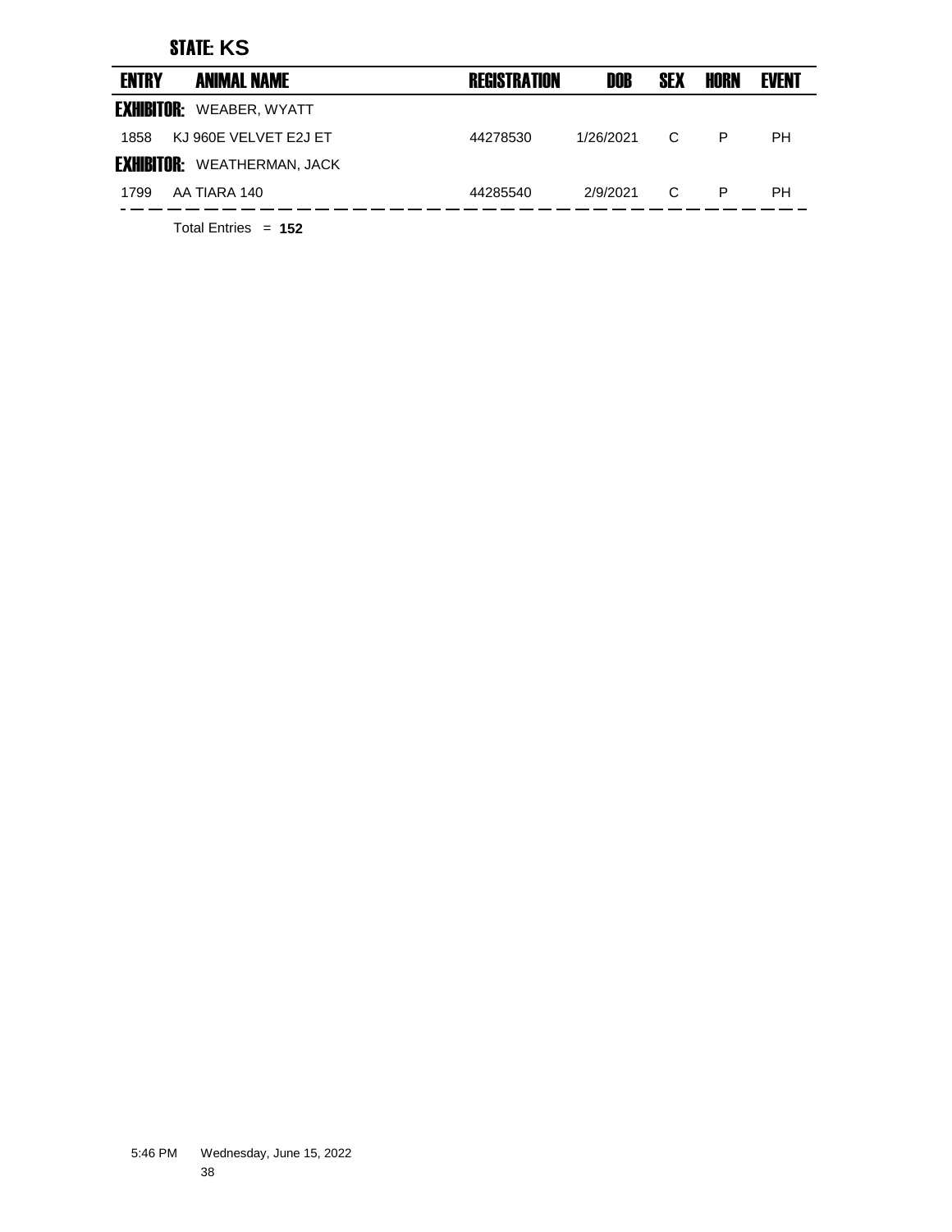**STATE: KS**

| ENTRY | ANIMAL NAME | REGISTRATION | DOB | SEX | HORN | EVENT |
|---|---|---|---|---|---|---|
| **EXHIBITOR:** | WEABER, WYATT | | | | | |
| 1858 | KJ 960E VELVET E2J ET | 44278530 | 1/26/2021 | C | P | PH |
| **EXHIBITOR:** | WEATHERMAN, JACK | | | | | |
| 1799 | AA TIARA 140 | 44285540 | 2/9/2021 | C | P | PH |

Total Entries = **152**

5:46 PM Wednesday, June 15, 2022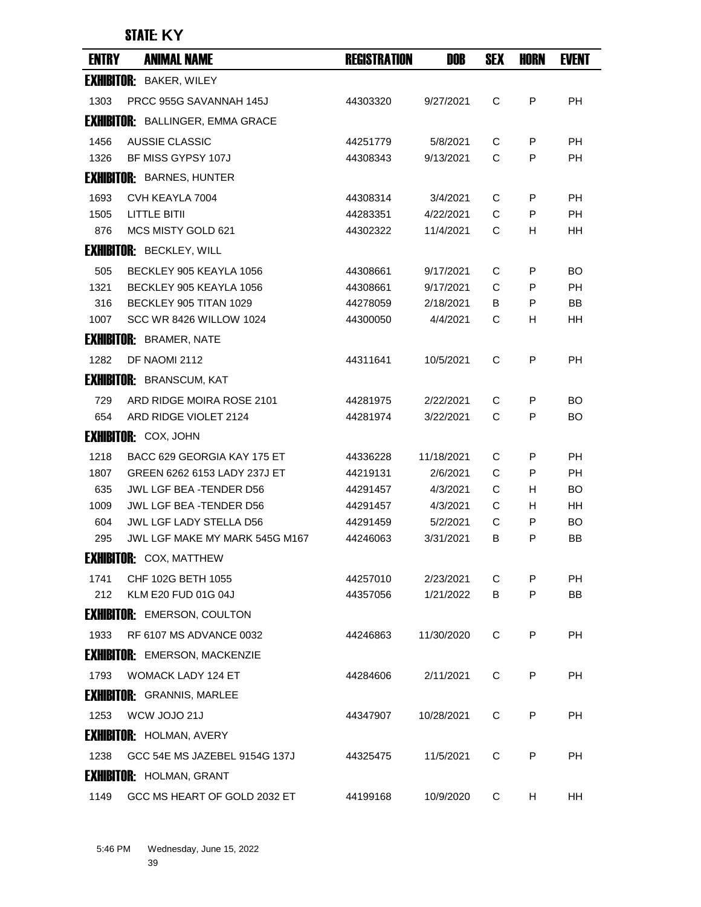## STATE: KY

| ENTRY | ANIMAL NAME | REGISTRATION | DOB | SEX | HORN | EVENT |
|---|---|---|---|---|---|---|
| **EXHIBITOR:** BAKER, WILEY | | | | | | |
| 1303 | PRCC 955G SAVANNAH 145J | 44303320 | 9/27/2021 | C | P | PH |
| **EXHIBITOR:** BALLINGER, EMMA GRACE | | | | | | |
| 1456 | AUSSIE CLASSIC | 44251779 | 5/8/2021 | C | P | PH |
| 1326 | BF MISS GYPSY 107J | 44308343 | 9/13/2021 | C | P | PH |
| **EXHIBITOR:** BARNES, HUNTER | | | | | | |
| 1693 | CVH KEAYLA 7004 | 44308314 | 3/4/2021 | C | P | PH |
| 1505 | LITTLE BITII | 44283351 | 4/22/2021 | C | P | PH |
| 876 | MCS MISTY GOLD 621 | 44302322 | 11/4/2021 | C | H | HH |
| **EXHIBITOR:** BECKLEY, WILL | | | | | | |
| 505 | BECKLEY 905 KEAYLA 1056 | 44308661 | 9/17/2021 | C | P | BO |
| 1321 | BECKLEY 905 KEAYLA 1056 | 44308661 | 9/17/2021 | C | P | PH |
| 316 | BECKLEY 905 TITAN 1029 | 44278059 | 2/18/2021 | B | P | BB |
| 1007 | SCC WR 8426 WILLOW 1024 | 44300050 | 4/4/2021 | C | H | HH |
| **EXHIBITOR:** BRAMER, NATE | | | | | | |
| 1282 | DF NAOMI 2112 | 44311641 | 10/5/2021 | C | P | PH |
| **EXHIBITOR:** BRANSCUM, KAT | | | | | | |
| 729 | ARD RIDGE MOIRA ROSE 2101 | 44281975 | 2/22/2021 | C | P | BO |
| 654 | ARD RIDGE VIOLET 2124 | 44281974 | 3/22/2021 | C | P | BO |
| **EXHIBITOR:** COX, JOHN | | | | | | |
| 1218 | BACC 629 GEORGIA KAY 175 ET | 44336228 | 11/18/2021 | C | P | PH |
| 1807 | GREEN 6262 6153 LADY 237J ET | 44219131 | 2/6/2021 | C | P | PH |
| 635 | JWL LGF BEA -TENDER D56 | 44291457 | 4/3/2021 | C | H | BO |
| 1009 | JWL LGF BEA -TENDER D56 | 44291457 | 4/3/2021 | C | H | HH |
| 604 | JWL LGF LADY STELLA D56 | 44291459 | 5/2/2021 | C | P | BO |
| 295 | JWL LGF MAKE MY MARK 545G M167 | 44246063 | 3/31/2021 | B | P | BB |
| **EXHIBITOR:** COX, MATTHEW | | | | | | |
| 1741 | CHF 102G BETH 1055 | 44257010 | 2/23/2021 | C | P | PH |
| 212 | KLM E20 FUD 01G 04J | 44357056 | 1/21/2022 | B | P | BB |
| **EXHIBITOR:** EMERSON, COULTON | | | | | | |
| 1933 | RF 6107 MS ADVANCE 0032 | 44246863 | 11/30/2020 | C | P | PH |
| **EXHIBITOR:** EMERSON, MACKENZIE | | | | | | |
| 1793 | WOMACK LADY 124 ET | 44284606 | 2/11/2021 | C | P | PH |
| **EXHIBITOR:** GRANNIS, MARLEE | | | | | | |
| 1253 | WCW JOJO 21J | 44347907 | 10/28/2021 | C | P | PH |
| **EXHIBITOR:** HOLMAN, AVERY | | | | | | |
| 1238 | GCC 54E MS JAZEBEL 9154G 137J | 44325475 | 11/5/2021 | C | P | PH |
| **EXHIBITOR:** HOLMAN, GRANT | | | | | | |
| 1149 | GCC MS HEART OF GOLD 2032 ET | 44199168 | 10/9/2020 | C | H | HH |

5:46 PM Wednesday, June 15, 2022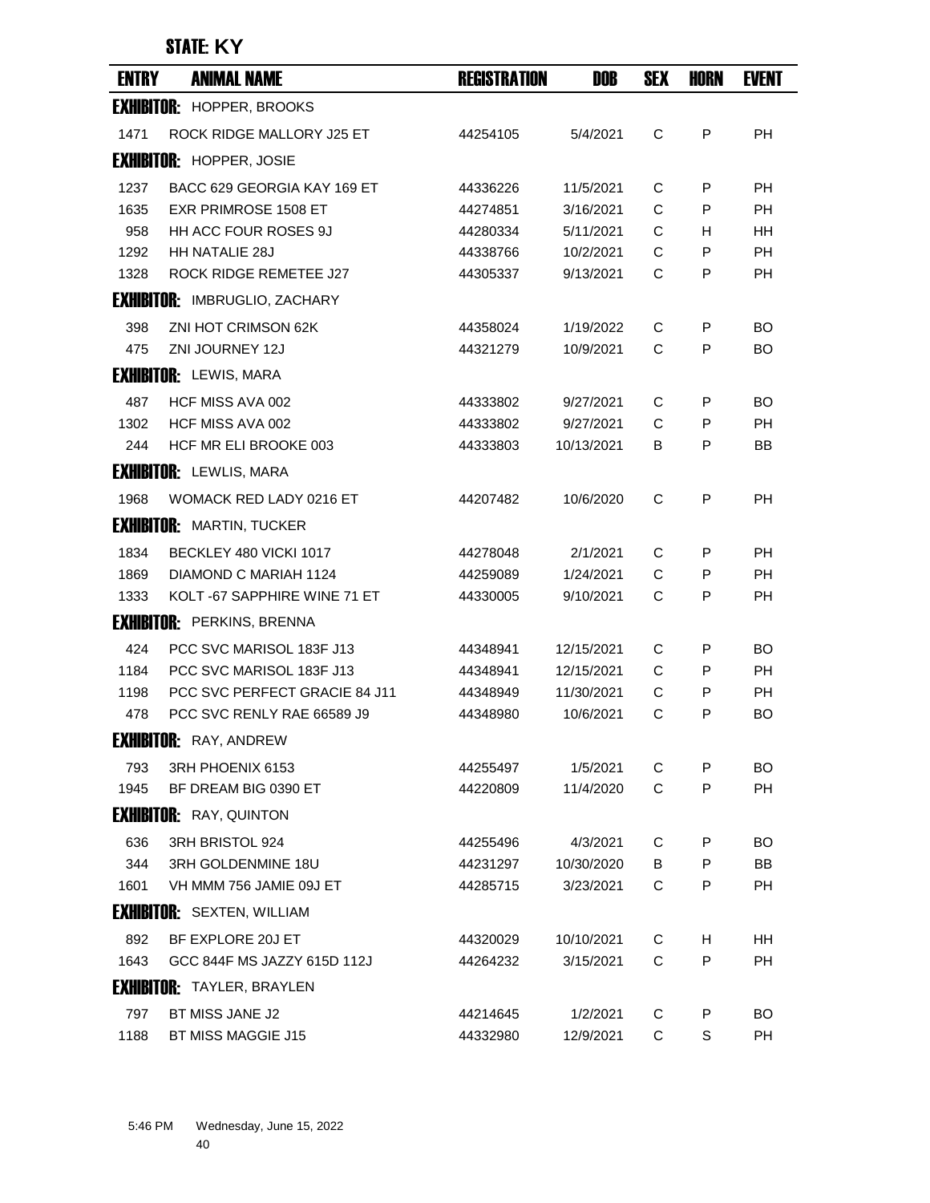## STATE: KY

| ENTRY | ANIMAL NAME | REGISTRATION | DOB | SEX | HORN | EVENT |
|---|---|---|---|---|---|---|
| **EXHIBITOR:** HOPPER, BROOKS | | | | | | |
| 1471 | ROCK RIDGE MALLORY J25 ET | 44254105 | 5/4/2021 | C | P | PH |
| **EXHIBITOR:** HOPPER, JOSIE | | | | | | |
| 1237 | BACC 629 GEORGIA KAY 169 ET | 44336226 | 11/5/2021 | C | P | PH |
| 1635 | EXR PRIMROSE 1508 ET | 44274851 | 3/16/2021 | C | P | PH |
| 958 | HH ACC FOUR ROSES 9J | 44280334 | 5/11/2021 | C | H | HH |
| 1292 | HH NATALIE 28J | 44338766 | 10/2/2021 | C | P | PH |
| 1328 | ROCK RIDGE REMETEE J27 | 44305337 | 9/13/2021 | C | P | PH |
| **EXHIBITOR:** IMBRUGLIO, ZACHARY | | | | | | |
| 398 | ZNI HOT CRIMSON 62K | 44358024 | 1/19/2022 | C | P | BO |
| 475 | ZNI JOURNEY 12J | 44321279 | 10/9/2021 | C | P | BO |
| **EXHIBITOR:** LEWIS, MARA | | | | | | |
| 487 | HCF MISS AVA 002 | 44333802 | 9/27/2021 | C | P | BO |
| 1302 | HCF MISS AVA 002 | 44333802 | 9/27/2021 | C | P | PH |
| 244 | HCF MR ELI BROOKE 003 | 44333803 | 10/13/2021 | B | P | BB |
| **EXHIBITOR:** LEWLIS, MARA | | | | | | |
| 1968 | WOMACK RED LADY 0216 ET | 44207482 | 10/6/2020 | C | P | PH |
| **EXHIBITOR:** MARTIN, TUCKER | | | | | | |
| 1834 | BECKLEY 480 VICKI 1017 | 44278048 | 2/1/2021 | C | P | PH |
| 1869 | DIAMOND C MARIAH 1124 | 44259089 | 1/24/2021 | C | P | PH |
| 1333 | KOLT -67 SAPPHIRE WINE 71 ET | 44330005 | 9/10/2021 | C | P | PH |
| **EXHIBITOR:** PERKINS, BRENNA | | | | | | |
| 424 | PCC SVC MARISOL 183F J13 | 44348941 | 12/15/2021 | C | P | BO |
| 1184 | PCC SVC MARISOL 183F J13 | 44348941 | 12/15/2021 | C | P | PH |
| 1198 | PCC SVC PERFECT GRACIE 84 J11 | 44348949 | 11/30/2021 | C | P | PH |
| 478 | PCC SVC RENLY RAE 66589 J9 | 44348980 | 10/6/2021 | C | P | BO |
| **EXHIBITOR:** RAY, ANDREW | | | | | | |
| 793 | 3RH PHOENIX 6153 | 44255497 | 1/5/2021 | C | P | BO |
| 1945 | BF DREAM BIG 0390 ET | 44220809 | 11/4/2020 | C | P | PH |
| **EXHIBITOR:** RAY, QUINTON | | | | | | |
| 636 | 3RH BRISTOL 924 | 44255496 | 4/3/2021 | C | P | BO |
| 344 | 3RH GOLDENMINE 18U | 44231297 | 10/30/2020 | B | P | BB |
| 1601 | VH MMM 756 JAMIE 09J ET | 44285715 | 3/23/2021 | C | P | PH |
| **EXHIBITOR:** SEXTEN, WILLIAM | | | | | | |
| 892 | BF EXPLORE 20J ET | 44320029 | 10/10/2021 | C | H | HH |
| 1643 | GCC 844F MS JAZZY 615D 112J | 44264232 | 3/15/2021 | C | P | PH |
| **EXHIBITOR:** TAYLER, BRAYLEN | | | | | | |
| 797 | BT MISS JANE J2 | 44214645 | 1/2/2021 | C | P | BO |
| 1188 | BT MISS MAGGIE J15 | 44332980 | 12/9/2021 | C | S | PH |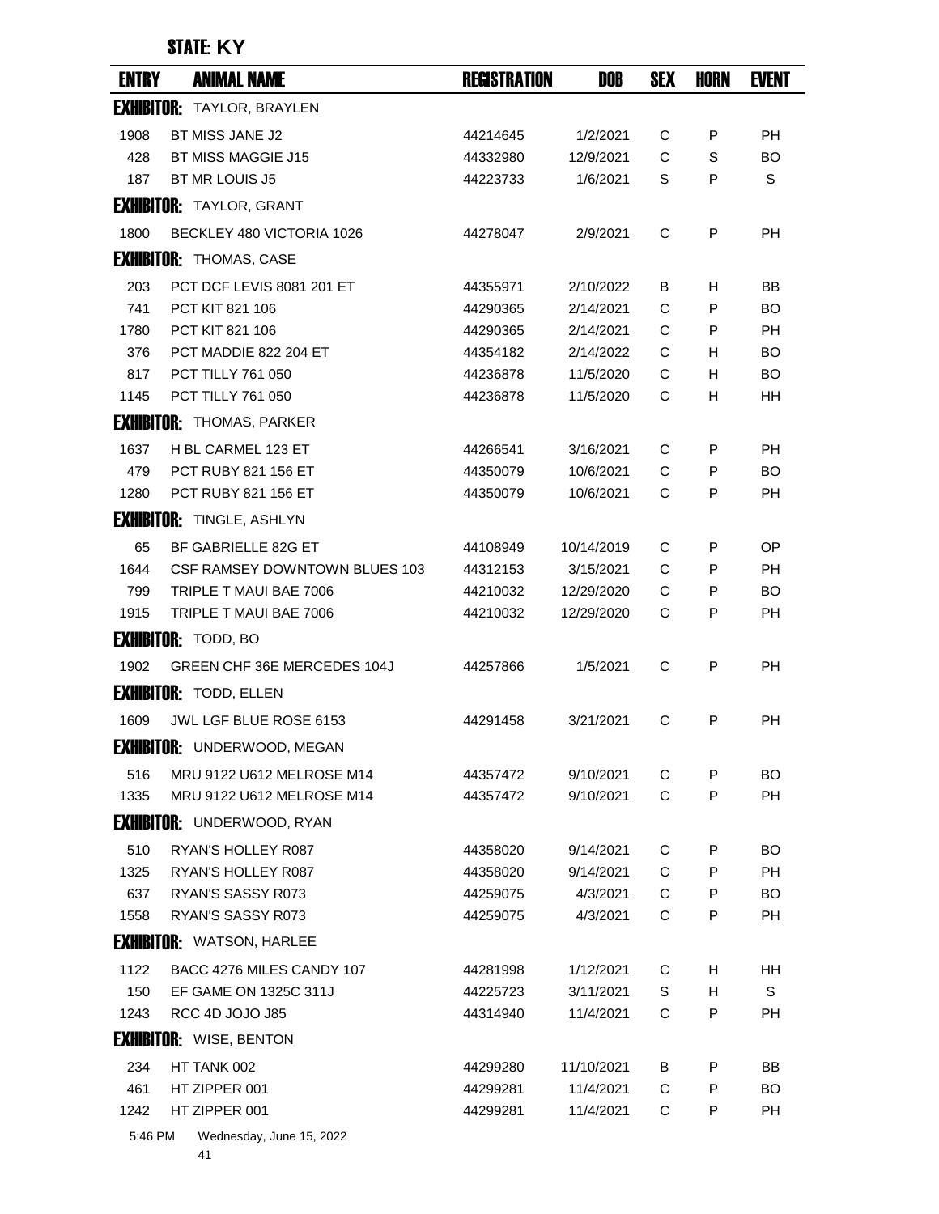**STATE: KY**

| ENTRY | ANIMAL NAME | REGISTRATION | DOB | SEX | HORN | EVENT |
|---|---|---|---|---|---|---|
| **EXHIBITOR:** TAYLOR, BRAYLEN | | | | | | |
| 1908 | BT MISS JANE J2 | 44214645 | 1/2/2021 | C | P | PH |
| 428 | BT MISS MAGGIE J15 | 44332980 | 12/9/2021 | C | S | BO |
| 187 | BT MR LOUIS J5 | 44223733 | 1/6/2021 | S | P | S |
| **EXHIBITOR:** TAYLOR, GRANT | | | | | | |
| 1800 | BECKLEY 480 VICTORIA 1026 | 44278047 | 2/9/2021 | C | P | PH |
| **EXHIBITOR:** THOMAS, CASE | | | | | | |
| 203 | PCT DCF LEVIS 8081 201 ET | 44355971 | 2/10/2022 | B | H | BB |
| 741 | PCT KIT 821 106 | 44290365 | 2/14/2021 | C | P | BO |
| 1780 | PCT KIT 821 106 | 44290365 | 2/14/2021 | C | P | PH |
| 376 | PCT MADDIE 822 204 ET | 44354182 | 2/14/2022 | C | H | BO |
| 817 | PCT TILLY 761 050 | 44236878 | 11/5/2020 | C | H | BO |
| 1145 | PCT TILLY 761 050 | 44236878 | 11/5/2020 | C | H | HH |
| **EXHIBITOR:** THOMAS, PARKER | | | | | | |
| 1637 | H BL CARMEL 123 ET | 44266541 | 3/16/2021 | C | P | PH |
| 479 | PCT RUBY 821 156 ET | 44350079 | 10/6/2021 | C | P | BO |
| 1280 | PCT RUBY 821 156 ET | 44350079 | 10/6/2021 | C | P | PH |
| **EXHIBITOR:** TINGLE, ASHLYN | | | | | | |
| 65 | BF GABRIELLE 82G ET | 44108949 | 10/14/2019 | C | P | OP |
| 1644 | CSF RAMSEY DOWNTOWN BLUES 103 | 44312153 | 3/15/2021 | C | P | PH |
| 799 | TRIPLE T MAUI BAE 7006 | 44210032 | 12/29/2020 | C | P | BO |
| 1915 | TRIPLE T MAUI BAE 7006 | 44210032 | 12/29/2020 | C | P | PH |
| **EXHIBITOR:** TODD, BO | | | | | | |
| 1902 | GREEN CHF 36E MERCEDES 104J | 44257866 | 1/5/2021 | C | P | PH |
| **EXHIBITOR:** TODD, ELLEN | | | | | | |
| 1609 | JWL LGF BLUE ROSE 6153 | 44291458 | 3/21/2021 | C | P | PH |
| **EXHIBITOR:** UNDERWOOD, MEGAN | | | | | | |
| 516 | MRU 9122 U612 MELROSE M14 | 44357472 | 9/10/2021 | C | P | BO |
| 1335 | MRU 9122 U612 MELROSE M14 | 44357472 | 9/10/2021 | C | P | PH |
| **EXHIBITOR:** UNDERWOOD, RYAN | | | | | | |
| 510 | RYAN'S HOLLEY R087 | 44358020 | 9/14/2021 | C | P | BO |
| 1325 | RYAN'S HOLLEY R087 | 44358020 | 9/14/2021 | C | P | PH |
| 637 | RYAN'S SASSY R073 | 44259075 | 4/3/2021 | C | P | BO |
| 1558 | RYAN'S SASSY R073 | 44259075 | 4/3/2021 | C | P | PH |
| **EXHIBITOR:** WATSON, HARLEE | | | | | | |
| 1122 | BACC 4276 MILES CANDY 107 | 44281998 | 1/12/2021 | C | H | HH |
| 150 | EF GAME ON 1325C 311J | 44225723 | 3/11/2021 | S | H | S |
| 1243 | RCC 4D JOJO J85 | 44314940 | 11/4/2021 | C | P | PH |
| **EXHIBITOR:** WISE, BENTON | | | | | | |
| 234 | HT TANK 002 | 44299280 | 11/10/2021 | B | P | BB |
| 461 | HT ZIPPER 001 | 44299281 | 11/4/2021 | C | P | BO |
| 1242 | HT ZIPPER 001 | 44299281 | 11/4/2021 | C | P | PH |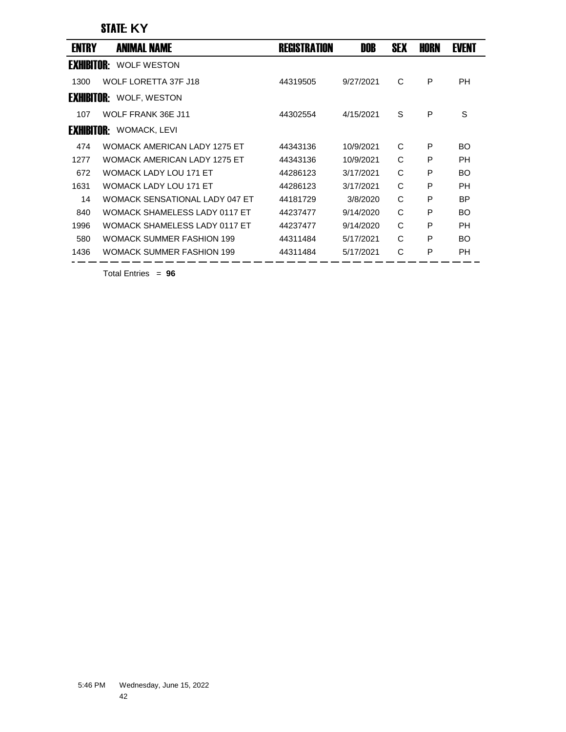## STATE: KY

| ENTRY | ANIMAL NAME | REGISTRATION | DOB | SEX | HORN | EVENT |
|---|---|---|---|---|---|---|
| **EXHIBITOR:** | WOLF WESTON | | | | | |
| 1300 | WOLF LORETTA 37F J18 | 44319505 | 9/27/2021 | C | P | PH |
| **EXHIBITOR:** | WOLF, WESTON | | | | | |
| 107 | WOLF FRANK 36E J11 | 44302554 | 4/15/2021 | S | P | S |
| **EXHIBITOR:** | WOMACK, LEVI | | | | | |
| 474 | WOMACK AMERICAN LADY 1275 ET | 44343136 | 10/9/2021 | C | P | BO |
| 1277 | WOMACK AMERICAN LADY 1275 ET | 44343136 | 10/9/2021 | C | P | PH |
| 672 | WOMACK LADY LOU 171 ET | 44286123 | 3/17/2021 | C | P | BO |
| 1631 | WOMACK LADY LOU 171 ET | 44286123 | 3/17/2021 | C | P | PH |
| 14 | WOMACK SENSATIONAL LADY 047 ET | 44181729 | 3/8/2020 | C | P | BP |
| 840 | WOMACK SHAMELESS LADY 0117 ET | 44237477 | 9/14/2020 | C | P | BO |
| 1996 | WOMACK SHAMELESS LADY 0117 ET | 44237477 | 9/14/2020 | C | P | PH |
| 580 | WOMACK SUMMER FASHION 199 | 44311484 | 5/17/2021 | C | P | BO |
| 1436 | WOMACK SUMMER FASHION 199 | 44311484 | 5/17/2021 | C | P | PH |

Total Entries = **96**

5:46 PM Wednesday, June 15, 2022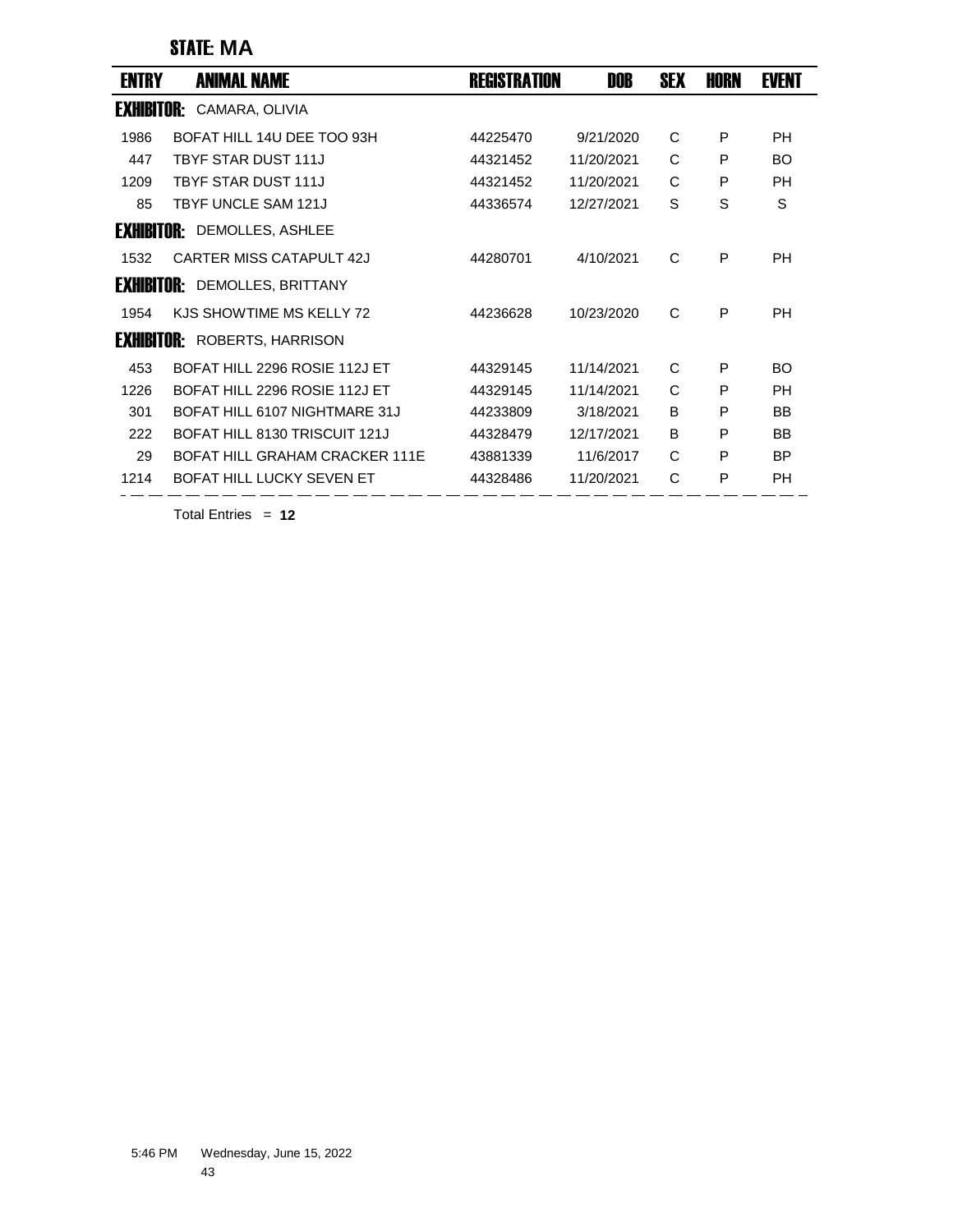## STATE: MA

| ENTRY | ANIMAL NAME | REGISTRATION | DOB | SEX | HORN | EVENT |
|---|---|---|---|---|---|---|
| **EXHIBITOR:** CAMARA, OLIVIA | | | | | | |
| 1986 | BOFAT HILL 14U DEE TOO 93H | 44225470 | 9/21/2020 | C | P | PH |
| 447 | TBYF STAR DUST 111J | 44321452 | 11/20/2021 | C | P | BO |
| 1209 | TBYF STAR DUST 111J | 44321452 | 11/20/2021 | C | P | PH |
| 85 | TBYF UNCLE SAM 121J | 44336574 | 12/27/2021 | S | S | S |
| **EXHIBITOR:** DEMOLLES, ASHLEE | | | | | | |
| 1532 | CARTER MISS CATAPULT 42J | 44280701 | 4/10/2021 | C | P | PH |
| **EXHIBITOR:** DEMOLLES, BRITTANY | | | | | | |
| 1954 | KJS SHOWTIME MS KELLY 72 | 44236628 | 10/23/2020 | C | P | PH |
| **EXHIBITOR:** ROBERTS, HARRISON | | | | | | |
| 453 | BOFAT HILL 2296 ROSIE 112J ET | 44329145 | 11/14/2021 | C | P | BO |
| 1226 | BOFAT HILL 2296 ROSIE 112J ET | 44329145 | 11/14/2021 | C | P | PH |
| 301 | BOFAT HILL 6107 NIGHTMARE 31J | 44233809 | 3/18/2021 | B | P | BB |
| 222 | BOFAT HILL 8130 TRISCUIT 121J | 44328479 | 12/17/2021 | B | P | BB |
| 29 | BOFAT HILL GRAHAM CRACKER 111E | 43881339 | 11/6/2017 | C | P | BP |
| 1214 | BOFAT HILL LUCKY SEVEN ET | 44328486 | 11/20/2021 | C | P | PH |

Total Entries = **12**

5:46 PM Wednesday, June 15, 2022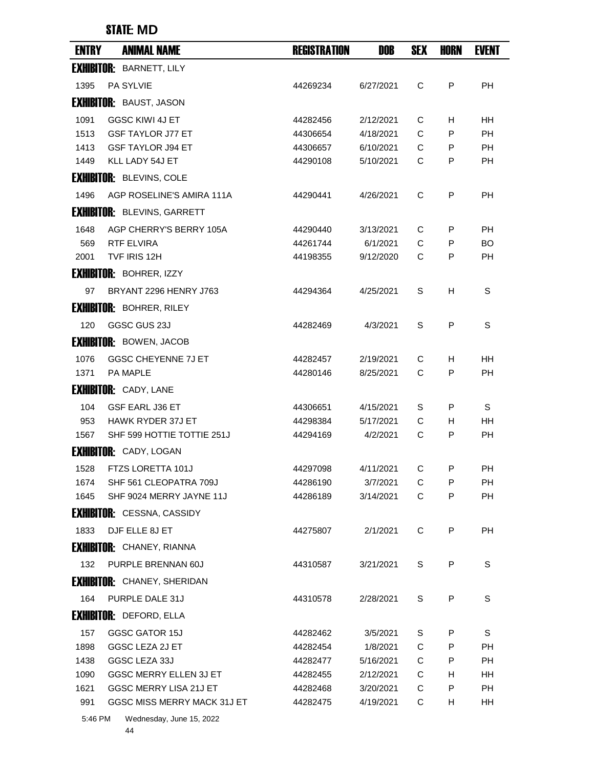## STATE: MD

| ENTRY | ANIMAL NAME | REGISTRATION | DOB | SEX | HORN | EVENT |
|---|---|---|---|---|---|---|
| **EXHIBITOR:** BARNETT, LILY | | | | | | |
| 1395 | PA SYLVIE | 44269234 | 6/27/2021 | C | P | PH |
| **EXHIBITOR:** BAUST, JASON | | | | | | |
| 1091 | GGSC KIWI 4J ET | 44282456 | 2/12/2021 | C | H | HH |
| 1513 | GSF TAYLOR J77 ET | 44306654 | 4/18/2021 | C | P | PH |
| 1413 | GSF TAYLOR J94 ET | 44306657 | 6/10/2021 | C | P | PH |
| 1449 | KLL LADY 54J ET | 44290108 | 5/10/2021 | C | P | PH |
| **EXHIBITOR:** BLEVINS, COLE | | | | | | |
| 1496 | AGP ROSELINE'S AMIRA 111A | 44290441 | 4/26/2021 | C | P | PH |
| **EXHIBITOR:** BLEVINS, GARRETT | | | | | | |
| 1648 | AGP CHERRY'S BERRY 105A | 44290440 | 3/13/2021 | C | P | PH |
| 569 | RTF ELVIRA | 44261744 | 6/1/2021 | C | P | BO |
| 2001 | TVF IRIS 12H | 44198355 | 9/12/2020 | C | P | PH |
| **EXHIBITOR:** BOHRER, IZZY | | | | | | |
| 97 | BRYANT 2296 HENRY J763 | 44294364 | 4/25/2021 | S | H | S |
| **EXHIBITOR:** BOHRER, RILEY | | | | | | |
| 120 | GGSC GUS 23J | 44282469 | 4/3/2021 | S | P | S |
| **EXHIBITOR:** BOWEN, JACOB | | | | | | |
| 1076 | GGSC CHEYENNE 7J ET | 44282457 | 2/19/2021 | C | H | HH |
| 1371 | PA MAPLE | 44280146 | 8/25/2021 | C | P | PH |
| **EXHIBITOR:** CADY, LANE | | | | | | |
| 104 | GSF EARL J36 ET | 44306651 | 4/15/2021 | S | P | S |
| 953 | HAWK RYDER 37J ET | 44298384 | 5/17/2021 | C | H | HH |
| 1567 | SHF 599 HOTTIE TOTTIE 251J | 44294169 | 4/2/2021 | C | P | PH |
| **EXHIBITOR:** CADY, LOGAN | | | | | | |
| 1528 | FTZS LORETTA 101J | 44297098 | 4/11/2021 | C | P | PH |
| 1674 | SHF 561 CLEOPATRA 709J | 44286190 | 3/7/2021 | C | P | PH |
| 1645 | SHF 9024 MERRY JAYNE 11J | 44286189 | 3/14/2021 | C | P | PH |
| **EXHIBITOR:** CESSNA, CASSIDY | | | | | | |
| 1833 | DJF ELLE 8J ET | 44275807 | 2/1/2021 | C | P | PH |
| **EXHIBITOR:** CHANEY, RIANNA | | | | | | |
| 132 | PURPLE BRENNAN 60J | 44310587 | 3/21/2021 | S | P | S |
| **EXHIBITOR:** CHANEY, SHERIDAN | | | | | | |
| 164 | PURPLE DALE 31J | 44310578 | 2/28/2021 | S | P | S |
| **EXHIBITOR:** DEFORD, ELLA | | | | | | |
| 157 | GGSC GATOR 15J | 44282462 | 3/5/2021 | S | P | S |
| 1898 | GGSC LEZA 2J ET | 44282454 | 1/8/2021 | C | P | PH |
| 1438 | GGSC LEZA 33J | 44282477 | 5/16/2021 | C | P | PH |
| 1090 | GGSC MERRY ELLEN 3J ET | 44282455 | 2/12/2021 | C | H | HH |
| 1621 | GGSC MERRY LISA 21J ET | 44282468 | 3/20/2021 | C | P | PH |
| 991 | GGSC MISS MERRY MACK 31J ET | 44282475 | 4/19/2021 | C | H | HH |

5:46 PM Wednesday, June 15, 2022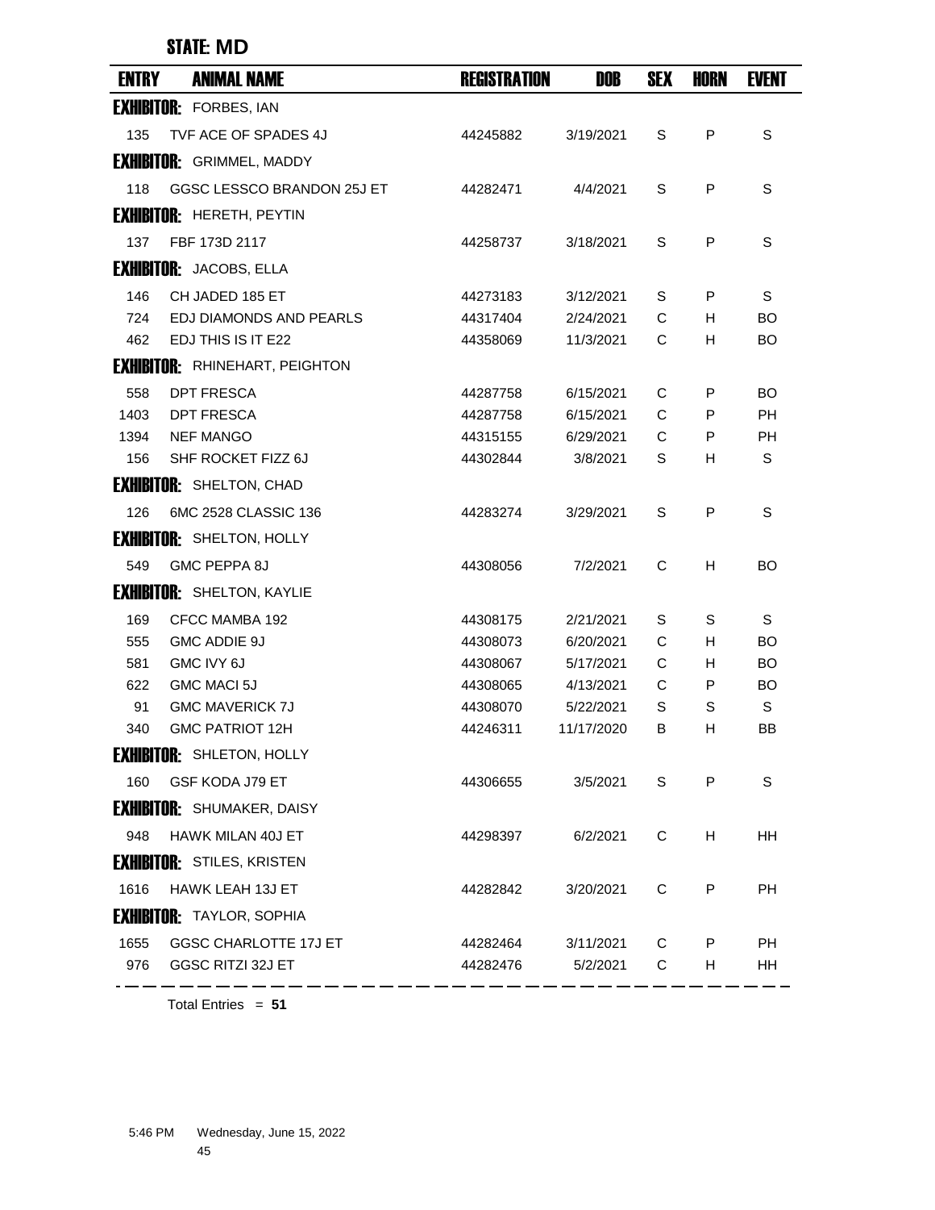**STATE: MD**

| ENTRY | ANIMAL NAME | REGISTRATION | DOB | SEX | HORN | EVENT |
|---|---|---|---|---|---|---|
| **EXHIBITOR:** FORBES, IAN | | | | | | |
| 135 | TVF ACE OF SPADES 4J | 44245882 | 3/19/2021 | S | P | S |
| **EXHIBITOR:** GRIMMEL, MADDY | | | | | | |
| 118 | GGSC LESSCO BRANDON 25J ET | 44282471 | 4/4/2021 | S | P | S |
| **EXHIBITOR:** HERETH, PEYTIN | | | | | | |
| 137 | FBF 173D 2117 | 44258737 | 3/18/2021 | S | P | S |
| **EXHIBITOR:** JACOBS, ELLA | | | | | | |
| 146 | CH JADED 185 ET | 44273183 | 3/12/2021 | S | P | S |
| 724 | EDJ DIAMONDS AND PEARLS | 44317404 | 2/24/2021 | C | H | BO |
| 462 | EDJ THIS IS IT E22 | 44358069 | 11/3/2021 | C | H | BO |
| **EXHIBITOR:** RHINEHART, PEIGHTON | | | | | | |
| 558 | DPT FRESCA | 44287758 | 6/15/2021 | C | P | BO |
| 1403 | DPT FRESCA | 44287758 | 6/15/2021 | C | P | PH |
| 1394 | NEF MANGO | 44315155 | 6/29/2021 | C | P | PH |
| 156 | SHF ROCKET FIZZ 6J | 44302844 | 3/8/2021 | S | H | S |
| **EXHIBITOR:** SHELTON, CHAD | | | | | | |
| 126 | 6MC 2528 CLASSIC 136 | 44283274 | 3/29/2021 | S | P | S |
| **EXHIBITOR:** SHELTON, HOLLY | | | | | | |
| 549 | GMC PEPPA 8J | 44308056 | 7/2/2021 | C | H | BO |
| **EXHIBITOR:** SHELTON, KAYLIE | | | | | | |
| 169 | CFCC MAMBA 192 | 44308175 | 2/21/2021 | S | S | S |
| 555 | GMC ADDIE 9J | 44308073 | 6/20/2021 | C | H | BO |
| 581 | GMC IVY 6J | 44308067 | 5/17/2021 | C | H | BO |
| 622 | GMC MACI 5J | 44308065 | 4/13/2021 | C | P | BO |
| 91 | GMC MAVERICK 7J | 44308070 | 5/22/2021 | S | S | S |
| 340 | GMC PATRIOT 12H | 44246311 | 11/17/2020 | B | H | BB |
| **EXHIBITOR:** SHLETON, HOLLY | | | | | | |
| 160 | GSF KODA J79 ET | 44306655 | 3/5/2021 | S | P | S |
| **EXHIBITOR:** SHUMAKER, DAISY | | | | | | |
| 948 | HAWK MILAN 40J ET | 44298397 | 6/2/2021 | C | H | HH |
| **EXHIBITOR:** STILES, KRISTEN | | | | | | |
| 1616 | HAWK LEAH 13J ET | 44282842 | 3/20/2021 | C | P | PH |
| **EXHIBITOR:** TAYLOR, SOPHIA | | | | | | |
| 1655 | GGSC CHARLOTTE 17J ET | 44282464 | 3/11/2021 | C | P | PH |
| 976 | GGSC RITZI 32J ET | 44282476 | 5/2/2021 | C | H | HH |

Total Entries = **51**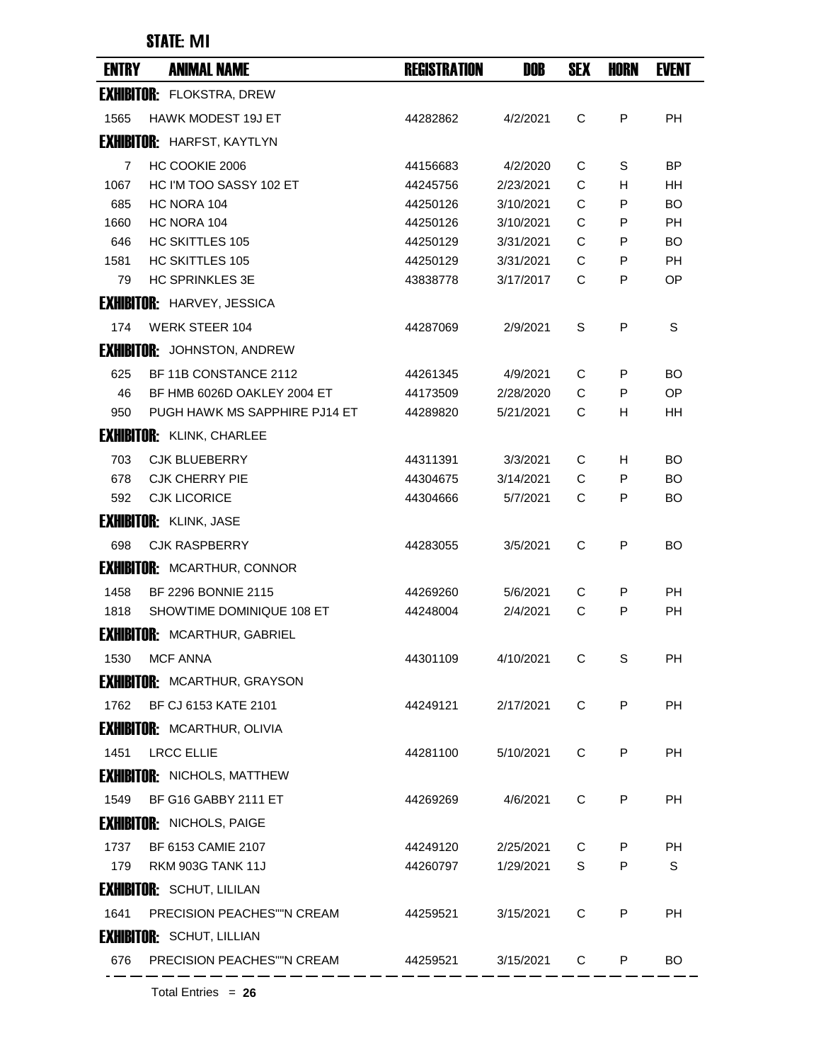## STATE: MI

| ENTRY | ANIMAL NAME | REGISTRATION | DOB | SEX | HORN | EVENT |
|---|---|---|---|---|---|---|
| **EXHIBITOR:** FLOKSTRA, DREW | | | | | | |
| 1565 | HAWK MODEST 19J ET | 44282862 | 4/2/2021 | C | P | PH |
| **EXHIBITOR:** HARFST, KAYTLYN | | | | | | |
| 7 | HC COOKIE 2006 | 44156683 | 4/2/2020 | C | S | BP |
| 1067 | HC I'M TOO SASSY 102 ET | 44245756 | 2/23/2021 | C | H | HH |
| 685 | HC NORA 104 | 44250126 | 3/10/2021 | C | P | BO |
| 1660 | HC NORA 104 | 44250126 | 3/10/2021 | C | P | PH |
| 646 | HC SKITTLES 105 | 44250129 | 3/31/2021 | C | P | BO |
| 1581 | HC SKITTLES 105 | 44250129 | 3/31/2021 | C | P | PH |
| 79 | HC SPRINKLES 3E | 43838778 | 3/17/2017 | C | P | OP |
| **EXHIBITOR:** HARVEY, JESSICA | | | | | | |
| 174 | WERK STEER 104 | 44287069 | 2/9/2021 | S | P | S |
| **EXHIBITOR:** JOHNSTON, ANDREW | | | | | | |
| 625 | BF 11B CONSTANCE 2112 | 44261345 | 4/9/2021 | C | P | BO |
| 46 | BF HMB 6026D OAKLEY 2004 ET | 44173509 | 2/28/2020 | C | P | OP |
| 950 | PUGH HAWK MS SAPPHIRE PJ14 ET | 44289820 | 5/21/2021 | C | H | HH |
| **EXHIBITOR:** KLINK, CHARLEE | | | | | | |
| 703 | CJK BLUEBERRY | 44311391 | 3/3/2021 | C | H | BO |
| 678 | CJK CHERRY PIE | 44304675 | 3/14/2021 | C | P | BO |
| 592 | CJK LICORICE | 44304666 | 5/7/2021 | C | P | BO |
| **EXHIBITOR:** KLINK, JASE | | | | | | |
| 698 | CJK RASPBERRY | 44283055 | 3/5/2021 | C | P | BO |
| **EXHIBITOR:** MCARTHUR, CONNOR | | | | | | |
| 1458 | BF 2296 BONNIE 2115 | 44269260 | 5/6/2021 | C | P | PH |
| 1818 | SHOWTIME DOMINIQUE 108 ET | 44248004 | 2/4/2021 | C | P | PH |
| **EXHIBITOR:** MCARTHUR, GABRIEL | | | | | | |
| 1530 | MCF ANNA | 44301109 | 4/10/2021 | C | S | PH |
| **EXHIBITOR:** MCARTHUR, GRAYSON | | | | | | |
| 1762 | BF CJ 6153 KATE 2101 | 44249121 | 2/17/2021 | C | P | PH |
| **EXHIBITOR:** MCARTHUR, OLIVIA | | | | | | |
| 1451 | LRCC ELLIE | 44281100 | 5/10/2021 | C | P | PH |
| **EXHIBITOR:** NICHOLS, MATTHEW | | | | | | |
| 1549 | BF G16 GABBY 2111 ET | 44269269 | 4/6/2021 | C | P | PH |
| **EXHIBITOR:** NICHOLS, PAIGE | | | | | | |
| 1737 | BF 6153 CAMIE 2107 | 44249120 | 2/25/2021 | C | P | PH |
| 179 | RKM 903G TANK 11J | 44260797 | 1/29/2021 | S | P | S |
| **EXHIBITOR:** SCHUT, LILILAN | | | | | | |
| 1641 | PRECISION PEACHES""N CREAM | 44259521 | 3/15/2021 | C | P | PH |
| **EXHIBITOR:** SCHUT, LILLIAN | | | | | | |
| 676 | PRECISION PEACHES""N CREAM | 44259521 | 3/15/2021 | C | P | BO |

Total Entries = **26**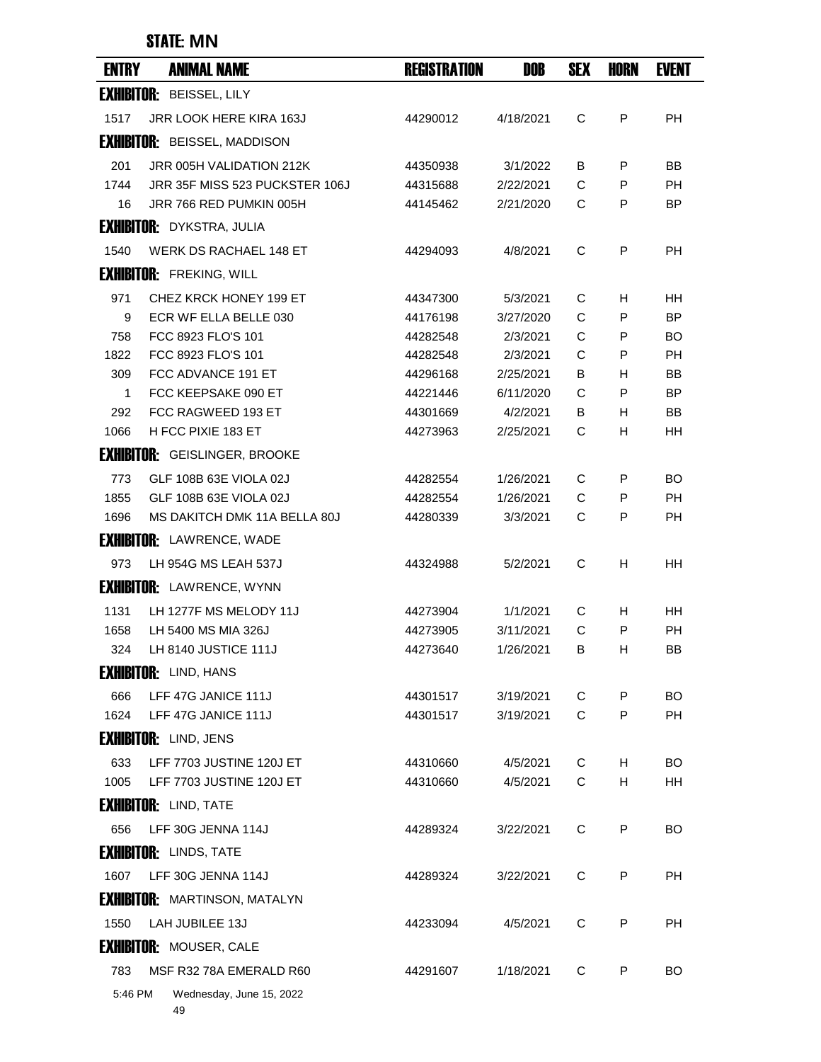## STATE: MN

| ENTRY | ANIMAL NAME | REGISTRATION | DOB | SEX | HORN | EVENT |
|---|---|---|---|---|---|---|
| **EXHIBITOR:** BEISSEL, LILY | | | | | | |
| 1517 | JRR LOOK HERE KIRA 163J | 44290012 | 4/18/2021 | C | P | PH |
| **EXHIBITOR:** BEISSEL, MADDISON | | | | | | |
| 201 | JRR 005H VALIDATION 212K | 44350938 | 3/1/2022 | B | P | BB |
| 1744 | JRR 35F MISS 523 PUCKSTER 106J | 44315688 | 2/22/2021 | C | P | PH |
| 16 | JRR 766 RED PUMKIN 005H | 44145462 | 2/21/2020 | C | P | BP |
| **EXHIBITOR:** DYKSTRA, JULIA | | | | | | |
| 1540 | WERK DS RACHAEL 148 ET | 44294093 | 4/8/2021 | C | P | PH |
| **EXHIBITOR:** FREKING, WILL | | | | | | |
| 971 | CHEZ KRCK HONEY 199 ET | 44347300 | 5/3/2021 | C | H | HH |
| 9 | ECR WF ELLA BELLE 030 | 44176198 | 3/27/2020 | C | P | BP |
| 758 | FCC 8923 FLO'S 101 | 44282548 | 2/3/2021 | C | P | BO |
| 1822 | FCC 8923 FLO'S 101 | 44282548 | 2/3/2021 | C | P | PH |
| 309 | FCC ADVANCE 191 ET | 44296168 | 2/25/2021 | B | H | BB |
| 1 | FCC KEEPSAKE 090 ET | 44221446 | 6/11/2020 | C | P | BP |
| 292 | FCC RAGWEED 193 ET | 44301669 | 4/2/2021 | B | H | BB |
| 1066 | H FCC PIXIE 183 ET | 44273963 | 2/25/2021 | C | H | HH |
| **EXHIBITOR:** GEISLINGER, BROOKE | | | | | | |
| 773 | GLF 108B 63E VIOLA 02J | 44282554 | 1/26/2021 | C | P | BO |
| 1855 | GLF 108B 63E VIOLA 02J | 44282554 | 1/26/2021 | C | P | PH |
| 1696 | MS DAKITCH DMK 11A BELLA 80J | 44280339 | 3/3/2021 | C | P | PH |
| **EXHIBITOR:** LAWRENCE, WADE | | | | | | |
| 973 | LH 954G MS LEAH 537J | 44324988 | 5/2/2021 | C | H | HH |
| **EXHIBITOR:** LAWRENCE, WYNN | | | | | | |
| 1131 | LH 1277F MS MELODY 11J | 44273904 | 1/1/2021 | C | H | HH |
| 1658 | LH 5400 MS MIA 326J | 44273905 | 3/11/2021 | C | P | PH |
| 324 | LH 8140 JUSTICE 111J | 44273640 | 1/26/2021 | B | H | BB |
| **EXHIBITOR:** LIND, HANS | | | | | | |
| 666 | LFF 47G JANICE 111J | 44301517 | 3/19/2021 | C | P | BO |
| 1624 | LFF 47G JANICE 111J | 44301517 | 3/19/2021 | C | P | PH |
| **EXHIBITOR:** LIND, JENS | | | | | | |
| 633 | LFF 7703 JUSTINE 120J ET | 44310660 | 4/5/2021 | C | H | BO |
| 1005 | LFF 7703 JUSTINE 120J ET | 44310660 | 4/5/2021 | C | H | HH |
| **EXHIBITOR:** LIND, TATE | | | | | | |
| 656 | LFF 30G JENNA 114J | 44289324 | 3/22/2021 | C | P | BO |
| **EXHIBITOR:** LINDS, TATE | | | | | | |
| 1607 | LFF 30G JENNA 114J | 44289324 | 3/22/2021 | C | P | PH |
| **EXHIBITOR:** MARTINSON, MATALYN | | | | | | |
| 1550 | LAH JUBILEE 13J | 44233094 | 4/5/2021 | C | P | PH |
| **EXHIBITOR:** MOUSER, CALE | | | | | | |
| 783 | MSF R32 78A EMERALD R60 | 44291607 | 1/18/2021 | C | P | BO |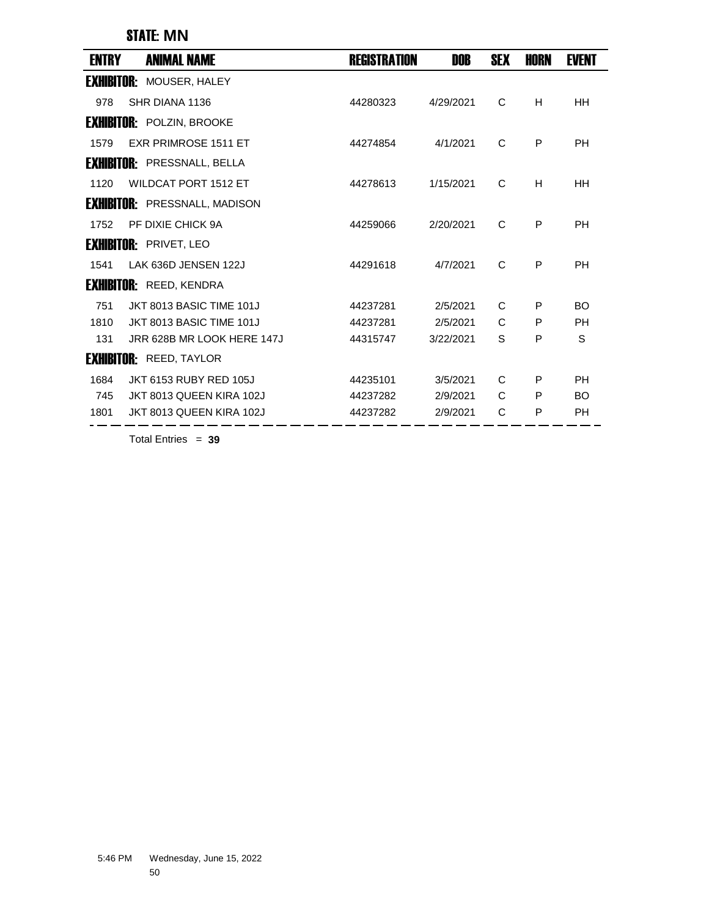**STATE: MN**

| ENTRY | ANIMAL NAME | REGISTRATION | DOB | SEX | HORN | EVENT |
|---|---|---|---|---|---|---|
| **EXHIBITOR:** MOUSER, HALEY | | | | | | |
| 978 | SHR DIANA 1136 | 44280323 | 4/29/2021 | C | H | HH |
| **EXHIBITOR:** POLZIN, BROOKE | | | | | | |
| 1579 | EXR PRIMROSE 1511 ET | 44274854 | 4/1/2021 | C | P | PH |
| **EXHIBITOR:** PRESSNALL, BELLA | | | | | | |
| 1120 | WILDCAT PORT 1512 ET | 44278613 | 1/15/2021 | C | H | HH |
| **EXHIBITOR:** PRESSNALL, MADISON | | | | | | |
| 1752 | PF DIXIE CHICK 9A | 44259066 | 2/20/2021 | C | P | PH |
| **EXHIBITOR:** PRIVET, LEO | | | | | | |
| 1541 | LAK 636D JENSEN 122J | 44291618 | 4/7/2021 | C | P | PH |
| **EXHIBITOR:** REED, KENDRA | | | | | | |
| 751 | JKT 8013 BASIC TIME 101J | 44237281 | 2/5/2021 | C | P | BO |
| 1810 | JKT 8013 BASIC TIME 101J | 44237281 | 2/5/2021 | C | P | PH |
| 131 | JRR 628B MR LOOK HERE 147J | 44315747 | 3/22/2021 | S | P | S |
| **EXHIBITOR:** REED, TAYLOR | | | | | | |
| 1684 | JKT 6153 RUBY RED 105J | 44235101 | 3/5/2021 | C | P | PH |
| 745 | JKT 8013 QUEEN KIRA 102J | 44237282 | 2/9/2021 | C | P | BO |
| 1801 | JKT 8013 QUEEN KIRA 102J | 44237282 | 2/9/2021 | C | P | PH |

Total Entries = **39**

5:46 PM Wednesday, June 15, 2022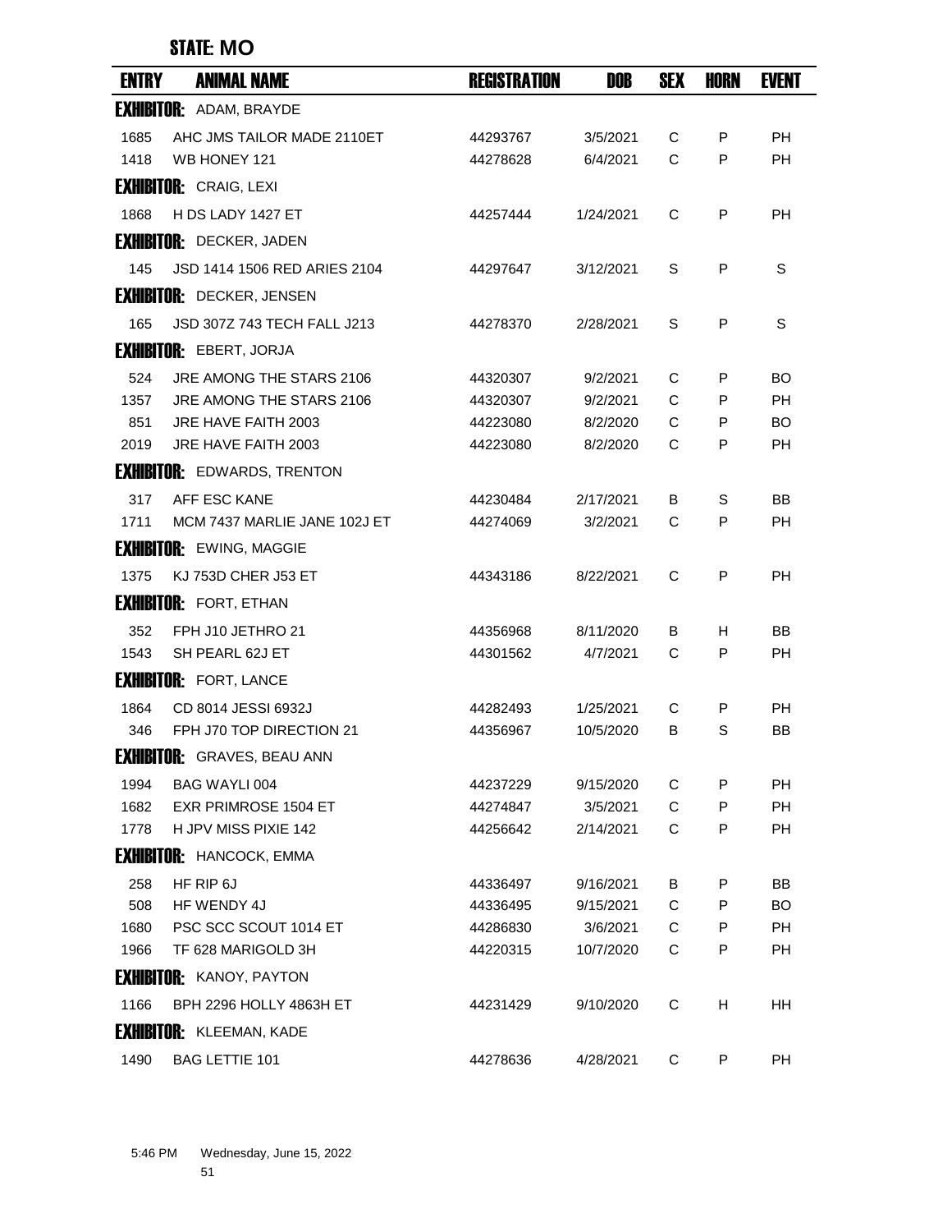## STATE: MO

| ENTRY | ANIMAL NAME | REGISTRATION | DOB | SEX | HORN | EVENT |
|---|---|---|---|---|---|---|
| **EXHIBITOR:** ADAM, BRAYDE | | | | | | |
| 1685 | AHC JMS TAILOR MADE 2110ET | 44293767 | 3/5/2021 | C | P | PH |
| 1418 | WB HONEY 121 | 44278628 | 6/4/2021 | C | P | PH |
| **EXHIBITOR:** CRAIG, LEXI | | | | | | |
| 1868 | H DS LADY 1427 ET | 44257444 | 1/24/2021 | C | P | PH |
| **EXHIBITOR:** DECKER, JADEN | | | | | | |
| 145 | JSD 1414 1506 RED ARIES 2104 | 44297647 | 3/12/2021 | S | P | S |
| **EXHIBITOR:** DECKER, JENSEN | | | | | | |
| 165 | JSD 307Z 743 TECH FALL J213 | 44278370 | 2/28/2021 | S | P | S |
| **EXHIBITOR:** EBERT, JORJA | | | | | | |
| 524 | JRE AMONG THE STARS 2106 | 44320307 | 9/2/2021 | C | P | BO |
| 1357 | JRE AMONG THE STARS 2106 | 44320307 | 9/2/2021 | C | P | PH |
| 851 | JRE HAVE FAITH 2003 | 44223080 | 8/2/2020 | C | P | BO |
| 2019 | JRE HAVE FAITH 2003 | 44223080 | 8/2/2020 | C | P | PH |
| **EXHIBITOR:** EDWARDS, TRENTON | | | | | | |
| 317 | AFF ESC KANE | 44230484 | 2/17/2021 | B | S | BB |
| 1711 | MCM 7437 MARLIE JANE 102J ET | 44274069 | 3/2/2021 | C | P | PH |
| **EXHIBITOR:** EWING, MAGGIE | | | | | | |
| 1375 | KJ 753D CHER J53 ET | 44343186 | 8/22/2021 | C | P | PH |
| **EXHIBITOR:** FORT, ETHAN | | | | | | |
| 352 | FPH J10 JETHRO 21 | 44356968 | 8/11/2020 | B | H | BB |
| 1543 | SH PEARL 62J ET | 44301562 | 4/7/2021 | C | P | PH |
| **EXHIBITOR:** FORT, LANCE | | | | | | |
| 1864 | CD 8014 JESSI 6932J | 44282493 | 1/25/2021 | C | P | PH |
| 346 | FPH J70 TOP DIRECTION 21 | 44356967 | 10/5/2020 | B | S | BB |
| **EXHIBITOR:** GRAVES, BEAU ANN | | | | | | |
| 1994 | BAG WAYLI 004 | 44237229 | 9/15/2020 | C | P | PH |
| 1682 | EXR PRIMROSE 1504 ET | 44274847 | 3/5/2021 | C | P | PH |
| 1778 | H JPV MISS PIXIE 142 | 44256642 | 2/14/2021 | C | P | PH |
| **EXHIBITOR:** HANCOCK, EMMA | | | | | | |
| 258 | HF RIP 6J | 44336497 | 9/16/2021 | B | P | BB |
| 508 | HF WENDY 4J | 44336495 | 9/15/2021 | C | P | BO |
| 1680 | PSC SCC SCOUT 1014 ET | 44286830 | 3/6/2021 | C | P | PH |
| 1966 | TF 628 MARIGOLD 3H | 44220315 | 10/7/2020 | C | P | PH |
| **EXHIBITOR:** KANOY, PAYTON | | | | | | |
| 1166 | BPH 2296 HOLLY 4863H ET | 44231429 | 9/10/2020 | C | H | HH |
| **EXHIBITOR:** KLEEMAN, KADE | | | | | | |
| 1490 | BAG LETTIE 101 | 44278636 | 4/28/2021 | C | P | PH |

5:46 PM Wednesday, June 15, 2022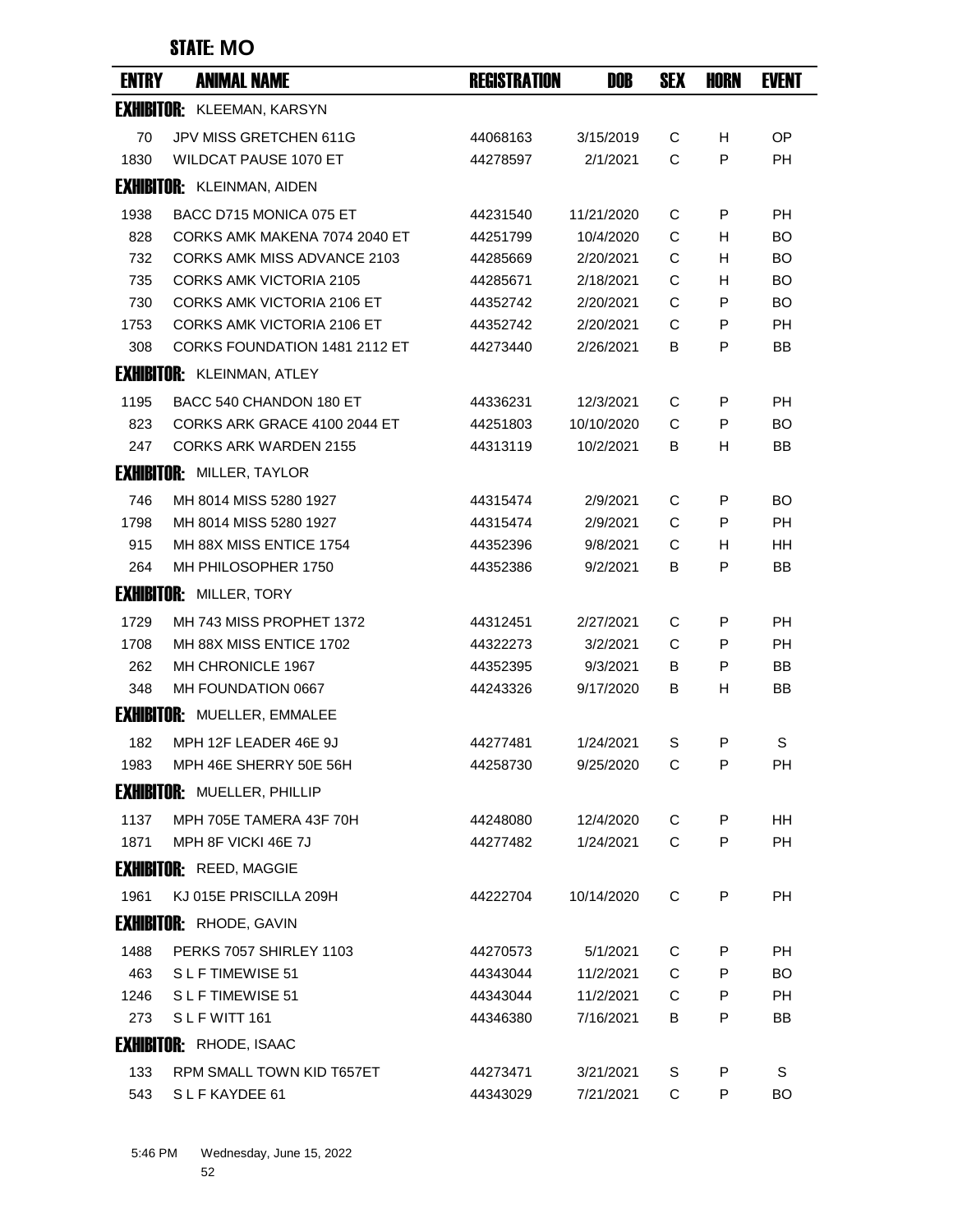## STATE: MO

| ENTRY | ANIMAL NAME | REGISTRATION | DOB | SEX | HORN | EVENT |
|---|---|---|---|---|---|---|
| **EXHIBITOR:** KLEEMAN, KARSYN | | | | | | |
| 70 | JPV MISS GRETCHEN 611G | 44068163 | 3/15/2019 | C | H | OP |
| 1830 | WILDCAT PAUSE 1070 ET | 44278597 | 2/1/2021 | C | P | PH |
| **EXHIBITOR:** KLEINMAN, AIDEN | | | | | | |
| 1938 | BACC D715 MONICA 075 ET | 44231540 | 11/21/2020 | C | P | PH |
| 828 | CORKS AMK MAKENA 7074 2040 ET | 44251799 | 10/4/2020 | C | H | BO |
| 732 | CORKS AMK MISS ADVANCE 2103 | 44285669 | 2/20/2021 | C | H | BO |
| 735 | CORKS AMK VICTORIA 2105 | 44285671 | 2/18/2021 | C | H | BO |
| 730 | CORKS AMK VICTORIA 2106 ET | 44352742 | 2/20/2021 | C | P | BO |
| 1753 | CORKS AMK VICTORIA 2106 ET | 44352742 | 2/20/2021 | C | P | PH |
| 308 | CORKS FOUNDATION 1481 2112 ET | 44273440 | 2/26/2021 | B | P | BB |
| **EXHIBITOR:** KLEINMAN, ATLEY | | | | | | |
| 1195 | BACC 540 CHANDON 180 ET | 44336231 | 12/3/2021 | C | P | PH |
| 823 | CORKS ARK GRACE 4100 2044 ET | 44251803 | 10/10/2020 | C | P | BO |
| 247 | CORKS ARK WARDEN 2155 | 44313119 | 10/2/2021 | B | H | BB |
| **EXHIBITOR:** MILLER, TAYLOR | | | | | | |
| 746 | MH 8014 MISS 5280 1927 | 44315474 | 2/9/2021 | C | P | BO |
| 1798 | MH 8014 MISS 5280 1927 | 44315474 | 2/9/2021 | C | P | PH |
| 915 | MH 88X MISS ENTICE 1754 | 44352396 | 9/8/2021 | C | H | HH |
| 264 | MH PHILOSOPHER 1750 | 44352386 | 9/2/2021 | B | P | BB |
| **EXHIBITOR:** MILLER, TORY | | | | | | |
| 1729 | MH 743 MISS PROPHET 1372 | 44312451 | 2/27/2021 | C | P | PH |
| 1708 | MH 88X MISS ENTICE 1702 | 44322273 | 3/2/2021 | C | P | PH |
| 262 | MH CHRONICLE 1967 | 44352395 | 9/3/2021 | B | P | BB |
| 348 | MH FOUNDATION 0667 | 44243326 | 9/17/2020 | B | H | BB |
| **EXHIBITOR:** MUELLER, EMMALEE | | | | | | |
| 182 | MPH 12F LEADER 46E 9J | 44277481 | 1/24/2021 | S | P | S |
| 1983 | MPH 46E SHERRY 50E 56H | 44258730 | 9/25/2020 | C | P | PH |
| **EXHIBITOR:** MUELLER, PHILLIP | | | | | | |
| 1137 | MPH 705E TAMERA 43F 70H | 44248080 | 12/4/2020 | C | P | HH |
| 1871 | MPH 8F VICKI 46E 7J | 44277482 | 1/24/2021 | C | P | PH |
| **EXHIBITOR:** REED, MAGGIE | | | | | | |
| 1961 | KJ 015E PRISCILLA 209H | 44222704 | 10/14/2020 | C | P | PH |
| **EXHIBITOR:** RHODE, GAVIN | | | | | | |
| 1488 | PERKS 7057 SHIRLEY 1103 | 44270573 | 5/1/2021 | C | P | PH |
| 463 | S L F TIMEWISE 51 | 44343044 | 11/2/2021 | C | P | BO |
| 1246 | S L F TIMEWISE 51 | 44343044 | 11/2/2021 | C | P | PH |
| 273 | S L F WITT 161 | 44346380 | 7/16/2021 | B | P | BB |
| **EXHIBITOR:** RHODE, ISAAC | | | | | | |
| 133 | RPM SMALL TOWN KID T657ET | 44273471 | 3/21/2021 | S | P | S |
| 543 | S L F KAYDEE 61 | 44343029 | 7/21/2021 | C | P | BO |

5:46 PM Wednesday, June 15, 2022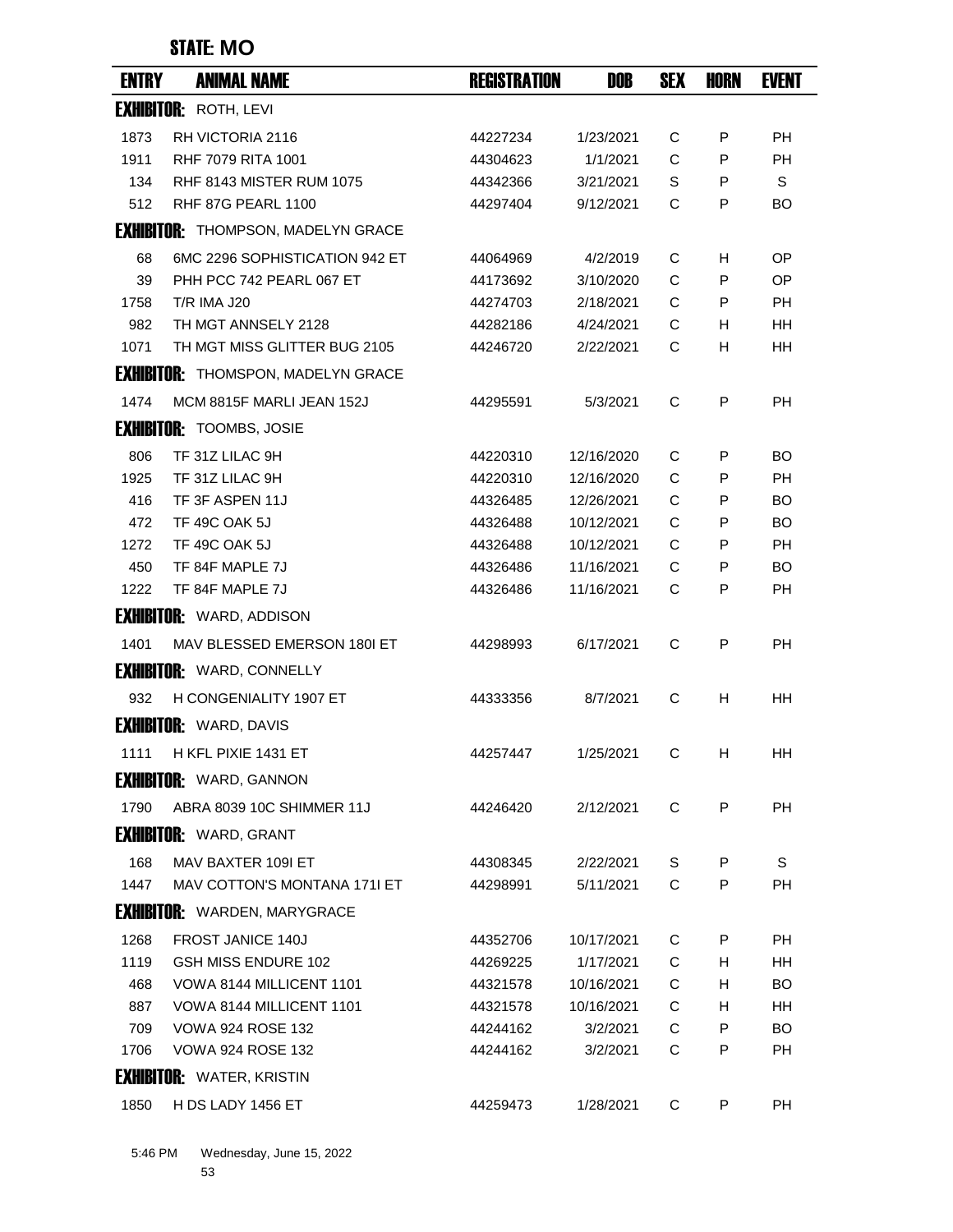**STATE: MO**

| ENTRY | ANIMAL NAME | REGISTRATION | DOB | SEX | HORN | EVENT |
|---|---|---|---|---|---|---|
| **EXHIBITOR:** ROTH, LEVI | | | | | | |
| 1873 | RH VICTORIA 2116 | 44227234 | 1/23/2021 | C | P | PH |
| 1911 | RHF 7079 RITA 1001 | 44304623 | 1/1/2021 | C | P | PH |
| 134 | RHF 8143 MISTER RUM 1075 | 44342366 | 3/21/2021 | S | P | S |
| 512 | RHF 87G PEARL 1100 | 44297404 | 9/12/2021 | C | P | BO |
| **EXHIBITOR:** THOMPSON, MADELYN GRACE | | | | | | |
| 68 | 6MC 2296 SOPHISTICATION 942 ET | 44064969 | 4/2/2019 | C | H | OP |
| 39 | PHH PCC 742 PEARL 067 ET | 44173692 | 3/10/2020 | C | P | OP |
| 1758 | T/R IMA J20 | 44274703 | 2/18/2021 | C | P | PH |
| 982 | TH MGT ANNSELY 2128 | 44282186 | 4/24/2021 | C | H | HH |
| 1071 | TH MGT MISS GLITTER BUG 2105 | 44246720 | 2/22/2021 | C | H | HH |
| **EXHIBITOR:** THOMSPON, MADELYN GRACE | | | | | | |
| 1474 | MCM 8815F MARLI JEAN 152J | 44295591 | 5/3/2021 | C | P | PH |
| **EXHIBITOR:** TOOMBS, JOSIE | | | | | | |
| 806 | TF 31Z LILAC 9H | 44220310 | 12/16/2020 | C | P | BO |
| 1925 | TF 31Z LILAC 9H | 44220310 | 12/16/2020 | C | P | PH |
| 416 | TF 3F ASPEN 11J | 44326485 | 12/26/2021 | C | P | BO |
| 472 | TF 49C OAK 5J | 44326488 | 10/12/2021 | C | P | BO |
| 1272 | TF 49C OAK 5J | 44326488 | 10/12/2021 | C | P | PH |
| 450 | TF 84F MAPLE 7J | 44326486 | 11/16/2021 | C | P | BO |
| 1222 | TF 84F MAPLE 7J | 44326486 | 11/16/2021 | C | P | PH |
| **EXHIBITOR:** WARD, ADDISON | | | | | | |
| 1401 | MAV BLESSED EMERSON 180I ET | 44298993 | 6/17/2021 | C | P | PH |
| **EXHIBITOR:** WARD, CONNELLY | | | | | | |
| 932 | H CONGENIALITY 1907 ET | 44333356 | 8/7/2021 | C | H | HH |
| **EXHIBITOR:** WARD, DAVIS | | | | | | |
| 1111 | H KFL PIXIE 1431 ET | 44257447 | 1/25/2021 | C | H | HH |
| **EXHIBITOR:** WARD, GANNON | | | | | | |
| 1790 | ABRA 8039 10C SHIMMER 11J | 44246420 | 2/12/2021 | C | P | PH |
| **EXHIBITOR:** WARD, GRANT | | | | | | |
| 168 | MAV BAXTER 109I ET | 44308345 | 2/22/2021 | S | P | S |
| 1447 | MAV COTTON'S MONTANA 171I ET | 44298991 | 5/11/2021 | C | P | PH |
| **EXHIBITOR:** WARDEN, MARYGRACE | | | | | | |
| 1268 | FROST JANICE 140J | 44352706 | 10/17/2021 | C | P | PH |
| 1119 | GSH MISS ENDURE 102 | 44269225 | 1/17/2021 | C | H | HH |
| 468 | VOWA 8144 MILLICENT 1101 | 44321578 | 10/16/2021 | C | H | BO |
| 887 | VOWA 8144 MILLICENT 1101 | 44321578 | 10/16/2021 | C | H | HH |
| 709 | VOWA 924 ROSE 132 | 44244162 | 3/2/2021 | C | P | BO |
| 1706 | VOWA 924 ROSE 132 | 44244162 | 3/2/2021 | C | P | PH |
| **EXHIBITOR:** WATER, KRISTIN | | | | | | |
| 1850 | H DS LADY 1456 ET | 44259473 | 1/28/2021 | C | P | PH |

5:46 PM Wednesday, June 15, 2022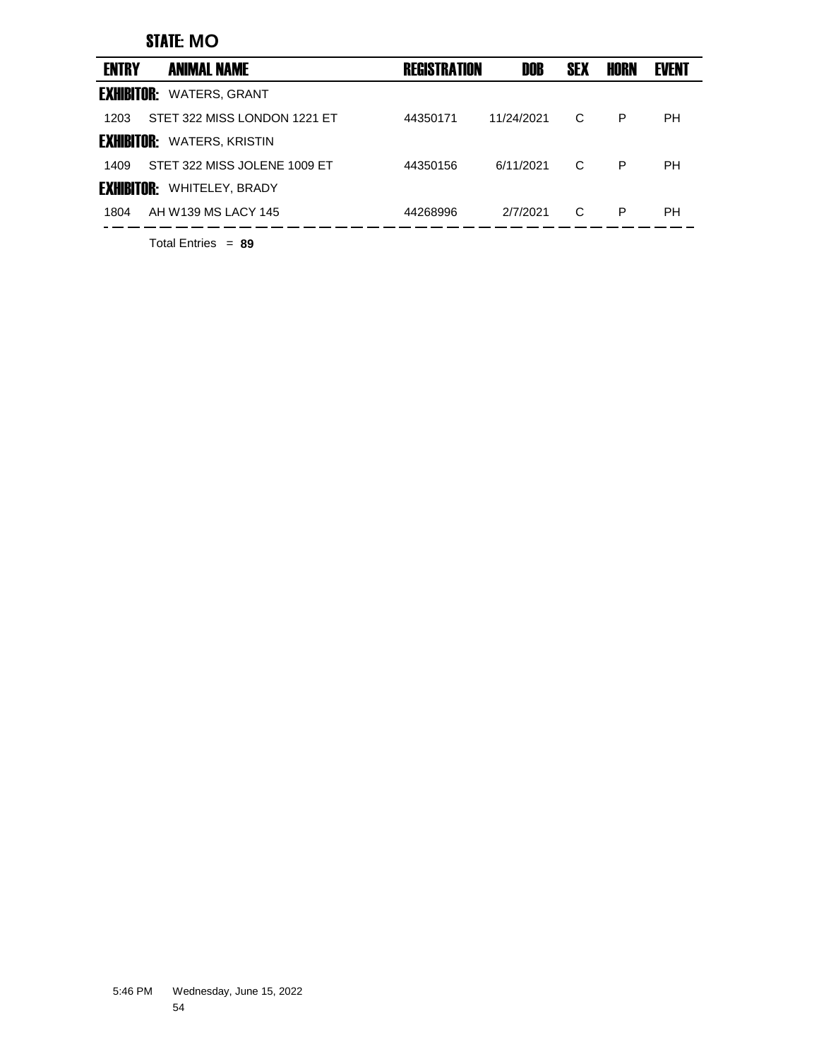## STATE: MO

| ENTRY | ANIMAL NAME | REGISTRATION | DOB | SEX | HORN | EVENT |
|---|---|---|---|---|---|---|
| **EXHIBITOR:** WATERS, GRANT | | | | | | |
| 1203 | STET 322 MISS LONDON 1221 ET | 44350171 | 11/24/2021 | C | P | PH |
| **EXHIBITOR:** WATERS, KRISTIN | | | | | | |
| 1409 | STET 322 MISS JOLENE 1009 ET | 44350156 | 6/11/2021 | C | P | PH |
| **EXHIBITOR:** WHITELEY, BRADY | | | | | | |
| 1804 | AH W139 MS LACY 145 | 44268996 | 2/7/2021 | C | P | PH |

Total Entries = **89**

5:46 PM Wednesday, June 15, 2022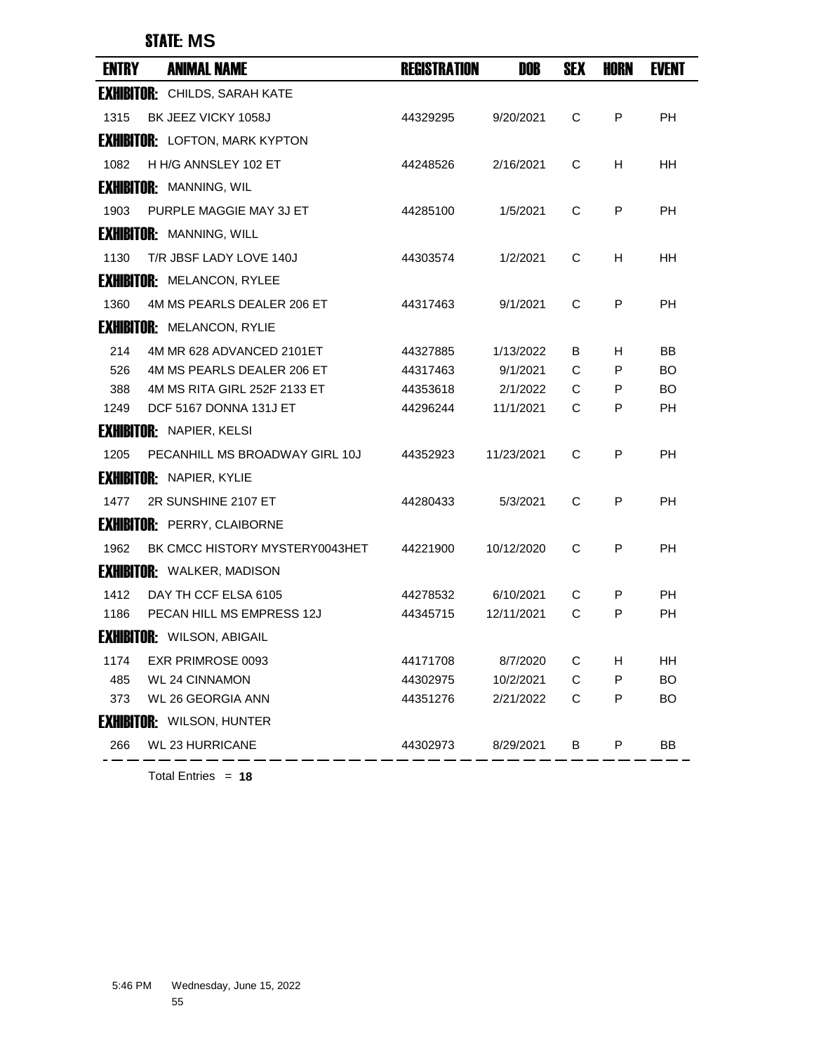## STATE: MS

| ENTRY | ANIMAL NAME | REGISTRATION | DOB | SEX | HORN | EVENT |
|---|---|---|---|---|---|---|
| **EXHIBITOR:** CHILDS, SARAH KATE | | | | | | |
| 1315 | BK JEEZ VICKY 1058J | 44329295 | 9/20/2021 | C | P | PH |
| **EXHIBITOR:** LOFTON, MARK KYPTON | | | | | | |
| 1082 | H H/G ANNSLEY 102 ET | 44248526 | 2/16/2021 | C | H | HH |
| **EXHIBITOR:** MANNING, WIL | | | | | | |
| 1903 | PURPLE MAGGIE MAY 3J ET | 44285100 | 1/5/2021 | C | P | PH |
| **EXHIBITOR:** MANNING, WILL | | | | | | |
| 1130 | T/R JBSF LADY LOVE 140J | 44303574 | 1/2/2021 | C | H | HH |
| **EXHIBITOR:** MELANCON, RYLEE | | | | | | |
| 1360 | 4M MS PEARLS DEALER 206 ET | 44317463 | 9/1/2021 | C | P | PH |
| **EXHIBITOR:** MELANCON, RYLIE | | | | | | |
| 214 | 4M MR 628 ADVANCED 2101ET | 44327885 | 1/13/2022 | B | H | BB |
| 526 | 4M MS PEARLS DEALER 206 ET | 44317463 | 9/1/2021 | C | P | BO |
| 388 | 4M MS RITA GIRL 252F 2133 ET | 44353618 | 2/1/2022 | C | P | BO |
| 1249 | DCF 5167 DONNA 131J ET | 44296244 | 11/1/2021 | C | P | PH |
| **EXHIBITOR:** NAPIER, KELSI | | | | | | |
| 1205 | PECANHILL MS BROADWAY GIRL 10J | 44352923 | 11/23/2021 | C | P | PH |
| **EXHIBITOR:** NAPIER, KYLIE | | | | | | |
| 1477 | 2R SUNSHINE 2107 ET | 44280433 | 5/3/2021 | C | P | PH |
| **EXHIBITOR:** PERRY, CLAIBORNE | | | | | | |
| 1962 | BK CMCC HISTORY MYSTERY0043HET | 44221900 | 10/12/2020 | C | P | PH |
| **EXHIBITOR:** WALKER, MADISON | | | | | | |
| 1412 | DAY TH CCF ELSA 6105 | 44278532 | 6/10/2021 | C | P | PH |
| 1186 | PECAN HILL MS EMPRESS 12J | 44345715 | 12/11/2021 | C | P | PH |
| **EXHIBITOR:** WILSON, ABIGAIL | | | | | | |
| 1174 | EXR PRIMROSE 0093 | 44171708 | 8/7/2020 | C | H | HH |
| 485 | WL 24 CINNAMON | 44302975 | 10/2/2021 | C | P | BO |
| 373 | WL 26 GEORGIA ANN | 44351276 | 2/21/2022 | C | P | BO |
| **EXHIBITOR:** WILSON, HUNTER | | | | | | |
| 266 | WL 23 HURRICANE | 44302973 | 8/29/2021 | B | P | BB |

Total Entries = **18**

5:46 PM Wednesday, June 15, 2022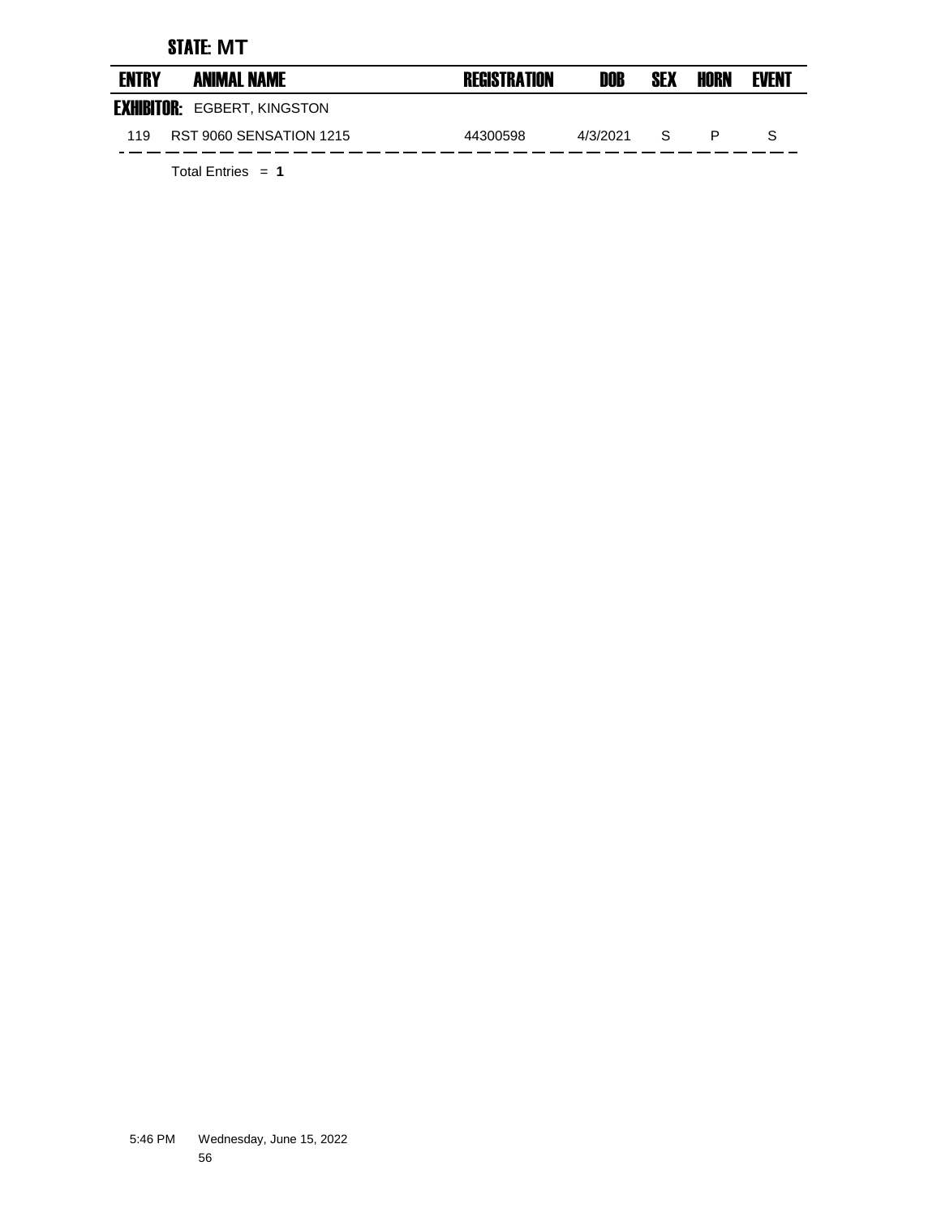## STATE: MT

| ENTRY | ANIMAL NAME | REGISTRATION | DOB | SEX | HORN | EVENT |
|---|---|---|---|---|---|---|
| **EXHIBITOR:** EGBERT, KINGSTON | | | | | | |
| 119 | RST 9060 SENSATION 1215 | 44300598 | 4/3/2021 | S | P | S |

Total Entries = **1**

5:46 PM Wednesday, June 15, 2022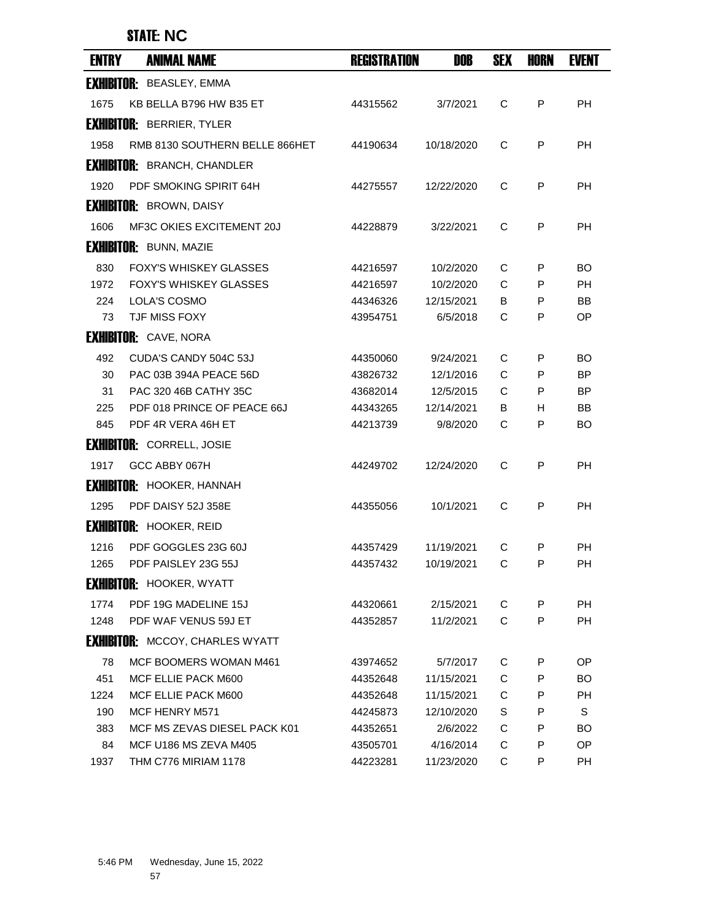## STATE: NC

| ENTRY | ANIMAL NAME | REGISTRATION | DOB | SEX | HORN | EVENT |
|---|---|---|---|---|---|---|
| **EXHIBITOR:** BEASLEY, EMMA | | | | | | |
| 1675 | KB BELLA B796 HW B35 ET | 44315562 | 3/7/2021 | C | P | PH |
| **EXHIBITOR:** BERRIER, TYLER | | | | | | |
| 1958 | RMB 8130 SOUTHERN BELLE 866HET | 44190634 | 10/18/2020 | C | P | PH |
| **EXHIBITOR:** BRANCH, CHANDLER | | | | | | |
| 1920 | PDF SMOKING SPIRIT 64H | 44275557 | 12/22/2020 | C | P | PH |
| **EXHIBITOR:** BROWN, DAISY | | | | | | |
| 1606 | MF3C OKIES EXCITEMENT 20J | 44228879 | 3/22/2021 | C | P | PH |
| **EXHIBITOR:** BUNN, MAZIE | | | | | | |
| 830 | FOXY'S WHISKEY GLASSES | 44216597 | 10/2/2020 | C | P | BO |
| 1972 | FOXY'S WHISKEY GLASSES | 44216597 | 10/2/2020 | C | P | PH |
| 224 | LOLA'S COSMO | 44346326 | 12/15/2021 | B | P | BB |
| 73 | TJF MISS FOXY | 43954751 | 6/5/2018 | C | P | OP |
| **EXHIBITOR:** CAVE, NORA | | | | | | |
| 492 | CUDA'S CANDY 504C 53J | 44350060 | 9/24/2021 | C | P | BO |
| 30 | PAC 03B 394A PEACE 56D | 43826732 | 12/1/2016 | C | P | BP |
| 31 | PAC 320 46B CATHY 35C | 43682014 | 12/5/2015 | C | P | BP |
| 225 | PDF 018 PRINCE OF PEACE 66J | 44343265 | 12/14/2021 | B | H | BB |
| 845 | PDF 4R VERA 46H ET | 44213739 | 9/8/2020 | C | P | BO |
| **EXHIBITOR:** CORRELL, JOSIE | | | | | | |
| 1917 | GCC ABBY 067H | 44249702 | 12/24/2020 | C | P | PH |
| **EXHIBITOR:** HOOKER, HANNAH | | | | | | |
| 1295 | PDF DAISY 52J 358E | 44355056 | 10/1/2021 | C | P | PH |
| **EXHIBITOR:** HOOKER, REID | | | | | | |
| 1216 | PDF GOGGLES 23G 60J | 44357429 | 11/19/2021 | C | P | PH |
| 1265 | PDF PAISLEY 23G 55J | 44357432 | 10/19/2021 | C | P | PH |
| **EXHIBITOR:** HOOKER, WYATT | | | | | | |
| 1774 | PDF 19G MADELINE 15J | 44320661 | 2/15/2021 | C | P | PH |
| 1248 | PDF WAF VENUS 59J ET | 44352857 | 11/2/2021 | C | P | PH |
| **EXHIBITOR:** MCCOY, CHARLES WYATT | | | | | | |
| 78 | MCF BOOMERS WOMAN M461 | 43974652 | 5/7/2017 | C | P | OP |
| 451 | MCF ELLIE PACK M600 | 44352648 | 11/15/2021 | C | P | BO |
| 1224 | MCF ELLIE PACK M600 | 44352648 | 11/15/2021 | C | P | PH |
| 190 | MCF HENRY M571 | 44245873 | 12/10/2020 | S | P | S |
| 383 | MCF MS ZEVAS DIESEL PACK K01 | 44352651 | 2/6/2022 | C | P | BO |
| 84 | MCF U186 MS ZEVA M405 | 43505701 | 4/16/2014 | C | P | OP |
| 1937 | THM C776 MIRIAM 1178 | 44223281 | 11/23/2020 | C | P | PH |

5:46 PM Wednesday, June 15, 2022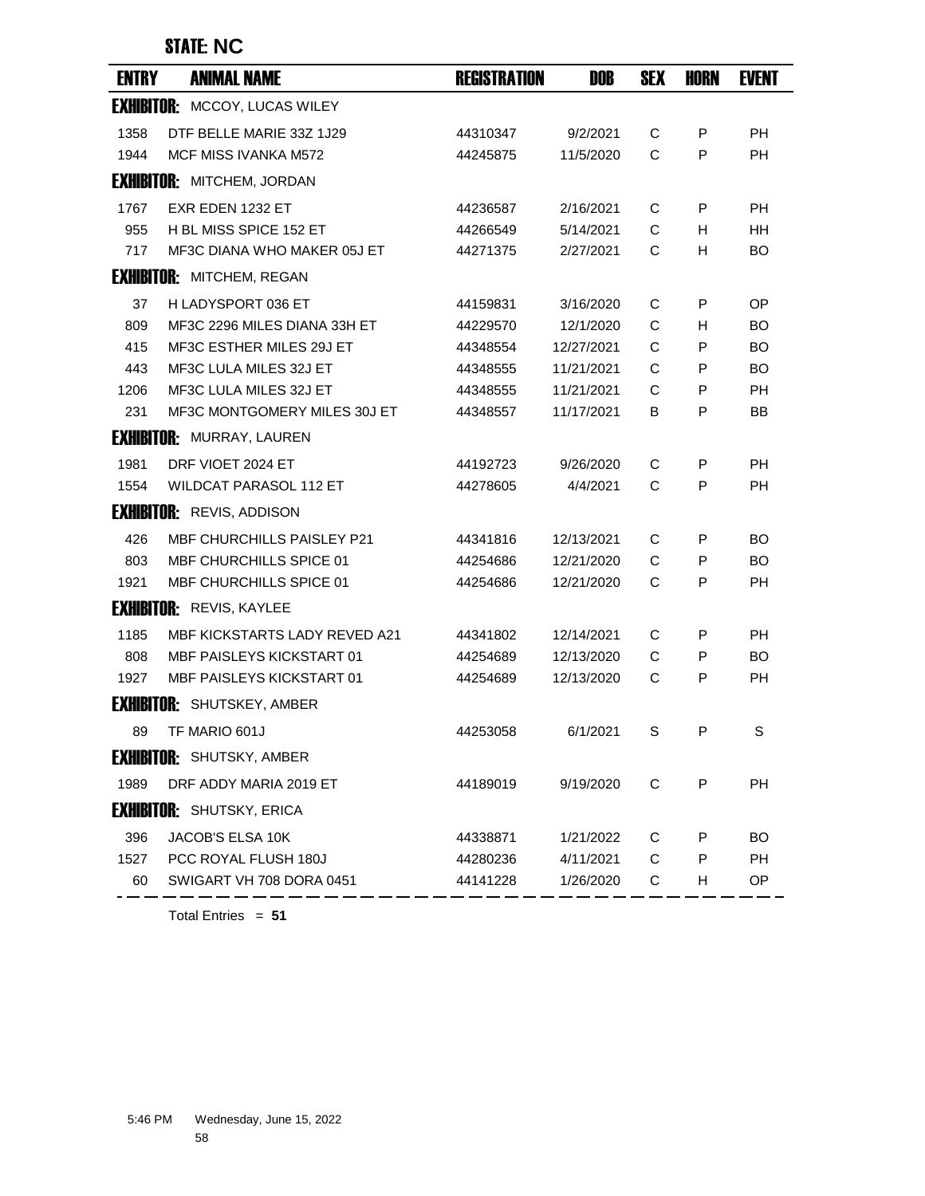## STATE: NC

| ENTRY | ANIMAL NAME | REGISTRATION | DOB | SEX | HORN | EVENT |
|---|---|---|---|---|---|---|
| **EXHIBITOR:** MCCOY, LUCAS WILEY | | | | | | |
| 1358 | DTF BELLE MARIE 33Z 1J29 | 44310347 | 9/2/2021 | C | P | PH |
| 1944 | MCF MISS IVANKA M572 | 44245875 | 11/5/2020 | C | P | PH |
| **EXHIBITOR:** MITCHEM, JORDAN | | | | | | |
| 1767 | EXR EDEN 1232 ET | 44236587 | 2/16/2021 | C | P | PH |
| 955 | H BL MISS SPICE 152 ET | 44266549 | 5/14/2021 | C | H | HH |
| 717 | MF3C DIANA WHO MAKER 05J ET | 44271375 | 2/27/2021 | C | H | BO |
| **EXHIBITOR:** MITCHEM, REGAN | | | | | | |
| 37 | H LADYSPORT 036 ET | 44159831 | 3/16/2020 | C | P | OP |
| 809 | MF3C 2296 MILES DIANA 33H ET | 44229570 | 12/1/2020 | C | H | BO |
| 415 | MF3C ESTHER MILES 29J ET | 44348554 | 12/27/2021 | C | P | BO |
| 443 | MF3C LULA MILES 32J ET | 44348555 | 11/21/2021 | C | P | BO |
| 1206 | MF3C LULA MILES 32J ET | 44348555 | 11/21/2021 | C | P | PH |
| 231 | MF3C MONTGOMERY MILES 30J ET | 44348557 | 11/17/2021 | B | P | BB |
| **EXHIBITOR:** MURRAY, LAUREN | | | | | | |
| 1981 | DRF VIOET 2024 ET | 44192723 | 9/26/2020 | C | P | PH |
| 1554 | WILDCAT PARASOL 112 ET | 44278605 | 4/4/2021 | C | P | PH |
| **EXHIBITOR:** REVIS, ADDISON | | | | | | |
| 426 | MBF CHURCHILLS PAISLEY P21 | 44341816 | 12/13/2021 | C | P | BO |
| 803 | MBF CHURCHILLS SPICE 01 | 44254686 | 12/21/2020 | C | P | BO |
| 1921 | MBF CHURCHILLS SPICE 01 | 44254686 | 12/21/2020 | C | P | PH |
| **EXHIBITOR:** REVIS, KAYLEE | | | | | | |
| 1185 | MBF KICKSTARTS LADY REVED A21 | 44341802 | 12/14/2021 | C | P | PH |
| 808 | MBF PAISLEYS KICKSTART 01 | 44254689 | 12/13/2020 | C | P | BO |
| 1927 | MBF PAISLEYS KICKSTART 01 | 44254689 | 12/13/2020 | C | P | PH |
| **EXHIBITOR:** SHUTSKEY, AMBER | | | | | | |
| 89 | TF MARIO 601J | 44253058 | 6/1/2021 | S | P | S |
| **EXHIBITOR:** SHUTSKY, AMBER | | | | | | |
| 1989 | DRF ADDY MARIA 2019 ET | 44189019 | 9/19/2020 | C | P | PH |
| **EXHIBITOR:** SHUTSKY, ERICA | | | | | | |
| 396 | JACOB'S ELSA 10K | 44338871 | 1/21/2022 | C | P | BO |
| 1527 | PCC ROYAL FLUSH 180J | 44280236 | 4/11/2021 | C | P | PH |
| 60 | SWIGART VH 708 DORA 0451 | 44141228 | 1/26/2020 | C | H | OP |

Total Entries = **51**

5:46 PM Wednesday, June 15, 2022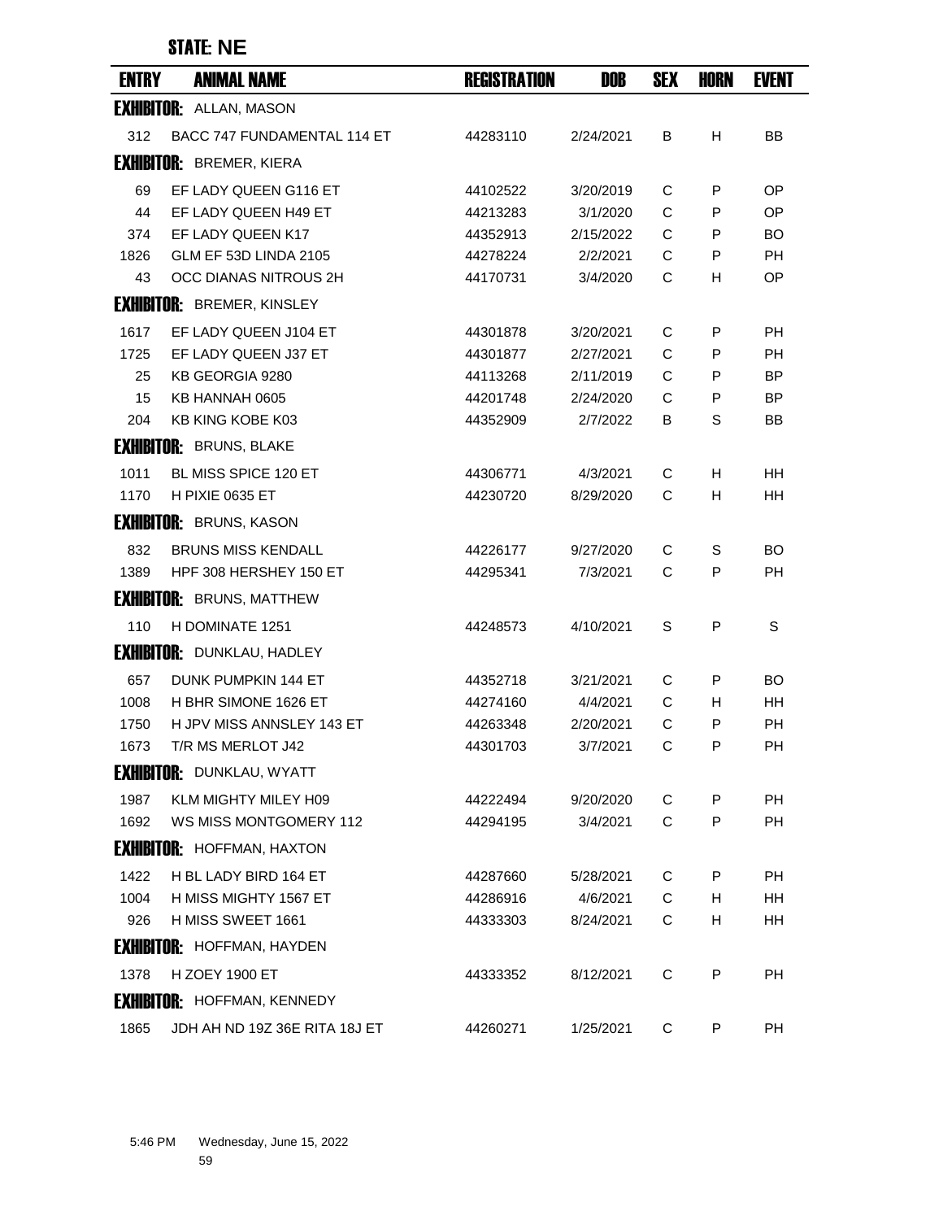## STATE: NE

| ENTRY | ANIMAL NAME | REGISTRATION | DOB | SEX | HORN | EVENT |
|---|---|---|---|---|---|---|
| **EXHIBITOR:** ALLAN, MASON | | | | | | |
| 312 | BACC 747 FUNDAMENTAL 114 ET | 44283110 | 2/24/2021 | B | H | BB |
| **EXHIBITOR:** BREMER, KIERA | | | | | | |
| 69 | EF LADY QUEEN G116 ET | 44102522 | 3/20/2019 | C | P | OP |
| 44 | EF LADY QUEEN H49 ET | 44213283 | 3/1/2020 | C | P | OP |
| 374 | EF LADY QUEEN K17 | 44352913 | 2/15/2022 | C | P | BO |
| 1826 | GLM EF 53D LINDA 2105 | 44278224 | 2/2/2021 | C | P | PH |
| 43 | OCC DIANAS NITROUS 2H | 44170731 | 3/4/2020 | C | H | OP |
| **EXHIBITOR:** BREMER, KINSLEY | | | | | | |
| 1617 | EF LADY QUEEN J104 ET | 44301878 | 3/20/2021 | C | P | PH |
| 1725 | EF LADY QUEEN J37 ET | 44301877 | 2/27/2021 | C | P | PH |
| 25 | KB GEORGIA 9280 | 44113268 | 2/11/2019 | C | P | BP |
| 15 | KB HANNAH 0605 | 44201748 | 2/24/2020 | C | P | BP |
| 204 | KB KING KOBE K03 | 44352909 | 2/7/2022 | B | S | BB |
| **EXHIBITOR:** BRUNS, BLAKE | | | | | | |
| 1011 | BL MISS SPICE 120 ET | 44306771 | 4/3/2021 | C | H | HH |
| 1170 | H PIXIE 0635 ET | 44230720 | 8/29/2020 | C | H | HH |
| **EXHIBITOR:** BRUNS, KASON | | | | | | |
| 832 | BRUNS MISS KENDALL | 44226177 | 9/27/2020 | C | S | BO |
| 1389 | HPF 308 HERSHEY 150 ET | 44295341 | 7/3/2021 | C | P | PH |
| **EXHIBITOR:** BRUNS, MATTHEW | | | | | | |
| 110 | H DOMINATE 1251 | 44248573 | 4/10/2021 | S | P | S |
| **EXHIBITOR:** DUNKLAU, HADLEY | | | | | | |
| 657 | DUNK PUMPKIN 144 ET | 44352718 | 3/21/2021 | C | P | BO |
| 1008 | H BHR SIMONE 1626 ET | 44274160 | 4/4/2021 | C | H | HH |
| 1750 | H JPV MISS ANNSLEY 143 ET | 44263348 | 2/20/2021 | C | P | PH |
| 1673 | T/R MS MERLOT J42 | 44301703 | 3/7/2021 | C | P | PH |
| **EXHIBITOR:** DUNKLAU, WYATT | | | | | | |
| 1987 | KLM MIGHTY MILEY H09 | 44222494 | 9/20/2020 | C | P | PH |
| 1692 | WS MISS MONTGOMERY 112 | 44294195 | 3/4/2021 | C | P | PH |
| **EXHIBITOR:** HOFFMAN, HAXTON | | | | | | |
| 1422 | H BL LADY BIRD 164 ET | 44287660 | 5/28/2021 | C | P | PH |
| 1004 | H MISS MIGHTY 1567 ET | 44286916 | 4/6/2021 | C | H | HH |
| 926 | H MISS SWEET 1661 | 44333303 | 8/24/2021 | C | H | HH |
| **EXHIBITOR:** HOFFMAN, HAYDEN | | | | | | |
| 1378 | H ZOEY 1900 ET | 44333352 | 8/12/2021 | C | P | PH |
| **EXHIBITOR:** HOFFMAN, KENNEDY | | | | | | |
| 1865 | JDH AH ND 19Z 36E RITA 18J ET | 44260271 | 1/25/2021 | C | P | PH |

5:46 PM Wednesday, June 15, 2022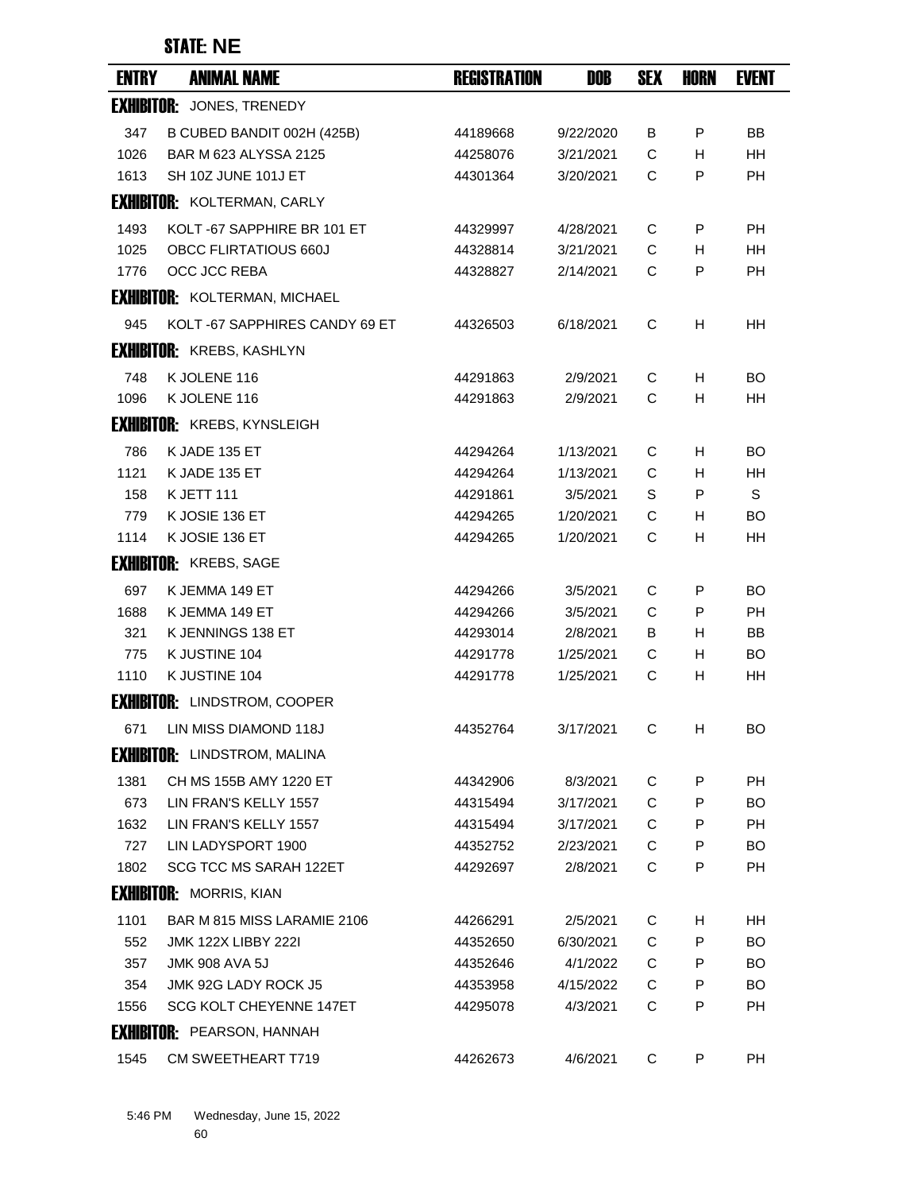**STATE: NE**

| ENTRY | ANIMAL NAME | REGISTRATION | DOB | SEX | HORN | EVENT |
|---|---|---|---|---|---|---|
| **EXHIBITOR:** JONES, TRENEDY | | | | | | |
| 347 | B CUBED BANDIT 002H (425B) | 44189668 | 9/22/2020 | B | P | BB |
| 1026 | BAR M 623 ALYSSA 2125 | 44258076 | 3/21/2021 | C | H | HH |
| 1613 | SH 10Z JUNE 101J ET | 44301364 | 3/20/2021 | C | P | PH |
| **EXHIBITOR:** KOLTERMAN, CARLY | | | | | | |
| 1493 | KOLT -67 SAPPHIRE BR 101 ET | 44329997 | 4/28/2021 | C | P | PH |
| 1025 | OBCC FLIRTATIOUS 660J | 44328814 | 3/21/2021 | C | H | HH |
| 1776 | OCC JCC REBA | 44328827 | 2/14/2021 | C | P | PH |
| **EXHIBITOR:** KOLTERMAN, MICHAEL | | | | | | |
| 945 | KOLT -67 SAPPHIRES CANDY 69 ET | 44326503 | 6/18/2021 | C | H | HH |
| **EXHIBITOR:** KREBS, KASHLYN | | | | | | |
| 748 | K JOLENE 116 | 44291863 | 2/9/2021 | C | H | BO |
| 1096 | K JOLENE 116 | 44291863 | 2/9/2021 | C | H | HH |
| **EXHIBITOR:** KREBS, KYNSLEIGH | | | | | | |
| 786 | K JADE 135 ET | 44294264 | 1/13/2021 | C | H | BO |
| 1121 | K JADE 135 ET | 44294264 | 1/13/2021 | C | H | HH |
| 158 | K JETT 111 | 44291861 | 3/5/2021 | S | P | S |
| 779 | K JOSIE 136 ET | 44294265 | 1/20/2021 | C | H | BO |
| 1114 | K JOSIE 136 ET | 44294265 | 1/20/2021 | C | H | HH |
| **EXHIBITOR:** KREBS, SAGE | | | | | | |
| 697 | K JEMMA 149 ET | 44294266 | 3/5/2021 | C | P | BO |
| 1688 | K JEMMA 149 ET | 44294266 | 3/5/2021 | C | P | PH |
| 321 | K JENNINGS 138 ET | 44293014 | 2/8/2021 | B | H | BB |
| 775 | K JUSTINE 104 | 44291778 | 1/25/2021 | C | H | BO |
| 1110 | K JUSTINE 104 | 44291778 | 1/25/2021 | C | H | HH |
| **EXHIBITOR:** LINDSTROM, COOPER | | | | | | |
| 671 | LIN MISS DIAMOND 118J | 44352764 | 3/17/2021 | C | H | BO |
| **EXHIBITOR:** LINDSTROM, MALINA | | | | | | |
| 1381 | CH MS 155B AMY 1220 ET | 44342906 | 8/3/2021 | C | P | PH |
| 673 | LIN FRAN'S KELLY 1557 | 44315494 | 3/17/2021 | C | P | BO |
| 1632 | LIN FRAN'S KELLY 1557 | 44315494 | 3/17/2021 | C | P | PH |
| 727 | LIN LADYSPORT 1900 | 44352752 | 2/23/2021 | C | P | BO |
| 1802 | SCG TCC MS SARAH 122ET | 44292697 | 2/8/2021 | C | P | PH |
| **EXHIBITOR:** MORRIS, KIAN | | | | | | |
| 1101 | BAR M 815 MISS LARAMIE 2106 | 44266291 | 2/5/2021 | C | H | HH |
| 552 | JMK 122X LIBBY 222I | 44352650 | 6/30/2021 | C | P | BO |
| 357 | JMK 908 AVA 5J | 44352646 | 4/1/2022 | C | P | BO |
| 354 | JMK 92G LADY ROCK J5 | 44353958 | 4/15/2022 | C | P | BO |
| 1556 | SCG KOLT CHEYENNE 147ET | 44295078 | 4/3/2021 | C | P | PH |
| **EXHIBITOR:** PEARSON, HANNAH | | | | | | |
| 1545 | CM SWEETHEART T719 | 44262673 | 4/6/2021 | C | P | PH |

5:46 PM Wednesday, June 15, 2022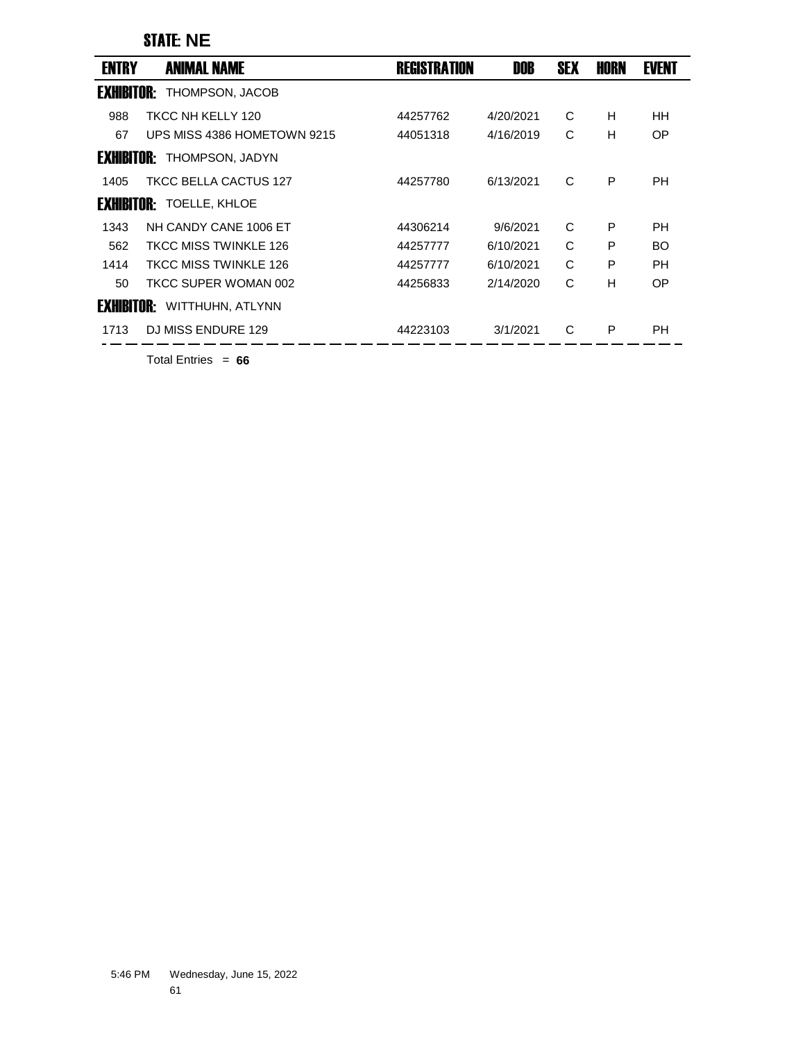## STATE: NE

| ENTRY | ANIMAL NAME | REGISTRATION | DOB | SEX | HORN | EVENT |
|---|---|---|---|---|---|---|
| **EXHIBITOR:** THOMPSON, JACOB | | | | | | |
| 988 | TKCC NH KELLY 120 | 44257762 | 4/20/2021 | C | H | HH |
| 67 | UPS MISS 4386 HOMETOWN 9215 | 44051318 | 4/16/2019 | C | H | OP |
| **EXHIBITOR:** THOMPSON, JADYN | | | | | | |
| 1405 | TKCC BELLA CACTUS 127 | 44257780 | 6/13/2021 | C | P | PH |
| **EXHIBITOR:** TOELLE, KHLOE | | | | | | |
| 1343 | NH CANDY CANE 1006 ET | 44306214 | 9/6/2021 | C | P | PH |
| 562 | TKCC MISS TWINKLE 126 | 44257777 | 6/10/2021 | C | P | BO |
| 1414 | TKCC MISS TWINKLE 126 | 44257777 | 6/10/2021 | C | P | PH |
| 50 | TKCC SUPER WOMAN 002 | 44256833 | 2/14/2020 | C | H | OP |
| **EXHIBITOR:** WITTHUHN, ATLYNN | | | | | | |
| 1713 | DJ MISS ENDURE 129 | 44223103 | 3/1/2021 | C | P | PH |

Total Entries = **66**

5:46 PM Wednesday, June 15, 2022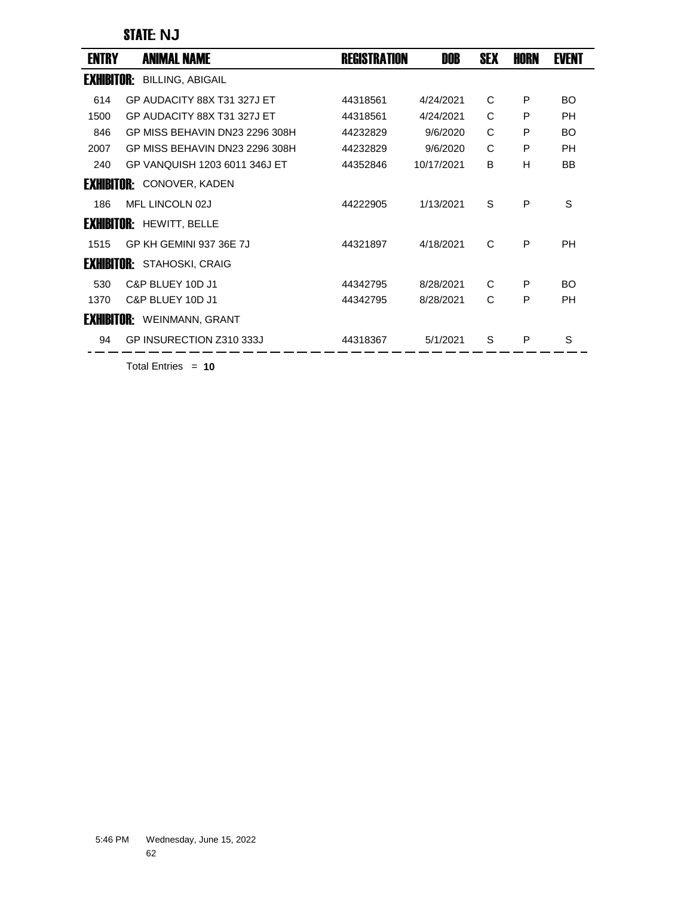## STATE: NJ

| ENTRY | ANIMAL NAME | REGISTRATION | DOB | SEX | HORN | EVENT |
|---|---|---|---|---|---|---|
| **EXHIBITOR:** | BILLING, ABIGAIL | | | | | |
| 614 | GP AUDACITY 88X T31 327J ET | 44318561 | 4/24/2021 | C | P | BO |
| 1500 | GP AUDACITY 88X T31 327J ET | 44318561 | 4/24/2021 | C | P | PH |
| 846 | GP MISS BEHAVIN DN23 2296 308H | 44232829 | 9/6/2020 | C | P | BO |
| 2007 | GP MISS BEHAVIN DN23 2296 308H | 44232829 | 9/6/2020 | C | P | PH |
| 240 | GP VANQUISH 1203 6011 346J ET | 44352846 | 10/17/2021 | B | H | BB |
| **EXHIBITOR:** | CONOVER, KADEN | | | | | |
| 186 | MFL LINCOLN 02J | 44222905 | 1/13/2021 | S | P | S |
| **EXHIBITOR:** | HEWITT, BELLE | | | | | |
| 1515 | GP KH GEMINI 937 36E 7J | 44321897 | 4/18/2021 | C | P | PH |
| **EXHIBITOR:** | STAHOSKI, CRAIG | | | | | |
| 530 | C&P BLUEY 10D J1 | 44342795 | 8/28/2021 | C | P | BO |
| 1370 | C&P BLUEY 10D J1 | 44342795 | 8/28/2021 | C | P | PH |
| **EXHIBITOR:** | WEINMANN, GRANT | | | | | |
| 94 | GP INSURECTION Z310 333J | 44318367 | 5/1/2021 | S | P | S |

Total Entries = **10**

5:46 PM Wednesday, June 15, 2022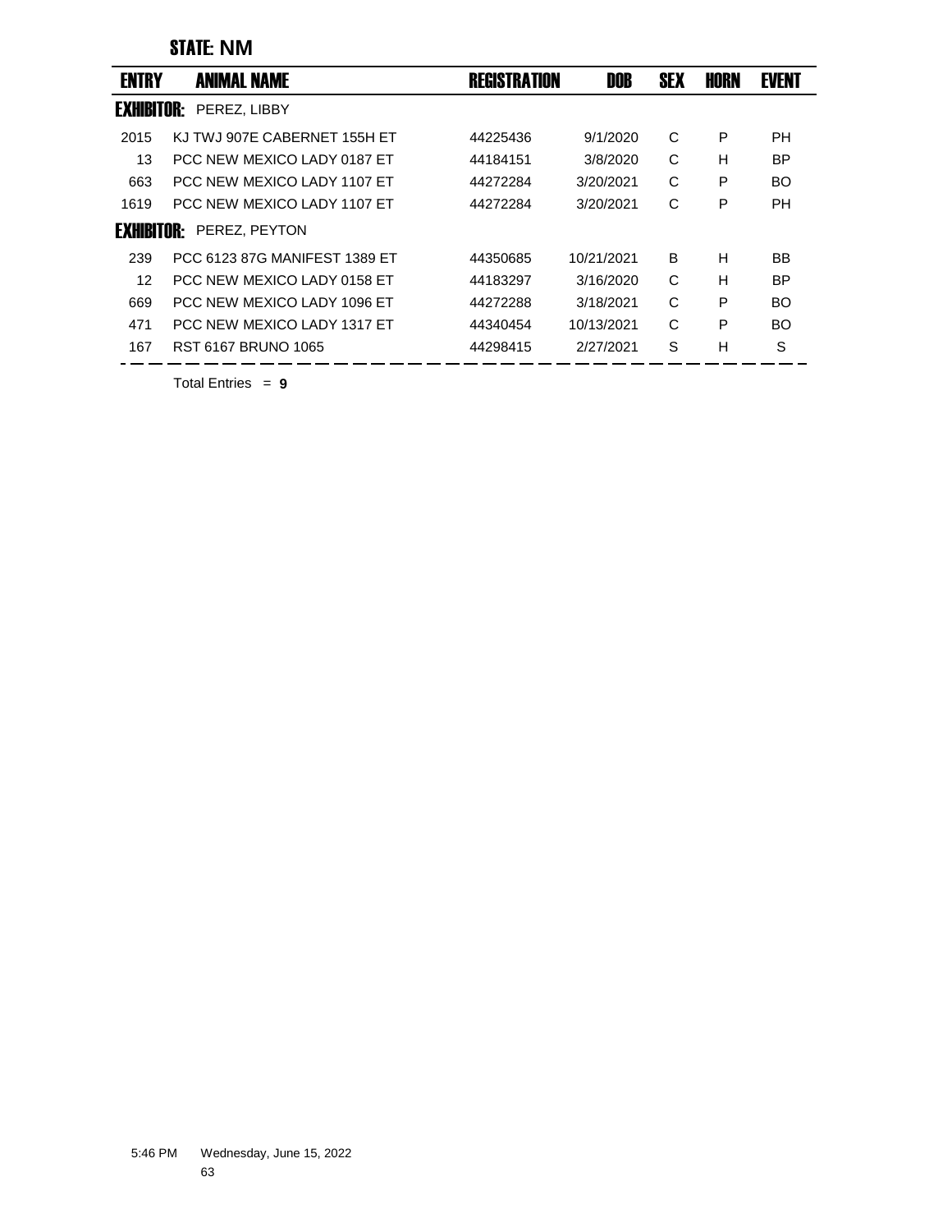## STATE: NM

| ENTRY | ANIMAL NAME | REGISTRATION | DOB | SEX | HORN | EVENT |
|---|---|---|---|---|---|---|
| **EXHIBITOR:** PEREZ, LIBBY | | | | | | |
| 2015 | KJ TWJ 907E CABERNET 155H ET | 44225436 | 9/1/2020 | C | P | PH |
| 13 | PCC NEW MEXICO LADY 0187 ET | 44184151 | 3/8/2020 | C | H | BP |
| 663 | PCC NEW MEXICO LADY 1107 ET | 44272284 | 3/20/2021 | C | P | BO |
| 1619 | PCC NEW MEXICO LADY 1107 ET | 44272284 | 3/20/2021 | C | P | PH |
| **EXHIBITOR:** PEREZ, PEYTON | | | | | | |
| 239 | PCC 6123 87G MANIFEST 1389 ET | 44350685 | 10/21/2021 | B | H | BB |
| 12 | PCC NEW MEXICO LADY 0158 ET | 44183297 | 3/16/2020 | C | H | BP |
| 669 | PCC NEW MEXICO LADY 1096 ET | 44272288 | 3/18/2021 | C | P | BO |
| 471 | PCC NEW MEXICO LADY 1317 ET | 44340454 | 10/13/2021 | C | P | BO |
| 167 | RST 6167 BRUNO 1065 | 44298415 | 2/27/2021 | S | H | S |

Total Entries = **9**

5:46 PM Wednesday, June 15, 2022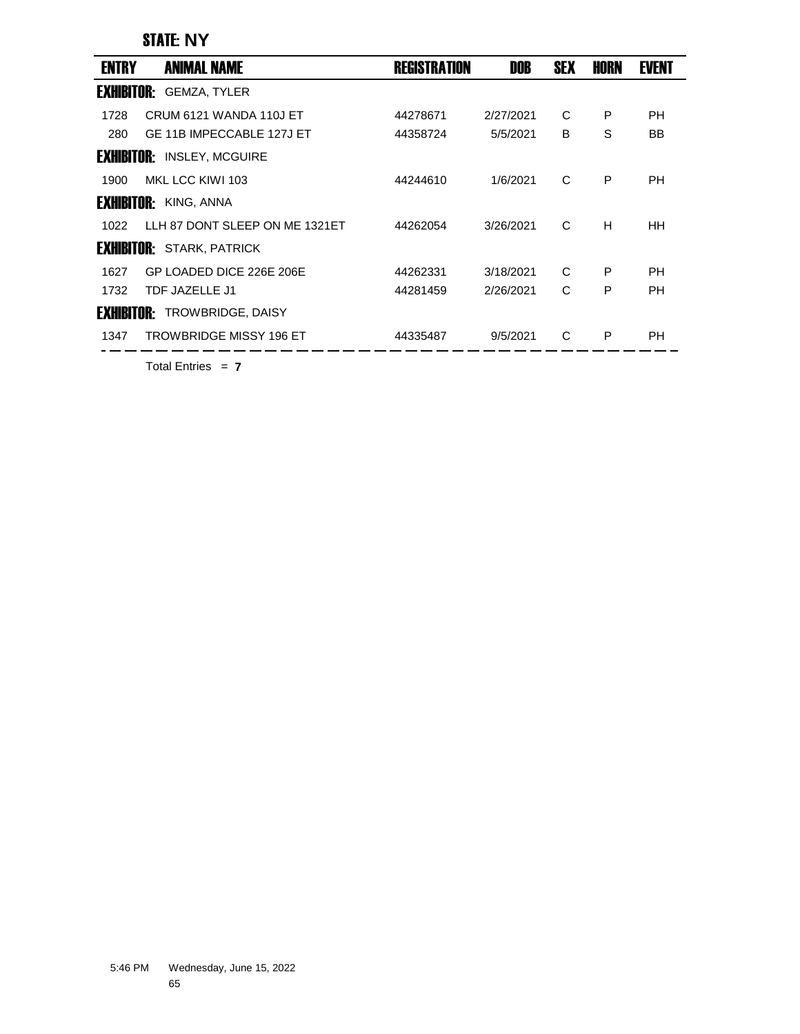## STATE: NY

| ENTRY | ANIMAL NAME | REGISTRATION | DOB | SEX | HORN | EVENT |
|---|---|---|---|---|---|---|
| **EXHIBITOR:** GEMZA, TYLER | | | | | | |
| 1728 | CRUM 6121 WANDA 110J ET | 44278671 | 2/27/2021 | C | P | PH |
| 280 | GE 11B IMPECCABLE 127J ET | 44358724 | 5/5/2021 | B | S | BB |
| **EXHIBITOR:** INSLEY, MCGUIRE | | | | | | |
| 1900 | MKL LCC KIWI 103 | 44244610 | 1/6/2021 | C | P | PH |
| **EXHIBITOR:** KING, ANNA | | | | | | |
| 1022 | LLH 87 DONT SLEEP ON ME 1321ET | 44262054 | 3/26/2021 | C | H | HH |
| **EXHIBITOR:** STARK, PATRICK | | | | | | |
| 1627 | GP LOADED DICE 226E 206E | 44262331 | 3/18/2021 | C | P | PH |
| 1732 | TDF JAZELLE J1 | 44281459 | 2/26/2021 | C | P | PH |
| **EXHIBITOR:** TROWBRIDGE, DAISY | | | | | | |
| 1347 | TROWBRIDGE MISSY 196 ET | 44335487 | 9/5/2021 | C | P | PH |

Total Entries = **7**

5:46 PM Wednesday, June 15, 2022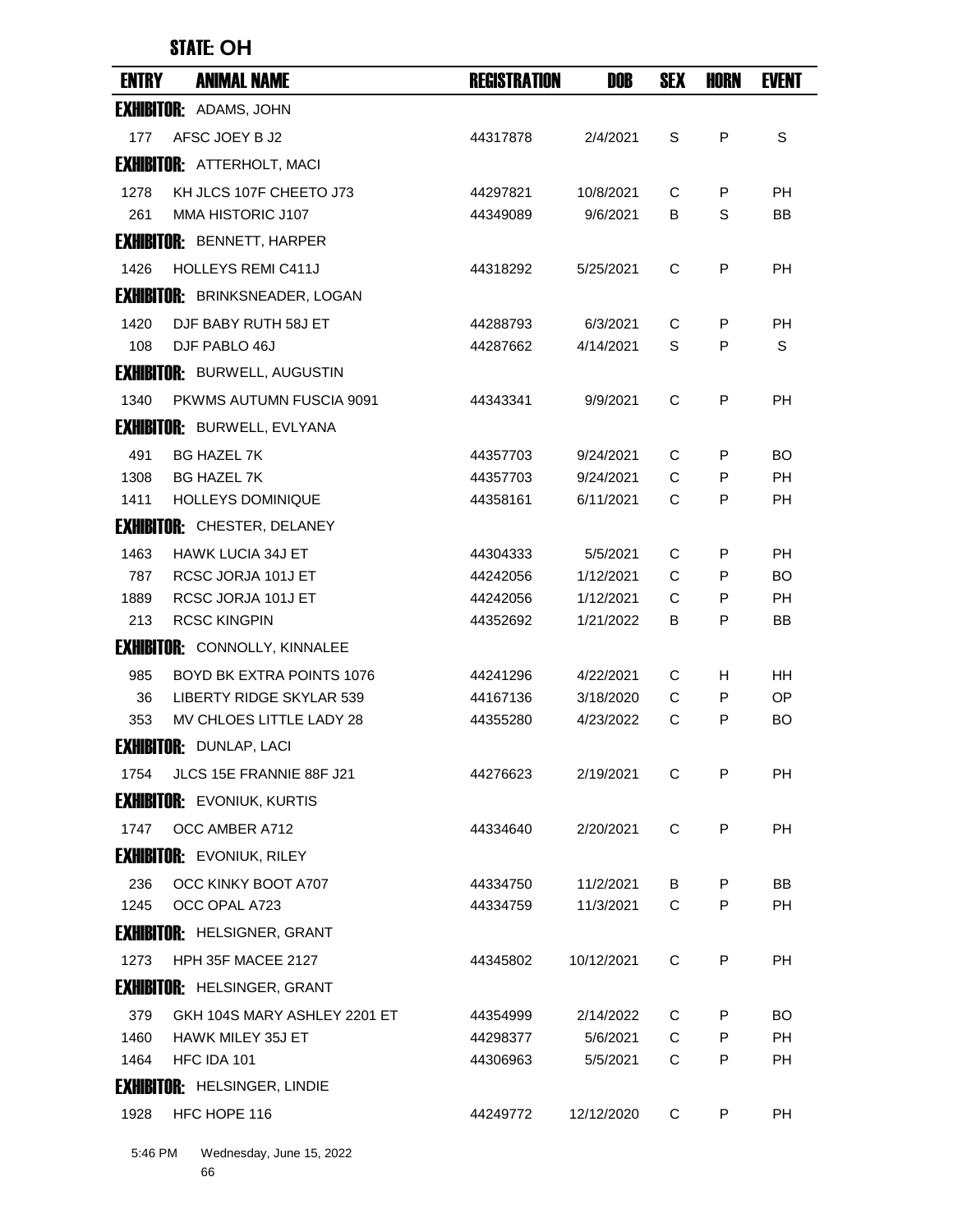## STATE: OH

| ENTRY | ANIMAL NAME | REGISTRATION | DOB | SEX | HORN | EVENT |
|---|---|---|---|---|---|---|
| **EXHIBITOR:** ADAMS, JOHN | | | | | | |
| 177 | AFSC JOEY B J2 | 44317878 | 2/4/2021 | S | P | S |
| **EXHIBITOR:** ATTERHOLT, MACI | | | | | | |
| 1278 | KH JLCS 107F CHEETO J73 | 44297821 | 10/8/2021 | C | P | PH |
| 261 | MMA HISTORIC J107 | 44349089 | 9/6/2021 | B | S | BB |
| **EXHIBITOR:** BENNETT, HARPER | | | | | | |
| 1426 | HOLLEYS REMI C411J | 44318292 | 5/25/2021 | C | P | PH |
| **EXHIBITOR:** BRINKSNEADER, LOGAN | | | | | | |
| 1420 | DJF BABY RUTH 58J ET | 44288793 | 6/3/2021 | C | P | PH |
| 108 | DJF PABLO 46J | 44287662 | 4/14/2021 | S | P | S |
| **EXHIBITOR:** BURWELL, AUGUSTIN | | | | | | |
| 1340 | PKWMS AUTUMN FUSCIA 9091 | 44343341 | 9/9/2021 | C | P | PH |
| **EXHIBITOR:** BURWELL, EVLYANA | | | | | | |
| 491 | BG HAZEL 7K | 44357703 | 9/24/2021 | C | P | BO |
| 1308 | BG HAZEL 7K | 44357703 | 9/24/2021 | C | P | PH |
| 1411 | HOLLEYS DOMINIQUE | 44358161 | 6/11/2021 | C | P | PH |
| **EXHIBITOR:** CHESTER, DELANEY | | | | | | |
| 1463 | HAWK LUCIA 34J ET | 44304333 | 5/5/2021 | C | P | PH |
| 787 | RCSC JORJA 101J ET | 44242056 | 1/12/2021 | C | P | BO |
| 1889 | RCSC JORJA 101J ET | 44242056 | 1/12/2021 | C | P | PH |
| 213 | RCSC KINGPIN | 44352692 | 1/21/2022 | B | P | BB |
| **EXHIBITOR:** CONNOLLY, KINNALEE | | | | | | |
| 985 | BOYD BK EXTRA POINTS 1076 | 44241296 | 4/22/2021 | C | H | HH |
| 36 | LIBERTY RIDGE SKYLAR 539 | 44167136 | 3/18/2020 | C | P | OP |
| 353 | MV CHLOES LITTLE LADY 28 | 44355280 | 4/23/2022 | C | P | BO |
| **EXHIBITOR:** DUNLAP, LACI | | | | | | |
| 1754 | JLCS 15E FRANNIE 88F J21 | 44276623 | 2/19/2021 | C | P | PH |
| **EXHIBITOR:** EVONIUK, KURTIS | | | | | | |
| 1747 | OCC AMBER A712 | 44334640 | 2/20/2021 | C | P | PH |
| **EXHIBITOR:** EVONIUK, RILEY | | | | | | |
| 236 | OCC KINKY BOOT A707 | 44334750 | 11/2/2021 | B | P | BB |
| 1245 | OCC OPAL A723 | 44334759 | 11/3/2021 | C | P | PH |
| **EXHIBITOR:** HELSIGNER, GRANT | | | | | | |
| 1273 | HPH 35F MACEE 2127 | 44345802 | 10/12/2021 | C | P | PH |
| **EXHIBITOR:** HELSINGER, GRANT | | | | | | |
| 379 | GKH 104S MARY ASHLEY 2201 ET | 44354999 | 2/14/2022 | C | P | BO |
| 1460 | HAWK MILEY 35J ET | 44298377 | 5/6/2021 | C | P | PH |
| 1464 | HFC IDA 101 | 44306963 | 5/5/2021 | C | P | PH |
| **EXHIBITOR:** HELSINGER, LINDIE | | | | | | |
| 1928 | HFC HOPE 116 | 44249772 | 12/12/2020 | C | P | PH |

5:46 PM Wednesday, June 15, 2022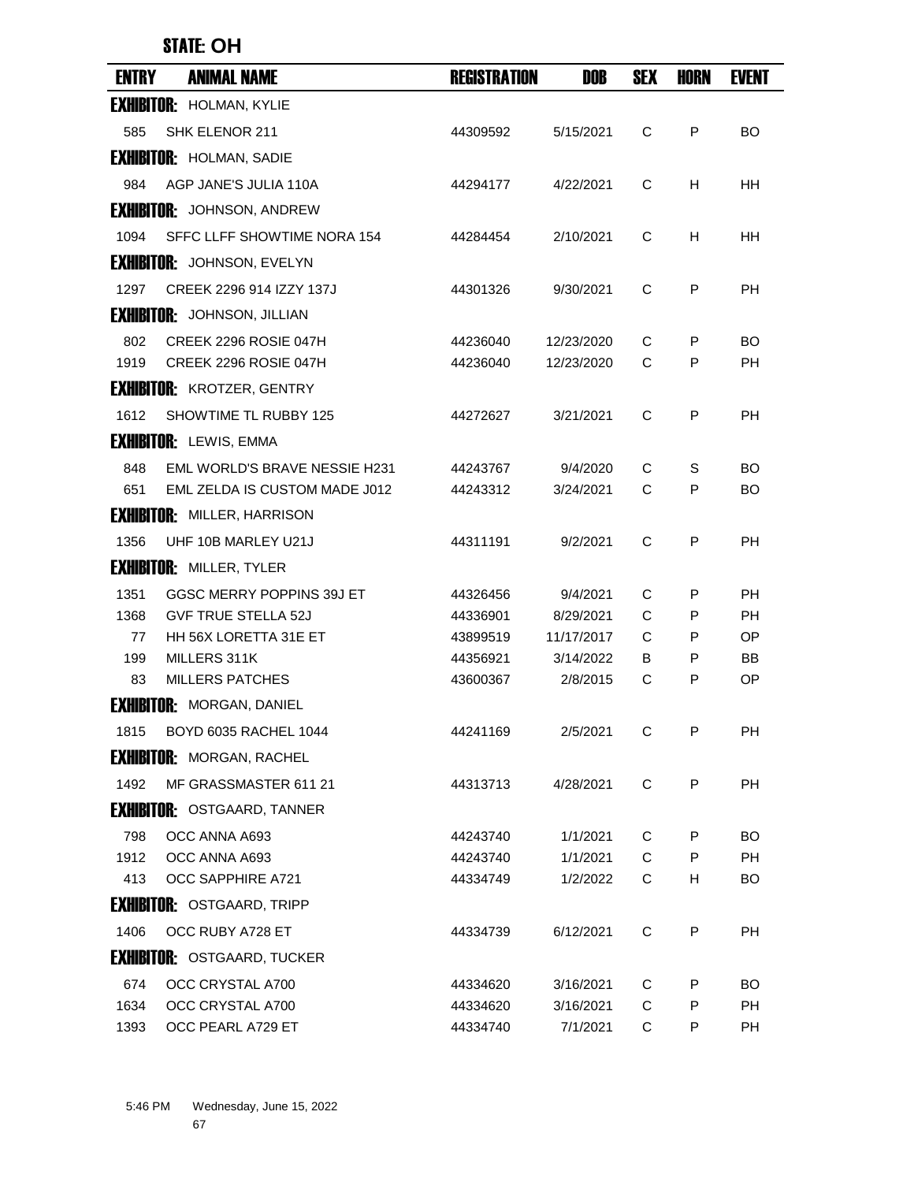## STATE: OH

| ENTRY | ANIMAL NAME | REGISTRATION | DOB | SEX | HORN | EVENT |
|---|---|---|---|---|---|---|
| **EXHIBITOR:** HOLMAN, KYLIE | | | | | | |
| 585 | SHK ELENOR 211 | 44309592 | 5/15/2021 | C | P | BO |
| **EXHIBITOR:** HOLMAN, SADIE | | | | | | |
| 984 | AGP JANE'S JULIA 110A | 44294177 | 4/22/2021 | C | H | HH |
| **EXHIBITOR:** JOHNSON, ANDREW | | | | | | |
| 1094 | SFFC LLFF SHOWTIME NORA 154 | 44284454 | 2/10/2021 | C | H | HH |
| **EXHIBITOR:** JOHNSON, EVELYN | | | | | | |
| 1297 | CREEK 2296 914 IZZY 137J | 44301326 | 9/30/2021 | C | P | PH |
| **EXHIBITOR:** JOHNSON, JILLIAN | | | | | | |
| 802 | CREEK 2296 ROSIE 047H | 44236040 | 12/23/2020 | C | P | BO |
| 1919 | CREEK 2296 ROSIE 047H | 44236040 | 12/23/2020 | C | P | PH |
| **EXHIBITOR:** KROTZER, GENTRY | | | | | | |
| 1612 | SHOWTIME TL RUBBY 125 | 44272627 | 3/21/2021 | C | P | PH |
| **EXHIBITOR:** LEWIS, EMMA | | | | | | |
| 848 | EML WORLD'S BRAVE NESSIE H231 | 44243767 | 9/4/2020 | C | S | BO |
| 651 | EML ZELDA IS CUSTOM MADE J012 | 44243312 | 3/24/2021 | C | P | BO |
| **EXHIBITOR:** MILLER, HARRISON | | | | | | |
| 1356 | UHF 10B MARLEY U21J | 44311191 | 9/2/2021 | C | P | PH |
| **EXHIBITOR:** MILLER, TYLER | | | | | | |
| 1351 | GGSC MERRY POPPINS 39J ET | 44326456 | 9/4/2021 | C | P | PH |
| 1368 | GVF TRUE STELLA 52J | 44336901 | 8/29/2021 | C | P | PH |
| 77 | HH 56X LORETTA 31E ET | 43899519 | 11/17/2017 | C | P | OP |
| 199 | MILLERS 311K | 44356921 | 3/14/2022 | B | P | BB |
| 83 | MILLERS PATCHES | 43600367 | 2/8/2015 | C | P | OP |
| **EXHIBITOR:** MORGAN, DANIEL | | | | | | |
| 1815 | BOYD 6035 RACHEL 1044 | 44241169 | 2/5/2021 | C | P | PH |
| **EXHIBITOR:** MORGAN, RACHEL | | | | | | |
| 1492 | MF GRASSMASTER 611 21 | 44313713 | 4/28/2021 | C | P | PH |
| **EXHIBITOR:** OSTGAARD, TANNER | | | | | | |
| 798 | OCC ANNA A693 | 44243740 | 1/1/2021 | C | P | BO |
| 1912 | OCC ANNA A693 | 44243740 | 1/1/2021 | C | P | PH |
| 413 | OCC SAPPHIRE A721 | 44334749 | 1/2/2022 | C | H | BO |
| **EXHIBITOR:** OSTGAARD, TRIPP | | | | | | |
| 1406 | OCC RUBY A728 ET | 44334739 | 6/12/2021 | C | P | PH |
| **EXHIBITOR:** OSTGAARD, TUCKER | | | | | | |
| 674 | OCC CRYSTAL A700 | 44334620 | 3/16/2021 | C | P | BO |
| 1634 | OCC CRYSTAL A700 | 44334620 | 3/16/2021 | C | P | PH |
| 1393 | OCC PEARL A729 ET | 44334740 | 7/1/2021 | C | P | PH |

5:46 PM Wednesday, June 15, 2022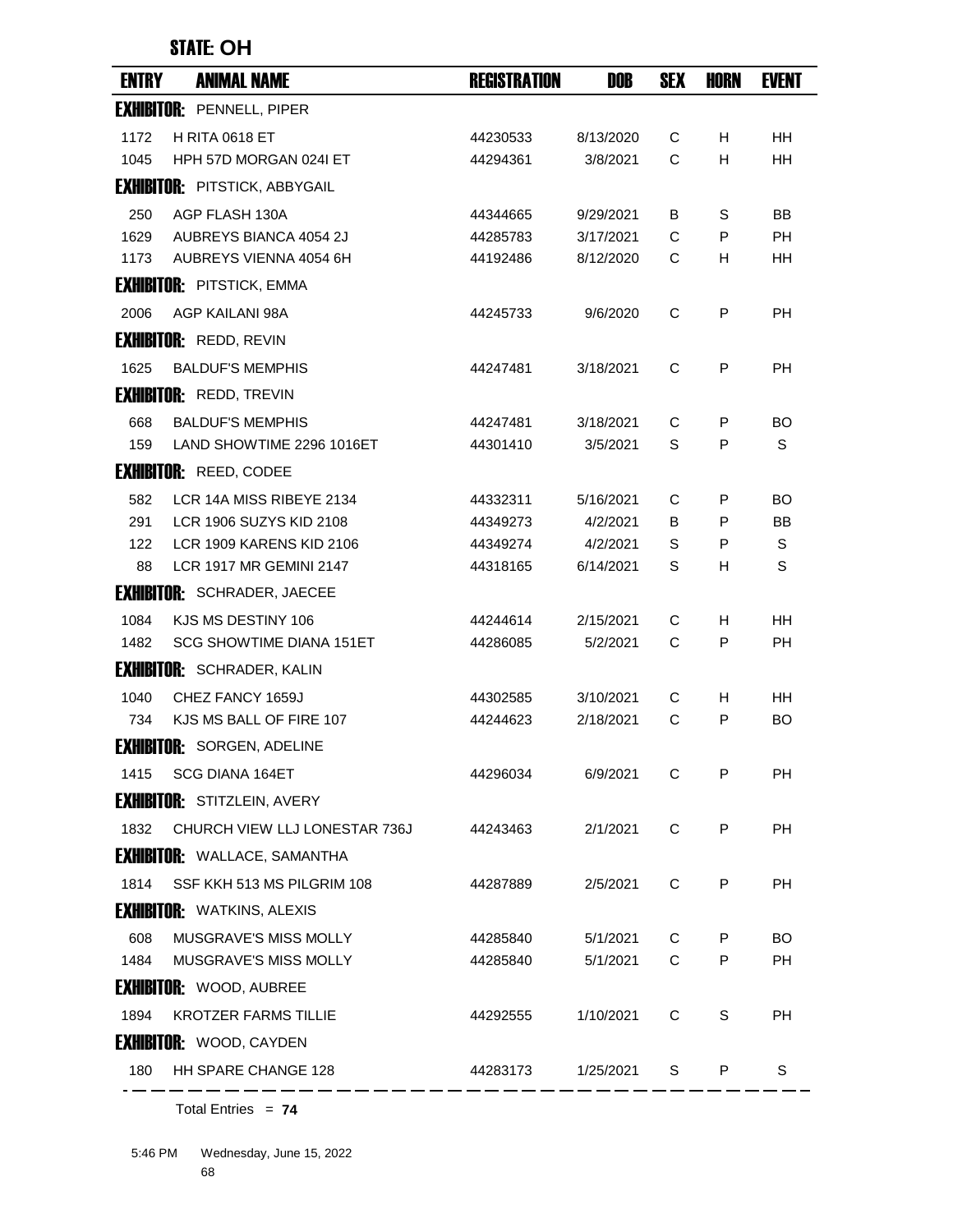## STATE: OH

| ENTRY | ANIMAL NAME | REGISTRATION | DOB | SEX | HORN | EVENT |
|---|---|---|---|---|---|---|
| **EXHIBITOR:** PENNELL, PIPER | | | | | | |
| 1172 | H RITA 0618 ET | 44230533 | 8/13/2020 | C | H | HH |
| 1045 | HPH 57D MORGAN 024I ET | 44294361 | 3/8/2021 | C | H | HH |
| **EXHIBITOR:** PITSTICK, ABBYGAIL | | | | | | |
| 250 | AGP FLASH 130A | 44344665 | 9/29/2021 | B | S | BB |
| 1629 | AUBREYS BIANCA 4054 2J | 44285783 | 3/17/2021 | C | P | PH |
| 1173 | AUBREYS VIENNA 4054 6H | 44192486 | 8/12/2020 | C | H | HH |
| **EXHIBITOR:** PITSTICK, EMMA | | | | | | |
| 2006 | AGP KAILANI 98A | 44245733 | 9/6/2020 | C | P | PH |
| **EXHIBITOR:** REDD, REVIN | | | | | | |
| 1625 | BALDUF'S MEMPHIS | 44247481 | 3/18/2021 | C | P | PH |
| **EXHIBITOR:** REDD, TREVIN | | | | | | |
| 668 | BALDUF'S MEMPHIS | 44247481 | 3/18/2021 | C | P | BO |
| 159 | LAND SHOWTIME 2296 1016ET | 44301410 | 3/5/2021 | S | P | S |
| **EXHIBITOR:** REED, CODEE | | | | | | |
| 582 | LCR 14A MISS RIBEYE 2134 | 44332311 | 5/16/2021 | C | P | BO |
| 291 | LCR 1906 SUZYS KID 2108 | 44349273 | 4/2/2021 | B | P | BB |
| 122 | LCR 1909 KARENS KID 2106 | 44349274 | 4/2/2021 | S | P | S |
| 88 | LCR 1917 MR GEMINI 2147 | 44318165 | 6/14/2021 | S | H | S |
| **EXHIBITOR:** SCHRADER, JAECEE | | | | | | |
| 1084 | KJS MS DESTINY 106 | 44244614 | 2/15/2021 | C | H | HH |
| 1482 | SCG SHOWTIME DIANA 151ET | 44286085 | 5/2/2021 | C | P | PH |
| **EXHIBITOR:** SCHRADER, KALIN | | | | | | |
| 1040 | CHEZ FANCY 1659J | 44302585 | 3/10/2021 | C | H | HH |
| 734 | KJS MS BALL OF FIRE 107 | 44244623 | 2/18/2021 | C | P | BO |
| **EXHIBITOR:** SORGEN, ADELINE | | | | | | |
| 1415 | SCG DIANA 164ET | 44296034 | 6/9/2021 | C | P | PH |
| **EXHIBITOR:** STITZLEIN, AVERY | | | | | | |
| 1832 | CHURCH VIEW LLJ LONESTAR 736J | 44243463 | 2/1/2021 | C | P | PH |
| **EXHIBITOR:** WALLACE, SAMANTHA | | | | | | |
| 1814 | SSF KKH 513 MS PILGRIM 108 | 44287889 | 2/5/2021 | C | P | PH |
| **EXHIBITOR:** WATKINS, ALEXIS | | | | | | |
| 608 | MUSGRAVE'S MISS MOLLY | 44285840 | 5/1/2021 | C | P | BO |
| 1484 | MUSGRAVE'S MISS MOLLY | 44285840 | 5/1/2021 | C | P | PH |
| **EXHIBITOR:** WOOD, AUBREE | | | | | | |
| 1894 | KROTZER FARMS TILLIE | 44292555 | 1/10/2021 | C | S | PH |
| **EXHIBITOR:** WOOD, CAYDEN | | | | | | |
| 180 | HH SPARE CHANGE 128 | 44283173 | 1/25/2021 | S | P | S |

Total Entries = **74**

5:46 PM Wednesday, June 15, 2022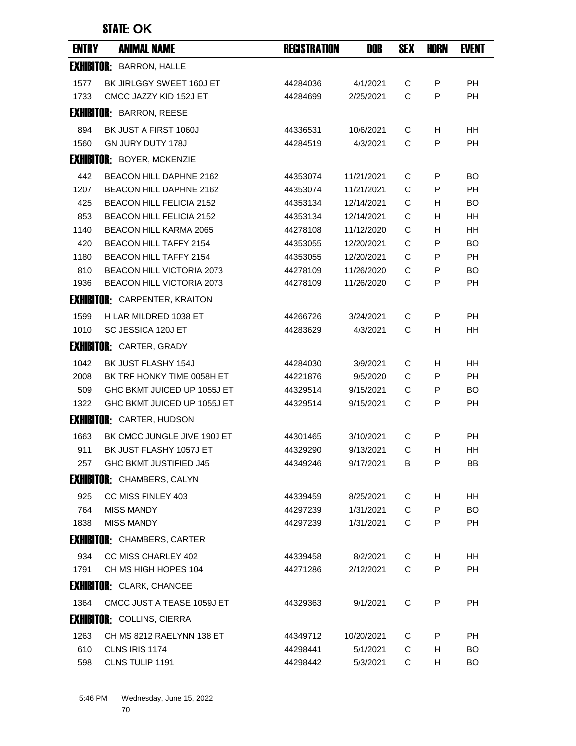## STATE: OK

| ENTRY | ANIMAL NAME | REGISTRATION | DOB | SEX | HORN | EVENT |
|---|---|---|---|---|---|---|
| **EXHIBITOR:** BARRON, HALLE | | | | | | |
| 1577 | BK JIRLGGY SWEET 160J ET | 44284036 | 4/1/2021 | C | P | PH |
| 1733 | CMCC JAZZY KID 152J ET | 44284699 | 2/25/2021 | C | P | PH |
| **EXHIBITOR:** BARRON, REESE | | | | | | |
| 894 | BK JUST A FIRST 1060J | 44336531 | 10/6/2021 | C | H | HH |
| 1560 | GN JURY DUTY 178J | 44284519 | 4/3/2021 | C | P | PH |
| **EXHIBITOR:** BOYER, MCKENZIE | | | | | | |
| 442 | BEACON HILL DAPHNE 2162 | 44353074 | 11/21/2021 | C | P | BO |
| 1207 | BEACON HILL DAPHNE 2162 | 44353074 | 11/21/2021 | C | P | PH |
| 425 | BEACON HILL FELICIA 2152 | 44353134 | 12/14/2021 | C | H | BO |
| 853 | BEACON HILL FELICIA 2152 | 44353134 | 12/14/2021 | C | H | HH |
| 1140 | BEACON HILL KARMA 2065 | 44278108 | 11/12/2020 | C | H | HH |
| 420 | BEACON HILL TAFFY 2154 | 44353055 | 12/20/2021 | C | P | BO |
| 1180 | BEACON HILL TAFFY 2154 | 44353055 | 12/20/2021 | C | P | PH |
| 810 | BEACON HILL VICTORIA 2073 | 44278109 | 11/26/2020 | C | P | BO |
| 1936 | BEACON HILL VICTORIA 2073 | 44278109 | 11/26/2020 | C | P | PH |
| **EXHIBITOR:** CARPENTER, KRAITON | | | | | | |
| 1599 | H LAR MILDRED 1038 ET | 44266726 | 3/24/2021 | C | P | PH |
| 1010 | SC JESSICA 120J ET | 44283629 | 4/3/2021 | C | H | HH |
| **EXHIBITOR:** CARTER, GRADY | | | | | | |
| 1042 | BK JUST FLASHY 154J | 44284030 | 3/9/2021 | C | H | HH |
| 2008 | BK TRF HONKY TIME 0058H ET | 44221876 | 9/5/2020 | C | P | PH |
| 509 | GHC BKMT JUICED UP 1055J ET | 44329514 | 9/15/2021 | C | P | BO |
| 1322 | GHC BKMT JUICED UP 1055J ET | 44329514 | 9/15/2021 | C | P | PH |
| **EXHIBITOR:** CARTER, HUDSON | | | | | | |
| 1663 | BK CMCC JUNGLE JIVE 190J ET | 44301465 | 3/10/2021 | C | P | PH |
| 911 | BK JUST FLASHY 1057J ET | 44329290 | 9/13/2021 | C | H | HH |
| 257 | GHC BKMT JUSTIFIED J45 | 44349246 | 9/17/2021 | B | P | BB |
| **EXHIBITOR:** CHAMBERS, CALYN | | | | | | |
| 925 | CC MISS FINLEY 403 | 44339459 | 8/25/2021 | C | H | HH |
| 764 | MISS MANDY | 44297239 | 1/31/2021 | C | P | BO |
| 1838 | MISS MANDY | 44297239 | 1/31/2021 | C | P | PH |
| **EXHIBITOR:** CHAMBERS, CARTER | | | | | | |
| 934 | CC MISS CHARLEY 402 | 44339458 | 8/2/2021 | C | H | HH |
| 1791 | CH MS HIGH HOPES 104 | 44271286 | 2/12/2021 | C | P | PH |
| **EXHIBITOR:** CLARK, CHANCEE | | | | | | |
| 1364 | CMCC JUST A TEASE 1059J ET | 44329363 | 9/1/2021 | C | P | PH |
| **EXHIBITOR:** COLLINS, CIERRA | | | | | | |
| 1263 | CH MS 8212 RAELYNN 138 ET | 44349712 | 10/20/2021 | C | P | PH |
| 610 | CLNS IRIS 1174 | 44298441 | 5/1/2021 | C | H | BO |
| 598 | CLNS TULIP 1191 | 44298442 | 5/3/2021 | C | H | BO |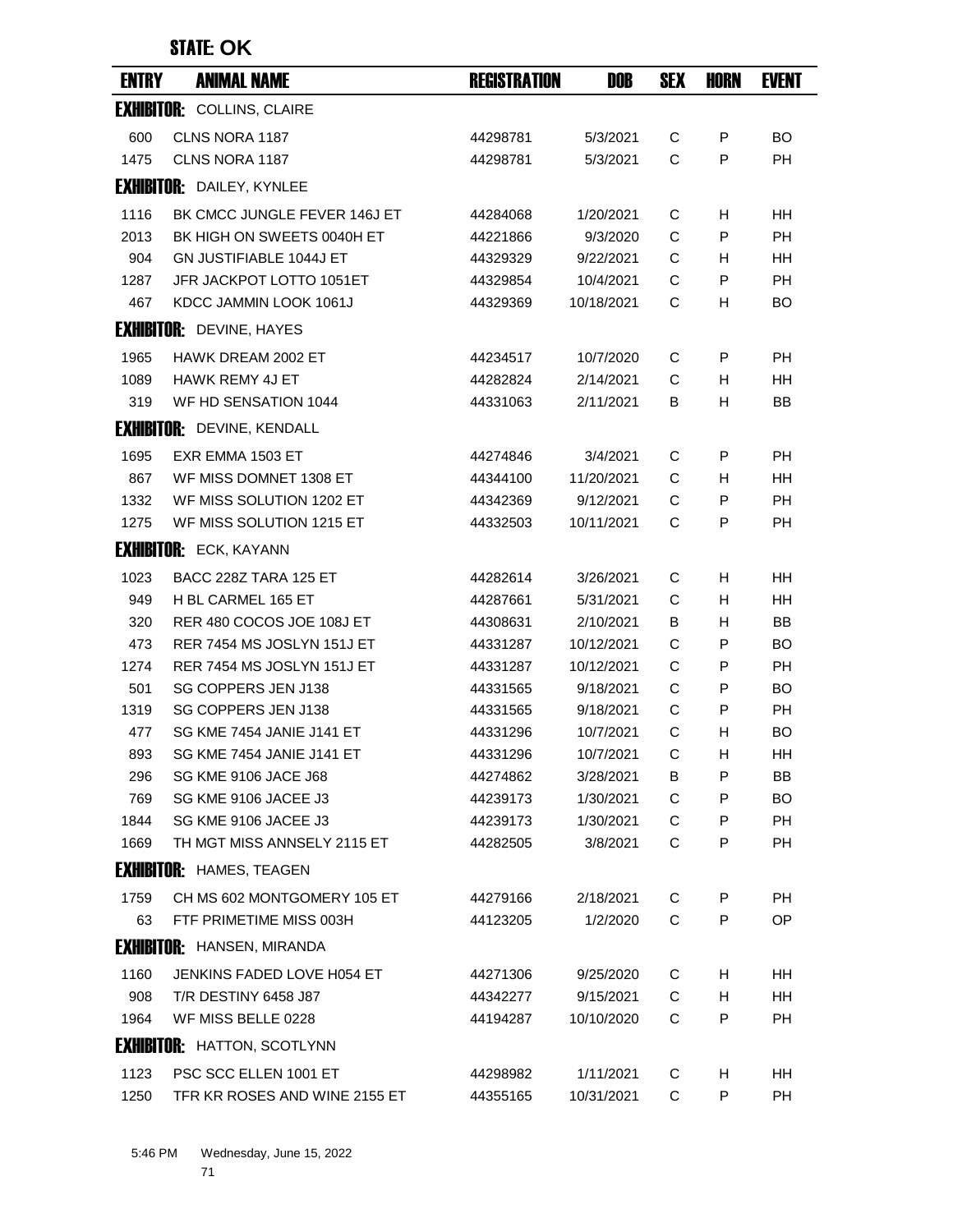## STATE: OK

| ENTRY | ANIMAL NAME | REGISTRATION | DOB | SEX | HORN | EVENT |
|---|---|---|---|---|---|---|
| **EXHIBITOR:** COLLINS, CLAIRE | | | | | | |
| 600 | CLNS NORA 1187 | 44298781 | 5/3/2021 | C | P | BO |
| 1475 | CLNS NORA 1187 | 44298781 | 5/3/2021 | C | P | PH |
| **EXHIBITOR:** DAILEY, KYNLEE | | | | | | |
| 1116 | BK CMCC JUNGLE FEVER 146J ET | 44284068 | 1/20/2021 | C | H | HH |
| 2013 | BK HIGH ON SWEETS 0040H ET | 44221866 | 9/3/2020 | C | P | PH |
| 904 | GN JUSTIFIABLE 1044J ET | 44329329 | 9/22/2021 | C | H | HH |
| 1287 | JFR JACKPOT LOTTO 1051ET | 44329854 | 10/4/2021 | C | P | PH |
| 467 | KDCC JAMMIN LOOK 1061J | 44329369 | 10/18/2021 | C | H | BO |
| **EXHIBITOR:** DEVINE, HAYES | | | | | | |
| 1965 | HAWK DREAM 2002 ET | 44234517 | 10/7/2020 | C | P | PH |
| 1089 | HAWK REMY 4J ET | 44282824 | 2/14/2021 | C | H | HH |
| 319 | WF HD SENSATION 1044 | 44331063 | 2/11/2021 | B | H | BB |
| **EXHIBITOR:** DEVINE, KENDALL | | | | | | |
| 1695 | EXR EMMA 1503 ET | 44274846 | 3/4/2021 | C | P | PH |
| 867 | WF MISS DOMNET 1308 ET | 44344100 | 11/20/2021 | C | H | HH |
| 1332 | WF MISS SOLUTION 1202 ET | 44342369 | 9/12/2021 | C | P | PH |
| 1275 | WF MISS SOLUTION 1215 ET | 44332503 | 10/11/2021 | C | P | PH |
| **EXHIBITOR:** ECK, KAYANN | | | | | | |
| 1023 | BACC 228Z TARA 125 ET | 44282614 | 3/26/2021 | C | H | HH |
| 949 | H BL CARMEL 165 ET | 44287661 | 5/31/2021 | C | H | HH |
| 320 | RER 480 COCOS JOE 108J ET | 44308631 | 2/10/2021 | B | H | BB |
| 473 | RER 7454 MS JOSLYN 151J ET | 44331287 | 10/12/2021 | C | P | BO |
| 1274 | RER 7454 MS JOSLYN 151J ET | 44331287 | 10/12/2021 | C | P | PH |
| 501 | SG COPPERS JEN J138 | 44331565 | 9/18/2021 | C | P | BO |
| 1319 | SG COPPERS JEN J138 | 44331565 | 9/18/2021 | C | P | PH |
| 477 | SG KME 7454 JANIE J141 ET | 44331296 | 10/7/2021 | C | H | BO |
| 893 | SG KME 7454 JANIE J141 ET | 44331296 | 10/7/2021 | C | H | HH |
| 296 | SG KME 9106 JACE J68 | 44274862 | 3/28/2021 | B | P | BB |
| 769 | SG KME 9106 JACEE J3 | 44239173 | 1/30/2021 | C | P | BO |
| 1844 | SG KME 9106 JACEE J3 | 44239173 | 1/30/2021 | C | P | PH |
| 1669 | TH MGT MISS ANNSELY 2115 ET | 44282505 | 3/8/2021 | C | P | PH |
| **EXHIBITOR:** HAMES, TEAGEN | | | | | | |
| 1759 | CH MS 602 MONTGOMERY 105 ET | 44279166 | 2/18/2021 | C | P | PH |
| 63 | FTF PRIMETIME MISS 003H | 44123205 | 1/2/2020 | C | P | OP |
| **EXHIBITOR:** HANSEN, MIRANDA | | | | | | |
| 1160 | JENKINS FADED LOVE H054 ET | 44271306 | 9/25/2020 | C | H | HH |
| 908 | T/R DESTINY 6458 J87 | 44342277 | 9/15/2021 | C | H | HH |
| 1964 | WF MISS BELLE 0228 | 44194287 | 10/10/2020 | C | P | PH |
| **EXHIBITOR:** HATTON, SCOTLYNN | | | | | | |
| 1123 | PSC SCC ELLEN 1001 ET | 44298982 | 1/11/2021 | C | H | HH |
| 1250 | TFR KR ROSES AND WINE 2155 ET | 44355165 | 10/31/2021 | C | P | PH |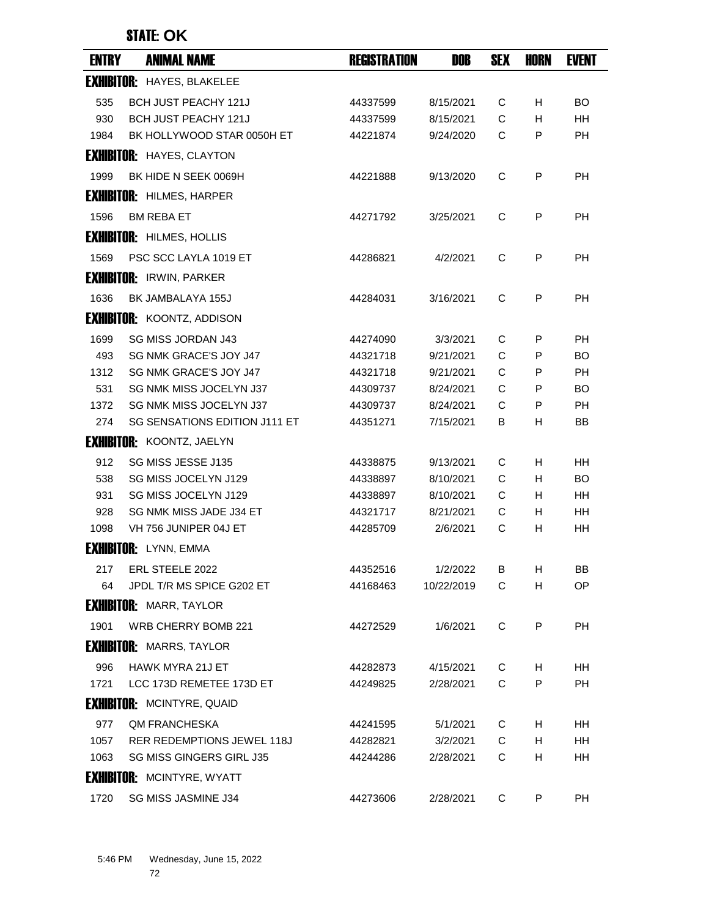## STATE: OK

| ENTRY | ANIMAL NAME | REGISTRATION | DOB | SEX | HORN | EVENT |
|---|---|---|---|---|---|---|
| **EXHIBITOR:** HAYES, BLAKELEE | | | | | | |
| 535 | BCH JUST PEACHY 121J | 44337599 | 8/15/2021 | C | H | BO |
| 930 | BCH JUST PEACHY 121J | 44337599 | 8/15/2021 | C | H | HH |
| 1984 | BK HOLLYWOOD STAR 0050H ET | 44221874 | 9/24/2020 | C | P | PH |
| **EXHIBITOR:** HAYES, CLAYTON | | | | | | |
| 1999 | BK HIDE N SEEK 0069H | 44221888 | 9/13/2020 | C | P | PH |
| **EXHIBITOR:** HILMES, HARPER | | | | | | |
| 1596 | BM REBA ET | 44271792 | 3/25/2021 | C | P | PH |
| **EXHIBITOR:** HILMES, HOLLIS | | | | | | |
| 1569 | PSC SCC LAYLA 1019 ET | 44286821 | 4/2/2021 | C | P | PH |
| **EXHIBITOR:** IRWIN, PARKER | | | | | | |
| 1636 | BK JAMBALAYA 155J | 44284031 | 3/16/2021 | C | P | PH |
| **EXHIBITOR:** KOONTZ, ADDISON | | | | | | |
| 1699 | SG MISS JORDAN J43 | 44274090 | 3/3/2021 | C | P | PH |
| 493 | SG NMK GRACE'S JOY J47 | 44321718 | 9/21/2021 | C | P | BO |
| 1312 | SG NMK GRACE'S JOY J47 | 44321718 | 9/21/2021 | C | P | PH |
| 531 | SG NMK MISS JOCELYN J37 | 44309737 | 8/24/2021 | C | P | BO |
| 1372 | SG NMK MISS JOCELYN J37 | 44309737 | 8/24/2021 | C | P | PH |
| 274 | SG SENSATIONS EDITION J111 ET | 44351271 | 7/15/2021 | B | H | BB |
| **EXHIBITOR:** KOONTZ, JAELYN | | | | | | |
| 912 | SG MISS JESSE J135 | 44338875 | 9/13/2021 | C | H | HH |
| 538 | SG MISS JOCELYN J129 | 44338897 | 8/10/2021 | C | H | BO |
| 931 | SG MISS JOCELYN J129 | 44338897 | 8/10/2021 | C | H | HH |
| 928 | SG NMK MISS JADE J34 ET | 44321717 | 8/21/2021 | C | H | HH |
| 1098 | VH 756 JUNIPER 04J ET | 44285709 | 2/6/2021 | C | H | HH |
| **EXHIBITOR:** LYNN, EMMA | | | | | | |
| 217 | ERL STEELE 2022 | 44352516 | 1/2/2022 | B | H | BB |
| 64 | JPDL T/R MS SPICE G202 ET | 44168463 | 10/22/2019 | C | H | OP |
| **EXHIBITOR:** MARR, TAYLOR | | | | | | |
| 1901 | WRB CHERRY BOMB 221 | 44272529 | 1/6/2021 | C | P | PH |
| **EXHIBITOR:** MARRS, TAYLOR | | | | | | |
| 996 | HAWK MYRA 21J ET | 44282873 | 4/15/2021 | C | H | HH |
| 1721 | LCC 173D REMETEE 173D ET | 44249825 | 2/28/2021 | C | P | PH |
| **EXHIBITOR:** MCINTYRE, QUAID | | | | | | |
| 977 | QM FRANCHESKA | 44241595 | 5/1/2021 | C | H | HH |
| 1057 | RER REDEMPTIONS JEWEL 118J | 44282821 | 3/2/2021 | C | H | HH |
| 1063 | SG MISS GINGERS GIRL J35 | 44244286 | 2/28/2021 | C | H | HH |
| **EXHIBITOR:** MCINTYRE, WYATT | | | | | | |
| 1720 | SG MISS JASMINE J34 | 44273606 | 2/28/2021 | C | P | PH |

5:46 PM Wednesday, June 15, 2022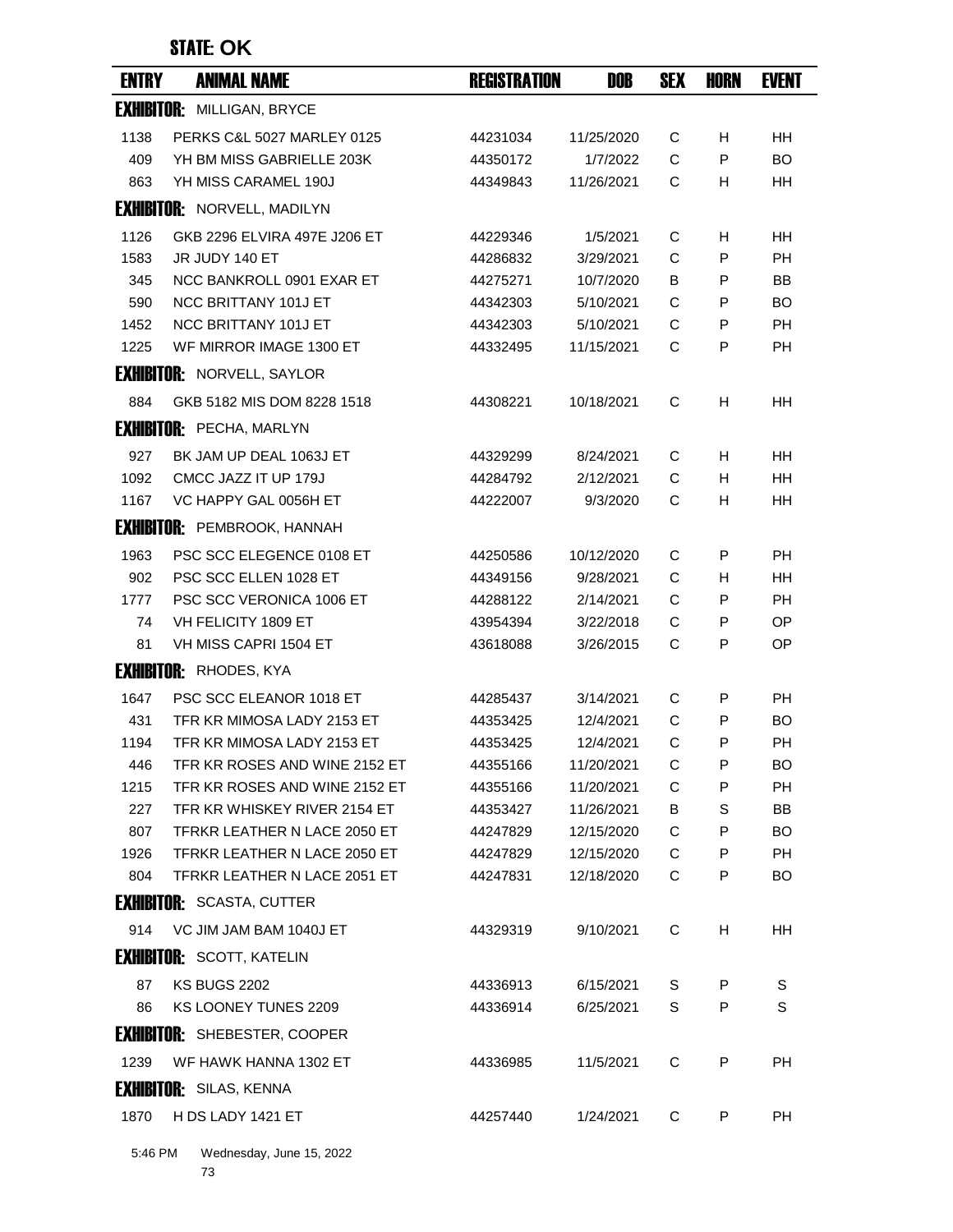## STATE: OK

| ENTRY | ANIMAL NAME | REGISTRATION | DOB | SEX | HORN | EVENT |
|---|---|---|---|---|---|---|
| **EXHIBITOR:** MILLIGAN, BRYCE | | | | | | |
| 1138 | PERKS C&L 5027 MARLEY 0125 | 44231034 | 11/25/2020 | C | H | HH |
| 409 | YH BM MISS GABRIELLE 203K | 44350172 | 1/7/2022 | C | P | BO |
| 863 | YH MISS CARAMEL 190J | 44349843 | 11/26/2021 | C | H | HH |
| **EXHIBITOR:** NORVELL, MADILYN | | | | | | |
| 1126 | GKB 2296 ELVIRA 497E J206 ET | 44229346 | 1/5/2021 | C | H | HH |
| 1583 | JR JUDY 140 ET | 44286832 | 3/29/2021 | C | P | PH |
| 345 | NCC BANKROLL 0901 EXAR ET | 44275271 | 10/7/2020 | B | P | BB |
| 590 | NCC BRITTANY 101J ET | 44342303 | 5/10/2021 | C | P | BO |
| 1452 | NCC BRITTANY 101J ET | 44342303 | 5/10/2021 | C | P | PH |
| 1225 | WF MIRROR IMAGE 1300 ET | 44332495 | 11/15/2021 | C | P | PH |
| **EXHIBITOR:** NORVELL, SAYLOR | | | | | | |
| 884 | GKB 5182 MIS DOM 8228 1518 | 44308221 | 10/18/2021 | C | H | HH |
| **EXHIBITOR:** PECHA, MARLYN | | | | | | |
| 927 | BK JAM UP DEAL 1063J ET | 44329299 | 8/24/2021 | C | H | HH |
| 1092 | CMCC JAZZ IT UP 179J | 44284792 | 2/12/2021 | C | H | HH |
| 1167 | VC HAPPY GAL 0056H ET | 44222007 | 9/3/2020 | C | H | HH |
| **EXHIBITOR:** PEMBROOK, HANNAH | | | | | | |
| 1963 | PSC SCC ELEGENCE 0108 ET | 44250586 | 10/12/2020 | C | P | PH |
| 902 | PSC SCC ELLEN 1028 ET | 44349156 | 9/28/2021 | C | H | HH |
| 1777 | PSC SCC VERONICA 1006 ET | 44288122 | 2/14/2021 | C | P | PH |
| 74 | VH FELICITY 1809 ET | 43954394 | 3/22/2018 | C | P | OP |
| 81 | VH MISS CAPRI 1504 ET | 43618088 | 3/26/2015 | C | P | OP |
| **EXHIBITOR:** RHODES, KYA | | | | | | |
| 1647 | PSC SCC ELEANOR 1018 ET | 44285437 | 3/14/2021 | C | P | PH |
| 431 | TFR KR MIMOSA LADY 2153 ET | 44353425 | 12/4/2021 | C | P | BO |
| 1194 | TFR KR MIMOSA LADY 2153 ET | 44353425 | 12/4/2021 | C | P | PH |
| 446 | TFR KR ROSES AND WINE 2152 ET | 44355166 | 11/20/2021 | C | P | BO |
| 1215 | TFR KR ROSES AND WINE 2152 ET | 44355166 | 11/20/2021 | C | P | PH |
| 227 | TFR KR WHISKEY RIVER 2154 ET | 44353427 | 11/26/2021 | B | S | BB |
| 807 | TFRKR LEATHER N LACE 2050 ET | 44247829 | 12/15/2020 | C | P | BO |
| 1926 | TFRKR LEATHER N LACE 2050 ET | 44247829 | 12/15/2020 | C | P | PH |
| 804 | TFRKR LEATHER N LACE 2051 ET | 44247831 | 12/18/2020 | C | P | BO |
| **EXHIBITOR:** SCASTA, CUTTER | | | | | | |
| 914 | VC JIM JAM BAM 1040J ET | 44329319 | 9/10/2021 | C | H | HH |
| **EXHIBITOR:** SCOTT, KATELIN | | | | | | |
| 87 | KS BUGS 2202 | 44336913 | 6/15/2021 | S | P | S |
| 86 | KS LOONEY TUNES 2209 | 44336914 | 6/25/2021 | S | P | S |
| **EXHIBITOR:** SHEBESTER, COOPER | | | | | | |
| 1239 | WF HAWK HANNA 1302 ET | 44336985 | 11/5/2021 | C | P | PH |
| **EXHIBITOR:** SILAS, KENNA | | | | | | |
| 1870 | H DS LADY 1421 ET | 44257440 | 1/24/2021 | C | P | PH |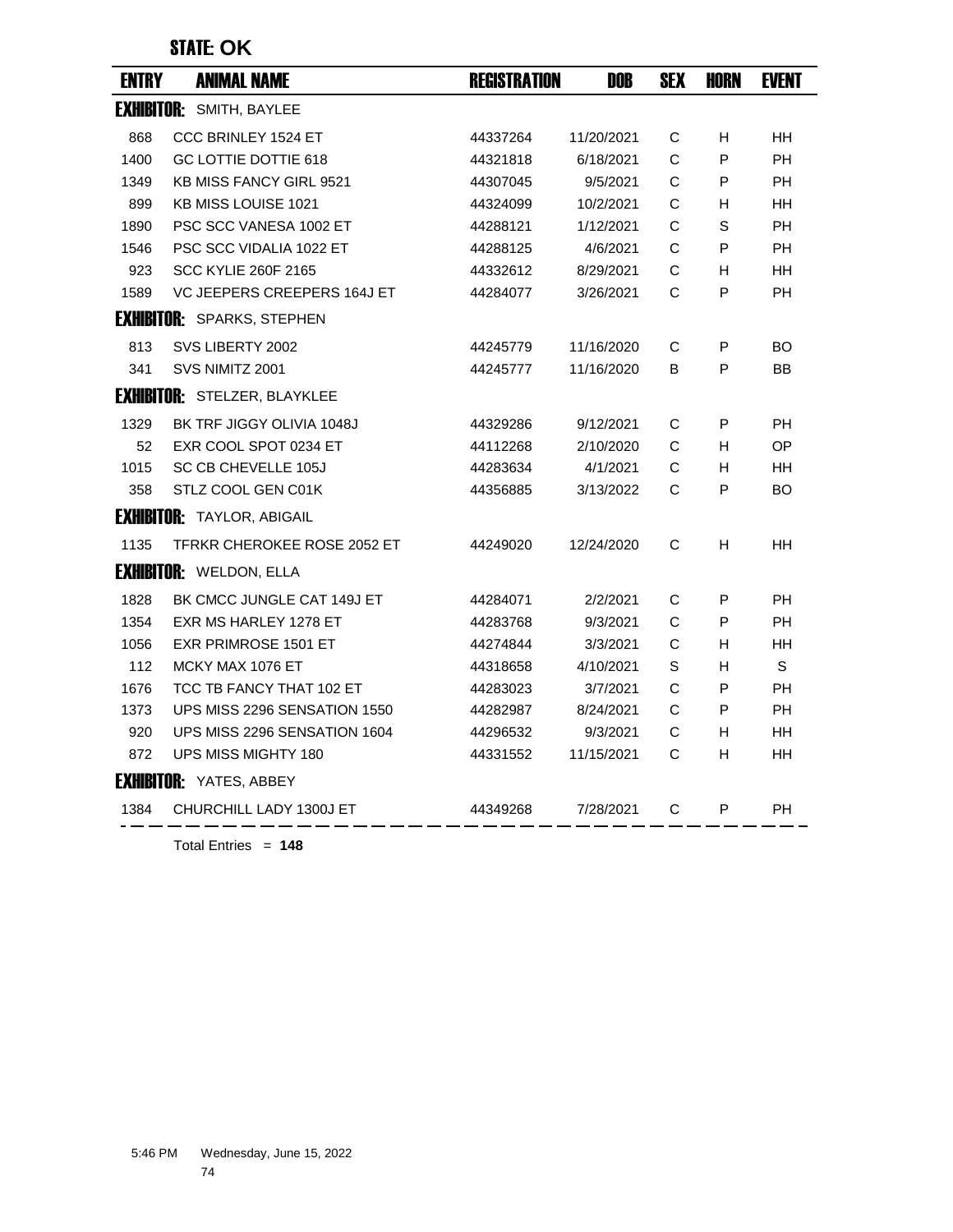**STATE: OK**

| ENTRY | ANIMAL NAME | REGISTRATION | DOB | SEX | HORN | EVENT |
|---|---|---|---|---|---|---|
| **EXHIBITOR:** SMITH, BAYLEE | | | | | | |
| 868 | CCC BRINLEY 1524 ET | 44337264 | 11/20/2021 | C | H | HH |
| 1400 | GC LOTTIE DOTTIE 618 | 44321818 | 6/18/2021 | C | P | PH |
| 1349 | KB MISS FANCY GIRL 9521 | 44307045 | 9/5/2021 | C | P | PH |
| 899 | KB MISS LOUISE 1021 | 44324099 | 10/2/2021 | C | H | HH |
| 1890 | PSC SCC VANESA 1002 ET | 44288121 | 1/12/2021 | C | S | PH |
| 1546 | PSC SCC VIDALIA 1022 ET | 44288125 | 4/6/2021 | C | P | PH |
| 923 | SCC KYLIE 260F 2165 | 44332612 | 8/29/2021 | C | H | HH |
| 1589 | VC JEEPERS CREEPERS 164J ET | 44284077 | 3/26/2021 | C | P | PH |
| **EXHIBITOR:** SPARKS, STEPHEN | | | | | | |
| 813 | SVS LIBERTY 2002 | 44245779 | 11/16/2020 | C | P | BO |
| 341 | SVS NIMITZ 2001 | 44245777 | 11/16/2020 | B | P | BB |
| **EXHIBITOR:** STELZER, BLAYKLEE | | | | | | |
| 1329 | BK TRF JIGGY OLIVIA 1048J | 44329286 | 9/12/2021 | C | P | PH |
| 52 | EXR COOL SPOT 0234 ET | 44112268 | 2/10/2020 | C | H | OP |
| 1015 | SC CB CHEVELLE 105J | 44283634 | 4/1/2021 | C | H | HH |
| 358 | STLZ COOL GEN C01K | 44356885 | 3/13/2022 | C | P | BO |
| **EXHIBITOR:** TAYLOR, ABIGAIL | | | | | | |
| 1135 | TFRKR CHEROKEE ROSE 2052 ET | 44249020 | 12/24/2020 | C | H | HH |
| **EXHIBITOR:** WELDON, ELLA | | | | | | |
| 1828 | BK CMCC JUNGLE CAT 149J ET | 44284071 | 2/2/2021 | C | P | PH |
| 1354 | EXR MS HARLEY 1278 ET | 44283768 | 9/3/2021 | C | P | PH |
| 1056 | EXR PRIMROSE 1501 ET | 44274844 | 3/3/2021 | C | H | HH |
| 112 | MCKY MAX 1076 ET | 44318658 | 4/10/2021 | S | H | S |
| 1676 | TCC TB FANCY THAT 102 ET | 44283023 | 3/7/2021 | C | P | PH |
| 1373 | UPS MISS 2296 SENSATION 1550 | 44282987 | 8/24/2021 | C | P | PH |
| 920 | UPS MISS 2296 SENSATION 1604 | 44296532 | 9/3/2021 | C | H | HH |
| 872 | UPS MISS MIGHTY 180 | 44331552 | 11/15/2021 | C | H | HH |
| **EXHIBITOR:** YATES, ABBEY | | | | | | |
| 1384 | CHURCHILL LADY 1300J ET | 44349268 | 7/28/2021 | C | P | PH |

Total Entries = **148**

5:46 PM Wednesday, June 15, 2022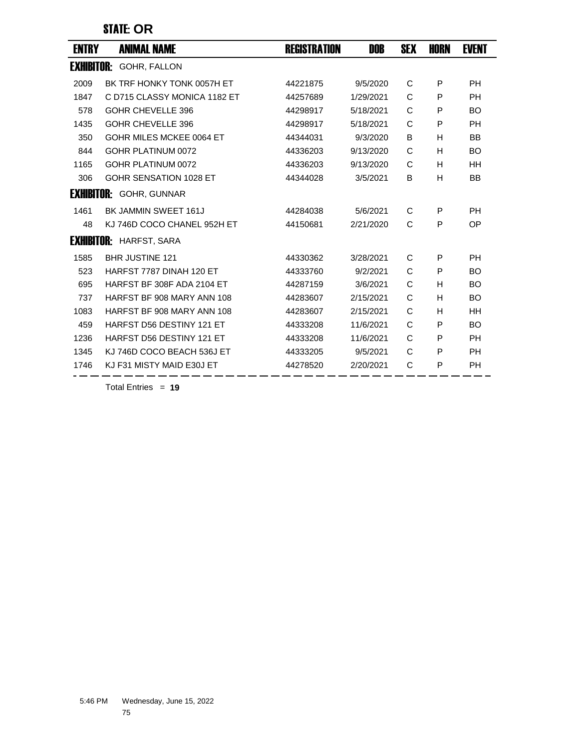## STATE: OR

| ENTRY | ANIMAL NAME | REGISTRATION | DOB | SEX | HORN | EVENT |
|---|---|---|---|---|---|---|
| **EXHIBITOR:** GOHR, FALLON | | | | | | |
| 2009 | BK TRF HONKY TONK 0057H ET | 44221875 | 9/5/2020 | C | P | PH |
| 1847 | C D715 CLASSY MONICA 1182 ET | 44257689 | 1/29/2021 | C | P | PH |
| 578 | GOHR CHEVELLE 396 | 44298917 | 5/18/2021 | C | P | BO |
| 1435 | GOHR CHEVELLE 396 | 44298917 | 5/18/2021 | C | P | PH |
| 350 | GOHR MILES MCKEE 0064 ET | 44344031 | 9/3/2020 | B | H | BB |
| 844 | GOHR PLATINUM 0072 | 44336203 | 9/13/2020 | C | H | BO |
| 1165 | GOHR PLATINUM 0072 | 44336203 | 9/13/2020 | C | H | HH |
| 306 | GOHR SENSATION 1028 ET | 44344028 | 3/5/2021 | B | H | BB |
| **EXHIBITOR:** GOHR, GUNNAR | | | | | | |
| 1461 | BK JAMMIN SWEET 161J | 44284038 | 5/6/2021 | C | P | PH |
| 48 | KJ 746D COCO CHANEL 952H ET | 44150681 | 2/21/2020 | C | P | OP |
| **EXHIBITOR:** HARFST, SARA | | | | | | |
| 1585 | BHR JUSTINE 121 | 44330362 | 3/28/2021 | C | P | PH |
| 523 | HARFST 7787 DINAH 120 ET | 44333760 | 9/2/2021 | C | P | BO |
| 695 | HARFST BF 308F ADA 2104 ET | 44287159 | 3/6/2021 | C | H | BO |
| 737 | HARFST BF 908 MARY ANN 108 | 44283607 | 2/15/2021 | C | H | BO |
| 1083 | HARFST BF 908 MARY ANN 108 | 44283607 | 2/15/2021 | C | H | HH |
| 459 | HARFST D56 DESTINY 121 ET | 44333208 | 11/6/2021 | C | P | BO |
| 1236 | HARFST D56 DESTINY 121 ET | 44333208 | 11/6/2021 | C | P | PH |
| 1345 | KJ 746D COCO BEACH 536J ET | 44333205 | 9/5/2021 | C | P | PH |
| 1746 | KJ F31 MISTY MAID E30J ET | 44278520 | 2/20/2021 | C | P | PH |

Total Entries = **19**

5:46 PM Wednesday, June 15, 2022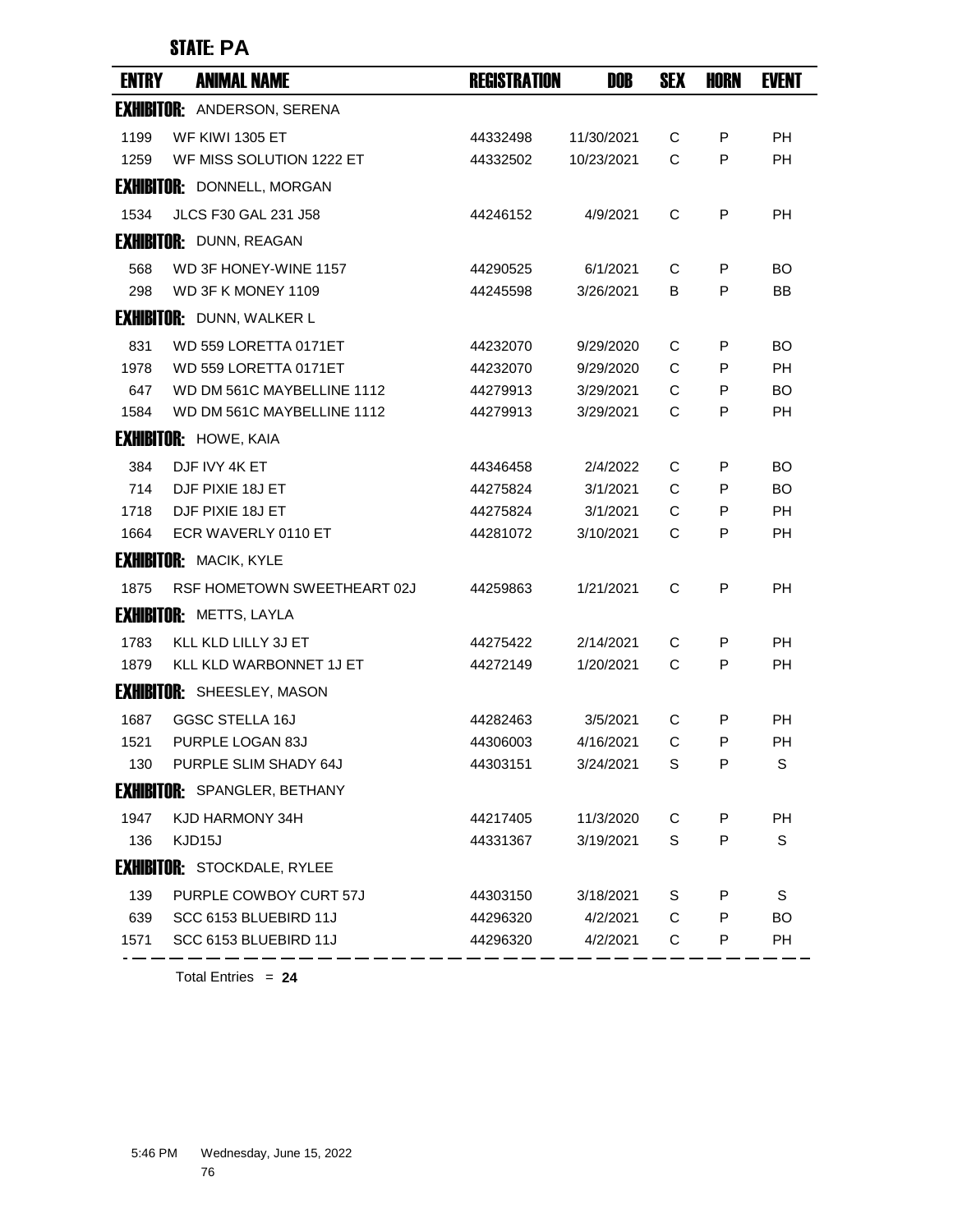## STATE: PA

| ENTRY | ANIMAL NAME | REGISTRATION | DOB | SEX | HORN | EVENT |
|---|---|---|---|---|---|---|
| **EXHIBITOR:** ANDERSON, SERENA | | | | | | |
| 1199 | WF KIWI 1305 ET | 44332498 | 11/30/2021 | C | P | PH |
| 1259 | WF MISS SOLUTION 1222 ET | 44332502 | 10/23/2021 | C | P | PH |
| **EXHIBITOR:** DONNELL, MORGAN | | | | | | |
| 1534 | JLCS F30 GAL 231 J58 | 44246152 | 4/9/2021 | C | P | PH |
| **EXHIBITOR:** DUNN, REAGAN | | | | | | |
| 568 | WD 3F HONEY-WINE 1157 | 44290525 | 6/1/2021 | C | P | BO |
| 298 | WD 3F K MONEY 1109 | 44245598 | 3/26/2021 | B | P | BB |
| **EXHIBITOR:** DUNN, WALKER L | | | | | | |
| 831 | WD 559 LORETTA 0171ET | 44232070 | 9/29/2020 | C | P | BO |
| 1978 | WD 559 LORETTA 0171ET | 44232070 | 9/29/2020 | C | P | PH |
| 647 | WD DM 561C MAYBELLINE 1112 | 44279913 | 3/29/2021 | C | P | BO |
| 1584 | WD DM 561C MAYBELLINE 1112 | 44279913 | 3/29/2021 | C | P | PH |
| **EXHIBITOR:** HOWE, KAIA | | | | | | |
| 384 | DJF IVY 4K ET | 44346458 | 2/4/2022 | C | P | BO |
| 714 | DJF PIXIE 18J ET | 44275824 | 3/1/2021 | C | P | BO |
| 1718 | DJF PIXIE 18J ET | 44275824 | 3/1/2021 | C | P | PH |
| 1664 | ECR WAVERLY 0110 ET | 44281072 | 3/10/2021 | C | P | PH |
| **EXHIBITOR:** MACIK, KYLE | | | | | | |
| 1875 | RSF HOMETOWN SWEETHEART 02J | 44259863 | 1/21/2021 | C | P | PH |
| **EXHIBITOR:** METTS, LAYLA | | | | | | |
| 1783 | KLL KLD LILLY 3J ET | 44275422 | 2/14/2021 | C | P | PH |
| 1879 | KLL KLD WARBONNET 1J ET | 44272149 | 1/20/2021 | C | P | PH |
| **EXHIBITOR:** SHEESLEY, MASON | | | | | | |
| 1687 | GGSC STELLA 16J | 44282463 | 3/5/2021 | C | P | PH |
| 1521 | PURPLE LOGAN 83J | 44306003 | 4/16/2021 | C | P | PH |
| 130 | PURPLE SLIM SHADY 64J | 44303151 | 3/24/2021 | S | P | S |
| **EXHIBITOR:** SPANGLER, BETHANY | | | | | | |
| 1947 | KJD HARMONY 34H | 44217405 | 11/3/2020 | C | P | PH |
| 136 | KJD15J | 44331367 | 3/19/2021 | S | P | S |
| **EXHIBITOR:** STOCKDALE, RYLEE | | | | | | |
| 139 | PURPLE COWBOY CURT 57J | 44303150 | 3/18/2021 | S | P | S |
| 639 | SCC 6153 BLUEBIRD 11J | 44296320 | 4/2/2021 | C | P | BO |
| 1571 | SCC 6153 BLUEBIRD 11J | 44296320 | 4/2/2021 | C | P | PH |

Total Entries = **24**

5:46 PM Wednesday, June 15, 2022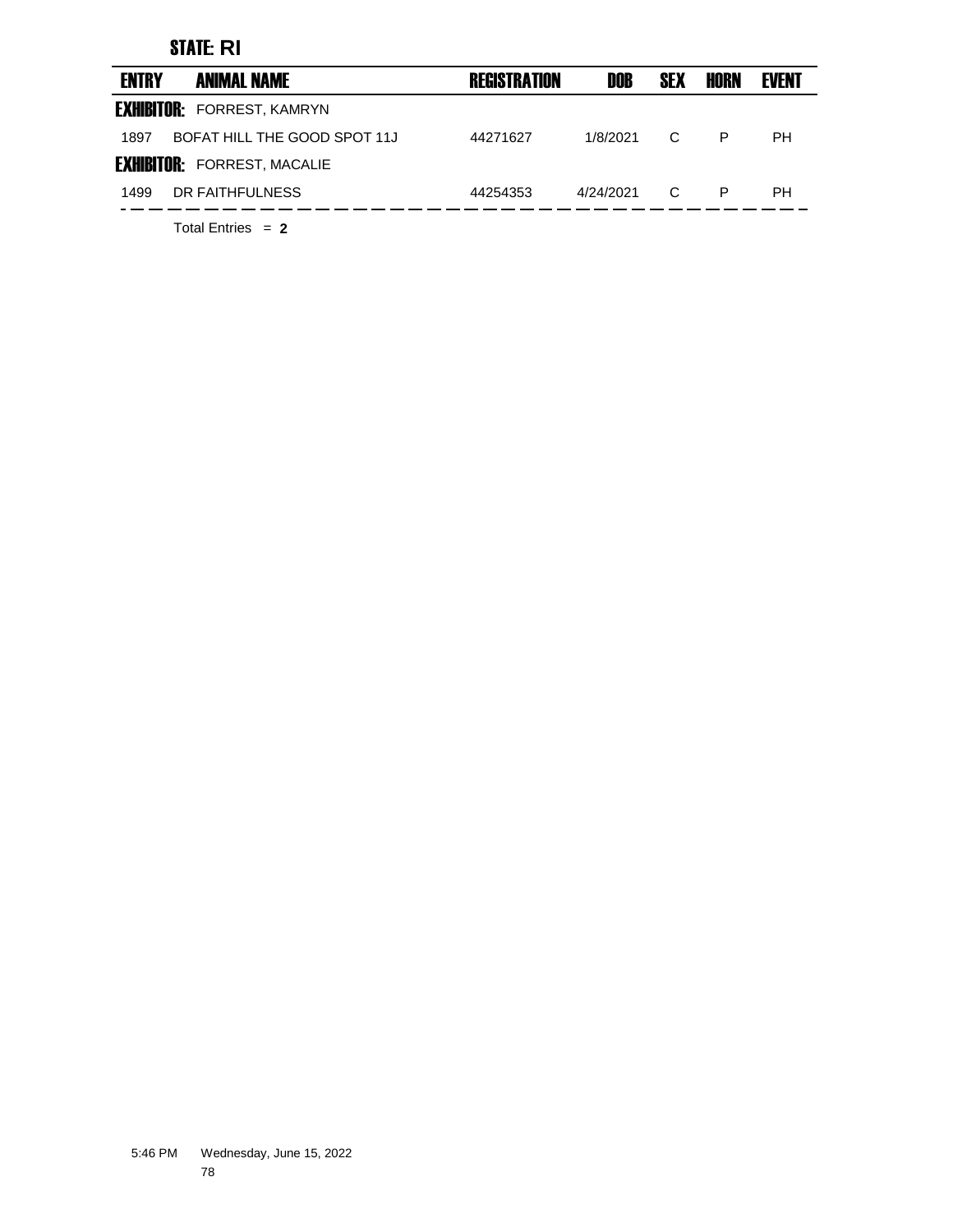## STATE: RI

| ENTRY | ANIMAL NAME | REGISTRATION | DOB | SEX | HORN | EVENT |
|---|---|---|---|---|---|---|
| **EXHIBITOR:** FORREST, KAMRYN | | | | | | |
| 1897 | BOFAT HILL THE GOOD SPOT 11J | 44271627 | 1/8/2021 | C | P | PH |
| **EXHIBITOR:** FORREST, MACALIE | | | | | | |
| 1499 | DR FAITHFULNESS | 44254353 | 4/24/2021 | C | P | PH |

Total Entries = **2**

5:46 PM Wednesday, June 15, 2022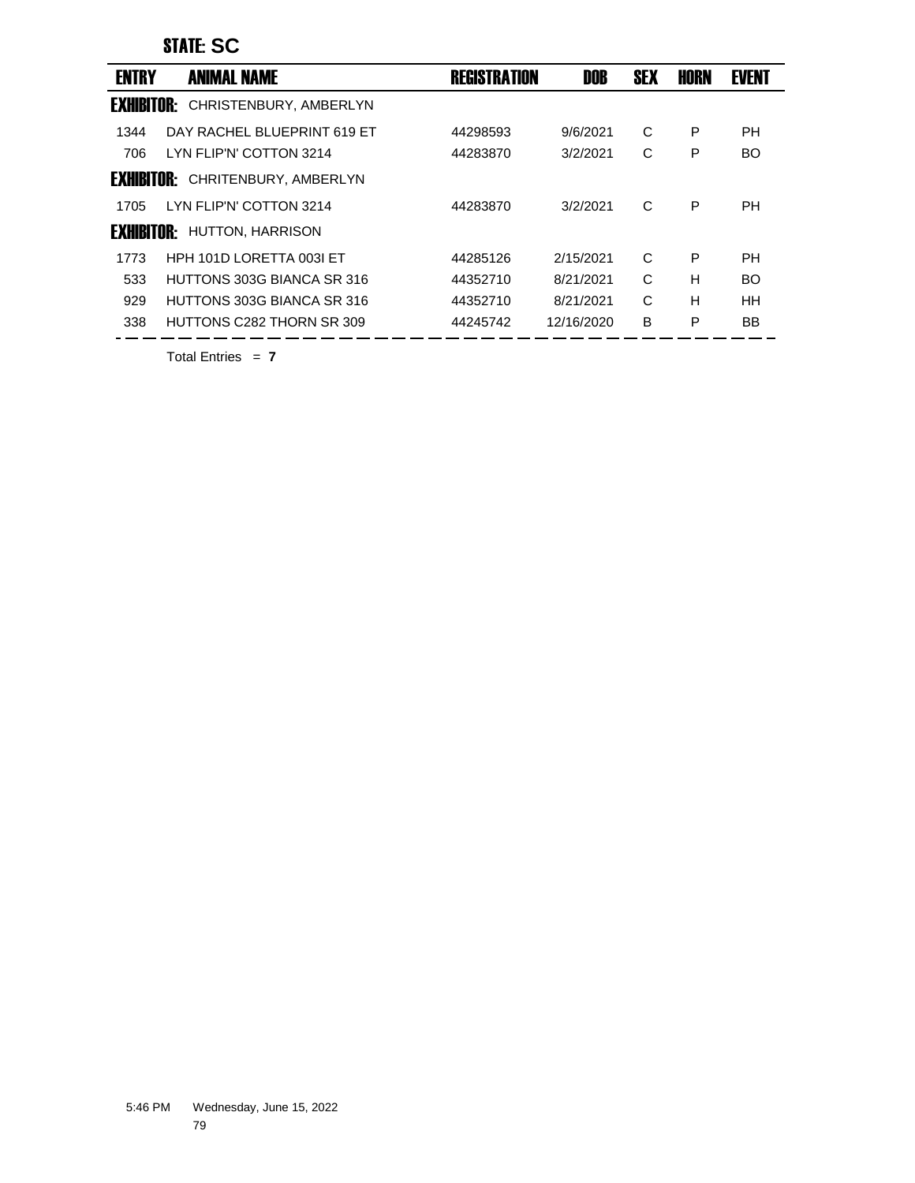## STATE: SC

| ENTRY | ANIMAL NAME | REGISTRATION | DOB | SEX | HORN | EVENT |
|---|---|---|---|---|---|---|
| **EXHIBITOR:** CHRISTENBURY, AMBERLYN | | | | | | |
| 1344 | DAY RACHEL BLUEPRINT 619 ET | 44298593 | 9/6/2021 | C | P | PH |
| 706 | LYN FLIP'N' COTTON 3214 | 44283870 | 3/2/2021 | C | P | BO |
| **EXHIBITOR:** CHRITENBURY, AMBERLYN | | | | | | |
| 1705 | LYN FLIP'N' COTTON 3214 | 44283870 | 3/2/2021 | C | P | PH |
| **EXHIBITOR:** HUTTON, HARRISON | | | | | | |
| 1773 | HPH 101D LORETTA 003I ET | 44285126 | 2/15/2021 | C | P | PH |
| 533 | HUTTONS 303G BIANCA SR 316 | 44352710 | 8/21/2021 | C | H | BO |
| 929 | HUTTONS 303G BIANCA SR 316 | 44352710 | 8/21/2021 | C | H | HH |
| 338 | HUTTONS C282 THORN SR 309 | 44245742 | 12/16/2020 | B | P | BB |

Total Entries = **7**

5:46 PM Wednesday, June 15, 2022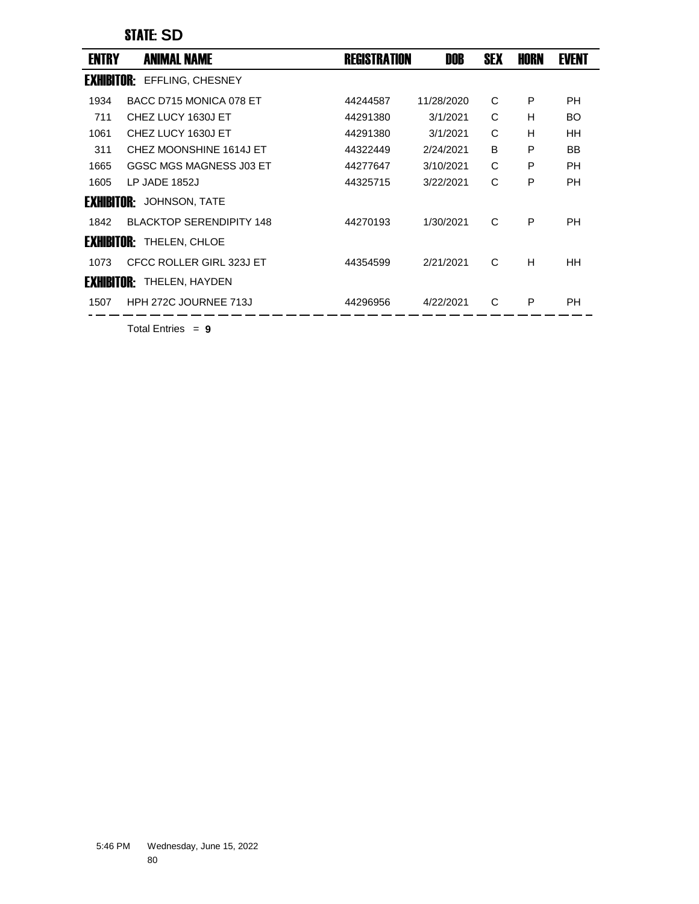## STATE: SD

| ENTRY | ANIMAL NAME | REGISTRATION | DOB | SEX | HORN | EVENT |
|---|---|---|---|---|---|---|
| **EXHIBITOR:** EFFLING, CHESNEY | | | | | | |
| 1934 | BACC D715 MONICA 078 ET | 44244587 | 11/28/2020 | C | P | PH |
| 711 | CHEZ LUCY 1630J ET | 44291380 | 3/1/2021 | C | H | BO |
| 1061 | CHEZ LUCY 1630J ET | 44291380 | 3/1/2021 | C | H | HH |
| 311 | CHEZ MOONSHINE 1614J ET | 44322449 | 2/24/2021 | B | P | BB |
| 1665 | GGSC MGS MAGNESS J03 ET | 44277647 | 3/10/2021 | C | P | PH |
| 1605 | LP JADE 1852J | 44325715 | 3/22/2021 | C | P | PH |
| **EXHIBITOR:** JOHNSON, TATE | | | | | | |
| 1842 | BLACKTOP SERENDIPITY 148 | 44270193 | 1/30/2021 | C | P | PH |
| **EXHIBITOR:** THELEN, CHLOE | | | | | | |
| 1073 | CFCC ROLLER GIRL 323J ET | 44354599 | 2/21/2021 | C | H | HH |
| **EXHIBITOR:** THELEN, HAYDEN | | | | | | |
| 1507 | HPH 272C JOURNEE 713J | 44296956 | 4/22/2021 | C | P | PH |

Total Entries = **9**

5:46 PM Wednesday, June 15, 2022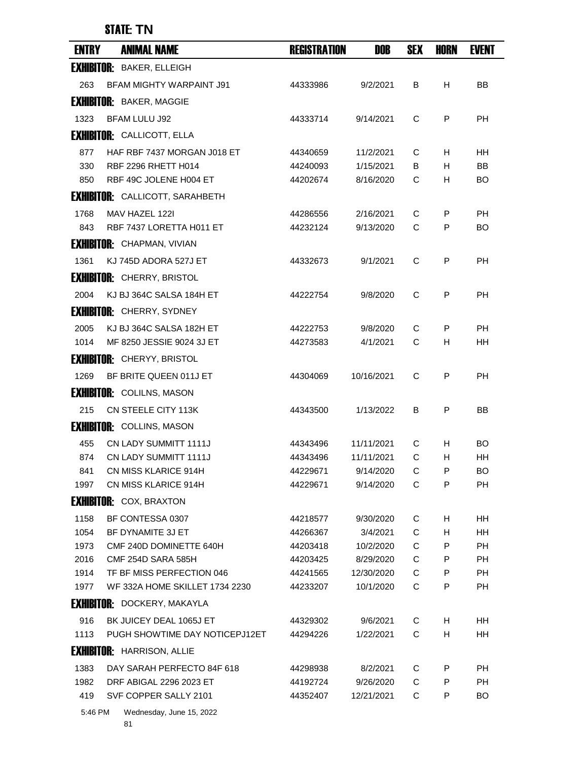## STATE: TN

| ENTRY | ANIMAL NAME | REGISTRATION | DOB | SEX | HORN | EVENT |
|---|---|---|---|---|---|---|
| **EXHIBITOR:** BAKER, ELLEIGH | | | | | | |
| 263 | BFAM MIGHTY WARPAINT J91 | 44333986 | 9/2/2021 | B | H | BB |
| **EXHIBITOR:** BAKER, MAGGIE | | | | | | |
| 1323 | BFAM LULU J92 | 44333714 | 9/14/2021 | C | P | PH |
| **EXHIBITOR:** CALLICOTT, ELLA | | | | | | |
| 877 | HAF RBF 7437 MORGAN J018 ET | 44340659 | 11/2/2021 | C | H | HH |
| 330 | RBF 2296 RHETT H014 | 44240093 | 1/15/2021 | B | H | BB |
| 850 | RBF 49C JOLENE H004 ET | 44202674 | 8/16/2020 | C | H | BO |
| **EXHIBITOR:** CALLICOTT, SARAHBETH | | | | | | |
| 1768 | MAV HAZEL 122I | 44286556 | 2/16/2021 | C | P | PH |
| 843 | RBF 7437 LORETTA H011 ET | 44232124 | 9/13/2020 | C | P | BO |
| **EXHIBITOR:** CHAPMAN, VIVIAN | | | | | | |
| 1361 | KJ 745D ADORA 527J ET | 44332673 | 9/1/2021 | C | P | PH |
| **EXHIBITOR:** CHERRY, BRISTOL | | | | | | |
| 2004 | KJ BJ 364C SALSA 184H ET | 44222754 | 9/8/2020 | C | P | PH |
| **EXHIBITOR:** CHERRY, SYDNEY | | | | | | |
| 2005 | KJ BJ 364C SALSA 182H ET | 44222753 | 9/8/2020 | C | P | PH |
| 1014 | MF 8250 JESSIE 9024 3J ET | 44273583 | 4/1/2021 | C | H | HH |
| **EXHIBITOR:** CHERYY, BRISTOL | | | | | | |
| 1269 | BF BRITE QUEEN 011J ET | 44304069 | 10/16/2021 | C | P | PH |
| **EXHIBITOR:** COLILNS, MASON | | | | | | |
| 215 | CN STEELE CITY 113K | 44343500 | 1/13/2022 | B | P | BB |
| **EXHIBITOR:** COLLINS, MASON | | | | | | |
| 455 | CN LADY SUMMITT 1111J | 44343496 | 11/11/2021 | C | H | BO |
| 874 | CN LADY SUMMITT 1111J | 44343496 | 11/11/2021 | C | H | HH |
| 841 | CN MISS KLARICE 914H | 44229671 | 9/14/2020 | C | P | BO |
| 1997 | CN MISS KLARICE 914H | 44229671 | 9/14/2020 | C | P | PH |
| **EXHIBITOR:** COX, BRAXTON | | | | | | |
| 1158 | BF CONTESSA 0307 | 44218577 | 9/30/2020 | C | H | HH |
| 1054 | BF DYNAMITE 3J ET | 44266367 | 3/4/2021 | C | H | HH |
| 1973 | CMF 240D DOMINETTE 640H | 44203418 | 10/2/2020 | C | P | PH |
| 2016 | CMF 254D SARA 585H | 44203425 | 8/29/2020 | C | P | PH |
| 1914 | TF BF MISS PERFECTION 046 | 44241565 | 12/30/2020 | C | P | PH |
| 1977 | WF 332A HOME SKILLET 1734 2230 | 44233207 | 10/1/2020 | C | P | PH |
| **EXHIBITOR:** DOCKERY, MAKAYLA | | | | | | |
| 916 | BK JUICEY DEAL 1065J ET | 44329302 | 9/6/2021 | C | H | HH |
| 1113 | PUGH SHOWTIME DAY NOTICEPJ12ET | 44294226 | 1/22/2021 | C | H | HH |
| **EXHIBITOR:** HARRISON, ALLIE | | | | | | |
| 1383 | DAY SARAH PERFECTO 84F 618 | 44298938 | 8/2/2021 | C | P | PH |
| 1982 | DRF ABIGAL 2296 2023 ET | 44192724 | 9/26/2020 | C | P | PH |
| 419 | SVF COPPER SALLY 2101 | 44352407 | 12/21/2021 | C | P | BO |

5:46 PM Wednesday, June 15, 2022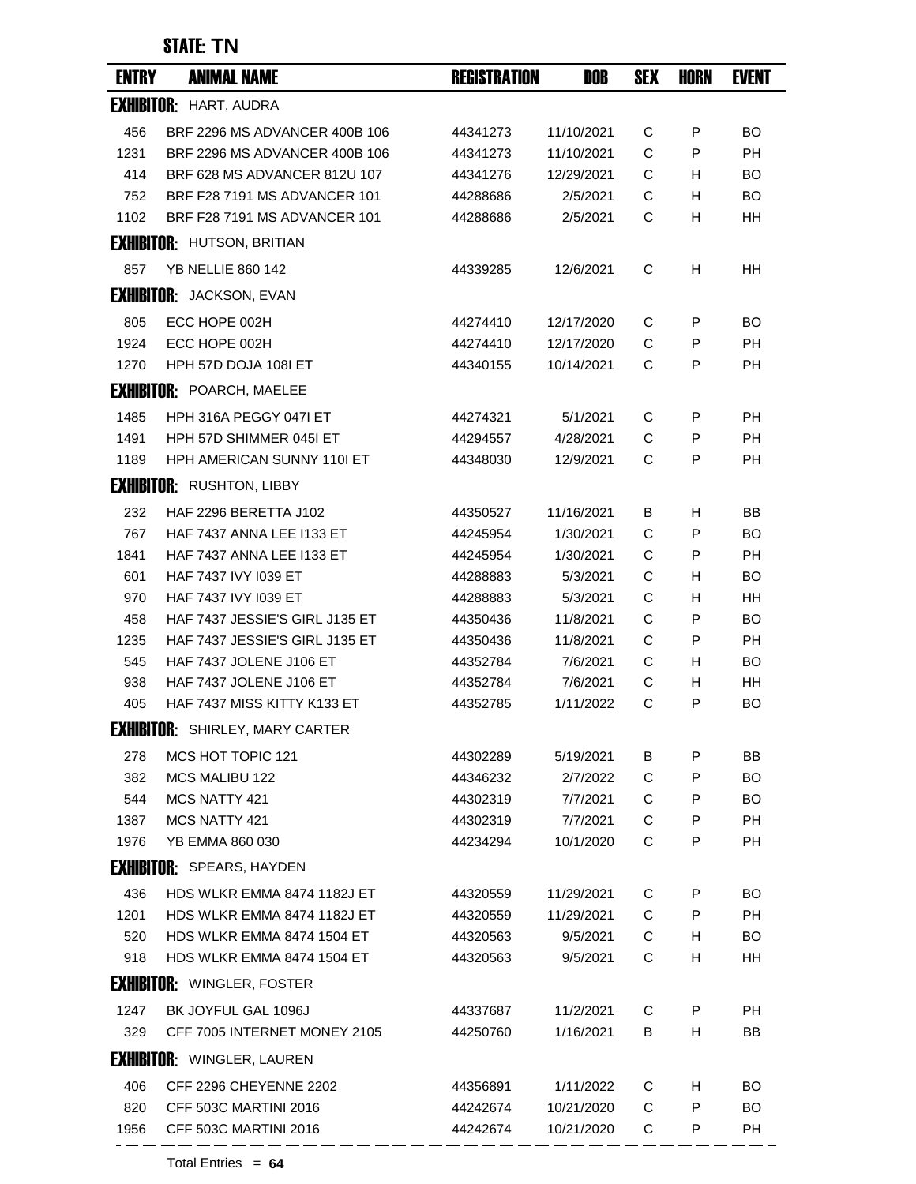**STATE: TN**

| ENTRY | ANIMAL NAME | REGISTRATION | DOB | SEX | HORN | EVENT |
|---|---|---|---|---|---|---|
| **EXHIBITOR:** HART, AUDRA | | | | | | |
| 456 | BRF 2296 MS ADVANCER 400B 106 | 44341273 | 11/10/2021 | C | P | BO |
| 1231 | BRF 2296 MS ADVANCER 400B 106 | 44341273 | 11/10/2021 | C | P | PH |
| 414 | BRF 628 MS ADVANCER 812U 107 | 44341276 | 12/29/2021 | C | H | BO |
| 752 | BRF F28 7191 MS ADVANCER 101 | 44288686 | 2/5/2021 | C | H | BO |
| 1102 | BRF F28 7191 MS ADVANCER 101 | 44288686 | 2/5/2021 | C | H | HH |
| **EXHIBITOR:** HUTSON, BRITIAN | | | | | | |
| 857 | YB NELLIE 860 142 | 44339285 | 12/6/2021 | C | H | HH |
| **EXHIBITOR:** JACKSON, EVAN | | | | | | |
| 805 | ECC HOPE 002H | 44274410 | 12/17/2020 | C | P | BO |
| 1924 | ECC HOPE 002H | 44274410 | 12/17/2020 | C | P | PH |
| 1270 | HPH 57D DOJA 108I ET | 44340155 | 10/14/2021 | C | P | PH |
| **EXHIBITOR:** POARCH, MAELEE | | | | | | |
| 1485 | HPH 316A PEGGY 047I ET | 44274321 | 5/1/2021 | C | P | PH |
| 1491 | HPH 57D SHIMMER 045I ET | 44294557 | 4/28/2021 | C | P | PH |
| 1189 | HPH AMERICAN SUNNY 110I ET | 44348030 | 12/9/2021 | C | P | PH |
| **EXHIBITOR:** RUSHTON, LIBBY | | | | | | |
| 232 | HAF 2296 BERETTA J102 | 44350527 | 11/16/2021 | B | H | BB |
| 767 | HAF 7437 ANNA LEE I133 ET | 44245954 | 1/30/2021 | C | P | BO |
| 1841 | HAF 7437 ANNA LEE I133 ET | 44245954 | 1/30/2021 | C | P | PH |
| 601 | HAF 7437 IVY I039 ET | 44288883 | 5/3/2021 | C | H | BO |
| 970 | HAF 7437 IVY I039 ET | 44288883 | 5/3/2021 | C | H | HH |
| 458 | HAF 7437 JESSIE'S GIRL J135 ET | 44350436 | 11/8/2021 | C | P | BO |
| 1235 | HAF 7437 JESSIE'S GIRL J135 ET | 44350436 | 11/8/2021 | C | P | PH |
| 545 | HAF 7437 JOLENE J106 ET | 44352784 | 7/6/2021 | C | H | BO |
| 938 | HAF 7437 JOLENE J106 ET | 44352784 | 7/6/2021 | C | H | HH |
| 405 | HAF 7437 MISS KITTY K133 ET | 44352785 | 1/11/2022 | C | P | BO |
| **EXHIBITOR:** SHIRLEY, MARY CARTER | | | | | | |
| 278 | MCS HOT TOPIC 121 | 44302289 | 5/19/2021 | B | P | BB |
| 382 | MCS MALIBU 122 | 44346232 | 2/7/2022 | C | P | BO |
| 544 | MCS NATTY 421 | 44302319 | 7/7/2021 | C | P | BO |
| 1387 | MCS NATTY 421 | 44302319 | 7/7/2021 | C | P | PH |
| 1976 | YB EMMA 860 030 | 44234294 | 10/1/2020 | C | P | PH |
| **EXHIBITOR:** SPEARS, HAYDEN | | | | | | |
| 436 | HDS WLKR EMMA 8474 1182J ET | 44320559 | 11/29/2021 | C | P | BO |
| 1201 | HDS WLKR EMMA 8474 1182J ET | 44320559 | 11/29/2021 | C | P | PH |
| 520 | HDS WLKR EMMA 8474 1504 ET | 44320563 | 9/5/2021 | C | H | BO |
| 918 | HDS WLKR EMMA 8474 1504 ET | 44320563 | 9/5/2021 | C | H | HH |
| **EXHIBITOR:** WINGLER, FOSTER | | | | | | |
| 1247 | BK JOYFUL GAL 1096J | 44337687 | 11/2/2021 | C | P | PH |
| 329 | CFF 7005 INTERNET MONEY 2105 | 44250760 | 1/16/2021 | B | H | BB |
| **EXHIBITOR:** WINGLER, LAUREN | | | | | | |
| 406 | CFF 2296 CHEYENNE 2202 | 44356891 | 1/11/2022 | C | H | BO |
| 820 | CFF 503C MARTINI 2016 | 44242674 | 10/21/2020 | C | P | BO |
| 1956 | CFF 503C MARTINI 2016 | 44242674 | 10/21/2020 | C | P | PH |

Total Entries = **64**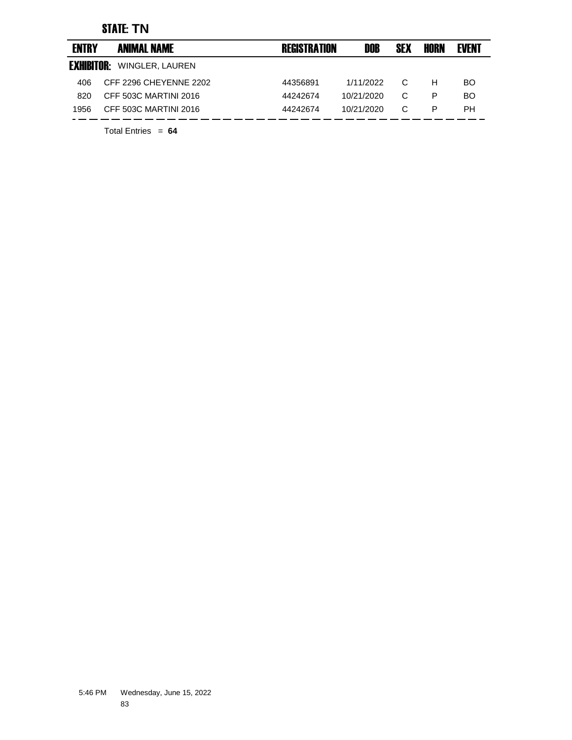## STATE: TN

| ENTRY | ANIMAL NAME | REGISTRATION | DOB | SEX | HORN | EVENT |
|---|---|---|---|---|---|---|
| **EXHIBITOR:** WINGLER, LAUREN | | | | | | |
| 406 | CFF 2296 CHEYENNE 2202 | 44356891 | 1/11/2022 | C | H | BO |
| 820 | CFF 503C MARTINI 2016 | 44242674 | 10/21/2020 | C | P | BO |
| 1956 | CFF 503C MARTINI 2016 | 44242674 | 10/21/2020 | C | P | PH |

Total Entries = **64**

5:46 PM Wednesday, June 15, 2022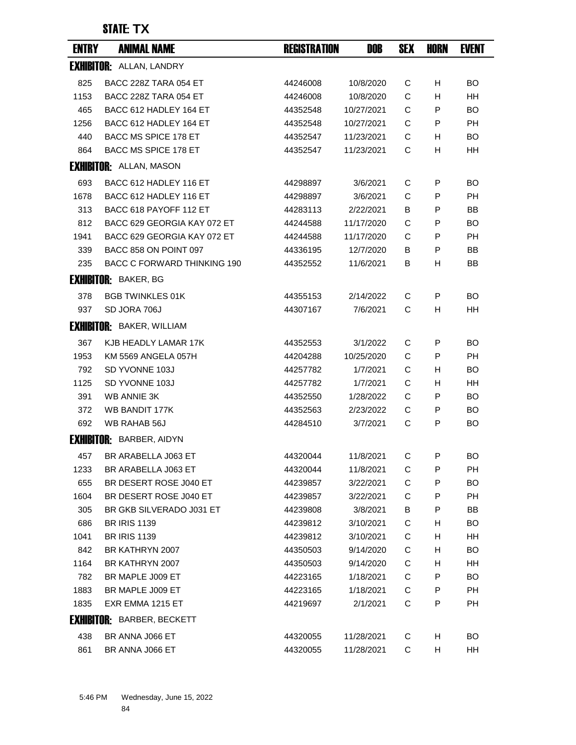## STATE: TX

| ENTRY | ANIMAL NAME | REGISTRATION | DOB | SEX | HORN | EVENT |
|---|---|---|---|---|---|---|
| **EXHIBITOR:** ALLAN, LANDRY | | | | | | |
| 825 | BACC 228Z TARA 054 ET | 44246008 | 10/8/2020 | C | H | BO |
| 1153 | BACC 228Z TARA 054 ET | 44246008 | 10/8/2020 | C | H | HH |
| 465 | BACC 612 HADLEY 164 ET | 44352548 | 10/27/2021 | C | P | BO |
| 1256 | BACC 612 HADLEY 164 ET | 44352548 | 10/27/2021 | C | P | PH |
| 440 | BACC MS SPICE 178 ET | 44352547 | 11/23/2021 | C | H | BO |
| 864 | BACC MS SPICE 178 ET | 44352547 | 11/23/2021 | C | H | HH |
| **EXHIBITOR:** ALLAN, MASON | | | | | | |
| 693 | BACC 612 HADLEY 116 ET | 44298897 | 3/6/2021 | C | P | BO |
| 1678 | BACC 612 HADLEY 116 ET | 44298897 | 3/6/2021 | C | P | PH |
| 313 | BACC 618 PAYOFF 112 ET | 44283113 | 2/22/2021 | B | P | BB |
| 812 | BACC 629 GEORGIA KAY 072 ET | 44244588 | 11/17/2020 | C | P | BO |
| 1941 | BACC 629 GEORGIA KAY 072 ET | 44244588 | 11/17/2020 | C | P | PH |
| 339 | BACC 858 ON POINT 097 | 44336195 | 12/7/2020 | B | P | BB |
| 235 | BACC C FORWARD THINKING 190 | 44352552 | 11/6/2021 | B | H | BB |
| **EXHIBITOR:** BAKER, BG | | | | | | |
| 378 | BGB TWINKLES 01K | 44355153 | 2/14/2022 | C | P | BO |
| 937 | SD JORA 706J | 44307167 | 7/6/2021 | C | H | HH |
| **EXHIBITOR:** BAKER, WILLIAM | | | | | | |
| 367 | KJB HEADLY LAMAR 17K | 44352553 | 3/1/2022 | C | P | BO |
| 1953 | KM 5569 ANGELA 057H | 44204288 | 10/25/2020 | C | P | PH |
| 792 | SD YVONNE 103J | 44257782 | 1/7/2021 | C | H | BO |
| 1125 | SD YVONNE 103J | 44257782 | 1/7/2021 | C | H | HH |
| 391 | WB ANNIE 3K | 44352550 | 1/28/2022 | C | P | BO |
| 372 | WB BANDIT 177K | 44352563 | 2/23/2022 | C | P | BO |
| 692 | WB RAHAB 56J | 44284510 | 3/7/2021 | C | P | BO |
| **EXHIBITOR:** BARBER, AIDYN | | | | | | |
| 457 | BR ARABELLA J063 ET | 44320044 | 11/8/2021 | C | P | BO |
| 1233 | BR ARABELLA J063 ET | 44320044 | 11/8/2021 | C | P | PH |
| 655 | BR DESERT ROSE J040 ET | 44239857 | 3/22/2021 | C | P | BO |
| 1604 | BR DESERT ROSE J040 ET | 44239857 | 3/22/2021 | C | P | PH |
| 305 | BR GKB SILVERADO J031 ET | 44239808 | 3/8/2021 | B | P | BB |
| 686 | BR IRIS 1139 | 44239812 | 3/10/2021 | C | H | BO |
| 1041 | BR IRIS 1139 | 44239812 | 3/10/2021 | C | H | HH |
| 842 | BR KATHRYN 2007 | 44350503 | 9/14/2020 | C | H | BO |
| 1164 | BR KATHRYN 2007 | 44350503 | 9/14/2020 | C | H | HH |
| 782 | BR MAPLE J009 ET | 44223165 | 1/18/2021 | C | P | BO |
| 1883 | BR MAPLE J009 ET | 44223165 | 1/18/2021 | C | P | PH |
| 1835 | EXR EMMA 1215 ET | 44219697 | 2/1/2021 | C | P | PH |
| **EXHIBITOR:** BARBER, BECKETT | | | | | | |
| 438 | BR ANNA J066 ET | 44320055 | 11/28/2021 | C | H | BO |
| 861 | BR ANNA J066 ET | 44320055 | 11/28/2021 | C | H | HH |

5:46 PM Wednesday, June 15, 2022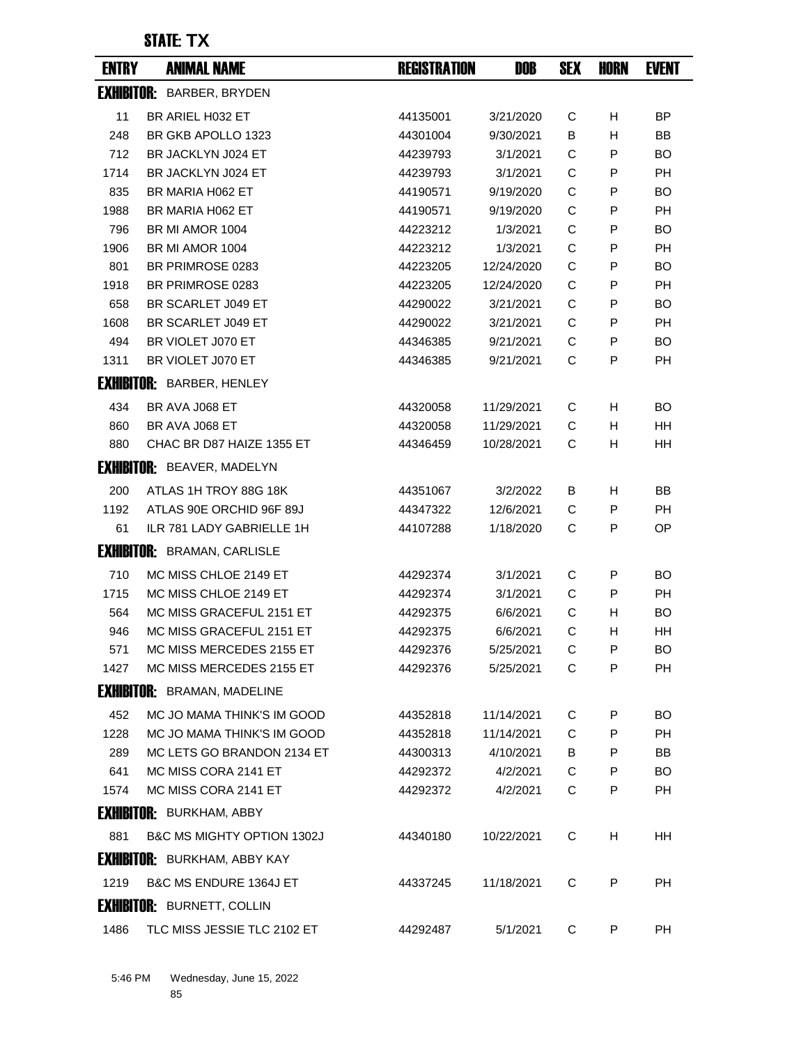## STATE: TX

| ENTRY | ANIMAL NAME | REGISTRATION | DOB | SEX | HORN | EVENT |
|---|---|---|---|---|---|---|
| **EXHIBITOR:** BARBER, BRYDEN | | | | | | |
| 11 | BR ARIEL H032 ET | 44135001 | 3/21/2020 | C | H | BP |
| 248 | BR GKB APOLLO 1323 | 44301004 | 9/30/2021 | B | H | BB |
| 712 | BR JACKLYN J024 ET | 44239793 | 3/1/2021 | C | P | BO |
| 1714 | BR JACKLYN J024 ET | 44239793 | 3/1/2021 | C | P | PH |
| 835 | BR MARIA H062 ET | 44190571 | 9/19/2020 | C | P | BO |
| 1988 | BR MARIA H062 ET | 44190571 | 9/19/2020 | C | P | PH |
| 796 | BR MI AMOR 1004 | 44223212 | 1/3/2021 | C | P | BO |
| 1906 | BR MI AMOR 1004 | 44223212 | 1/3/2021 | C | P | PH |
| 801 | BR PRIMROSE 0283 | 44223205 | 12/24/2020 | C | P | BO |
| 1918 | BR PRIMROSE 0283 | 44223205 | 12/24/2020 | C | P | PH |
| 658 | BR SCARLET J049 ET | 44290022 | 3/21/2021 | C | P | BO |
| 1608 | BR SCARLET J049 ET | 44290022 | 3/21/2021 | C | P | PH |
| 494 | BR VIOLET J070 ET | 44346385 | 9/21/2021 | C | P | BO |
| 1311 | BR VIOLET J070 ET | 44346385 | 9/21/2021 | C | P | PH |
| **EXHIBITOR:** BARBER, HENLEY | | | | | | |
| 434 | BR AVA J068 ET | 44320058 | 11/29/2021 | C | H | BO |
| 860 | BR AVA J068 ET | 44320058 | 11/29/2021 | C | H | HH |
| 880 | CHAC BR D87 HAIZE 1355 ET | 44346459 | 10/28/2021 | C | H | HH |
| **EXHIBITOR:** BEAVER, MADELYN | | | | | | |
| 200 | ATLAS 1H TROY 88G 18K | 44351067 | 3/2/2022 | B | H | BB |
| 1192 | ATLAS 90E ORCHID 96F 89J | 44347322 | 12/6/2021 | C | P | PH |
| 61 | ILR 781 LADY GABRIELLE 1H | 44107288 | 1/18/2020 | C | P | OP |
| **EXHIBITOR:** BRAMAN, CARLISLE | | | | | | |
| 710 | MC MISS CHLOE 2149 ET | 44292374 | 3/1/2021 | C | P | BO |
| 1715 | MC MISS CHLOE 2149 ET | 44292374 | 3/1/2021 | C | P | PH |
| 564 | MC MISS GRACEFUL 2151 ET | 44292375 | 6/6/2021 | C | H | BO |
| 946 | MC MISS GRACEFUL 2151 ET | 44292375 | 6/6/2021 | C | H | HH |
| 571 | MC MISS MERCEDES 2155 ET | 44292376 | 5/25/2021 | C | P | BO |
| 1427 | MC MISS MERCEDES 2155 ET | 44292376 | 5/25/2021 | C | P | PH |
| **EXHIBITOR:** BRAMAN, MADELINE | | | | | | |
| 452 | MC JO MAMA THINK'S IM GOOD | 44352818 | 11/14/2021 | C | P | BO |
| 1228 | MC JO MAMA THINK'S IM GOOD | 44352818 | 11/14/2021 | C | P | PH |
| 289 | MC LETS GO BRANDON 2134 ET | 44300313 | 4/10/2021 | B | P | BB |
| 641 | MC MISS CORA 2141 ET | 44292372 | 4/2/2021 | C | P | BO |
| 1574 | MC MISS CORA 2141 ET | 44292372 | 4/2/2021 | C | P | PH |
| **EXHIBITOR:** BURKHAM, ABBY | | | | | | |
| 881 | B&C MS MIGHTY OPTION 1302J | 44340180 | 10/22/2021 | C | H | HH |
| **EXHIBITOR:** BURKHAM, ABBY KAY | | | | | | |
| 1219 | B&C MS ENDURE 1364J ET | 44337245 | 11/18/2021 | C | P | PH |
| **EXHIBITOR:** BURNETT, COLLIN | | | | | | |
| 1486 | TLC MISS JESSIE TLC 2102 ET | 44292487 | 5/1/2021 | C | P | PH |

5:46 PM Wednesday, June 15, 2022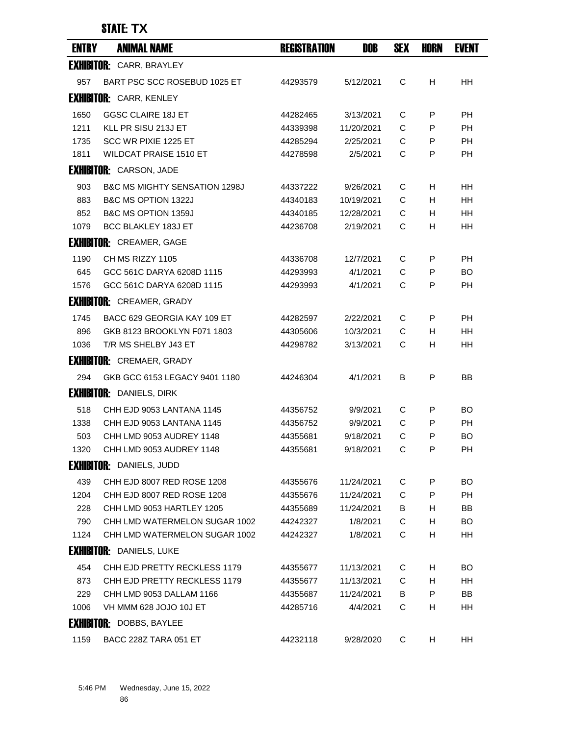## STATE: TX

| ENTRY | ANIMAL NAME | REGISTRATION | DOB | SEX | HORN | EVENT |
|---|---|---|---|---|---|---|
| **EXHIBITOR:** CARR, BRAYLEY | | | | | | |
| 957 | BART PSC SCC ROSEBUD 1025 ET | 44293579 | 5/12/2021 | C | H | HH |
| **EXHIBITOR:** CARR, KENLEY | | | | | | |
| 1650 | GGSC CLAIRE 18J ET | 44282465 | 3/13/2021 | C | P | PH |
| 1211 | KLL PR SISU 213J ET | 44339398 | 11/20/2021 | C | P | PH |
| 1735 | SCC WR PIXIE 1225 ET | 44285294 | 2/25/2021 | C | P | PH |
| 1811 | WILDCAT PRAISE 1510 ET | 44278598 | 2/5/2021 | C | P | PH |
| **EXHIBITOR:** CARSON, JADE | | | | | | |
| 903 | B&C MS MIGHTY SENSATION 1298J | 44337222 | 9/26/2021 | C | H | HH |
| 883 | B&C MS OPTION 1322J | 44340183 | 10/19/2021 | C | H | HH |
| 852 | B&C MS OPTION 1359J | 44340185 | 12/28/2021 | C | H | HH |
| 1079 | BCC BLAKLEY 183J ET | 44236708 | 2/19/2021 | C | H | HH |
| **EXHIBITOR:** CREAMER, GAGE | | | | | | |
| 1190 | CH MS RIZZY 1105 | 44336708 | 12/7/2021 | C | P | PH |
| 645 | GCC 561C DARYA 6208D 1115 | 44293993 | 4/1/2021 | C | P | BO |
| 1576 | GCC 561C DARYA 6208D 1115 | 44293993 | 4/1/2021 | C | P | PH |
| **EXHIBITOR:** CREAMER, GRADY | | | | | | |
| 1745 | BACC 629 GEORGIA KAY 109 ET | 44282597 | 2/22/2021 | C | P | PH |
| 896 | GKB 8123 BROOKLYN F071 1803 | 44305606 | 10/3/2021 | C | H | HH |
| 1036 | T/R MS SHELBY J43 ET | 44298782 | 3/13/2021 | C | H | HH |
| **EXHIBITOR:** CREMAER, GRADY | | | | | | |
| 294 | GKB GCC 6153 LEGACY 9401 1180 | 44246304 | 4/1/2021 | B | P | BB |
| **EXHIBITOR:** DANIELS, DIRK | | | | | | |
| 518 | CHH EJD 9053 LANTANA 1145 | 44356752 | 9/9/2021 | C | P | BO |
| 1338 | CHH EJD 9053 LANTANA 1145 | 44356752 | 9/9/2021 | C | P | PH |
| 503 | CHH LMD 9053 AUDREY 1148 | 44355681 | 9/18/2021 | C | P | BO |
| 1320 | CHH LMD 9053 AUDREY 1148 | 44355681 | 9/18/2021 | C | P | PH |
| **EXHIBITOR:** DANIELS, JUDD | | | | | | |
| 439 | CHH EJD 8007 RED ROSE 1208 | 44355676 | 11/24/2021 | C | P | BO |
| 1204 | CHH EJD 8007 RED ROSE 1208 | 44355676 | 11/24/2021 | C | P | PH |
| 228 | CHH LMD 9053 HARTLEY 1205 | 44355689 | 11/24/2021 | B | H | BB |
| 790 | CHH LMD WATERMELON SUGAR 1002 | 44242327 | 1/8/2021 | C | H | BO |
| 1124 | CHH LMD WATERMELON SUGAR 1002 | 44242327 | 1/8/2021 | C | H | HH |
| **EXHIBITOR:** DANIELS, LUKE | | | | | | |
| 454 | CHH EJD PRETTY RECKLESS 1179 | 44355677 | 11/13/2021 | C | H | BO |
| 873 | CHH EJD PRETTY RECKLESS 1179 | 44355677 | 11/13/2021 | C | H | HH |
| 229 | CHH LMD 9053 DALLAM 1166 | 44355687 | 11/24/2021 | B | P | BB |
| 1006 | VH MMM 628 JOJO 10J ET | 44285716 | 4/4/2021 | C | H | HH |
| **EXHIBITOR:** DOBBS, BAYLEE | | | | | | |
| 1159 | BACC 228Z TARA 051 ET | 44232118 | 9/28/2020 | C | H | HH |

5:46 PM Wednesday, June 15, 2022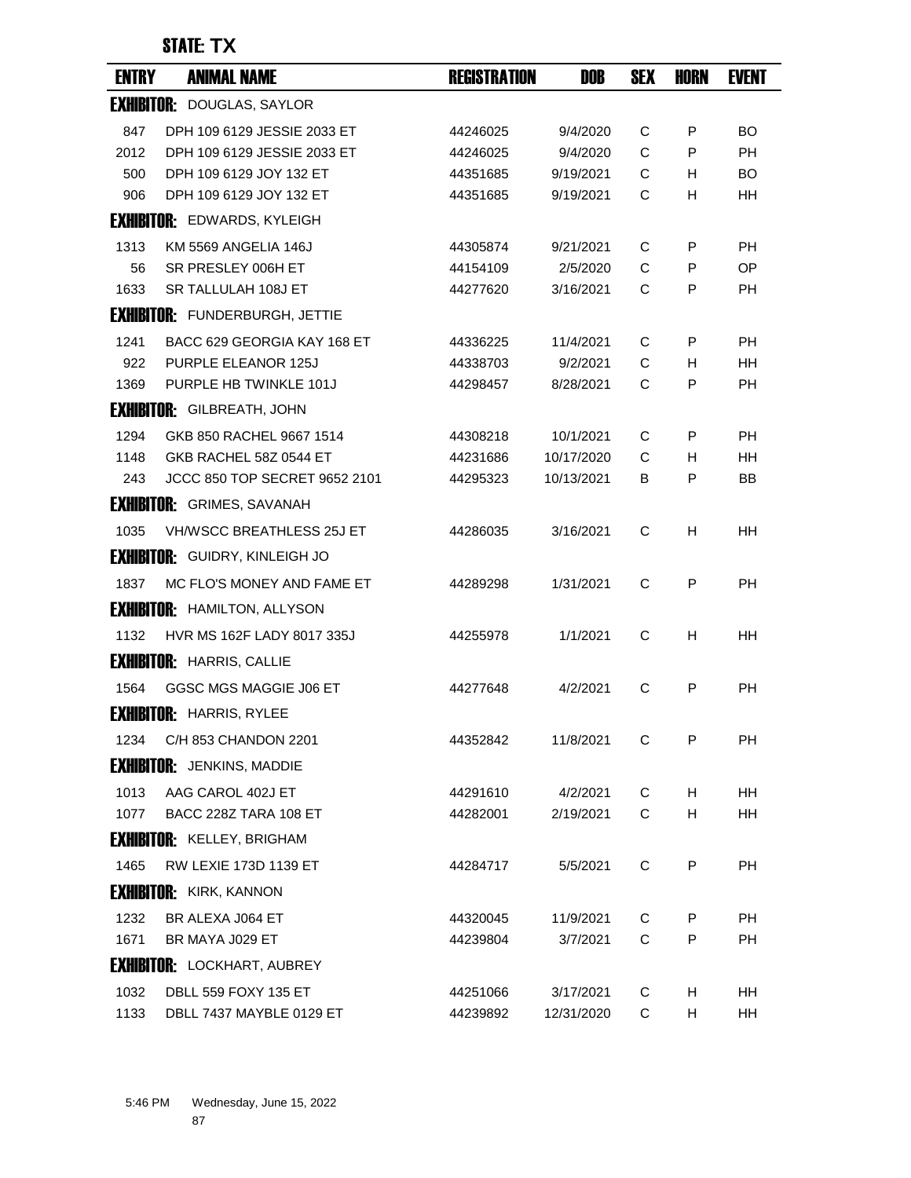## STATE: TX

| ENTRY | ANIMAL NAME | REGISTRATION | DOB | SEX | HORN | EVENT |
|---|---|---|---|---|---|---|
| **EXHIBITOR:** DOUGLAS, SAYLOR | | | | | | |
| 847 | DPH 109 6129 JESSIE 2033 ET | 44246025 | 9/4/2020 | C | P | BO |
| 2012 | DPH 109 6129 JESSIE 2033 ET | 44246025 | 9/4/2020 | C | P | PH |
| 500 | DPH 109 6129 JOY 132 ET | 44351685 | 9/19/2021 | C | H | BO |
| 906 | DPH 109 6129 JOY 132 ET | 44351685 | 9/19/2021 | C | H | HH |
| **EXHIBITOR:** EDWARDS, KYLEIGH | | | | | | |
| 1313 | KM 5569 ANGELIA 146J | 44305874 | 9/21/2021 | C | P | PH |
| 56 | SR PRESLEY 006H ET | 44154109 | 2/5/2020 | C | P | OP |
| 1633 | SR TALLULAH 108J ET | 44277620 | 3/16/2021 | C | P | PH |
| **EXHIBITOR:** FUNDERBURGH, JETTIE | | | | | | |
| 1241 | BACC 629 GEORGIA KAY 168 ET | 44336225 | 11/4/2021 | C | P | PH |
| 922 | PURPLE ELEANOR 125J | 44338703 | 9/2/2021 | C | H | HH |
| 1369 | PURPLE HB TWINKLE 101J | 44298457 | 8/28/2021 | C | P | PH |
| **EXHIBITOR:** GILBREATH, JOHN | | | | | | |
| 1294 | GKB 850 RACHEL 9667 1514 | 44308218 | 10/1/2021 | C | P | PH |
| 1148 | GKB RACHEL 58Z 0544 ET | 44231686 | 10/17/2020 | C | H | HH |
| 243 | JCCC 850 TOP SECRET 9652 2101 | 44295323 | 10/13/2021 | B | P | BB |
| **EXHIBITOR:** GRIMES, SAVANAH | | | | | | |
| 1035 | VH/WSCC BREATHLESS 25J ET | 44286035 | 3/16/2021 | C | H | HH |
| **EXHIBITOR:** GUIDRY, KINLEIGH JO | | | | | | |
| 1837 | MC FLO'S MONEY AND FAME ET | 44289298 | 1/31/2021 | C | P | PH |
| **EXHIBITOR:** HAMILTON, ALLYSON | | | | | | |
| 1132 | HVR MS 162F LADY 8017 335J | 44255978 | 1/1/2021 | C | H | HH |
| **EXHIBITOR:** HARRIS, CALLIE | | | | | | |
| 1564 | GGSC MGS MAGGIE J06 ET | 44277648 | 4/2/2021 | C | P | PH |
| **EXHIBITOR:** HARRIS, RYLEE | | | | | | |
| 1234 | C/H 853 CHANDON 2201 | 44352842 | 11/8/2021 | C | P | PH |
| **EXHIBITOR:** JENKINS, MADDIE | | | | | | |
| 1013 | AAG CAROL 402J ET | 44291610 | 4/2/2021 | C | H | HH |
| 1077 | BACC 228Z TARA 108 ET | 44282001 | 2/19/2021 | C | H | HH |
| **EXHIBITOR:** KELLEY, BRIGHAM | | | | | | |
| 1465 | RW LEXIE 173D 1139 ET | 44284717 | 5/5/2021 | C | P | PH |
| **EXHIBITOR:** KIRK, KANNON | | | | | | |
| 1232 | BR ALEXA J064 ET | 44320045 | 11/9/2021 | C | P | PH |
| 1671 | BR MAYA J029 ET | 44239804 | 3/7/2021 | C | P | PH |
| **EXHIBITOR:** LOCKHART, AUBREY | | | | | | |
| 1032 | DBLL 559 FOXY 135 ET | 44251066 | 3/17/2021 | C | H | HH |
| 1133 | DBLL 7437 MAYBLE 0129 ET | 44239892 | 12/31/2020 | C | H | HH |

5:46 PM Wednesday, June 15, 2022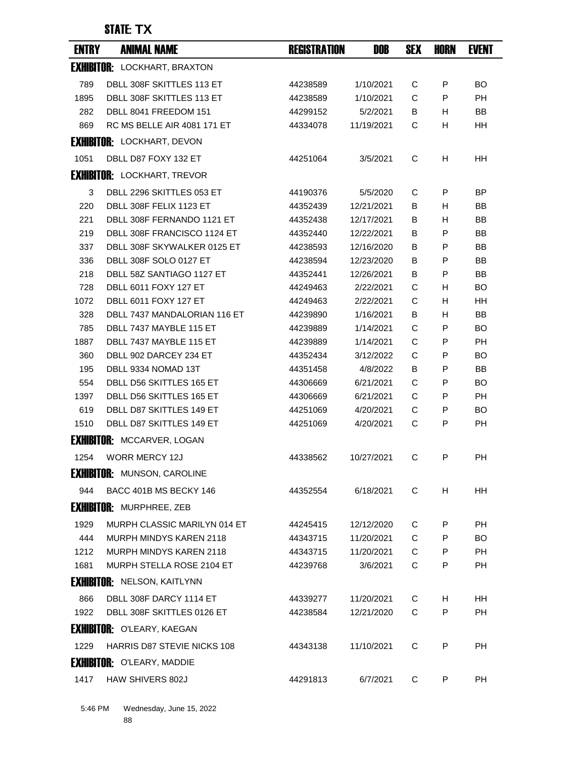STATE: TX

| ENTRY | ANIMAL NAME | REGISTRATION | DOB | SEX | HORN | EVENT |
|---|---|---|---|---|---|---|
| **EXHIBITOR:** LOCKHART, BRAXTON | | | | | | |
| 789 | DBLL 308F SKITTLES 113 ET | 44238589 | 1/10/2021 | C | P | BO |
| 1895 | DBLL 308F SKITTLES 113 ET | 44238589 | 1/10/2021 | C | P | PH |
| 282 | DBLL 8041 FREEDOM 151 | 44299152 | 5/2/2021 | B | H | BB |
| 869 | RC MS BELLE AIR 4081 171 ET | 44334078 | 11/19/2021 | C | H | HH |
| **EXHIBITOR:** LOCKHART, DEVON | | | | | | |
| 1051 | DBLL D87 FOXY 132 ET | 44251064 | 3/5/2021 | C | H | HH |
| **EXHIBITOR:** LOCKHART, TREVOR | | | | | | |
| 3 | DBLL 2296 SKITTLES 053 ET | 44190376 | 5/5/2020 | C | P | BP |
| 220 | DBLL 308F FELIX 1123 ET | 44352439 | 12/21/2021 | B | H | BB |
| 221 | DBLL 308F FERNANDO 1121 ET | 44352438 | 12/17/2021 | B | H | BB |
| 219 | DBLL 308F FRANCISCO 1124 ET | 44352440 | 12/22/2021 | B | P | BB |
| 337 | DBLL 308F SKYWALKER 0125 ET | 44238593 | 12/16/2020 | B | P | BB |
| 336 | DBLL 308F SOLO 0127 ET | 44238594 | 12/23/2020 | B | P | BB |
| 218 | DBLL 58Z SANTIAGO 1127 ET | 44352441 | 12/26/2021 | B | P | BB |
| 728 | DBLL 6011 FOXY 127 ET | 44249463 | 2/22/2021 | C | H | BO |
| 1072 | DBLL 6011 FOXY 127 ET | 44249463 | 2/22/2021 | C | H | HH |
| 328 | DBLL 7437 MANDALORIAN 116 ET | 44239890 | 1/16/2021 | B | H | BB |
| 785 | DBLL 7437 MAYBLE 115 ET | 44239889 | 1/14/2021 | C | P | BO |
| 1887 | DBLL 7437 MAYBLE 115 ET | 44239889 | 1/14/2021 | C | P | PH |
| 360 | DBLL 902 DARCEY 234 ET | 44352434 | 3/12/2022 | C | P | BO |
| 195 | DBLL 9334 NOMAD 13T | 44351458 | 4/8/2022 | B | P | BB |
| 554 | DBLL D56 SKITTLES 165 ET | 44306669 | 6/21/2021 | C | P | BO |
| 1397 | DBLL D56 SKITTLES 165 ET | 44306669 | 6/21/2021 | C | P | PH |
| 619 | DBLL D87 SKITTLES 149 ET | 44251069 | 4/20/2021 | C | P | BO |
| 1510 | DBLL D87 SKITTLES 149 ET | 44251069 | 4/20/2021 | C | P | PH |
| **EXHIBITOR:** MCCARVER, LOGAN | | | | | | |
| 1254 | WORR MERCY 12J | 44338562 | 10/27/2021 | C | P | PH |
| **EXHIBITOR:** MUNSON, CAROLINE | | | | | | |
| 944 | BACC 401B MS BECKY 146 | 44352554 | 6/18/2021 | C | H | HH |
| **EXHIBITOR:** MURPHREE, ZEB | | | | | | |
| 1929 | MURPH CLASSIC MARILYN 014 ET | 44245415 | 12/12/2020 | C | P | PH |
| 444 | MURPH MINDYS KAREN 2118 | 44343715 | 11/20/2021 | C | P | BO |
| 1212 | MURPH MINDYS KAREN 2118 | 44343715 | 11/20/2021 | C | P | PH |
| 1681 | MURPH STELLA ROSE 2104 ET | 44239768 | 3/6/2021 | C | P | PH |
| **EXHIBITOR:** NELSON, KAITLYNN | | | | | | |
| 866 | DBLL 308F DARCY 1114 ET | 44339277 | 11/20/2021 | C | H | HH |
| 1922 | DBLL 308F SKITTLES 0126 ET | 44238584 | 12/21/2020 | C | P | PH |
| **EXHIBITOR:** O'LEARY, KAEGAN | | | | | | |
| 1229 | HARRIS D87 STEVIE NICKS 108 | 44343138 | 11/10/2021 | C | P | PH |
| **EXHIBITOR:** O'LEARY, MADDIE | | | | | | |
| 1417 | HAW SHIVERS 802J | 44291813 | 6/7/2021 | C | P | PH |

5:46 PM Wednesday, June 15, 2022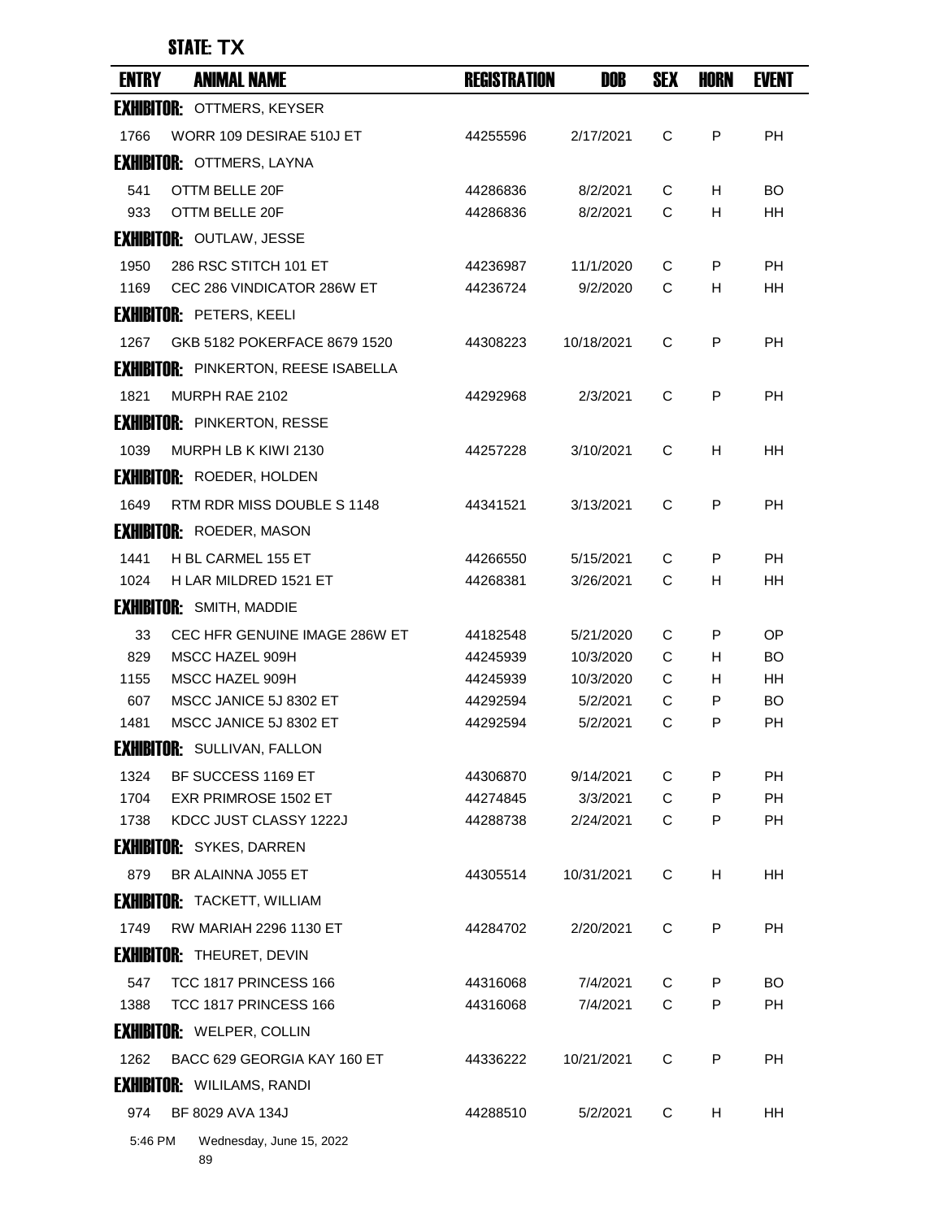STATE: TX

| ENTRY | ANIMAL NAME | REGISTRATION | DOB | SEX | HORN | EVENT |
|---|---|---|---|---|---|---|
| **EXHIBITOR:** OTTMERS, KEYSER | | | | | | |
| 1766 | WORR 109 DESIRAE 510J ET | 44255596 | 2/17/2021 | C | P | PH |
| **EXHIBITOR:** OTTMERS, LAYNA | | | | | | |
| 541 | OTTM BELLE 20F | 44286836 | 8/2/2021 | C | H | BO |
| 933 | OTTM BELLE 20F | 44286836 | 8/2/2021 | C | H | HH |
| **EXHIBITOR:** OUTLAW, JESSE | | | | | | |
| 1950 | 286 RSC STITCH 101 ET | 44236987 | 11/1/2020 | C | P | PH |
| 1169 | CEC 286 VINDICATOR 286W ET | 44236724 | 9/2/2020 | C | H | HH |
| **EXHIBITOR:** PETERS, KEELI | | | | | | |
| 1267 | GKB 5182 POKERFACE 8679 1520 | 44308223 | 10/18/2021 | C | P | PH |
| **EXHIBITOR:** PINKERTON, REESE ISABELLA | | | | | | |
| 1821 | MURPH RAE 2102 | 44292968 | 2/3/2021 | C | P | PH |
| **EXHIBITOR:** PINKERTON, RESSE | | | | | | |
| 1039 | MURPH LB K KIWI 2130 | 44257228 | 3/10/2021 | C | H | HH |
| **EXHIBITOR:** ROEDER, HOLDEN | | | | | | |
| 1649 | RTM RDR MISS DOUBLE S 1148 | 44341521 | 3/13/2021 | C | P | PH |
| **EXHIBITOR:** ROEDER, MASON | | | | | | |
| 1441 | H BL CARMEL 155 ET | 44266550 | 5/15/2021 | C | P | PH |
| 1024 | H LAR MILDRED 1521 ET | 44268381 | 3/26/2021 | C | H | HH |
| **EXHIBITOR:** SMITH, MADDIE | | | | | | |
| 33 | CEC HFR GENUINE IMAGE 286W ET | 44182548 | 5/21/2020 | C | P | OP |
| 829 | MSCC HAZEL 909H | 44245939 | 10/3/2020 | C | H | BO |
| 1155 | MSCC HAZEL 909H | 44245939 | 10/3/2020 | C | H | HH |
| 607 | MSCC JANICE 5J 8302 ET | 44292594 | 5/2/2021 | C | P | BO |
| 1481 | MSCC JANICE 5J 8302 ET | 44292594 | 5/2/2021 | C | P | PH |
| **EXHIBITOR:** SULLIVAN, FALLON | | | | | | |
| 1324 | BF SUCCESS 1169 ET | 44306870 | 9/14/2021 | C | P | PH |
| 1704 | EXR PRIMROSE 1502 ET | 44274845 | 3/3/2021 | C | P | PH |
| 1738 | KDCC JUST CLASSY 1222J | 44288738 | 2/24/2021 | C | P | PH |
| **EXHIBITOR:** SYKES, DARREN | | | | | | |
| 879 | BR ALAINNA J055 ET | 44305514 | 10/31/2021 | C | H | HH |
| **EXHIBITOR:** TACKETT, WILLIAM | | | | | | |
| 1749 | RW MARIAH 2296 1130 ET | 44284702 | 2/20/2021 | C | P | PH |
| **EXHIBITOR:** THEURET, DEVIN | | | | | | |
| 547 | TCC 1817 PRINCESS 166 | 44316068 | 7/4/2021 | C | P | BO |
| 1388 | TCC 1817 PRINCESS 166 | 44316068 | 7/4/2021 | C | P | PH |
| **EXHIBITOR:** WELPER, COLLIN | | | | | | |
| 1262 | BACC 629 GEORGIA KAY 160 ET | 44336222 | 10/21/2021 | C | P | PH |
| **EXHIBITOR:** WILILAMS, RANDI | | | | | | |
| 974 | BF 8029 AVA 134J | 44288510 | 5/2/2021 | C | H | HH |

5:46 PM Wednesday, June 15, 2022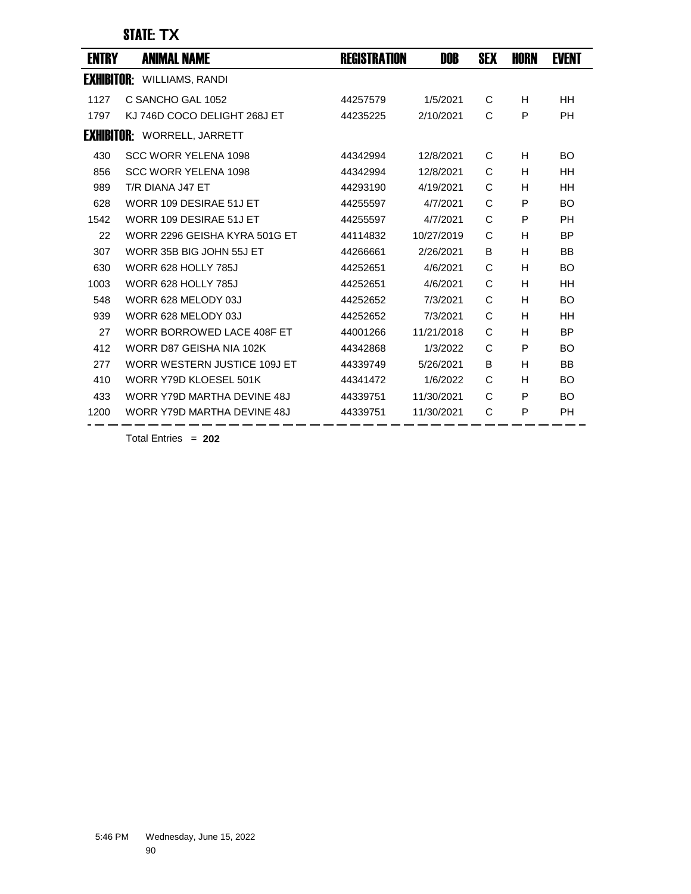## STATE: TX

| ENTRY | ANIMAL NAME | REGISTRATION | DOB | SEX | HORN | EVENT |
|---|---|---|---|---|---|---|
| **EXHIBITOR:** WILLIAMS, RANDI | | | | | | |
| 1127 | C SANCHO GAL 1052 | 44257579 | 1/5/2021 | C | H | HH |
| 1797 | KJ 746D COCO DELIGHT 268J ET | 44235225 | 2/10/2021 | C | P | PH |
| **EXHIBITOR:** WORRELL, JARRETT | | | | | | |
| 430 | SCC WORR YELENA 1098 | 44342994 | 12/8/2021 | C | H | BO |
| 856 | SCC WORR YELENA 1098 | 44342994 | 12/8/2021 | C | H | HH |
| 989 | T/R DIANA J47 ET | 44293190 | 4/19/2021 | C | H | HH |
| 628 | WORR 109 DESIRAE 51J ET | 44255597 | 4/7/2021 | C | P | BO |
| 1542 | WORR 109 DESIRAE 51J ET | 44255597 | 4/7/2021 | C | P | PH |
| 22 | WORR 2296 GEISHA KYRA 501G ET | 44114832 | 10/27/2019 | C | H | BP |
| 307 | WORR 35B BIG JOHN 55J ET | 44266661 | 2/26/2021 | B | H | BB |
| 630 | WORR 628 HOLLY 785J | 44252651 | 4/6/2021 | C | H | BO |
| 1003 | WORR 628 HOLLY 785J | 44252651 | 4/6/2021 | C | H | HH |
| 548 | WORR 628 MELODY 03J | 44252652 | 7/3/2021 | C | H | BO |
| 939 | WORR 628 MELODY 03J | 44252652 | 7/3/2021 | C | H | HH |
| 27 | WORR BORROWED LACE 408F ET | 44001266 | 11/21/2018 | C | H | BP |
| 412 | WORR D87 GEISHA NIA 102K | 44342868 | 1/3/2022 | C | P | BO |
| 277 | WORR WESTERN JUSTICE 109J ET | 44339749 | 5/26/2021 | B | H | BB |
| 410 | WORR Y79D KLOESEL 501K | 44341472 | 1/6/2022 | C | H | BO |
| 433 | WORR Y79D MARTHA DEVINE 48J | 44339751 | 11/30/2021 | C | P | BO |
| 1200 | WORR Y79D MARTHA DEVINE 48J | 44339751 | 11/30/2021 | C | P | PH |

Total Entries = **202**

5:46 PM Wednesday, June 15, 2022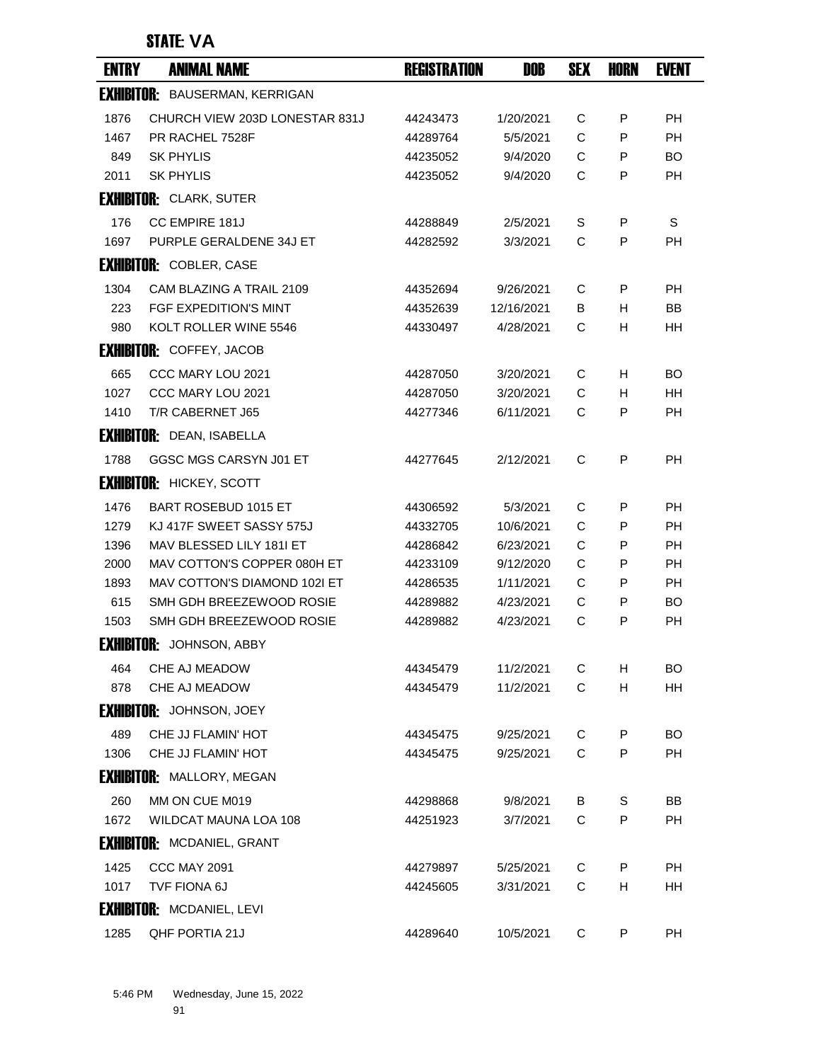## STATE: VA

| ENTRY | ANIMAL NAME | REGISTRATION | DOB | SEX | HORN | EVENT |
|---|---|---|---|---|---|---|
| **EXHIBITOR:** BAUSERMAN, KERRIGAN | | | | | | |
| 1876 | CHURCH VIEW 203D LONESTAR 831J | 44243473 | 1/20/2021 | C | P | PH |
| 1467 | PR RACHEL 7528F | 44289764 | 5/5/2021 | C | P | PH |
| 849 | SK PHYLIS | 44235052 | 9/4/2020 | C | P | BO |
| 2011 | SK PHYLIS | 44235052 | 9/4/2020 | C | P | PH |
| **EXHIBITOR:** CLARK, SUTER | | | | | | |
| 176 | CC EMPIRE 181J | 44288849 | 2/5/2021 | S | P | S |
| 1697 | PURPLE GERALDENE 34J ET | 44282592 | 3/3/2021 | C | P | PH |
| **EXHIBITOR:** COBLER, CASE | | | | | | |
| 1304 | CAM BLAZING A TRAIL 2109 | 44352694 | 9/26/2021 | C | P | PH |
| 223 | FGF EXPEDITION'S MINT | 44352639 | 12/16/2021 | B | H | BB |
| 980 | KOLT ROLLER WINE 5546 | 44330497 | 4/28/2021 | C | H | HH |
| **EXHIBITOR:** COFFEY, JACOB | | | | | | |
| 665 | CCC MARY LOU 2021 | 44287050 | 3/20/2021 | C | H | BO |
| 1027 | CCC MARY LOU 2021 | 44287050 | 3/20/2021 | C | H | HH |
| 1410 | T/R CABERNET J65 | 44277346 | 6/11/2021 | C | P | PH |
| **EXHIBITOR:** DEAN, ISABELLA | | | | | | |
| 1788 | GGSC MGS CARSYN J01 ET | 44277645 | 2/12/2021 | C | P | PH |
| **EXHIBITOR:** HICKEY, SCOTT | | | | | | |
| 1476 | BART ROSEBUD 1015 ET | 44306592 | 5/3/2021 | C | P | PH |
| 1279 | KJ 417F SWEET SASSY 575J | 44332705 | 10/6/2021 | C | P | PH |
| 1396 | MAV BLESSED LILY 181I ET | 44286842 | 6/23/2021 | C | P | PH |
| 2000 | MAV COTTON'S COPPER 080H ET | 44233109 | 9/12/2020 | C | P | PH |
| 1893 | MAV COTTON'S DIAMOND 102I ET | 44286535 | 1/11/2021 | C | P | PH |
| 615 | SMH GDH BREEZEWOOD ROSIE | 44289882 | 4/23/2021 | C | P | BO |
| 1503 | SMH GDH BREEZEWOOD ROSIE | 44289882 | 4/23/2021 | C | P | PH |
| **EXHIBITOR:** JOHNSON, ABBY | | | | | | |
| 464 | CHE AJ MEADOW | 44345479 | 11/2/2021 | C | H | BO |
| 878 | CHE AJ MEADOW | 44345479 | 11/2/2021 | C | H | HH |
| **EXHIBITOR:** JOHNSON, JOEY | | | | | | |
| 489 | CHE JJ FLAMIN' HOT | 44345475 | 9/25/2021 | C | P | BO |
| 1306 | CHE JJ FLAMIN' HOT | 44345475 | 9/25/2021 | C | P | PH |
| **EXHIBITOR:** MALLORY, MEGAN | | | | | | |
| 260 | MM ON CUE M019 | 44298868 | 9/8/2021 | B | S | BB |
| 1672 | WILDCAT MAUNA LOA 108 | 44251923 | 3/7/2021 | C | P | PH |
| **EXHIBITOR:** MCDANIEL, GRANT | | | | | | |
| 1425 | CCC MAY 2091 | 44279897 | 5/25/2021 | C | P | PH |
| 1017 | TVF FIONA 6J | 44245605 | 3/31/2021 | C | H | HH |
| **EXHIBITOR:** MCDANIEL, LEVI | | | | | | |
| 1285 | QHF PORTIA 21J | 44289640 | 10/5/2021 | C | P | PH |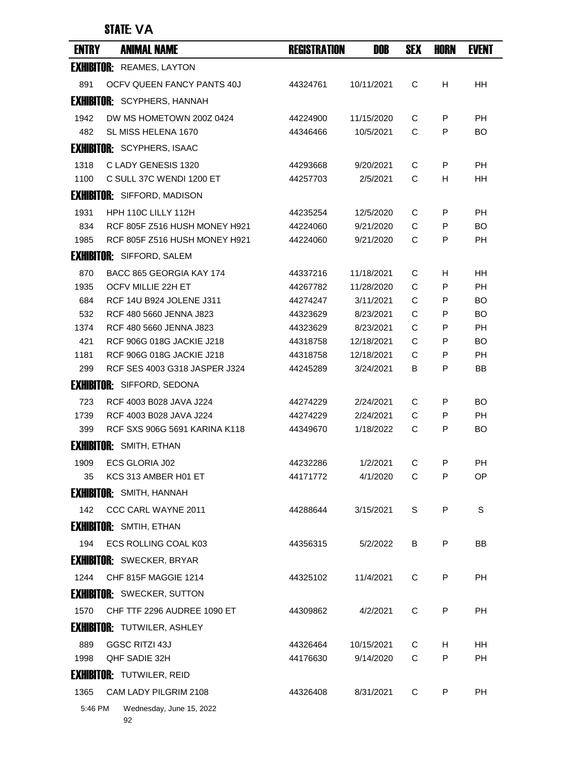## STATE: VA

| ENTRY | ANIMAL NAME | REGISTRATION | DOB | SEX | HORN | EVENT |
|---|---|---|---|---|---|---|
| **EXHIBITOR:** REAMES, LAYTON | | | | | | |
| 891 | OCFV QUEEN FANCY PANTS 40J | 44324761 | 10/11/2021 | C | H | HH |
| **EXHIBITOR:** SCYPHERS, HANNAH | | | | | | |
| 1942 | DW MS HOMETOWN 200Z 0424 | 44224900 | 11/15/2020 | C | P | PH |
| 482 | SL MISS HELENA 1670 | 44346466 | 10/5/2021 | C | P | BO |
| **EXHIBITOR:** SCYPHERS, ISAAC | | | | | | |
| 1318 | C LADY GENESIS 1320 | 44293668 | 9/20/2021 | C | P | PH |
| 1100 | C SULL 37C WENDI 1200 ET | 44257703 | 2/5/2021 | C | H | HH |
| **EXHIBITOR:** SIFFORD, MADISON | | | | | | |
| 1931 | HPH 110C LILLY 112H | 44235254 | 12/5/2020 | C | P | PH |
| 834 | RCF 805F Z516 HUSH MONEY H921 | 44224060 | 9/21/2020 | C | P | BO |
| 1985 | RCF 805F Z516 HUSH MONEY H921 | 44224060 | 9/21/2020 | C | P | PH |
| **EXHIBITOR:** SIFFORD, SALEM | | | | | | |
| 870 | BACC 865 GEORGIA KAY 174 | 44337216 | 11/18/2021 | C | H | HH |
| 1935 | OCFV MILLIE 22H ET | 44267782 | 11/28/2020 | C | P | PH |
| 684 | RCF 14U B924 JOLENE J311 | 44274247 | 3/11/2021 | C | P | BO |
| 532 | RCF 480 5660 JENNA J823 | 44323629 | 8/23/2021 | C | P | BO |
| 1374 | RCF 480 5660 JENNA J823 | 44323629 | 8/23/2021 | C | P | PH |
| 421 | RCF 906G 018G JACKIE J218 | 44318758 | 12/18/2021 | C | P | BO |
| 1181 | RCF 906G 018G JACKIE J218 | 44318758 | 12/18/2021 | C | P | PH |
| 299 | RCF SES 4003 G318 JASPER J324 | 44245289 | 3/24/2021 | B | P | BB |
| **EXHIBITOR:** SIFFORD, SEDONA | | | | | | |
| 723 | RCF 4003 B028 JAVA J224 | 44274229 | 2/24/2021 | C | P | BO |
| 1739 | RCF 4003 B028 JAVA J224 | 44274229 | 2/24/2021 | C | P | PH |
| 399 | RCF SXS 906G 5691 KARINA K118 | 44349670 | 1/18/2022 | C | P | BO |
| **EXHIBITOR:** SMITH, ETHAN | | | | | | |
| 1909 | ECS GLORIA J02 | 44232286 | 1/2/2021 | C | P | PH |
| 35 | KCS 313 AMBER H01 ET | 44171772 | 4/1/2020 | C | P | OP |
| **EXHIBITOR:** SMITH, HANNAH | | | | | | |
| 142 | CCC CARL WAYNE 2011 | 44288644 | 3/15/2021 | S | P | S |
| **EXHIBITOR:** SMTIH, ETHAN | | | | | | |
| 194 | ECS ROLLING COAL K03 | 44356315 | 5/2/2022 | B | P | BB |
| **EXHIBITOR:** SWECKER, BRYAR | | | | | | |
| 1244 | CHF 815F MAGGIE 1214 | 44325102 | 11/4/2021 | C | P | PH |
| **EXHIBITOR:** SWECKER, SUTTON | | | | | | |
| 1570 | CHF TTF 2296 AUDREE 1090 ET | 44309862 | 4/2/2021 | C | P | PH |
| **EXHIBITOR:** TUTWILER, ASHLEY | | | | | | |
| 889 | GGSC RITZI 43J | 44326464 | 10/15/2021 | C | H | HH |
| 1998 | QHF SADIE 32H | 44176630 | 9/14/2020 | C | P | PH |
| **EXHIBITOR:** TUTWILER, REID | | | | | | |
| 1365 | CAM LADY PILGRIM 2108 | 44326408 | 8/31/2021 | C | P | PH |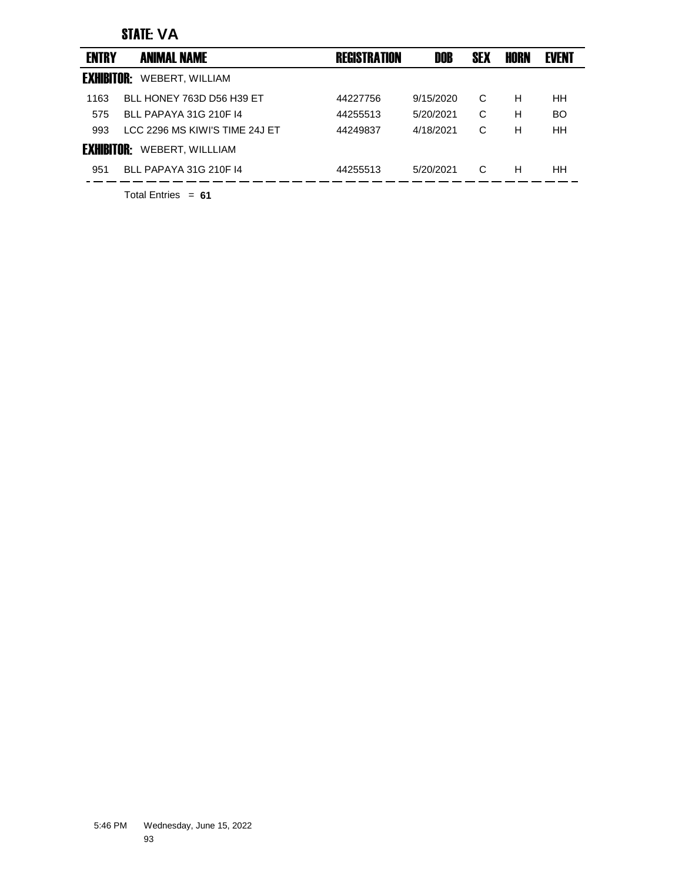**STATE: VA**

| ENTRY | ANIMAL NAME | REGISTRATION | DOB | SEX | HORN | EVENT |
|---|---|---|---|---|---|---|
| **EXHIBITOR:** WEBERT, WILLIAM | | | | | | |
| 1163 | BLL HONEY 763D D56 H39 ET | 44227756 | 9/15/2020 | C | H | HH |
| 575 | BLL PAPAYA 31G 210F I4 | 44255513 | 5/20/2021 | C | H | BO |
| 993 | LCC 2296 MS KIWI'S TIME 24J ET | 44249837 | 4/18/2021 | C | H | HH |
| **EXHIBITOR:** WEBERT, WILLLIAM | | | | | | |
| 951 | BLL PAPAYA 31G 210F I4 | 44255513 | 5/20/2021 | C | H | HH |

Total Entries = **61**

5:46 PM Wednesday, June 15, 2022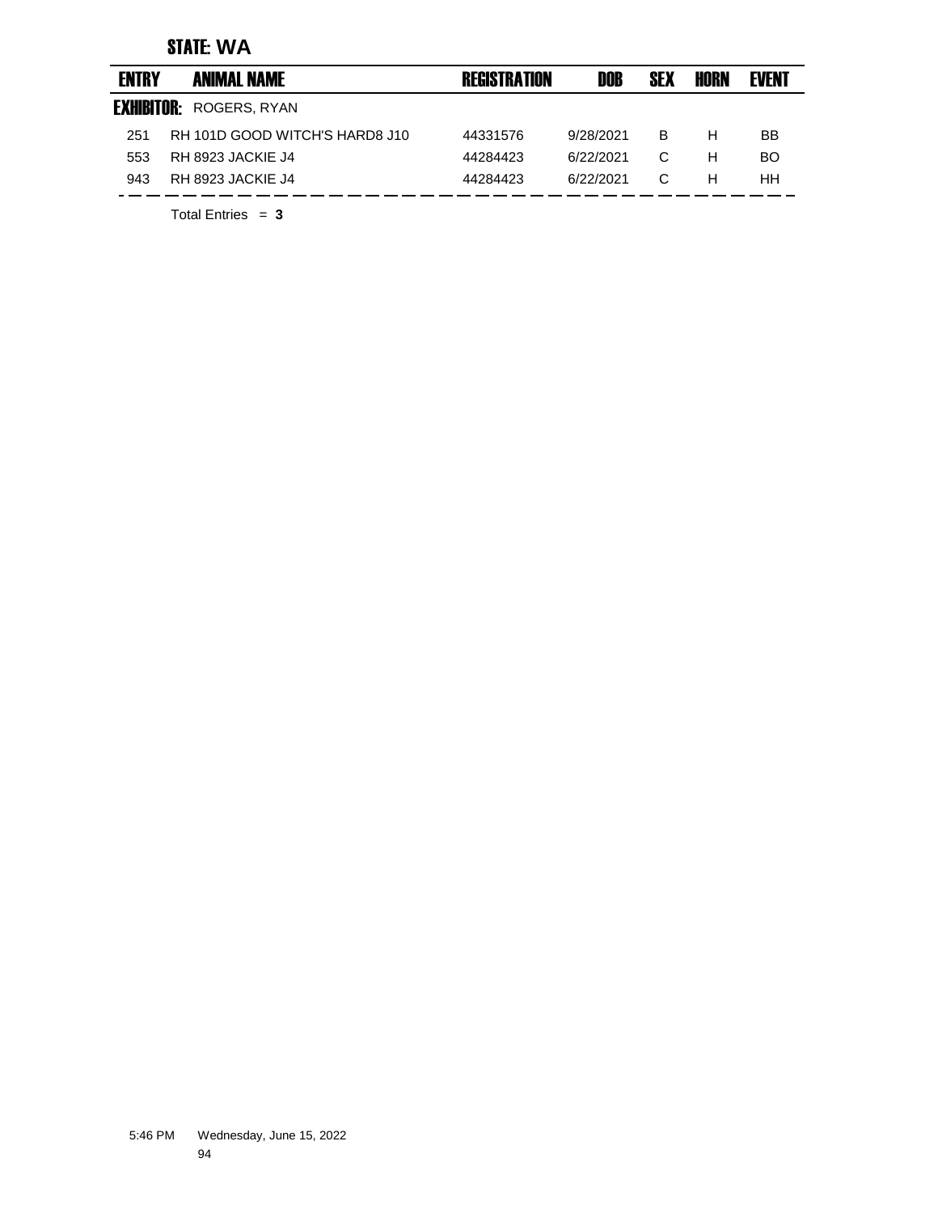## STATE: WA

| ENTRY | ANIMAL NAME | REGISTRATION | DOB | SEX | HORN | EVENT |
|---|---|---|---|---|---|---|
| **EXHIBITOR:** ROGERS, RYAN | | | | | | |
| 251 | RH 101D GOOD WITCH'S HARD8 J10 | 44331576 | 9/28/2021 | B | H | BB |
| 553 | RH 8923 JACKIE J4 | 44284423 | 6/22/2021 | C | H | BO |
| 943 | RH 8923 JACKIE J4 | 44284423 | 6/22/2021 | C | H | HH |

Total Entries = **3**

5:46 PM Wednesday, June 15, 2022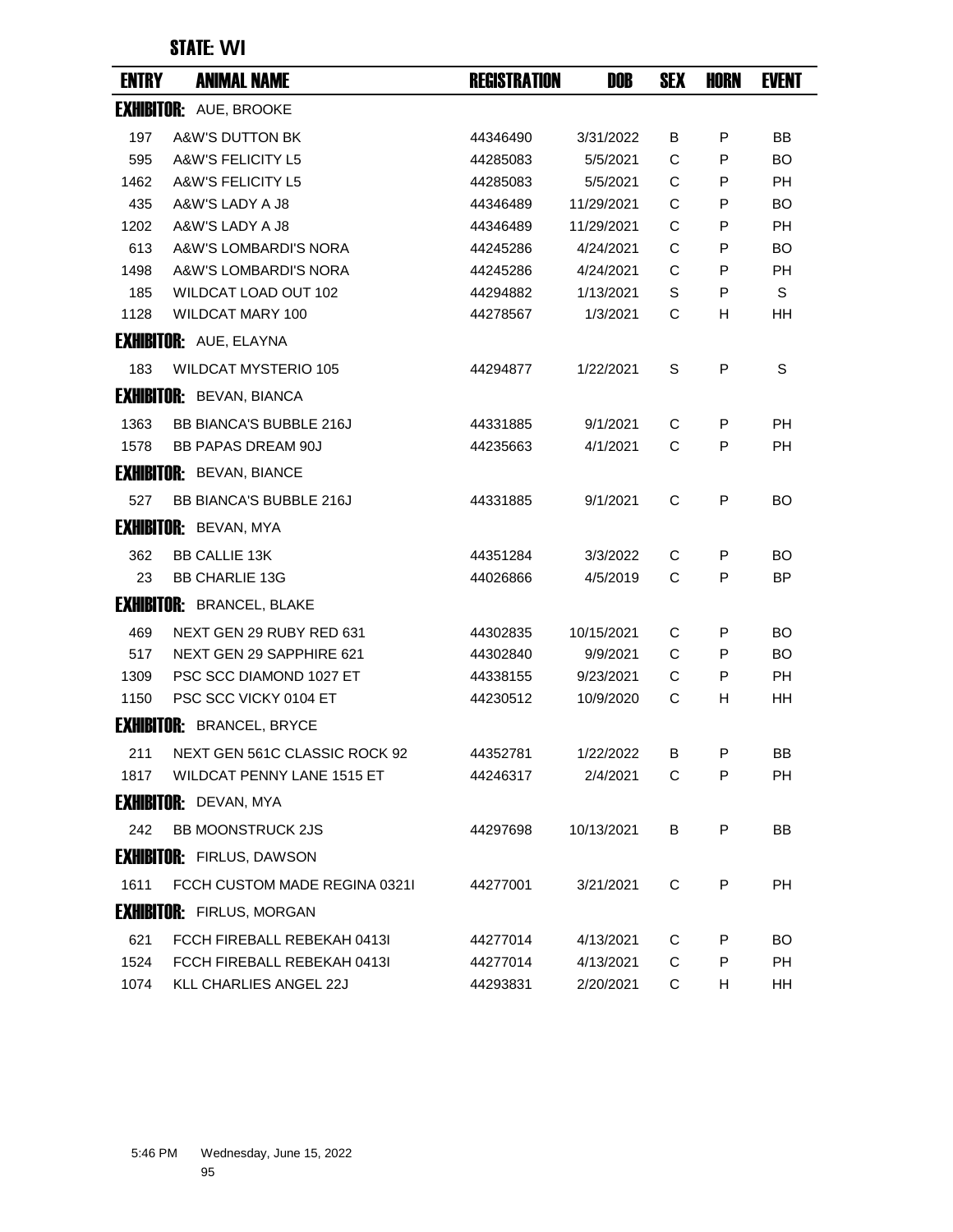## STATE: WI

| ENTRY | ANIMAL NAME | REGISTRATION | DOB | SEX | HORN | EVENT |
|---|---|---|---|---|---|---|
| **EXHIBITOR:** AUE, BROOKE | | | | | | |
| 197 | A&W'S DUTTON BK | 44346490 | 3/31/2022 | B | P | BB |
| 595 | A&W'S FELICITY L5 | 44285083 | 5/5/2021 | C | P | BO |
| 1462 | A&W'S FELICITY L5 | 44285083 | 5/5/2021 | C | P | PH |
| 435 | A&W'S LADY A J8 | 44346489 | 11/29/2021 | C | P | BO |
| 1202 | A&W'S LADY A J8 | 44346489 | 11/29/2021 | C | P | PH |
| 613 | A&W'S LOMBARDI'S NORA | 44245286 | 4/24/2021 | C | P | BO |
| 1498 | A&W'S LOMBARDI'S NORA | 44245286 | 4/24/2021 | C | P | PH |
| 185 | WILDCAT LOAD OUT 102 | 44294882 | 1/13/2021 | S | P | S |
| 1128 | WILDCAT MARY 100 | 44278567 | 1/3/2021 | C | H | HH |
| **EXHIBITOR:** AUE, ELAYNA | | | | | | |
| 183 | WILDCAT MYSTERIO 105 | 44294877 | 1/22/2021 | S | P | S |
| **EXHIBITOR:** BEVAN, BIANCA | | | | | | |
| 1363 | BB BIANCA'S BUBBLE 216J | 44331885 | 9/1/2021 | C | P | PH |
| 1578 | BB PAPAS DREAM 90J | 44235663 | 4/1/2021 | C | P | PH |
| **EXHIBITOR:** BEVAN, BIANCE | | | | | | |
| 527 | BB BIANCA'S BUBBLE 216J | 44331885 | 9/1/2021 | C | P | BO |
| **EXHIBITOR:** BEVAN, MYA | | | | | | |
| 362 | BB CALLIE 13K | 44351284 | 3/3/2022 | C | P | BO |
| 23 | BB CHARLIE 13G | 44026866 | 4/5/2019 | C | P | BP |
| **EXHIBITOR:** BRANCEL, BLAKE | | | | | | |
| 469 | NEXT GEN 29 RUBY RED 631 | 44302835 | 10/15/2021 | C | P | BO |
| 517 | NEXT GEN 29 SAPPHIRE 621 | 44302840 | 9/9/2021 | C | P | BO |
| 1309 | PSC SCC DIAMOND 1027 ET | 44338155 | 9/23/2021 | C | P | PH |
| 1150 | PSC SCC VICKY 0104 ET | 44230512 | 10/9/2020 | C | H | HH |
| **EXHIBITOR:** BRANCEL, BRYCE | | | | | | |
| 211 | NEXT GEN 561C CLASSIC ROCK 92 | 44352781 | 1/22/2022 | B | P | BB |
| 1817 | WILDCAT PENNY LANE 1515 ET | 44246317 | 2/4/2021 | C | P | PH |
| **EXHIBITOR:** DEVAN, MYA | | | | | | |
| 242 | BB MOONSTRUCK 2JS | 44297698 | 10/13/2021 | B | P | BB |
| **EXHIBITOR:** FIRLUS, DAWSON | | | | | | |
| 1611 | FCCH CUSTOM MADE REGINA 0321I | 44277001 | 3/21/2021 | C | P | PH |
| **EXHIBITOR:** FIRLUS, MORGAN | | | | | | |
| 621 | FCCH FIREBALL REBEKAH 0413I | 44277014 | 4/13/2021 | C | P | BO |
| 1524 | FCCH FIREBALL REBEKAH 0413I | 44277014 | 4/13/2021 | C | P | PH |
| 1074 | KLL CHARLIES ANGEL 22J | 44293831 | 2/20/2021 | C | H | HH |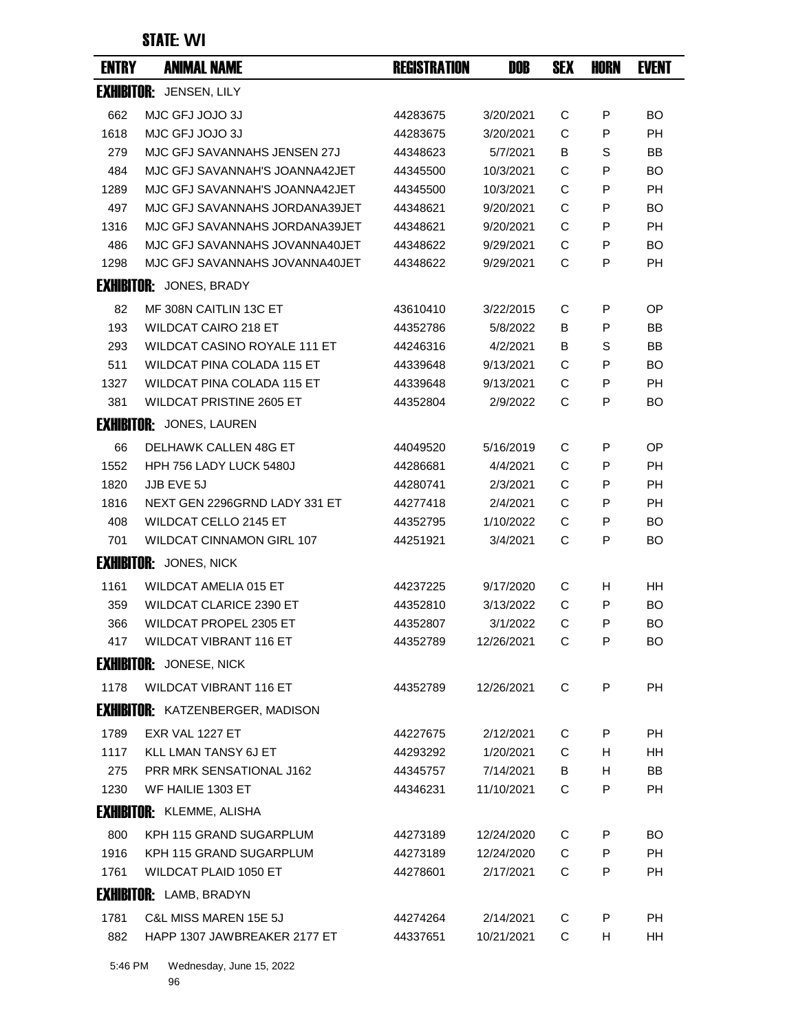## STATE: WI

| ENTRY | ANIMAL NAME | REGISTRATION | DOB | SEX | HORN | EVENT |
|---|---|---|---|---|---|---|
| **EXHIBITOR:** JENSEN, LILY | | | | | | |
| 662 | MJC GFJ JOJO 3J | 44283675 | 3/20/2021 | C | P | BO |
| 1618 | MJC GFJ JOJO 3J | 44283675 | 3/20/2021 | C | P | PH |
| 279 | MJC GFJ SAVANNAHS JENSEN 27J | 44348623 | 5/7/2021 | B | S | BB |
| 484 | MJC GFJ SAVANNAH'S JOANNA42JET | 44345500 | 10/3/2021 | C | P | BO |
| 1289 | MJC GFJ SAVANNAH'S JOANNA42JET | 44345500 | 10/3/2021 | C | P | PH |
| 497 | MJC GFJ SAVANNAHS JORDANA39JET | 44348621 | 9/20/2021 | C | P | BO |
| 1316 | MJC GFJ SAVANNAHS JORDANA39JET | 44348621 | 9/20/2021 | C | P | PH |
| 486 | MJC GFJ SAVANNAHS JOVANNA40JET | 44348622 | 9/29/2021 | C | P | BO |
| 1298 | MJC GFJ SAVANNAHS JOVANNA40JET | 44348622 | 9/29/2021 | C | P | PH |
| **EXHIBITOR:** JONES, BRADY | | | | | | |
| 82 | MF 308N CAITLIN 13C ET | 43610410 | 3/22/2015 | C | P | OP |
| 193 | WILDCAT CAIRO 218 ET | 44352786 | 5/8/2022 | B | P | BB |
| 293 | WILDCAT CASINO ROYALE 111 ET | 44246316 | 4/2/2021 | B | S | BB |
| 511 | WILDCAT PINA COLADA 115 ET | 44339648 | 9/13/2021 | C | P | BO |
| 1327 | WILDCAT PINA COLADA 115 ET | 44339648 | 9/13/2021 | C | P | PH |
| 381 | WILDCAT PRISTINE 2605 ET | 44352804 | 2/9/2022 | C | P | BO |
| **EXHIBITOR:** JONES, LAUREN | | | | | | |
| 66 | DELHAWK CALLEN 48G ET | 44049520 | 5/16/2019 | C | P | OP |
| 1552 | HPH 756 LADY LUCK 5480J | 44286681 | 4/4/2021 | C | P | PH |
| 1820 | JJB EVE 5J | 44280741 | 2/3/2021 | C | P | PH |
| 1816 | NEXT GEN 2296GRND LADY 331 ET | 44277418 | 2/4/2021 | C | P | PH |
| 408 | WILDCAT CELLO 2145 ET | 44352795 | 1/10/2022 | C | P | BO |
| 701 | WILDCAT CINNAMON GIRL 107 | 44251921 | 3/4/2021 | C | P | BO |
| **EXHIBITOR:** JONES, NICK | | | | | | |
| 1161 | WILDCAT AMELIA 015 ET | 44237225 | 9/17/2020 | C | H | HH |
| 359 | WILDCAT CLARICE 2390 ET | 44352810 | 3/13/2022 | C | P | BO |
| 366 | WILDCAT PROPEL 2305 ET | 44352807 | 3/1/2022 | C | P | BO |
| 417 | WILDCAT VIBRANT 116 ET | 44352789 | 12/26/2021 | C | P | BO |
| **EXHIBITOR:** JONESE, NICK | | | | | | |
| 1178 | WILDCAT VIBRANT 116 ET | 44352789 | 12/26/2021 | C | P | PH |
| **EXHIBITOR:** KATZENBERGER, MADISON | | | | | | |
| 1789 | EXR VAL 1227 ET | 44227675 | 2/12/2021 | C | P | PH |
| 1117 | KLL LMAN TANSY 6J ET | 44293292 | 1/20/2021 | C | H | HH |
| 275 | PRR MRK SENSATIONAL J162 | 44345757 | 7/14/2021 | B | H | BB |
| 1230 | WF HAILIE 1303 ET | 44346231 | 11/10/2021 | C | P | PH |
| **EXHIBITOR:** KLEMME, ALISHA | | | | | | |
| 800 | KPH 115 GRAND SUGARPLUM | 44273189 | 12/24/2020 | C | P | BO |
| 1916 | KPH 115 GRAND SUGARPLUM | 44273189 | 12/24/2020 | C | P | PH |
| 1761 | WILDCAT PLAID 1050 ET | 44278601 | 2/17/2021 | C | P | PH |
| **EXHIBITOR:** LAMB, BRADYN | | | | | | |
| 1781 | C&L MISS MAREN 15E 5J | 44274264 | 2/14/2021 | C | P | PH |
| 882 | HAPP 1307 JAWBREAKER 2177 ET | 44337651 | 10/21/2021 | C | H | HH |

5:46 PM Wednesday, June 15, 2022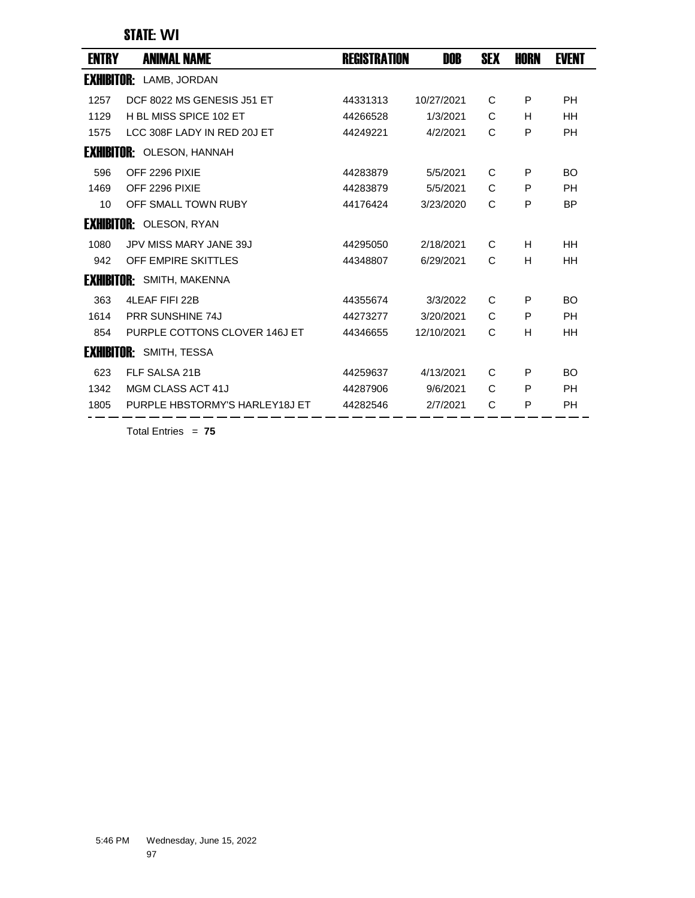## STATE: WI

| ENTRY | ANIMAL NAME | REGISTRATION | DOB | SEX | HORN | EVENT |
|---|---|---|---|---|---|---|
| **EXHIBITOR:** LAMB, JORDAN | | | | | | |
| 1257 | DCF 8022 MS GENESIS J51 ET | 44331313 | 10/27/2021 | C | P | PH |
| 1129 | H BL MISS SPICE 102 ET | 44266528 | 1/3/2021 | C | H | HH |
| 1575 | LCC 308F LADY IN RED 20J ET | 44249221 | 4/2/2021 | C | P | PH |
| **EXHIBITOR:** OLESON, HANNAH | | | | | | |
| 596 | OFF 2296 PIXIE | 44283879 | 5/5/2021 | C | P | BO |
| 1469 | OFF 2296 PIXIE | 44283879 | 5/5/2021 | C | P | PH |
| 10 | OFF SMALL TOWN RUBY | 44176424 | 3/23/2020 | C | P | BP |
| **EXHIBITOR:** OLESON, RYAN | | | | | | |
| 1080 | JPV MISS MARY JANE 39J | 44295050 | 2/18/2021 | C | H | HH |
| 942 | OFF EMPIRE SKITTLES | 44348807 | 6/29/2021 | C | H | HH |
| **EXHIBITOR:** SMITH, MAKENNA | | | | | | |
| 363 | 4LEAF FIFI 22B | 44355674 | 3/3/2022 | C | P | BO |
| 1614 | PRR SUNSHINE 74J | 44273277 | 3/20/2021 | C | P | PH |
| 854 | PURPLE COTTONS CLOVER 146J ET | 44346655 | 12/10/2021 | C | H | HH |
| **EXHIBITOR:** SMITH, TESSA | | | | | | |
| 623 | FLF SALSA 21B | 44259637 | 4/13/2021 | C | P | BO |
| 1342 | MGM CLASS ACT 41J | 44287906 | 9/6/2021 | C | P | PH |
| 1805 | PURPLE HBSTORMY'S HARLEY18J ET | 44282546 | 2/7/2021 | C | P | PH |

Total Entries = **75**

5:46 PM Wednesday, June 15, 2022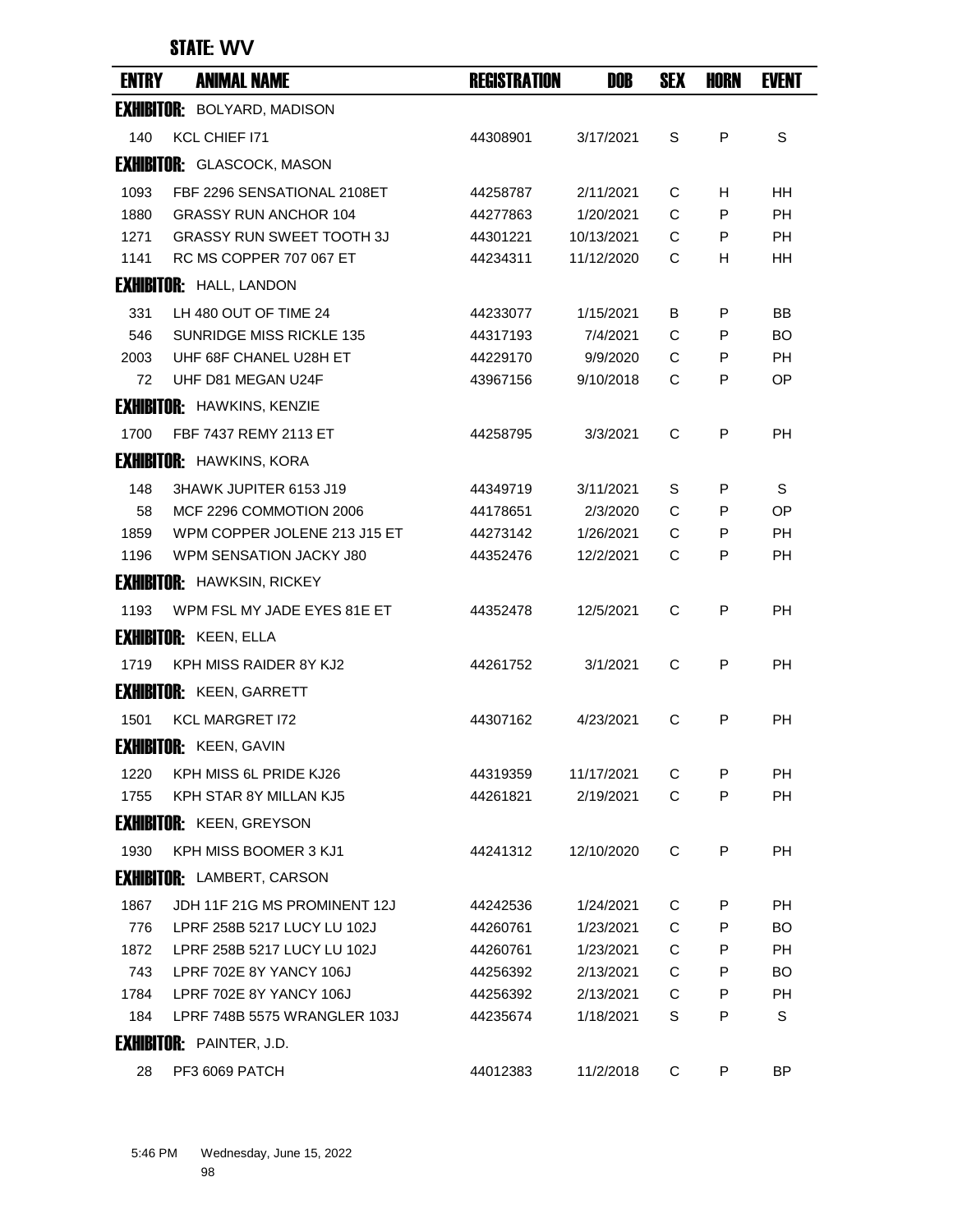## STATE: WV

| ENTRY | ANIMAL NAME | REGISTRATION | DOB | SEX | HORN | EVENT |
|---|---|---|---|---|---|---|
| **EXHIBITOR:** BOLYARD, MADISON | | | | | | |
| 140 | KCL CHIEF I71 | 44308901 | 3/17/2021 | S | P | S |
| **EXHIBITOR:** GLASCOCK, MASON | | | | | | |
| 1093 | FBF 2296 SENSATIONAL 2108ET | 44258787 | 2/11/2021 | C | H | HH |
| 1880 | GRASSY RUN ANCHOR 104 | 44277863 | 1/20/2021 | C | P | PH |
| 1271 | GRASSY RUN SWEET TOOTH 3J | 44301221 | 10/13/2021 | C | P | PH |
| 1141 | RC MS COPPER 707 067 ET | 44234311 | 11/12/2020 | C | H | HH |
| **EXHIBITOR:** HALL, LANDON | | | | | | |
| 331 | LH 480 OUT OF TIME 24 | 44233077 | 1/15/2021 | B | P | BB |
| 546 | SUNRIDGE MISS RICKLE 135 | 44317193 | 7/4/2021 | C | P | BO |
| 2003 | UHF 68F CHANEL U28H ET | 44229170 | 9/9/2020 | C | P | PH |
| 72 | UHF D81 MEGAN U24F | 43967156 | 9/10/2018 | C | P | OP |
| **EXHIBITOR:** HAWKINS, KENZIE | | | | | | |
| 1700 | FBF 7437 REMY 2113 ET | 44258795 | 3/3/2021 | C | P | PH |
| **EXHIBITOR:** HAWKINS, KORA | | | | | | |
| 148 | 3HAWK JUPITER 6153 J19 | 44349719 | 3/11/2021 | S | P | S |
| 58 | MCF 2296 COMMOTION 2006 | 44178651 | 2/3/2020 | C | P | OP |
| 1859 | WPM COPPER JOLENE 213 J15 ET | 44273142 | 1/26/2021 | C | P | PH |
| 1196 | WPM SENSATION JACKY J80 | 44352476 | 12/2/2021 | C | P | PH |
| **EXHIBITOR:** HAWKSIN, RICKEY | | | | | | |
| 1193 | WPM FSL MY JADE EYES 81E ET | 44352478 | 12/5/2021 | C | P | PH |
| **EXHIBITOR:** KEEN, ELLA | | | | | | |
| 1719 | KPH MISS RAIDER 8Y KJ2 | 44261752 | 3/1/2021 | C | P | PH |
| **EXHIBITOR:** KEEN, GARRETT | | | | | | |
| 1501 | KCL MARGRET I72 | 44307162 | 4/23/2021 | C | P | PH |
| **EXHIBITOR:** KEEN, GAVIN | | | | | | |
| 1220 | KPH MISS 6L PRIDE KJ26 | 44319359 | 11/17/2021 | C | P | PH |
| 1755 | KPH STAR 8Y MILLAN KJ5 | 44261821 | 2/19/2021 | C | P | PH |
| **EXHIBITOR:** KEEN, GREYSON | | | | | | |
| 1930 | KPH MISS BOOMER 3 KJ1 | 44241312 | 12/10/2020 | C | P | PH |
| **EXHIBITOR:** LAMBERT, CARSON | | | | | | |
| 1867 | JDH 11F 21G MS PROMINENT 12J | 44242536 | 1/24/2021 | C | P | PH |
| 776 | LPRF 258B 5217 LUCY LU 102J | 44260761 | 1/23/2021 | C | P | BO |
| 1872 | LPRF 258B 5217 LUCY LU 102J | 44260761 | 1/23/2021 | C | P | PH |
| 743 | LPRF 702E 8Y YANCY 106J | 44256392 | 2/13/2021 | C | P | BO |
| 1784 | LPRF 702E 8Y YANCY 106J | 44256392 | 2/13/2021 | C | P | PH |
| 184 | LPRF 748B 5575 WRANGLER 103J | 44235674 | 1/18/2021 | S | P | S |
| **EXHIBITOR:** PAINTER, J.D. | | | | | | |
| 28 | PF3 6069 PATCH | 44012383 | 11/2/2018 | C | P | BP |

5:46 PM Wednesday, June 15, 2022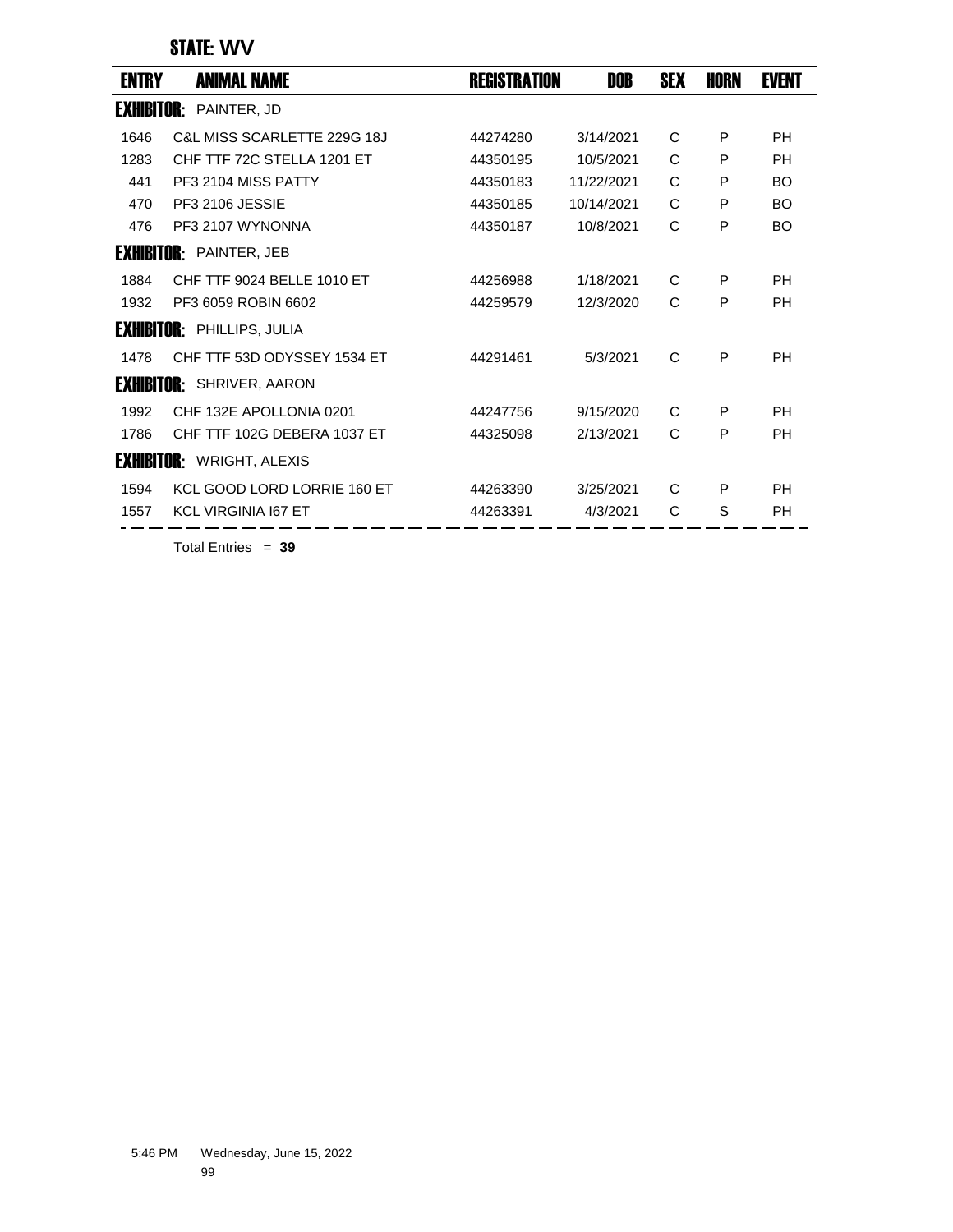**STATE: WV**

| ENTRY | ANIMAL NAME | REGISTRATION | DOB | SEX | HORN | EVENT |
|---|---|---|---|---|---|---|
| **EXHIBITOR:** PAINTER, JD | | | | | | |
| 1646 | C&L MISS SCARLETTE 229G 18J | 44274280 | 3/14/2021 | C | P | PH |
| 1283 | CHF TTF 72C STELLA 1201 ET | 44350195 | 10/5/2021 | C | P | PH |
| 441 | PF3 2104 MISS PATTY | 44350183 | 11/22/2021 | C | P | BO |
| 470 | PF3 2106 JESSIE | 44350185 | 10/14/2021 | C | P | BO |
| 476 | PF3 2107 WYNONNA | 44350187 | 10/8/2021 | C | P | BO |
| **EXHIBITOR:** PAINTER, JEB | | | | | | |
| 1884 | CHF TTF 9024 BELLE 1010 ET | 44256988 | 1/18/2021 | C | P | PH |
| 1932 | PF3 6059 ROBIN 6602 | 44259579 | 12/3/2020 | C | P | PH |
| **EXHIBITOR:** PHILLIPS, JULIA | | | | | | |
| 1478 | CHF TTF 53D ODYSSEY 1534 ET | 44291461 | 5/3/2021 | C | P | PH |
| **EXHIBITOR:** SHRIVER, AARON | | | | | | |
| 1992 | CHF 132E APOLLONIA 0201 | 44247756 | 9/15/2020 | C | P | PH |
| 1786 | CHF TTF 102G DEBERA 1037 ET | 44325098 | 2/13/2021 | C | P | PH |
| **EXHIBITOR:** WRIGHT, ALEXIS | | | | | | |
| 1594 | KCL GOOD LORD LORRIE 160 ET | 44263390 | 3/25/2021 | C | P | PH |
| 1557 | KCL VIRGINIA I67 ET | 44263391 | 4/3/2021 | C | S | PH |

Total Entries = **39**

5:46 PM Wednesday, June 15, 2022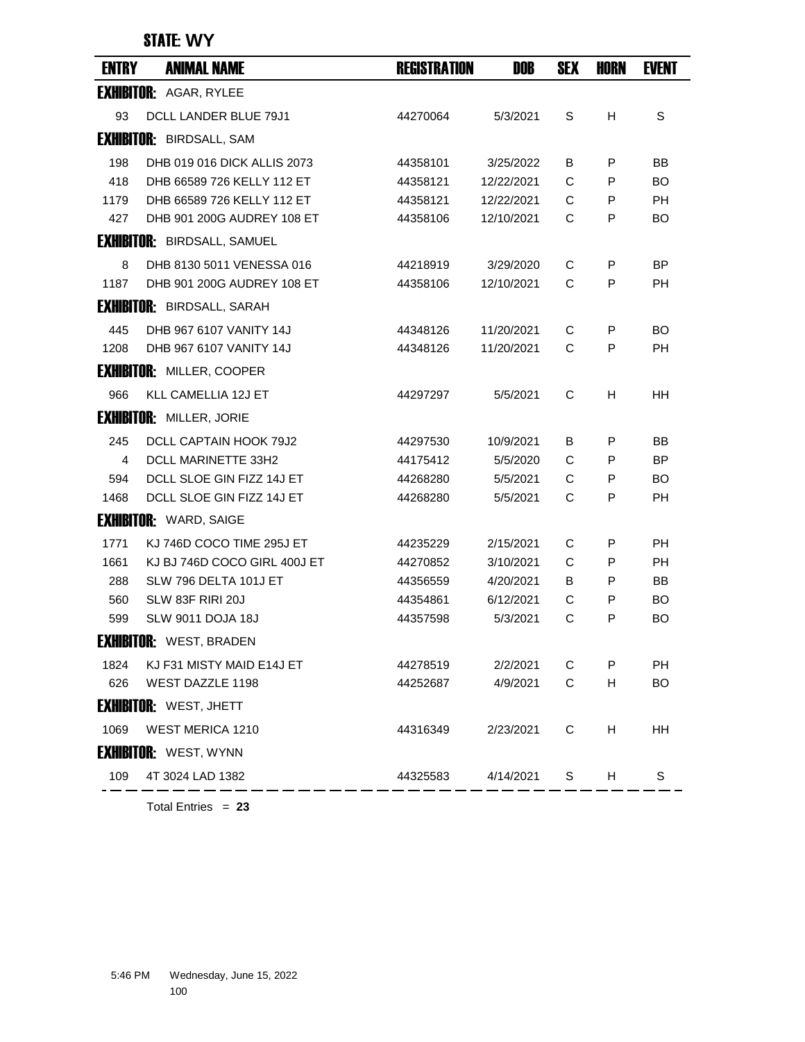## STATE: WY

| ENTRY | ANIMAL NAME | REGISTRATION | DOB | SEX | HORN | EVENT |
|---|---|---|---|---|---|---|
| **EXHIBITOR:** AGAR, RYLEE | | | | | | |
| 93 | DCLL LANDER BLUE 79J1 | 44270064 | 5/3/2021 | S | H | S |
| **EXHIBITOR:** BIRDSALL, SAM | | | | | | |
| 198 | DHB 019 016 DICK ALLIS 2073 | 44358101 | 3/25/2022 | B | P | BB |
| 418 | DHB 66589 726 KELLY 112 ET | 44358121 | 12/22/2021 | C | P | BO |
| 1179 | DHB 66589 726 KELLY 112 ET | 44358121 | 12/22/2021 | C | P | PH |
| 427 | DHB 901 200G AUDREY 108 ET | 44358106 | 12/10/2021 | C | P | BO |
| **EXHIBITOR:** BIRDSALL, SAMUEL | | | | | | |
| 8 | DHB 8130 5011 VENESSA 016 | 44218919 | 3/29/2020 | C | P | BP |
| 1187 | DHB 901 200G AUDREY 108 ET | 44358106 | 12/10/2021 | C | P | PH |
| **EXHIBITOR:** BIRDSALL, SARAH | | | | | | |
| 445 | DHB 967 6107 VANITY 14J | 44348126 | 11/20/2021 | C | P | BO |
| 1208 | DHB 967 6107 VANITY 14J | 44348126 | 11/20/2021 | C | P | PH |
| **EXHIBITOR:** MILLER, COOPER | | | | | | |
| 966 | KLL CAMELLIA 12J ET | 44297297 | 5/5/2021 | C | H | HH |
| **EXHIBITOR:** MILLER, JORIE | | | | | | |
| 245 | DCLL CAPTAIN HOOK 79J2 | 44297530 | 10/9/2021 | B | P | BB |
| 4 | DCLL MARINETTE 33H2 | 44175412 | 5/5/2020 | C | P | BP |
| 594 | DCLL SLOE GIN FIZZ 14J ET | 44268280 | 5/5/2021 | C | P | BO |
| 1468 | DCLL SLOE GIN FIZZ 14J ET | 44268280 | 5/5/2021 | C | P | PH |
| **EXHIBITOR:** WARD, SAIGE | | | | | | |
| 1771 | KJ 746D COCO TIME 295J ET | 44235229 | 2/15/2021 | C | P | PH |
| 1661 | KJ BJ 746D COCO GIRL 400J ET | 44270852 | 3/10/2021 | C | P | PH |
| 288 | SLW 796 DELTA 101J ET | 44356559 | 4/20/2021 | B | P | BB |
| 560 | SLW 83F RIRI 20J | 44354861 | 6/12/2021 | C | P | BO |
| 599 | SLW 9011 DOJA 18J | 44357598 | 5/3/2021 | C | P | BO |
| **EXHIBITOR:** WEST, BRADEN | | | | | | |
| 1824 | KJ F31 MISTY MAID E14J ET | 44278519 | 2/2/2021 | C | P | PH |
| 626 | WEST DAZZLE 1198 | 44252687 | 4/9/2021 | C | H | BO |
| **EXHIBITOR:** WEST, JHETT | | | | | | |
| 1069 | WEST MERICA 1210 | 44316349 | 2/23/2021 | C | H | HH |
| **EXHIBITOR:** WEST, WYNN | | | | | | |
| 109 | 4T 3024 LAD 1382 | 44325583 | 4/14/2021 | S | H | S |

Total Entries = **23**

5:46 PM Wednesday, June 15, 2022